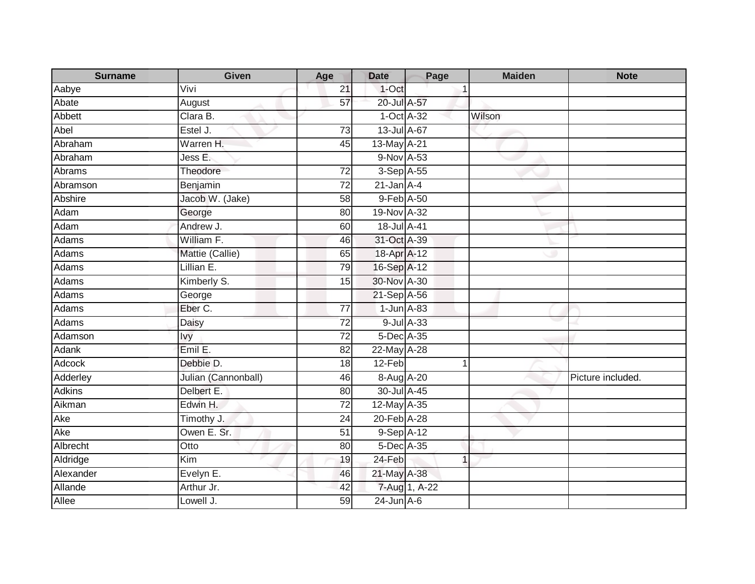| Surname | Given | Age | Date | Page | Maiden | Note |
|---|---|---|---|---|---|---|
| Aabye | Vivi | 21 | 1-Oct | 1 | | |
| Abate | August | 57 | 20-Jul | A-57 | | |
| Abbett | Clara B. | | 1-Oct | A-32 | Wilson | |
| Abel | Estel J. | 73 | 13-Jul | A-67 | | |
| Abraham | Warren H. | 45 | 13-May | A-21 | | |
| Abraham | Jess E. | | 9-Nov | A-53 | | |
| Abrams | Theodore | 72 | 3-Sep | A-55 | | |
| Abramson | Benjamin | 72 | 21-Jan | A-4 | | |
| Abshire | Jacob W. (Jake) | 58 | 9-Feb | A-50 | | |
| Adam | George | 80 | 19-Nov | A-32 | | |
| Adam | Andrew J. | 60 | 18-Jul | A-41 | | |
| Adams | William F. | 46 | 31-Oct | A-39 | | |
| Adams | Mattie (Callie) | 65 | 18-Apr | A-12 | | |
| Adams | Lillian E. | 79 | 16-Sep | A-12 | | |
| Adams | Kimberly S. | 15 | 30-Nov | A-30 | | |
| Adams | George | | 21-Sep | A-56 | | |
| Adams | Eber C. | 77 | 1-Jun | A-83 | | |
| Adams | Daisy | 72 | 9-Jul | A-33 | | |
| Adamson | Ivy | 72 | 5-Dec | A-35 | | |
| Adank | Emil E. | 82 | 22-May | A-28 | | |
| Adcock | Debbie D. | 18 | 12-Feb | 1 | | |
| Adderley | Julian (Cannonball) | 46 | 8-Aug | A-20 | | Picture included. |
| Adkins | Delbert E. | 80 | 30-Jul | A-45 | | |
| Aikman | Edwin H. | 72 | 12-May | A-35 | | |
| Ake | Timothy J. | 24 | 20-Feb | A-28 | | |
| Ake | Owen E. Sr. | 51 | 9-Sep | A-12 | | |
| Albrecht | Otto | 80 | 5-Dec | A-35 | | |
| Aldridge | Kim | 19 | 24-Feb | 1 | | |
| Alexander | Evelyn E. | 46 | 21-May | A-38 | | |
| Allande | Arthur Jr. | 42 | 7-Aug | 1, A-22 | | |
| Allee | Lowell J. | 59 | 24-Jun | A-6 | | |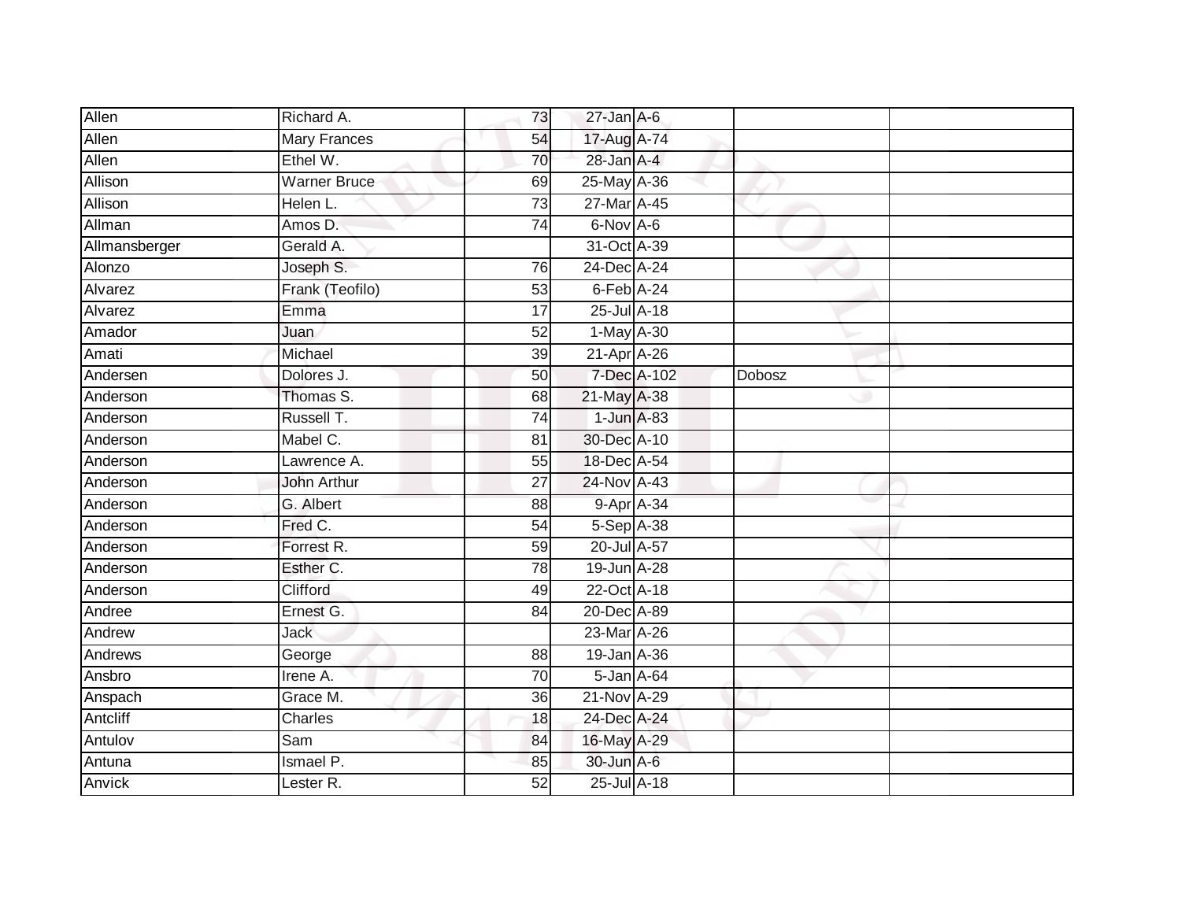| | | | | | | |
|---|---|---|---|---|---|---|
| Allen | Richard A. | 73 | 27-Jan | A-6 | | |
| Allen | Mary Frances | 54 | 17-Aug | A-74 | | |
| Allen | Ethel W. | 70 | 28-Jan | A-4 | | |
| Allison | Warner Bruce | 69 | 25-May | A-36 | | |
| Allison | Helen L. | 73 | 27-Mar | A-45 | | |
| Allman | Amos D. | 74 | 6-Nov | A-6 | | |
| Allmansberger | Gerald A. | | 31-Oct | A-39 | | |
| Alonzo | Joseph S. | 76 | 24-Dec | A-24 | | |
| Alvarez | Frank (Teofilo) | 53 | 6-Feb | A-24 | | |
| Alvarez | Emma | 17 | 25-Jul | A-18 | | |
| Amador | Juan | 52 | 1-May | A-30 | | |
| Amati | Michael | 39 | 21-Apr | A-26 | | |
| Andersen | Dolores J. | 50 | 7-Dec | A-102 | Dobosz | |
| Anderson | Thomas S. | 68 | 21-May | A-38 | | |
| Anderson | Russell T. | 74 | 1-Jun | A-83 | | |
| Anderson | Mabel C. | 81 | 30-Dec | A-10 | | |
| Anderson | Lawrence A. | 55 | 18-Dec | A-54 | | |
| Anderson | John Arthur | 27 | 24-Nov | A-43 | | |
| Anderson | G. Albert | 88 | 9-Apr | A-34 | | |
| Anderson | Fred C. | 54 | 5-Sep | A-38 | | |
| Anderson | Forrest R. | 59 | 20-Jul | A-57 | | |
| Anderson | Esther C. | 78 | 19-Jun | A-28 | | |
| Anderson | Clifford | 49 | 22-Oct | A-18 | | |
| Andree | Ernest G. | 84 | 20-Dec | A-89 | | |
| Andrew | Jack | | 23-Mar | A-26 | | |
| Andrews | George | 88 | 19-Jan | A-36 | | |
| Ansbro | Irene A. | 70 | 5-Jan | A-64 | | |
| Anspach | Grace M. | 36 | 21-Nov | A-29 | | |
| Antcliff | Charles | 18 | 24-Dec | A-24 | | |
| Antulov | Sam | 84 | 16-May | A-29 | | |
| Antuna | Ismael P. | 85 | 30-Jun | A-6 | | |
| Anvick | Lester R. | 52 | 25-Jul | A-18 | | |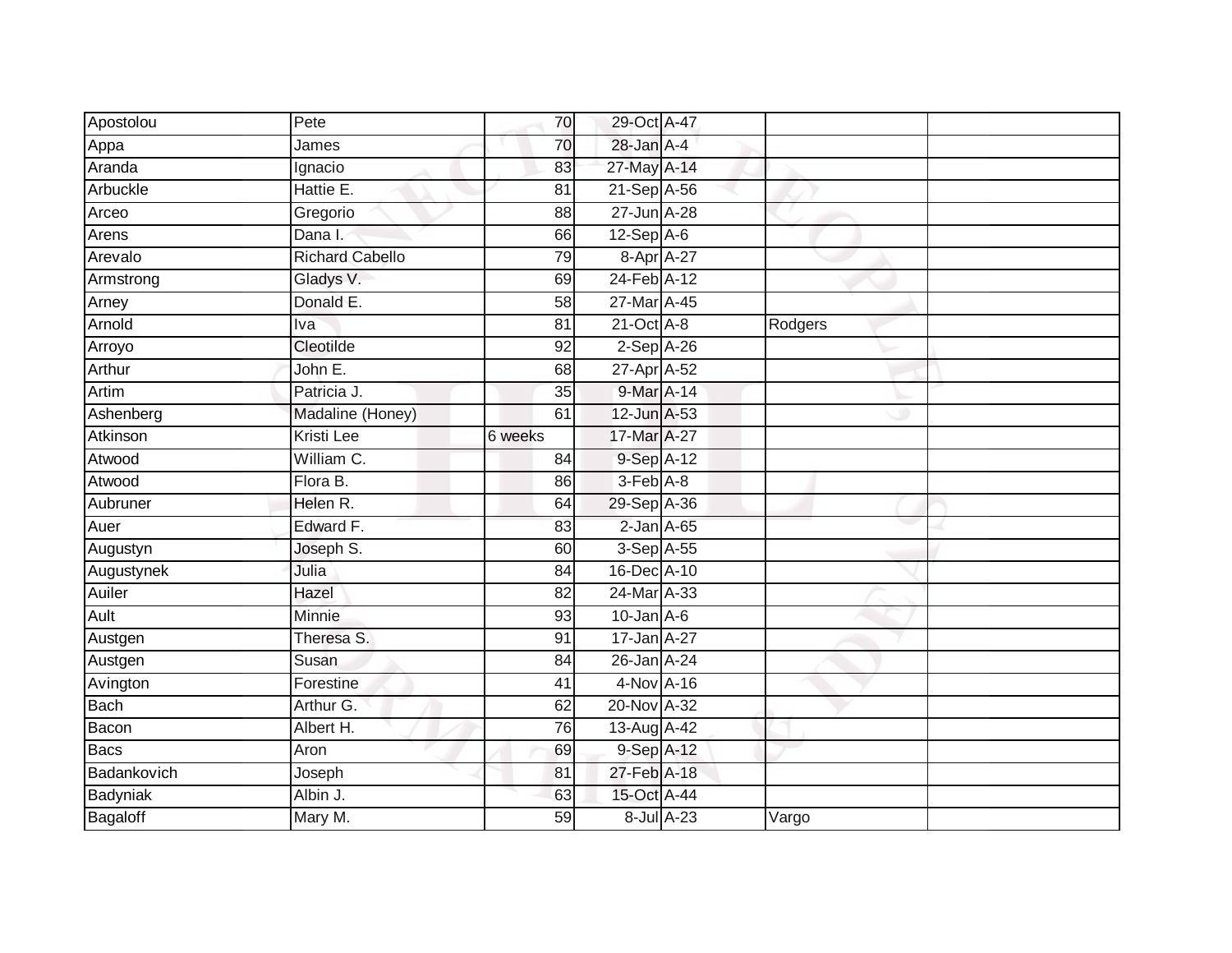| | | | | | | |
|---|---|---|---|---|---|---|
| Apostolou | Pete | 70 | 29-Oct | A-47 | | |
| Appa | James | 70 | 28-Jan | A-4 | | |
| Aranda | Ignacio | 83 | 27-May | A-14 | | |
| Arbuckle | Hattie E. | 81 | 21-Sep | A-56 | | |
| Arceo | Gregorio | 88 | 27-Jun | A-28 | | |
| Arens | Dana I. | 66 | 12-Sep | A-6 | | |
| Arevalo | Richard Cabello | 79 | 8-Apr | A-27 | | |
| Armstrong | Gladys V. | 69 | 24-Feb | A-12 | | |
| Arney | Donald E. | 58 | 27-Mar | A-45 | | |
| Arnold | Iva | 81 | 21-Oct | A-8 | Rodgers | |
| Arroyo | Cleotilde | 92 | 2-Sep | A-26 | | |
| Arthur | John E. | 68 | 27-Apr | A-52 | | |
| Artim | Patricia J. | 35 | 9-Mar | A-14 | | |
| Ashenberg | Madaline (Honey) | 61 | 12-Jun | A-53 | | |
| Atkinson | Kristi Lee | 6 weeks | 17-Mar | A-27 | | |
| Atwood | William C. | 84 | 9-Sep | A-12 | | |
| Atwood | Flora B. | 86 | 3-Feb | A-8 | | |
| Aubruner | Helen R. | 64 | 29-Sep | A-36 | | |
| Auer | Edward F. | 83 | 2-Jan | A-65 | | |
| Augustyn | Joseph S. | 60 | 3-Sep | A-55 | | |
| Augustynek | Julia | 84 | 16-Dec | A-10 | | |
| Auiler | Hazel | 82 | 24-Mar | A-33 | | |
| Ault | Minnie | 93 | 10-Jan | A-6 | | |
| Austgen | Theresa S. | 91 | 17-Jan | A-27 | | |
| Austgen | Susan | 84 | 26-Jan | A-24 | | |
| Avington | Forestine | 41 | 4-Nov | A-16 | | |
| Bach | Arthur G. | 62 | 20-Nov | A-32 | | |
| Bacon | Albert H. | 76 | 13-Aug | A-42 | | |
| Bacs | Aron | 69 | 9-Sep | A-12 | | |
| Badankovich | Joseph | 81 | 27-Feb | A-18 | | |
| Badyniak | Albin J. | 63 | 15-Oct | A-44 | | |
| Bagaloff | Mary M. | 59 | 8-Jul | A-23 | Vargo | |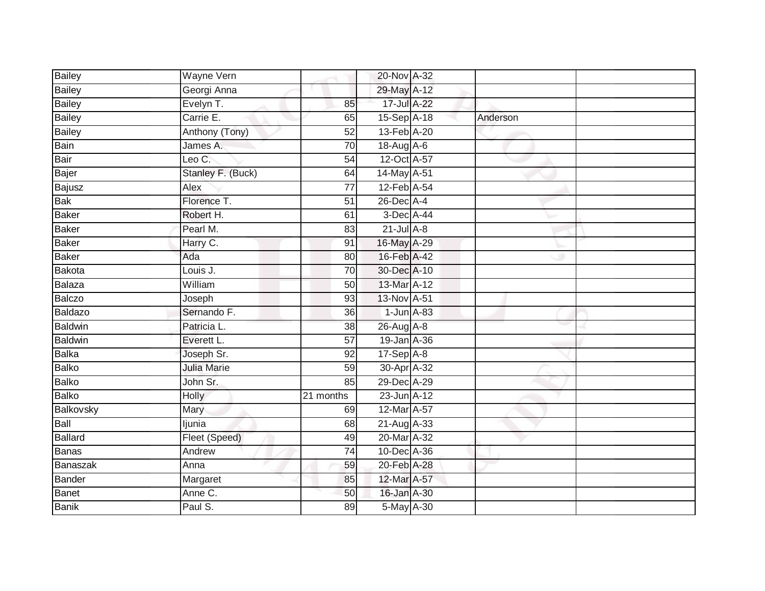| | | | | | | |
|---|---|---|---|---|---|---|
| Bailey | Wayne Vern | | 20-Nov | A-32 | | |
| Bailey | Georgi Anna | | 29-May | A-12 | | |
| Bailey | Evelyn T. | 85 | 17-Jul | A-22 | | |
| Bailey | Carrie E. | 65 | 15-Sep | A-18 | Anderson | |
| Bailey | Anthony (Tony) | 52 | 13-Feb | A-20 | | |
| Bain | James A. | 70 | 18-Aug | A-6 | | |
| Bair | Leo C. | 54 | 12-Oct | A-57 | | |
| Bajer | Stanley F. (Buck) | 64 | 14-May | A-51 | | |
| Bajusz | Alex | 77 | 12-Feb | A-54 | | |
| Bak | Florence T. | 51 | 26-Dec | A-4 | | |
| Baker | Robert H. | 61 | 3-Dec | A-44 | | |
| Baker | Pearl M. | 83 | 21-Jul | A-8 | | |
| Baker | Harry C. | 91 | 16-May | A-29 | | |
| Baker | Ada | 80 | 16-Feb | A-42 | | |
| Bakota | Louis J. | 70 | 30-Dec | A-10 | | |
| Balaza | William | 50 | 13-Mar | A-12 | | |
| Balczo | Joseph | 93 | 13-Nov | A-51 | | |
| Baldazo | Sernando F. | 36 | 1-Jun | A-83 | | |
| Baldwin | Patricia L. | 38 | 26-Aug | A-8 | | |
| Baldwin | Everett L. | 57 | 19-Jan | A-36 | | |
| Balka | Joseph Sr. | 92 | 17-Sep | A-8 | | |
| Balko | Julia Marie | 59 | 30-Apr | A-32 | | |
| Balko | John Sr. | 85 | 29-Dec | A-29 | | |
| Balko | Holly | 21 months | 23-Jun | A-12 | | |
| Balkovsky | Mary | 69 | 12-Mar | A-57 | | |
| Ball | Ijunia | 68 | 21-Aug | A-33 | | |
| Ballard | Fleet (Speed) | 49 | 20-Mar | A-32 | | |
| Banas | Andrew | 74 | 10-Dec | A-36 | | |
| Banaszak | Anna | 59 | 20-Feb | A-28 | | |
| Bander | Margaret | 85 | 12-Mar | A-57 | | |
| Banet | Anne C. | 50 | 16-Jan | A-30 | | |
| Banik | Paul S. | 89 | 5-May | A-30 | | |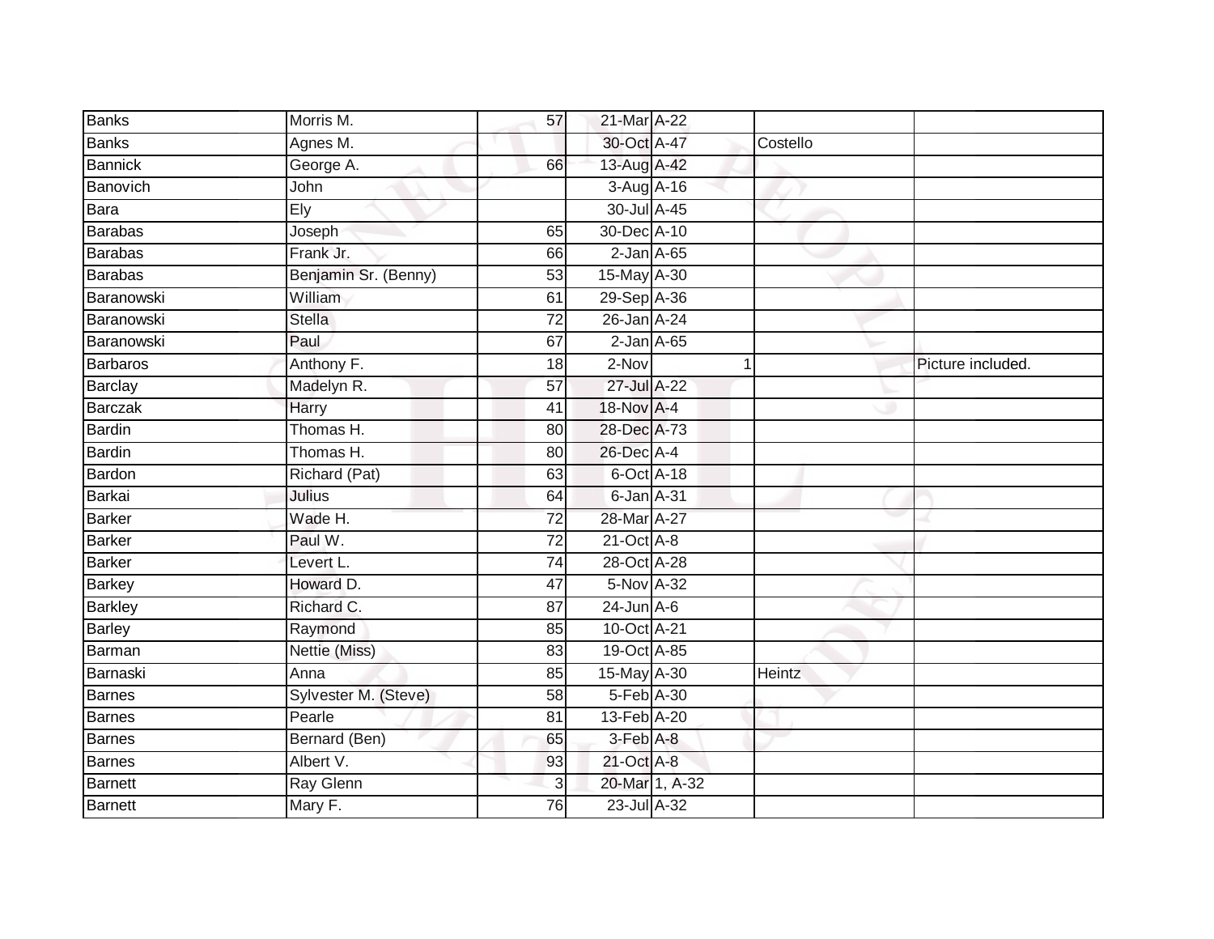| | | | | | | |
|---|---|---|---|---|---|---|
| Banks | Morris M. | 57 | 21-Mar | A-22 | | |
| Banks | Agnes M. | | 30-Oct | A-47 | Costello | |
| Bannick | George A. | 66 | 13-Aug | A-42 | | |
| Banovich | John | | 3-Aug | A-16 | | |
| Bara | Ely | | 30-Jul | A-45 | | |
| Barabas | Joseph | 65 | 30-Dec | A-10 | | |
| Barabas | Frank Jr. | 66 | 2-Jan | A-65 | | |
| Barabas | Benjamin Sr. (Benny) | 53 | 15-May | A-30 | | |
| Baranowski | William | 61 | 29-Sep | A-36 | | |
| Baranowski | Stella | 72 | 26-Jan | A-24 | | |
| Baranowski | Paul | 67 | 2-Jan | A-65 | | |
| Barbaros | Anthony F. | 18 | 2-Nov | 1 | | Picture included. |
| Barclay | Madelyn R. | 57 | 27-Jul | A-22 | | |
| Barczak | Harry | 41 | 18-Nov | A-4 | | |
| Bardin | Thomas H. | 80 | 28-Dec | A-73 | | |
| Bardin | Thomas H. | 80 | 26-Dec | A-4 | | |
| Bardon | Richard (Pat) | 63 | 6-Oct | A-18 | | |
| Barkai | Julius | 64 | 6-Jan | A-31 | | |
| Barker | Wade H. | 72 | 28-Mar | A-27 | | |
| Barker | Paul W. | 72 | 21-Oct | A-8 | | |
| Barker | Levert L. | 74 | 28-Oct | A-28 | | |
| Barkey | Howard D. | 47 | 5-Nov | A-32 | | |
| Barkley | Richard C. | 87 | 24-Jun | A-6 | | |
| Barley | Raymond | 85 | 10-Oct | A-21 | | |
| Barman | Nettie (Miss) | 83 | 19-Oct | A-85 | | |
| Barnaski | Anna | 85 | 15-May | A-30 | Heintz | |
| Barnes | Sylvester M. (Steve) | 58 | 5-Feb | A-30 | | |
| Barnes | Pearle | 81 | 13-Feb | A-20 | | |
| Barnes | Bernard (Ben) | 65 | 3-Feb | A-8 | | |
| Barnes | Albert V. | 93 | 21-Oct | A-8 | | |
| Barnett | Ray Glenn | 3 | 20-Mar | 1, A-32 | | |
| Barnett | Mary F. | 76 | 23-Jul | A-32 | | |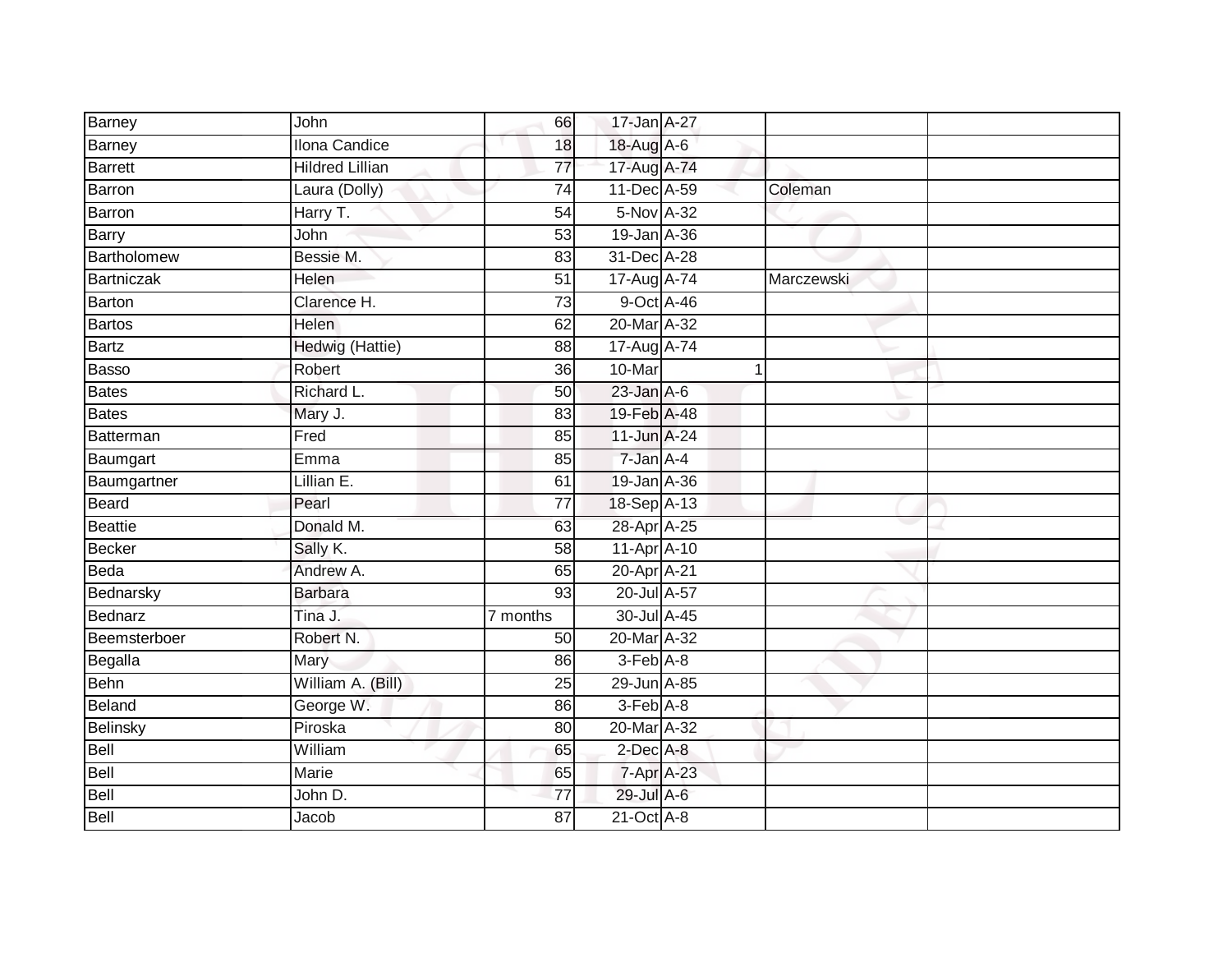| | | | | | | |
|---|---|---|---|---|---|---|
| Barney | John | 66 | 17-Jan | A-27 | | |
| Barney | Ilona Candice | 18 | 18-Aug | A-6 | | |
| Barrett | Hildred Lillian | 77 | 17-Aug | A-74 | | |
| Barron | Laura (Dolly) | 74 | 11-Dec | A-59 | Coleman | |
| Barron | Harry T. | 54 | 5-Nov | A-32 | | |
| Barry | John | 53 | 19-Jan | A-36 | | |
| Bartholomew | Bessie M. | 83 | 31-Dec | A-28 | | |
| Bartniczak | Helen | 51 | 17-Aug | A-74 | Marczewski | |
| Barton | Clarence H. | 73 | 9-Oct | A-46 | | |
| Bartos | Helen | 62 | 20-Mar | A-32 | | |
| Bartz | Hedwig (Hattie) | 88 | 17-Aug | A-74 | | |
| Basso | Robert | 36 | 10-Mar | 1 | | |
| Bates | Richard L. | 50 | 23-Jan | A-6 | | |
| Bates | Mary J. | 83 | 19-Feb | A-48 | | |
| Batterman | Fred | 85 | 11-Jun | A-24 | | |
| Baumgart | Emma | 85 | 7-Jan | A-4 | | |
| Baumgartner | Lillian E. | 61 | 19-Jan | A-36 | | |
| Beard | Pearl | 77 | 18-Sep | A-13 | | |
| Beattie | Donald M. | 63 | 28-Apr | A-25 | | |
| Becker | Sally K. | 58 | 11-Apr | A-10 | | |
| Beda | Andrew A. | 65 | 20-Apr | A-21 | | |
| Bednarsky | Barbara | 93 | 20-Jul | A-57 | | |
| Bednarz | Tina J. | 7 months | 30-Jul | A-45 | | |
| Beemsterboer | Robert N. | 50 | 20-Mar | A-32 | | |
| Begalla | Mary | 86 | 3-Feb | A-8 | | |
| Behn | William A. (Bill) | 25 | 29-Jun | A-85 | | |
| Beland | George W. | 86 | 3-Feb | A-8 | | |
| Belinsky | Piroska | 80 | 20-Mar | A-32 | | |
| Bell | William | 65 | 2-Dec | A-8 | | |
| Bell | Marie | 65 | 7-Apr | A-23 | | |
| Bell | John D. | 77 | 29-Jul | A-6 | | |
| Bell | Jacob | 87 | 21-Oct | A-8 | | |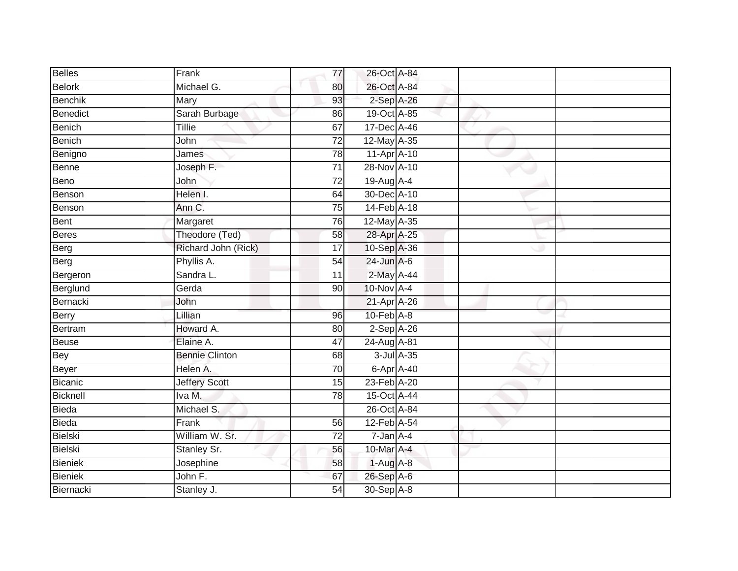| Belles | Frank | 77 | 26-Oct | A-84 | | |
|---|---|---|---|---|---|---|
| Belork | Michael G. | 80 | 26-Oct | A-84 | | |
| Benchik | Mary | 93 | 2-Sep | A-26 | | |
| Benedict | Sarah Burbage | 86 | 19-Oct | A-85 | | |
| Benich | Tillie | 67 | 17-Dec | A-46 | | |
| Benich | John | 72 | 12-May | A-35 | | |
| Benigno | James | 78 | 11-Apr | A-10 | | |
| Benne | Joseph F. | 71 | 28-Nov | A-10 | | |
| Beno | John | 72 | 19-Aug | A-4 | | |
| Benson | Helen I. | 64 | 30-Dec | A-10 | | |
| Benson | Ann C. | 75 | 14-Feb | A-18 | | |
| Bent | Margaret | 76 | 12-May | A-35 | | |
| Beres | Theodore (Ted) | 58 | 28-Apr | A-25 | | |
| Berg | Richard John (Rick) | 17 | 10-Sep | A-36 | | |
| Berg | Phyllis A. | 54 | 24-Jun | A-6 | | |
| Bergeron | Sandra L. | 11 | 2-May | A-44 | | |
| Berglund | Gerda | 90 | 10-Nov | A-4 | | |
| Bernacki | John | | 21-Apr | A-26 | | |
| Berry | Lillian | 96 | 10-Feb | A-8 | | |
| Bertram | Howard A. | 80 | 2-Sep | A-26 | | |
| Beuse | Elaine A. | 47 | 24-Aug | A-81 | | |
| Bey | Bennie Clinton | 68 | 3-Jul | A-35 | | |
| Beyer | Helen A. | 70 | 6-Apr | A-40 | | |
| Bicanic | Jeffery Scott | 15 | 23-Feb | A-20 | | |
| Bicknell | Iva M. | 78 | 15-Oct | A-44 | | |
| Bieda | Michael S. | | 26-Oct | A-84 | | |
| Bieda | Frank | 56 | 12-Feb | A-54 | | |
| Bielski | William W. Sr. | 72 | 7-Jan | A-4 | | |
| Bielski | Stanley Sr. | 56 | 10-Mar | A-4 | | |
| Bieniek | Josephine | 58 | 1-Aug | A-8 | | |
| Bieniek | John F. | 67 | 26-Sep | A-6 | | |
| Biernacki | Stanley J. | 54 | 30-Sep | A-8 | | |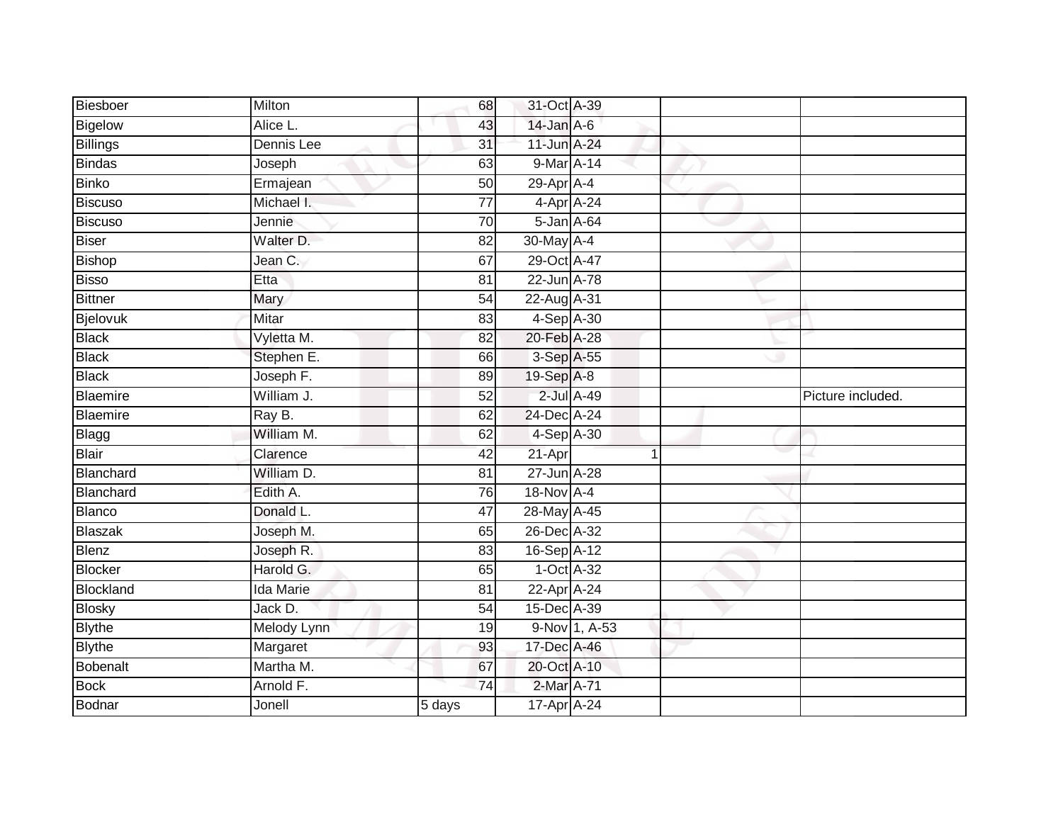| | | | | | | |
|---|---|---|---|---|---|---|
| Biesboer | Milton | 68 | 31-Oct | A-39 | | |
| Bigelow | Alice L. | 43 | 14-Jan | A-6 | | |
| Billings | Dennis Lee | 31 | 11-Jun | A-24 | | |
| Bindas | Joseph | 63 | 9-Mar | A-14 | | |
| Binko | Ermajean | 50 | 29-Apr | A-4 | | |
| Biscuso | Michael I. | 77 | 4-Apr | A-24 | | |
| Biscuso | Jennie | 70 | 5-Jan | A-64 | | |
| Biser | Walter D. | 82 | 30-May | A-4 | | |
| Bishop | Jean C. | 67 | 29-Oct | A-47 | | |
| Bisso | Etta | 81 | 22-Jun | A-78 | | |
| Bittner | Mary | 54 | 22-Aug | A-31 | | |
| Bjelovuk | Mitar | 83 | 4-Sep | A-30 | | |
| Black | Vyletta M. | 82 | 20-Feb | A-28 | | |
| Black | Stephen E. | 66 | 3-Sep | A-55 | | |
| Black | Joseph F. | 89 | 19-Sep | A-8 | | |
| Blaemire | William J. | 52 | 2-Jul | A-49 | | Picture included. |
| Blaemire | Ray B. | 62 | 24-Dec | A-24 | | |
| Blagg | William M. | 62 | 4-Sep | A-30 | | |
| Blair | Clarence | 42 | 21-Apr | 1 | | |
| Blanchard | William D. | 81 | 27-Jun | A-28 | | |
| Blanchard | Edith A. | 76 | 18-Nov | A-4 | | |
| Blanco | Donald L. | 47 | 28-May | A-45 | | |
| Blaszak | Joseph M. | 65 | 26-Dec | A-32 | | |
| Blenz | Joseph R. | 83 | 16-Sep | A-12 | | |
| Blocker | Harold G. | 65 | 1-Oct | A-32 | | |
| Blockland | Ida Marie | 81 | 22-Apr | A-24 | | |
| Blosky | Jack D. | 54 | 15-Dec | A-39 | | |
| Blythe | Melody Lynn | 19 | 9-Nov | 1, A-53 | | |
| Blythe | Margaret | 93 | 17-Dec | A-46 | | |
| Bobenalt | Martha M. | 67 | 20-Oct | A-10 | | |
| Bock | Arnold F. | 74 | 2-Mar | A-71 | | |
| Bodnar | Jonell | 5 days | 17-Apr | A-24 | | |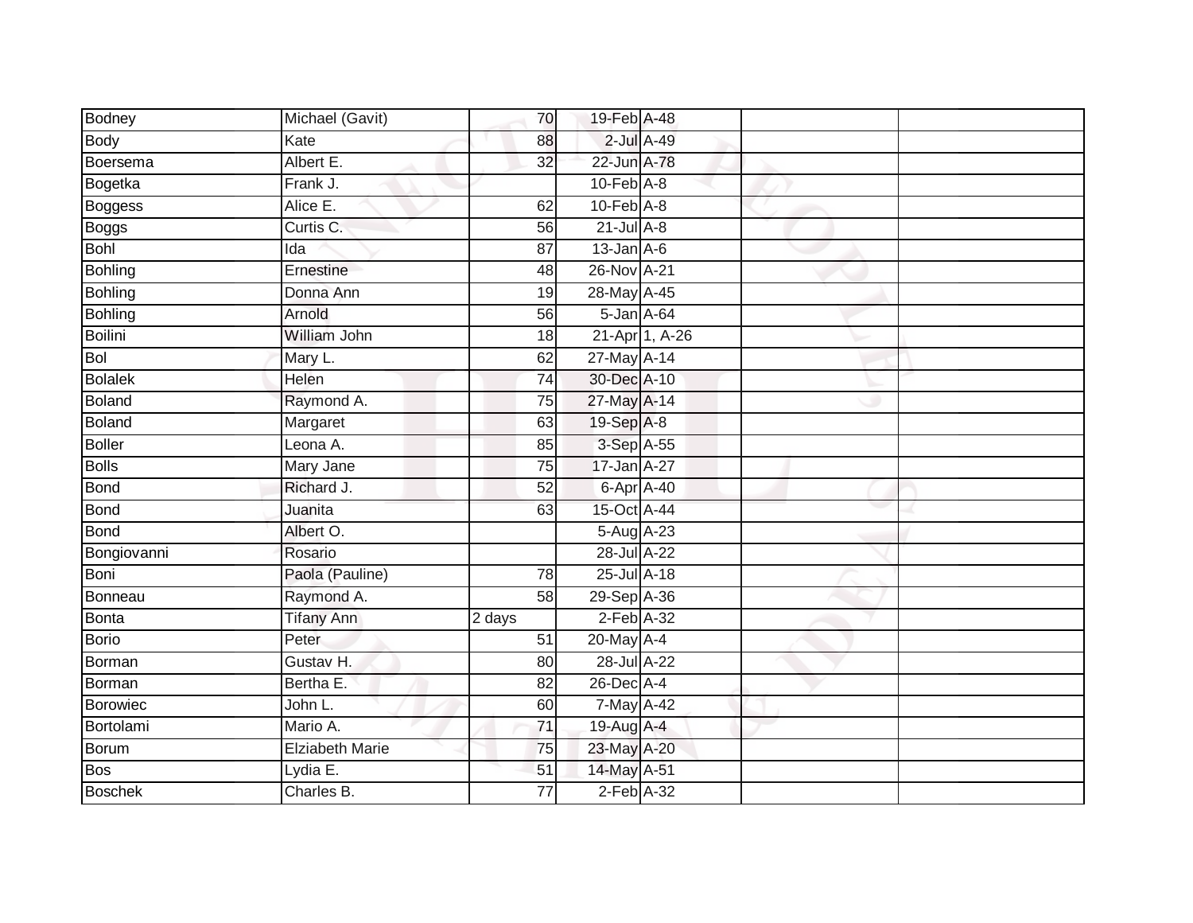| | | | | | | |
|---|---|---|---|---|---|---|
| Bodney | Michael (Gavit) | 70 | 19-Feb | A-48 | | |
| Body | Kate | 88 | 2-Jul | A-49 | | |
| Boersema | Albert E. | 32 | 22-Jun | A-78 | | |
| Bogetka | Frank J. | | 10-Feb | A-8 | | |
| Boggess | Alice E. | 62 | 10-Feb | A-8 | | |
| Boggs | Curtis C. | 56 | 21-Jul | A-8 | | |
| Bohl | Ida | 87 | 13-Jan | A-6 | | |
| Bohling | Ernestine | 48 | 26-Nov | A-21 | | |
| Bohling | Donna Ann | 19 | 28-May | A-45 | | |
| Bohling | Arnold | 56 | 5-Jan | A-64 | | |
| Boilini | William John | 18 | 21-Apr | 1, A-26 | | |
| Bol | Mary L. | 62 | 27-May | A-14 | | |
| Bolalek | Helen | 74 | 30-Dec | A-10 | | |
| Boland | Raymond A. | 75 | 27-May | A-14 | | |
| Boland | Margaret | 63 | 19-Sep | A-8 | | |
| Boller | Leona A. | 85 | 3-Sep | A-55 | | |
| Bolls | Mary Jane | 75 | 17-Jan | A-27 | | |
| Bond | Richard J. | 52 | 6-Apr | A-40 | | |
| Bond | Juanita | 63 | 15-Oct | A-44 | | |
| Bond | Albert O. | | 5-Aug | A-23 | | |
| Bongiovanni | Rosario | | 28-Jul | A-22 | | |
| Boni | Paola (Pauline) | 78 | 25-Jul | A-18 | | |
| Bonneau | Raymond A. | 58 | 29-Sep | A-36 | | |
| Bonta | Tifany Ann | 2 days | 2-Feb | A-32 | | |
| Borio | Peter | 51 | 20-May | A-4 | | |
| Borman | Gustav H. | 80 | 28-Jul | A-22 | | |
| Borman | Bertha E. | 82 | 26-Dec | A-4 | | |
| Borowiec | John L. | 60 | 7-May | A-42 | | |
| Bortolami | Mario A. | 71 | 19-Aug | A-4 | | |
| Borum | Elziabeth Marie | 75 | 23-May | A-20 | | |
| Bos | Lydia E. | 51 | 14-May | A-51 | | |
| Boschek | Charles B. | 77 | 2-Feb | A-32 | | |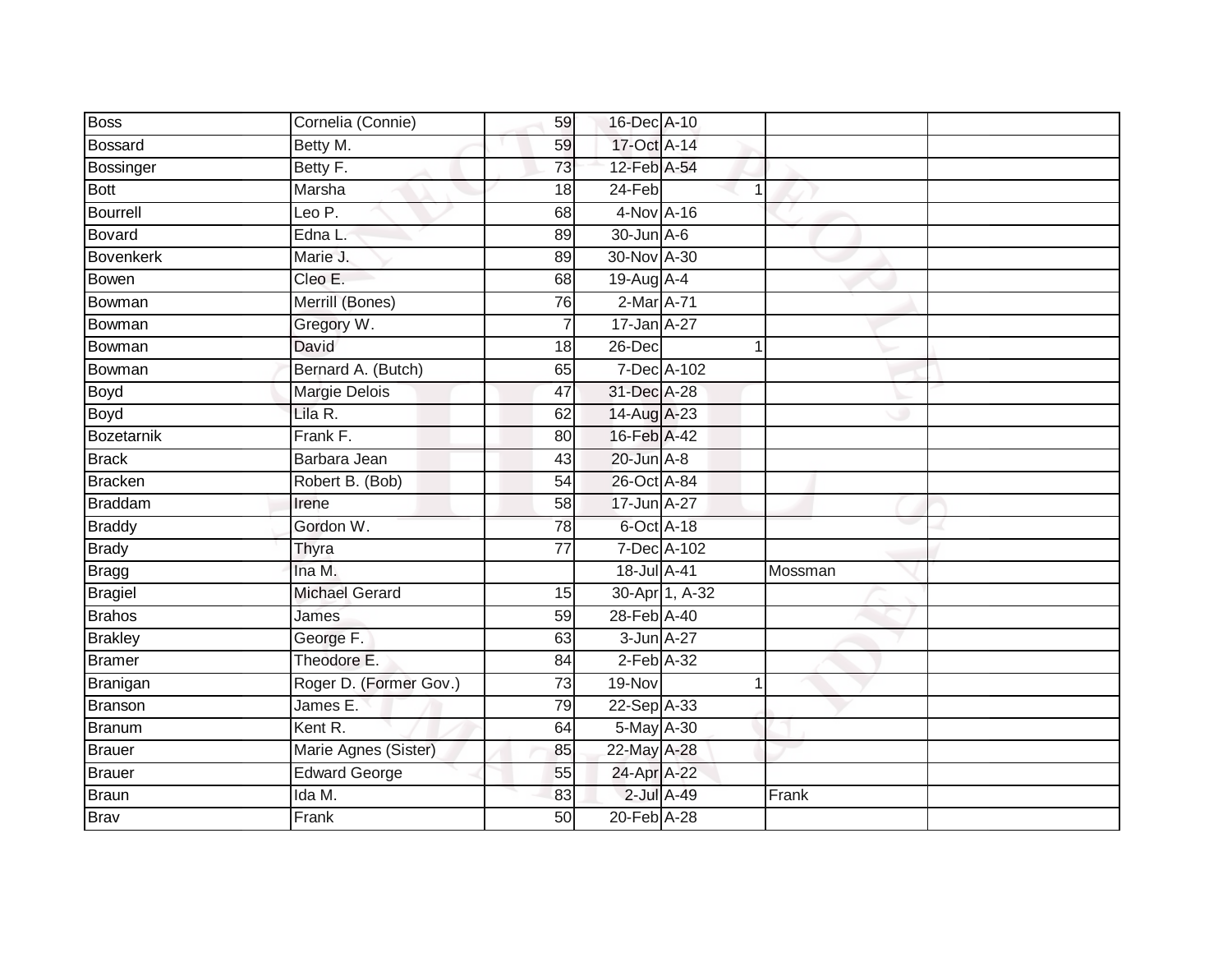| | | | | | | |
|---|---|---|---|---|---|---|
| Boss | Cornelia (Connie) | 59 | 16-Dec | A-10 | | |
| Bossard | Betty M. | 59 | 17-Oct | A-14 | | |
| Bossinger | Betty F. | 73 | 12-Feb | A-54 | | |
| Bott | Marsha | 18 | 24-Feb | 1 | | |
| Bourrell | Leo P. | 68 | 4-Nov | A-16 | | |
| Bovard | Edna L. | 89 | 30-Jun | A-6 | | |
| Bovenkerk | Marie J. | 89 | 30-Nov | A-30 | | |
| Bowen | Cleo E. | 68 | 19-Aug | A-4 | | |
| Bowman | Merrill (Bones) | 76 | 2-Mar | A-71 | | |
| Bowman | Gregory W. | 7 | 17-Jan | A-27 | | |
| Bowman | David | 18 | 26-Dec | 1 | | |
| Bowman | Bernard A. (Butch) | 65 | 7-Dec | A-102 | | |
| Boyd | Margie Delois | 47 | 31-Dec | A-28 | | |
| Boyd | Lila R. | 62 | 14-Aug | A-23 | | |
| Bozetarnik | Frank F. | 80 | 16-Feb | A-42 | | |
| Brack | Barbara Jean | 43 | 20-Jun | A-8 | | |
| Bracken | Robert B. (Bob) | 54 | 26-Oct | A-84 | | |
| Braddam | Irene | 58 | 17-Jun | A-27 | | |
| Braddy | Gordon W. | 78 | 6-Oct | A-18 | | |
| Brady | Thyra | 77 | 7-Dec | A-102 | | |
| Bragg | Ina M. | | 18-Jul | A-41 | Mossman | |
| Bragiel | Michael Gerard | 15 | 30-Apr | 1, A-32 | | |
| Brahos | James | 59 | 28-Feb | A-40 | | |
| Brakley | George F. | 63 | 3-Jun | A-27 | | |
| Bramer | Theodore E. | 84 | 2-Feb | A-32 | | |
| Branigan | Roger D. (Former Gov.) | 73 | 19-Nov | 1 | | |
| Branson | James E. | 79 | 22-Sep | A-33 | | |
| Branum | Kent R. | 64 | 5-May | A-30 | | |
| Brauer | Marie Agnes (Sister) | 85 | 22-May | A-28 | | |
| Brauer | Edward George | 55 | 24-Apr | A-22 | | |
| Braun | Ida M. | 83 | 2-Jul | A-49 | Frank | |
| Brav | Frank | 50 | 20-Feb | A-28 | | |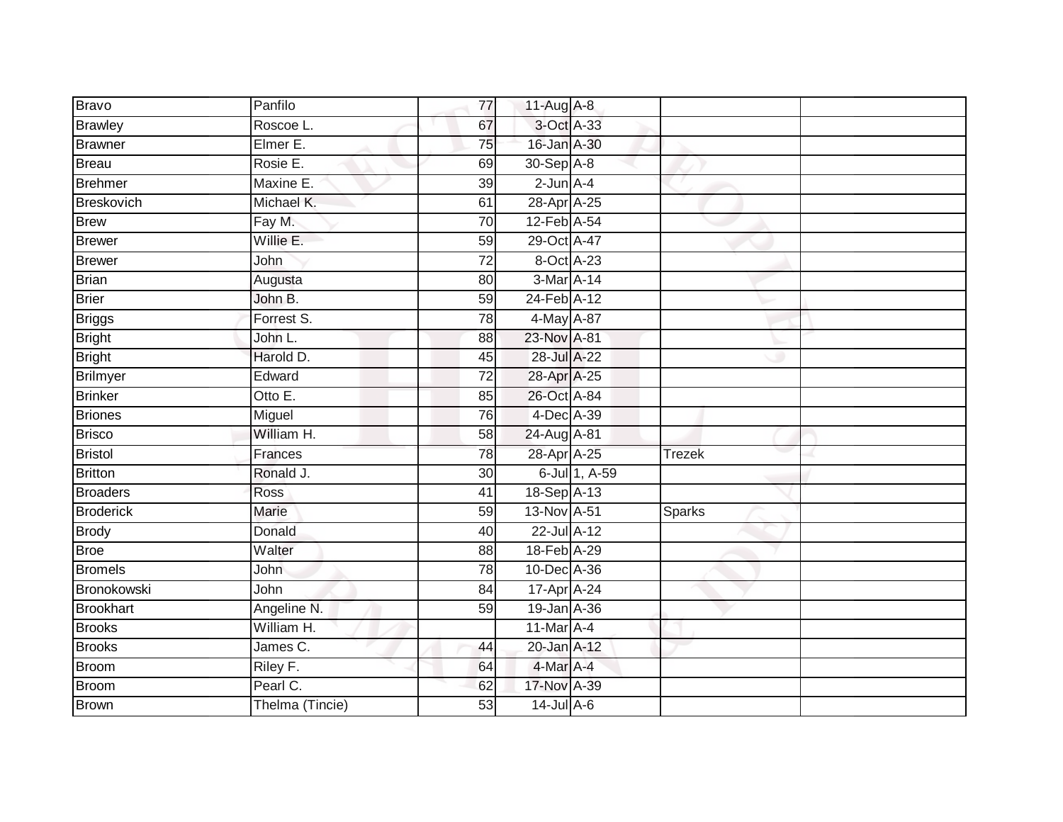| | | | | | | |
|---|---|---|---|---|---|---|
| Bravo | Panfilo | 77 | 11-Aug | A-8 | | |
| Brawley | Roscoe L. | 67 | 3-Oct | A-33 | | |
| Brawner | Elmer E. | 75 | 16-Jan | A-30 | | |
| Breau | Rosie E. | 69 | 30-Sep | A-8 | | |
| Brehmer | Maxine E. | 39 | 2-Jun | A-4 | | |
| Breskovich | Michael K. | 61 | 28-Apr | A-25 | | |
| Brew | Fay M. | 70 | 12-Feb | A-54 | | |
| Brewer | Willie E. | 59 | 29-Oct | A-47 | | |
| Brewer | John | 72 | 8-Oct | A-23 | | |
| Brian | Augusta | 80 | 3-Mar | A-14 | | |
| Brier | John B. | 59 | 24-Feb | A-12 | | |
| Briggs | Forrest S. | 78 | 4-May | A-87 | | |
| Bright | John L. | 88 | 23-Nov | A-81 | | |
| Bright | Harold D. | 45 | 28-Jul | A-22 | | |
| Brilmyer | Edward | 72 | 28-Apr | A-25 | | |
| Brinker | Otto E. | 85 | 26-Oct | A-84 | | |
| Briones | Miguel | 76 | 4-Dec | A-39 | | |
| Brisco | William H. | 58 | 24-Aug | A-81 | | |
| Bristol | Frances | 78 | 28-Apr | A-25 | Trezek | |
| Britton | Ronald J. | 30 | 6-Jul | 1, A-59 | | |
| Broaders | Ross | 41 | 18-Sep | A-13 | | |
| Broderick | Marie | 59 | 13-Nov | A-51 | Sparks | |
| Brody | Donald | 40 | 22-Jul | A-12 | | |
| Broe | Walter | 88 | 18-Feb | A-29 | | |
| Bromels | John | 78 | 10-Dec | A-36 | | |
| Bronokowski | John | 84 | 17-Apr | A-24 | | |
| Brookhart | Angeline N. | 59 | 19-Jan | A-36 | | |
| Brooks | William H. | | 11-Mar | A-4 | | |
| Brooks | James C. | 44 | 20-Jan | A-12 | | |
| Broom | Riley F. | 64 | 4-Mar | A-4 | | |
| Broom | Pearl C. | 62 | 17-Nov | A-39 | | |
| Brown | Thelma (Tincie) | 53 | 14-Jul | A-6 | | |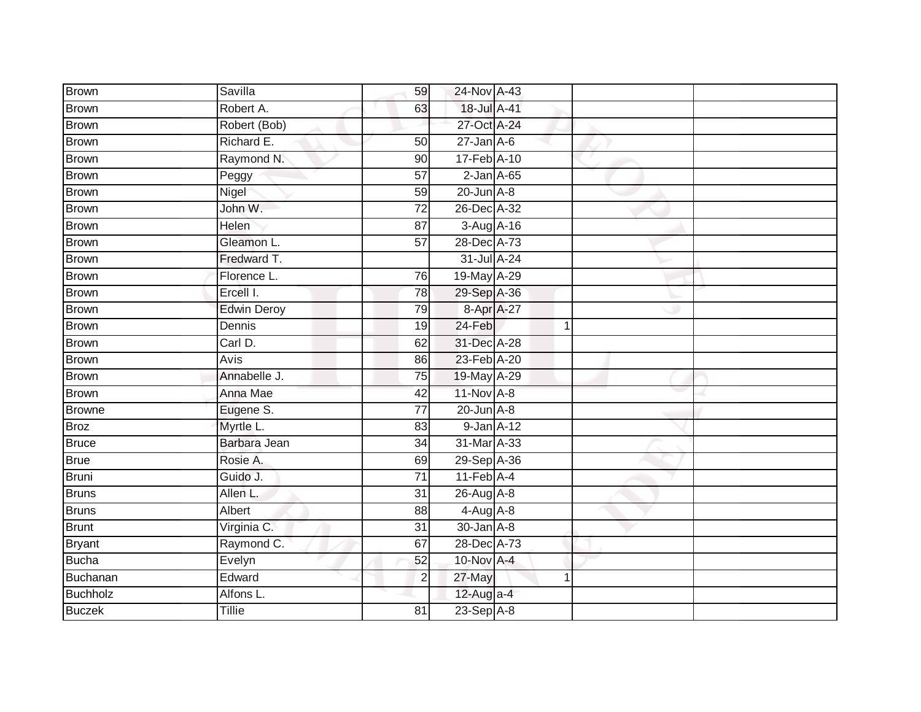| | | | | | | | |
|---|---|---|---|---|---|---|---|
| Brown | Savilla | 59 | 24-Nov | A-43 | | | |
| Brown | Robert A. | 63 | 18-Jul | A-41 | | | |
| Brown | Robert (Bob) | | 27-Oct | A-24 | | | |
| Brown | Richard E. | 50 | 27-Jan | A-6 | | | |
| Brown | Raymond N. | 90 | 17-Feb | A-10 | | | |
| Brown | Peggy | 57 | 2-Jan | A-65 | | | |
| Brown | Nigel | 59 | 20-Jun | A-8 | | | |
| Brown | John W. | 72 | 26-Dec | A-32 | | | |
| Brown | Helen | 87 | 3-Aug | A-16 | | | |
| Brown | Gleamon L. | 57 | 28-Dec | A-73 | | | |
| Brown | Fredward T. | | 31-Jul | A-24 | | | |
| Brown | Florence L. | 76 | 19-May | A-29 | | | |
| Brown | Ercell I. | 78 | 29-Sep | A-36 | | | |
| Brown | Edwin Deroy | 79 | 8-Apr | A-27 | | | |
| Brown | Dennis | 19 | 24-Feb | | 1 | | |
| Brown | Carl D. | 62 | 31-Dec | A-28 | | | |
| Brown | Avis | 86 | 23-Feb | A-20 | | | |
| Brown | Annabelle J. | 75 | 19-May | A-29 | | | |
| Brown | Anna Mae | 42 | 11-Nov | A-8 | | | |
| Browne | Eugene S. | 77 | 20-Jun | A-8 | | | |
| Broz | Myrtle L. | 83 | 9-Jan | A-12 | | | |
| Bruce | Barbara Jean | 34 | 31-Mar | A-33 | | | |
| Brue | Rosie A. | 69 | 29-Sep | A-36 | | | |
| Bruni | Guido J. | 71 | 11-Feb | A-4 | | | |
| Bruns | Allen L. | 31 | 26-Aug | A-8 | | | |
| Bruns | Albert | 88 | 4-Aug | A-8 | | | |
| Brunt | Virginia C. | 31 | 30-Jan | A-8 | | | |
| Bryant | Raymond C. | 67 | 28-Dec | A-73 | | | |
| Bucha | Evelyn | 52 | 10-Nov | A-4 | | | |
| Buchanan | Edward | 2 | 27-May | | 1 | | |
| Buchholz | Alfons L. | | 12-Aug | a-4 | | | |
| Buczek | Tillie | 81 | 23-Sep | A-8 | | | |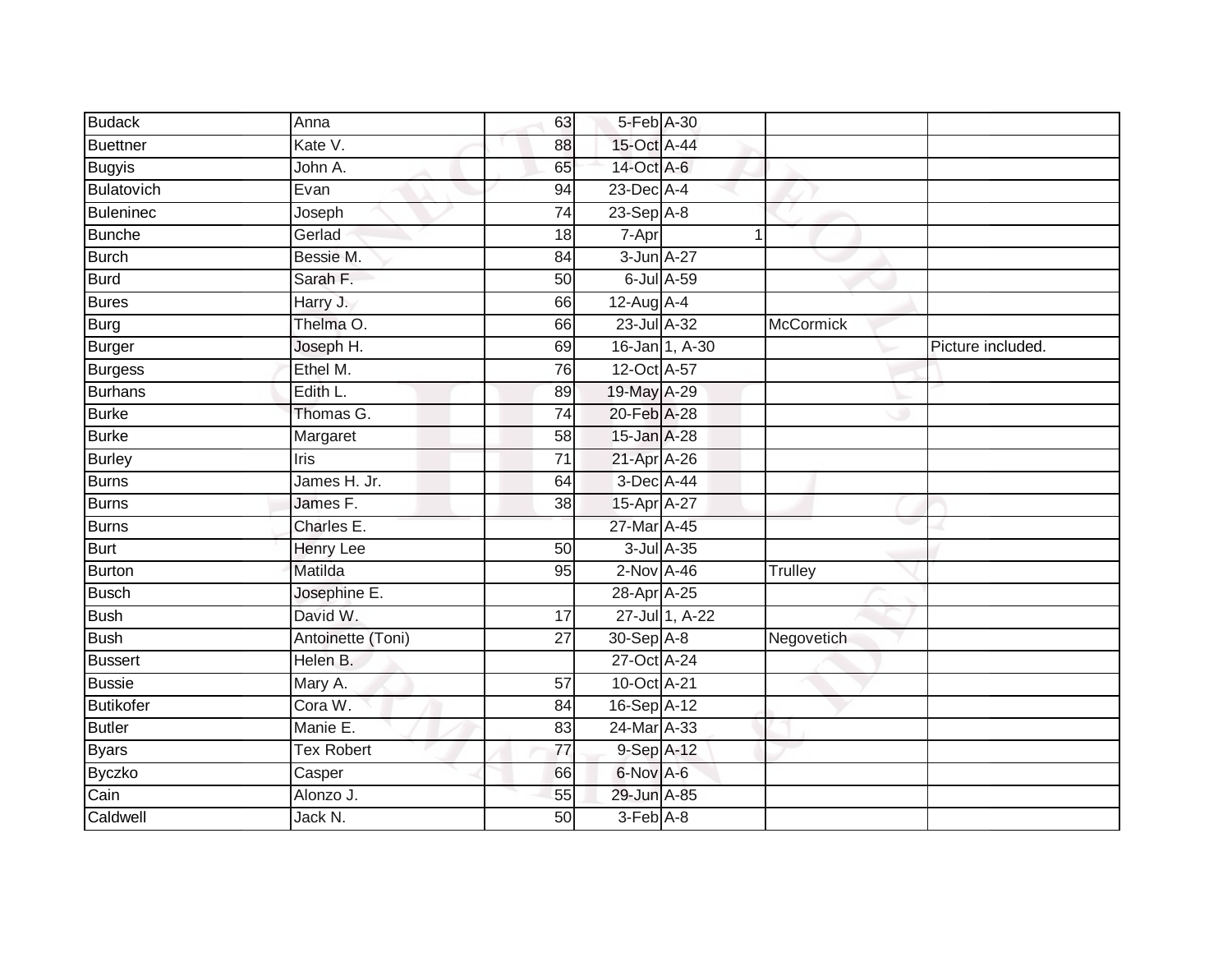| | | | | | | |
|---|---|---|---|---|---|---|
| Budack | Anna | 63 | 5-Feb | A-30 | | |
| Buettner | Kate V. | 88 | 15-Oct | A-44 | | |
| Bugyis | John A. | 65 | 14-Oct | A-6 | | |
| Bulatovich | Evan | 94 | 23-Dec | A-4 | | |
| Buleninec | Joseph | 74 | 23-Sep | A-8 | | |
| Bunche | Gerlad | 18 | 7-Apr | 1 | | |
| Burch | Bessie M. | 84 | 3-Jun | A-27 | | |
| Burd | Sarah F. | 50 | 6-Jul | A-59 | | |
| Bures | Harry J. | 66 | 12-Aug | A-4 | | |
| Burg | Thelma O. | 66 | 23-Jul | A-32 | McCormick | |
| Burger | Joseph H. | 69 | 16-Jan | 1, A-30 | | Picture included. |
| Burgess | Ethel M. | 76 | 12-Oct | A-57 | | |
| Burhans | Edith L. | 89 | 19-May | A-29 | | |
| Burke | Thomas G. | 74 | 20-Feb | A-28 | | |
| Burke | Margaret | 58 | 15-Jan | A-28 | | |
| Burley | Iris | 71 | 21-Apr | A-26 | | |
| Burns | James H. Jr. | 64 | 3-Dec | A-44 | | |
| Burns | James F. | 38 | 15-Apr | A-27 | | |
| Burns | Charles E. | | 27-Mar | A-45 | | |
| Burt | Henry Lee | 50 | 3-Jul | A-35 | | |
| Burton | Matilda | 95 | 2-Nov | A-46 | Trulley | |
| Busch | Josephine E. | | 28-Apr | A-25 | | |
| Bush | David W. | 17 | 27-Jul | 1, A-22 | | |
| Bush | Antoinette (Toni) | 27 | 30-Sep | A-8 | Negovetich | |
| Bussert | Helen B. | | 27-Oct | A-24 | | |
| Bussie | Mary A. | 57 | 10-Oct | A-21 | | |
| Butikofer | Cora W. | 84 | 16-Sep | A-12 | | |
| Butler | Manie E. | 83 | 24-Mar | A-33 | | |
| Byars | Tex Robert | 77 | 9-Sep | A-12 | | |
| Byczko | Casper | 66 | 6-Nov | A-6 | | |
| Cain | Alonzo J. | 55 | 29-Jun | A-85 | | |
| Caldwell | Jack N. | 50 | 3-Feb | A-8 | | |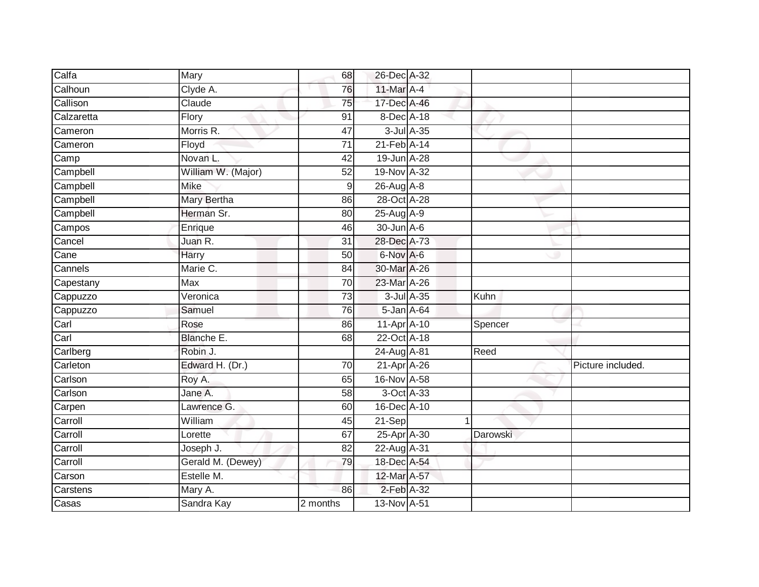| | | | | | | | |
|---|---|---|---|---|---|---|---|
| Calfa | Mary | 68 | 26-Dec | A-32 | | | |
| Calhoun | Clyde A. | 76 | 11-Mar | A-4 | | | |
| Callison | Claude | 75 | 17-Dec | A-46 | | | |
| Calzaretta | Flory | 91 | 8-Dec | A-18 | | | |
| Cameron | Morris R. | 47 | 3-Jul | A-35 | | | |
| Cameron | Floyd | 71 | 21-Feb | A-14 | | | |
| Camp | Novan L. | 42 | 19-Jun | A-28 | | | |
| Campbell | William W. (Major) | 52 | 19-Nov | A-32 | | | |
| Campbell | Mike | 9 | 26-Aug | A-8 | | | |
| Campbell | Mary Bertha | 86 | 28-Oct | A-28 | | | |
| Campbell | Herman Sr. | 80 | 25-Aug | A-9 | | | |
| Campos | Enrique | 46 | 30-Jun | A-6 | | | |
| Cancel | Juan R. | 31 | 28-Dec | A-73 | | | |
| Cane | Harry | 50 | 6-Nov | A-6 | | | |
| Cannels | Marie C. | 84 | 30-Mar | A-26 | | | |
| Capestany | Max | 70 | 23-Mar | A-26 | | | |
| Cappuzzo | Veronica | 73 | 3-Jul | A-35 | | Kuhn | |
| Cappuzzo | Samuel | 76 | 5-Jan | A-64 | | | |
| Carl | Rose | 86 | 11-Apr | A-10 | | Spencer | |
| Carl | Blanche E. | 68 | 22-Oct | A-18 | | | |
| Carlberg | Robin J. | | 24-Aug | A-81 | | Reed | |
| Carleton | Edward H. (Dr.) | 70 | 21-Apr | A-26 | | | Picture included. |
| Carlson | Roy A. | 65 | 16-Nov | A-58 | | | |
| Carlson | Jane A. | 58 | 3-Oct | A-33 | | | |
| Carpen | Lawrence G. | 60 | 16-Dec | A-10 | | | |
| Carroll | William | 45 | 21-Sep | | 1 | | |
| Carroll | Lorette | 67 | 25-Apr | A-30 | | Darowski | |
| Carroll | Joseph J. | 82 | 22-Aug | A-31 | | | |
| Carroll | Gerald M. (Dewey) | 79 | 18-Dec | A-54 | | | |
| Carson | Estelle M. | | 12-Mar | A-57 | | | |
| Carstens | Mary A. | 86 | 2-Feb | A-32 | | | |
| Casas | Sandra Kay | 2 months | 13-Nov | A-51 | | | |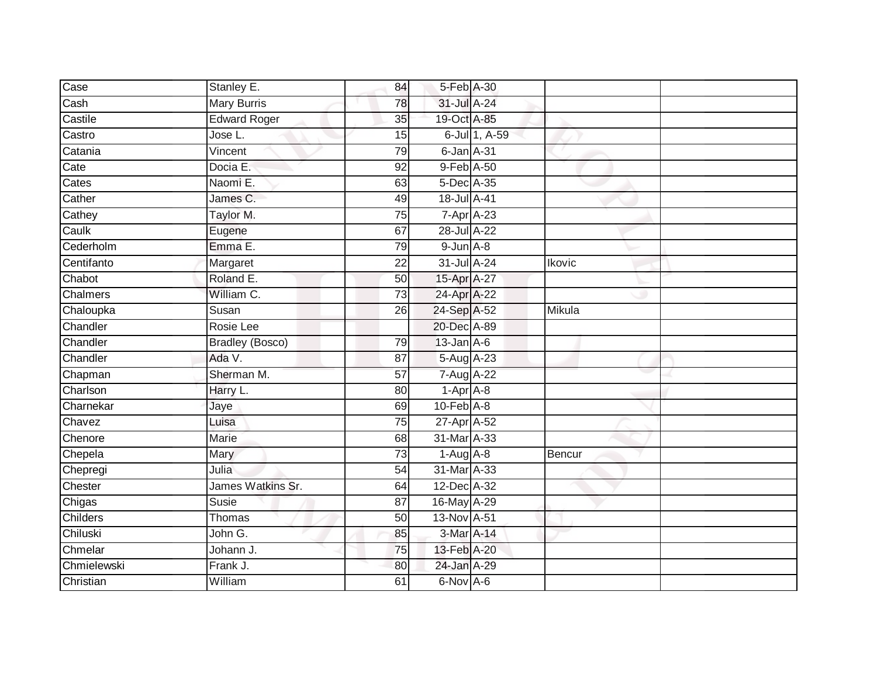| | | | | | | |
|---|---|---|---|---|---|---|
| Case | Stanley E. | 84 | 5-Feb | A-30 | | |
| Cash | Mary Burris | 78 | 31-Jul | A-24 | | |
| Castile | Edward Roger | 35 | 19-Oct | A-85 | | |
| Castro | Jose L. | 15 | 6-Jul | 1, A-59 | | |
| Catania | Vincent | 79 | 6-Jan | A-31 | | |
| Cate | Docia E. | 92 | 9-Feb | A-50 | | |
| Cates | Naomi E. | 63 | 5-Dec | A-35 | | |
| Cather | James C. | 49 | 18-Jul | A-41 | | |
| Cathey | Taylor M. | 75 | 7-Apr | A-23 | | |
| Caulk | Eugene | 67 | 28-Jul | A-22 | | |
| Cederholm | Emma E. | 79 | 9-Jun | A-8 | | |
| Centifanto | Margaret | 22 | 31-Jul | A-24 | Ikovic | |
| Chabot | Roland E. | 50 | 15-Apr | A-27 | | |
| Chalmers | William C. | 73 | 24-Apr | A-22 | | |
| Chaloupka | Susan | 26 | 24-Sep | A-52 | Mikula | |
| Chandler | Rosie Lee | | 20-Dec | A-89 | | |
| Chandler | Bradley (Bosco) | 79 | 13-Jan | A-6 | | |
| Chandler | Ada V. | 87 | 5-Aug | A-23 | | |
| Chapman | Sherman M. | 57 | 7-Aug | A-22 | | |
| Charlson | Harry L. | 80 | 1-Apr | A-8 | | |
| Charnekar | Jaye | 69 | 10-Feb | A-8 | | |
| Chavez | Luisa | 75 | 27-Apr | A-52 | | |
| Chenore | Marie | 68 | 31-Mar | A-33 | | |
| Chepela | Mary | 73 | 1-Aug | A-8 | Bencur | |
| Chepregi | Julia | 54 | 31-Mar | A-33 | | |
| Chester | James Watkins Sr. | 64 | 12-Dec | A-32 | | |
| Chigas | Susie | 87 | 16-May | A-29 | | |
| Childers | Thomas | 50 | 13-Nov | A-51 | | |
| Chiluski | John G. | 85 | 3-Mar | A-14 | | |
| Chmelar | Johann J. | 75 | 13-Feb | A-20 | | |
| Chmielewski | Frank J. | 80 | 24-Jan | A-29 | | |
| Christian | William | 61 | 6-Nov | A-6 | | |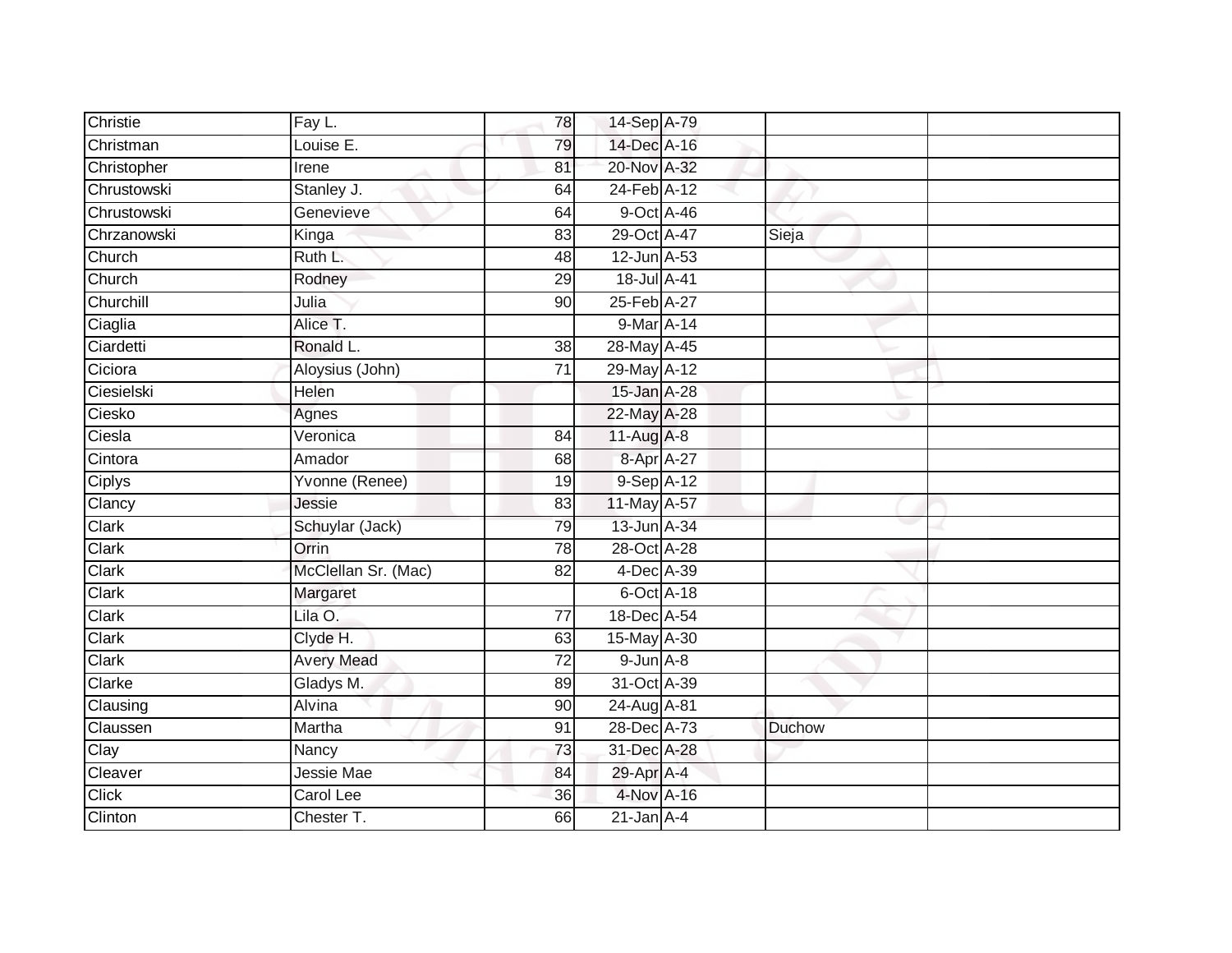| | | | | | | |
|---|---|---|---|---|---|---|
| Christie | Fay L. | 78 | 14-Sep | A-79 | | |
| Christman | Louise E. | 79 | 14-Dec | A-16 | | |
| Christopher | Irene | 81 | 20-Nov | A-32 | | |
| Chrustowski | Stanley J. | 64 | 24-Feb | A-12 | | |
| Chrustowski | Genevieve | 64 | 9-Oct | A-46 | | |
| Chrzanowski | Kinga | 83 | 29-Oct | A-47 | Sieja | |
| Church | Ruth L. | 48 | 12-Jun | A-53 | | |
| Church | Rodney | 29 | 18-Jul | A-41 | | |
| Churchill | Julia | 90 | 25-Feb | A-27 | | |
| Ciaglia | Alice T. | | 9-Mar | A-14 | | |
| Ciardetti | Ronald L. | 38 | 28-May | A-45 | | |
| Ciciora | Aloysius (John) | 71 | 29-May | A-12 | | |
| Ciesielski | Helen | | 15-Jan | A-28 | | |
| Ciesko | Agnes | | 22-May | A-28 | | |
| Ciesla | Veronica | 84 | 11-Aug | A-8 | | |
| Cintora | Amador | 68 | 8-Apr | A-27 | | |
| Ciplys | Yvonne (Renee) | 19 | 9-Sep | A-12 | | |
| Clancy | Jessie | 83 | 11-May | A-57 | | |
| Clark | Schuylar (Jack) | 79 | 13-Jun | A-34 | | |
| Clark | Orrin | 78 | 28-Oct | A-28 | | |
| Clark | McClellan Sr. (Mac) | 82 | 4-Dec | A-39 | | |
| Clark | Margaret | | 6-Oct | A-18 | | |
| Clark | Lila O. | 77 | 18-Dec | A-54 | | |
| Clark | Clyde H. | 63 | 15-May | A-30 | | |
| Clark | Avery Mead | 72 | 9-Jun | A-8 | | |
| Clarke | Gladys M. | 89 | 31-Oct | A-39 | | |
| Clausing | Alvina | 90 | 24-Aug | A-81 | | |
| Claussen | Martha | 91 | 28-Dec | A-73 | Duchow | |
| Clay | Nancy | 73 | 31-Dec | A-28 | | |
| Cleaver | Jessie Mae | 84 | 29-Apr | A-4 | | |
| Click | Carol Lee | 36 | 4-Nov | A-16 | | |
| Clinton | Chester T. | 66 | 21-Jan | A-4 | | |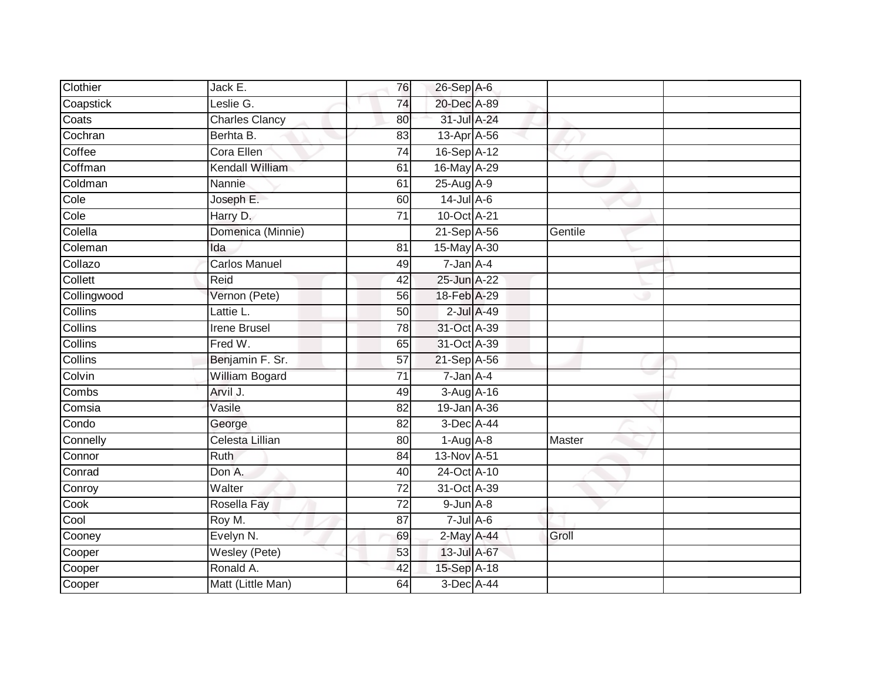| | | | | | | |
|---|---|---|---|---|---|---|
| Clothier | Jack E. | 76 | 26-Sep | A-6 | | |
| Coapstick | Leslie G. | 74 | 20-Dec | A-89 | | |
| Coats | Charles Clancy | 80 | 31-Jul | A-24 | | |
| Cochran | Berhta B. | 83 | 13-Apr | A-56 | | |
| Coffee | Cora Ellen | 74 | 16-Sep | A-12 | | |
| Coffman | Kendall William | 61 | 16-May | A-29 | | |
| Coldman | Nannie | 61 | 25-Aug | A-9 | | |
| Cole | Joseph E. | 60 | 14-Jul | A-6 | | |
| Cole | Harry D. | 71 | 10-Oct | A-21 | | |
| Colella | Domenica (Minnie) | | 21-Sep | A-56 | Gentile | |
| Coleman | Ida | 81 | 15-May | A-30 | | |
| Collazo | Carlos Manuel | 49 | 7-Jan | A-4 | | |
| Collett | Reid | 42 | 25-Jun | A-22 | | |
| Collingwood | Vernon (Pete) | 56 | 18-Feb | A-29 | | |
| Collins | Lattie L. | 50 | 2-Jul | A-49 | | |
| Collins | Irene Brusel | 78 | 31-Oct | A-39 | | |
| Collins | Fred W. | 65 | 31-Oct | A-39 | | |
| Collins | Benjamin F. Sr. | 57 | 21-Sep | A-56 | | |
| Colvin | William Bogard | 71 | 7-Jan | A-4 | | |
| Combs | Arvil J. | 49 | 3-Aug | A-16 | | |
| Comsia | Vasile | 82 | 19-Jan | A-36 | | |
| Condo | George | 82 | 3-Dec | A-44 | | |
| Connelly | Celesta Lillian | 80 | 1-Aug | A-8 | Master | |
| Connor | Ruth | 84 | 13-Nov | A-51 | | |
| Conrad | Don A. | 40 | 24-Oct | A-10 | | |
| Conroy | Walter | 72 | 31-Oct | A-39 | | |
| Cook | Rosella Fay | 72 | 9-Jun | A-8 | | |
| Cool | Roy M. | 87 | 7-Jul | A-6 | | |
| Cooney | Evelyn N. | 69 | 2-May | A-44 | Groll | |
| Cooper | Wesley (Pete) | 53 | 13-Jul | A-67 | | |
| Cooper | Ronald A. | 42 | 15-Sep | A-18 | | |
| Cooper | Matt (Little Man) | 64 | 3-Dec | A-44 | | |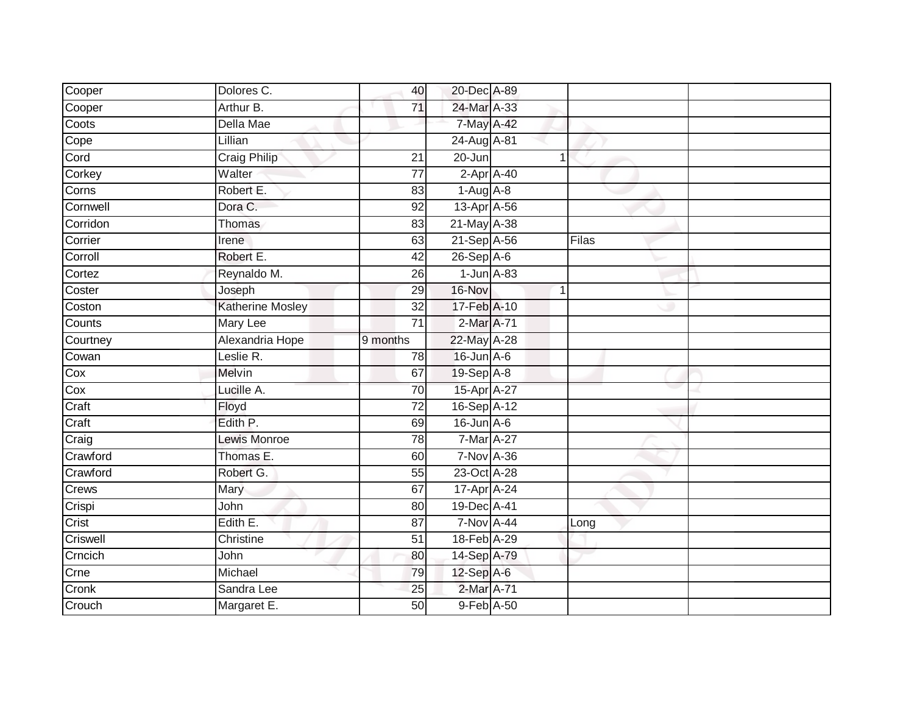| | | | | | | | |
|---|---|---|---|---|---|---|---|
| Cooper | Dolores C. | 40 | 20-Dec | A-89 | | | |
| Cooper | Arthur B. | 71 | 24-Mar | A-33 | | | |
| Coots | Della Mae | | 7-May | A-42 | | | |
| Cope | Lillian | | 24-Aug | A-81 | | | |
| Cord | Craig Philip | 21 | 20-Jun | | 1 | | |
| Corkey | Walter | 77 | 2-Apr | A-40 | | | |
| Corns | Robert E. | 83 | 1-Aug | A-8 | | | |
| Cornwell | Dora C. | 92 | 13-Apr | A-56 | | | |
| Corridon | Thomas | 83 | 21-May | A-38 | | | |
| Corrier | Irene | 63 | 21-Sep | A-56 | | Filas | |
| Corroll | Robert E. | 42 | 26-Sep | A-6 | | | |
| Cortez | Reynaldo M. | 26 | 1-Jun | A-83 | | | |
| Coster | Joseph | 29 | 16-Nov | | 1 | | |
| Coston | Katherine Mosley | 32 | 17-Feb | A-10 | | | |
| Counts | Mary Lee | 71 | 2-Mar | A-71 | | | |
| Courtney | Alexandria Hope | 9 months | 22-May | A-28 | | | |
| Cowan | Leslie R. | 78 | 16-Jun | A-6 | | | |
| Cox | Melvin | 67 | 19-Sep | A-8 | | | |
| Cox | Lucille A. | 70 | 15-Apr | A-27 | | | |
| Craft | Floyd | 72 | 16-Sep | A-12 | | | |
| Craft | Edith P. | 69 | 16-Jun | A-6 | | | |
| Craig | Lewis Monroe | 78 | 7-Mar | A-27 | | | |
| Crawford | Thomas E. | 60 | 7-Nov | A-36 | | | |
| Crawford | Robert G. | 55 | 23-Oct | A-28 | | | |
| Crews | Mary | 67 | 17-Apr | A-24 | | | |
| Crispi | John | 80 | 19-Dec | A-41 | | | |
| Crist | Edith E. | 87 | 7-Nov | A-44 | | Long | |
| Criswell | Christine | 51 | 18-Feb | A-29 | | | |
| Crncich | John | 80 | 14-Sep | A-79 | | | |
| Crne | Michael | 79 | 12-Sep | A-6 | | | |
| Cronk | Sandra Lee | 25 | 2-Mar | A-71 | | | |
| Crouch | Margaret E. | 50 | 9-Feb | A-50 | | | |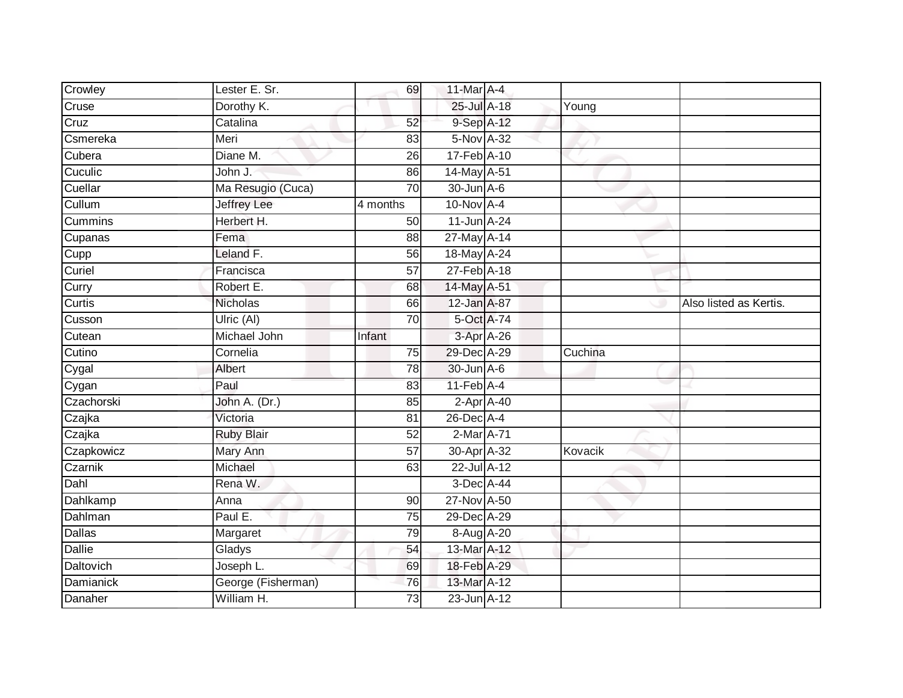| Crowley | Lester E. Sr. | 69 | 11-Mar | A-4 | | |
|---|---|---|---|---|---|---|
| Cruse | Dorothy K. | | 25-Jul | A-18 | Young | |
| Cruz | Catalina | 52 | 9-Sep | A-12 | | |
| Csmereka | Meri | 83 | 5-Nov | A-32 | | |
| Cubera | Diane M. | 26 | 17-Feb | A-10 | | |
| Cuculic | John J. | 86 | 14-May | A-51 | | |
| Cuellar | Ma Resugio (Cuca) | 70 | 30-Jun | A-6 | | |
| Cullum | Jeffrey Lee | 4 months | 10-Nov | A-4 | | |
| Cummins | Herbert H. | 50 | 11-Jun | A-24 | | |
| Cupanas | Fema | 88 | 27-May | A-14 | | |
| Cupp | Leland F. | 56 | 18-May | A-24 | | |
| Curiel | Francisca | 57 | 27-Feb | A-18 | | |
| Curry | Robert E. | 68 | 14-May | A-51 | | |
| Curtis | Nicholas | 66 | 12-Jan | A-87 | | Also listed as Kertis. |
| Cusson | Ulric (Al) | 70 | 5-Oct | A-74 | | |
| Cutean | Michael John | Infant | 3-Apr | A-26 | | |
| Cutino | Cornelia | 75 | 29-Dec | A-29 | Cuchina | |
| Cygal | Albert | 78 | 30-Jun | A-6 | | |
| Cygan | Paul | 83 | 11-Feb | A-4 | | |
| Czachorski | John A. (Dr.) | 85 | 2-Apr | A-40 | | |
| Czajka | Victoria | 81 | 26-Dec | A-4 | | |
| Czajka | Ruby Blair | 52 | 2-Mar | A-71 | | |
| Czapkowicz | Mary Ann | 57 | 30-Apr | A-32 | Kovacik | |
| Czarnik | Michael | 63 | 22-Jul | A-12 | | |
| Dahl | Rena W. | | 3-Dec | A-44 | | |
| Dahlkamp | Anna | 90 | 27-Nov | A-50 | | |
| Dahlman | Paul E. | 75 | 29-Dec | A-29 | | |
| Dallas | Margaret | 79 | 8-Aug | A-20 | | |
| Dallie | Gladys | 54 | 13-Mar | A-12 | | |
| Daltovich | Joseph L. | 69 | 18-Feb | A-29 | | |
| Damianick | George (Fisherman) | 76 | 13-Mar | A-12 | | |
| Danaher | William H. | 73 | 23-Jun | A-12 | | |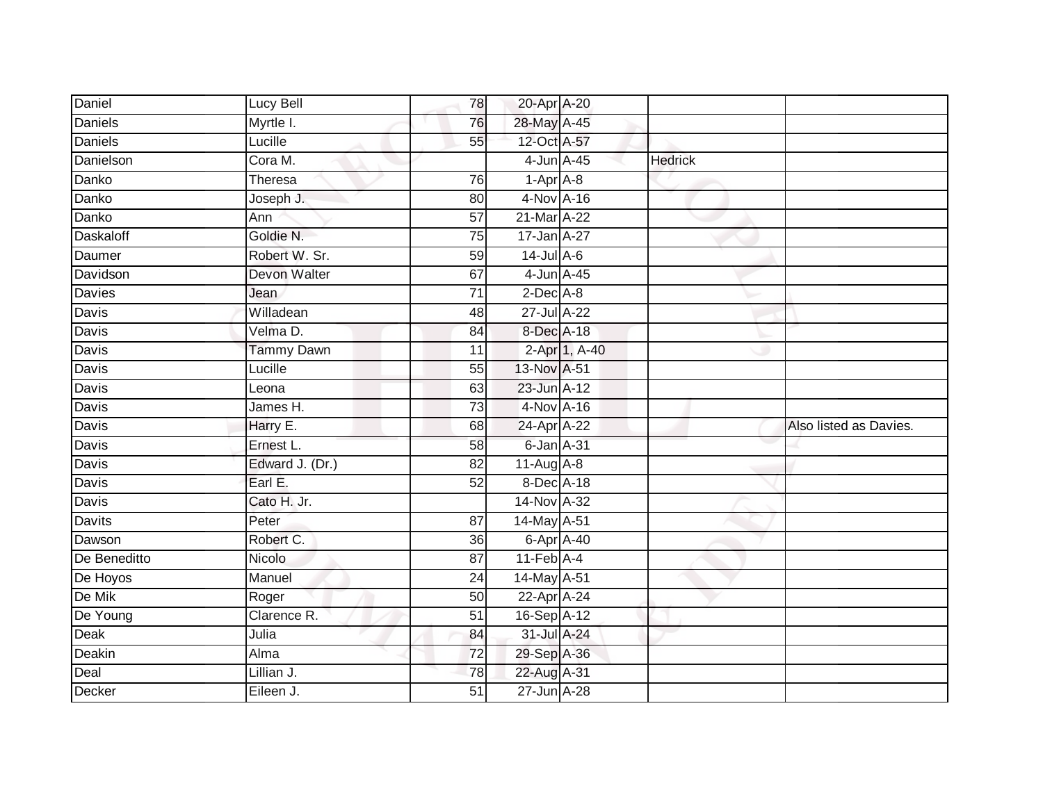| | | | | | | |
|---|---|---|---|---|---|---|
| Daniel | Lucy Bell | 78 | 20-Apr | A-20 | | |
| Daniels | Myrtle I. | 76 | 28-May | A-45 | | |
| Daniels | Lucille | 55 | 12-Oct | A-57 | | |
| Danielson | Cora M. | | 4-Jun | A-45 | Hedrick | |
| Danko | Theresa | 76 | 1-Apr | A-8 | | |
| Danko | Joseph J. | 80 | 4-Nov | A-16 | | |
| Danko | Ann | 57 | 21-Mar | A-22 | | |
| Daskaloff | Goldie N. | 75 | 17-Jan | A-27 | | |
| Daumer | Robert W. Sr. | 59 | 14-Jul | A-6 | | |
| Davidson | Devon Walter | 67 | 4-Jun | A-45 | | |
| Davies | Jean | 71 | 2-Dec | A-8 | | |
| Davis | Willadean | 48 | 27-Jul | A-22 | | |
| Davis | Velma D. | 84 | 8-Dec | A-18 | | |
| Davis | Tammy Dawn | 11 | 2-Apr | 1, A-40 | | |
| Davis | Lucille | 55 | 13-Nov | A-51 | | |
| Davis | Leona | 63 | 23-Jun | A-12 | | |
| Davis | James H. | 73 | 4-Nov | A-16 | | |
| Davis | Harry E. | 68 | 24-Apr | A-22 | | Also listed as Davies. |
| Davis | Ernest L. | 58 | 6-Jan | A-31 | | |
| Davis | Edward J. (Dr.) | 82 | 11-Aug | A-8 | | |
| Davis | Earl E. | 52 | 8-Dec | A-18 | | |
| Davis | Cato H. Jr. | | 14-Nov | A-32 | | |
| Davits | Peter | 87 | 14-May | A-51 | | |
| Dawson | Robert C. | 36 | 6-Apr | A-40 | | |
| De Beneditto | Nicolo | 87 | 11-Feb | A-4 | | |
| De Hoyos | Manuel | 24 | 14-May | A-51 | | |
| De Mik | Roger | 50 | 22-Apr | A-24 | | |
| De Young | Clarence R. | 51 | 16-Sep | A-12 | | |
| Deak | Julia | 84 | 31-Jul | A-24 | | |
| Deakin | Alma | 72 | 29-Sep | A-36 | | |
| Deal | Lillian J. | 78 | 22-Aug | A-31 | | |
| Decker | Eileen J. | 51 | 27-Jun | A-28 | | |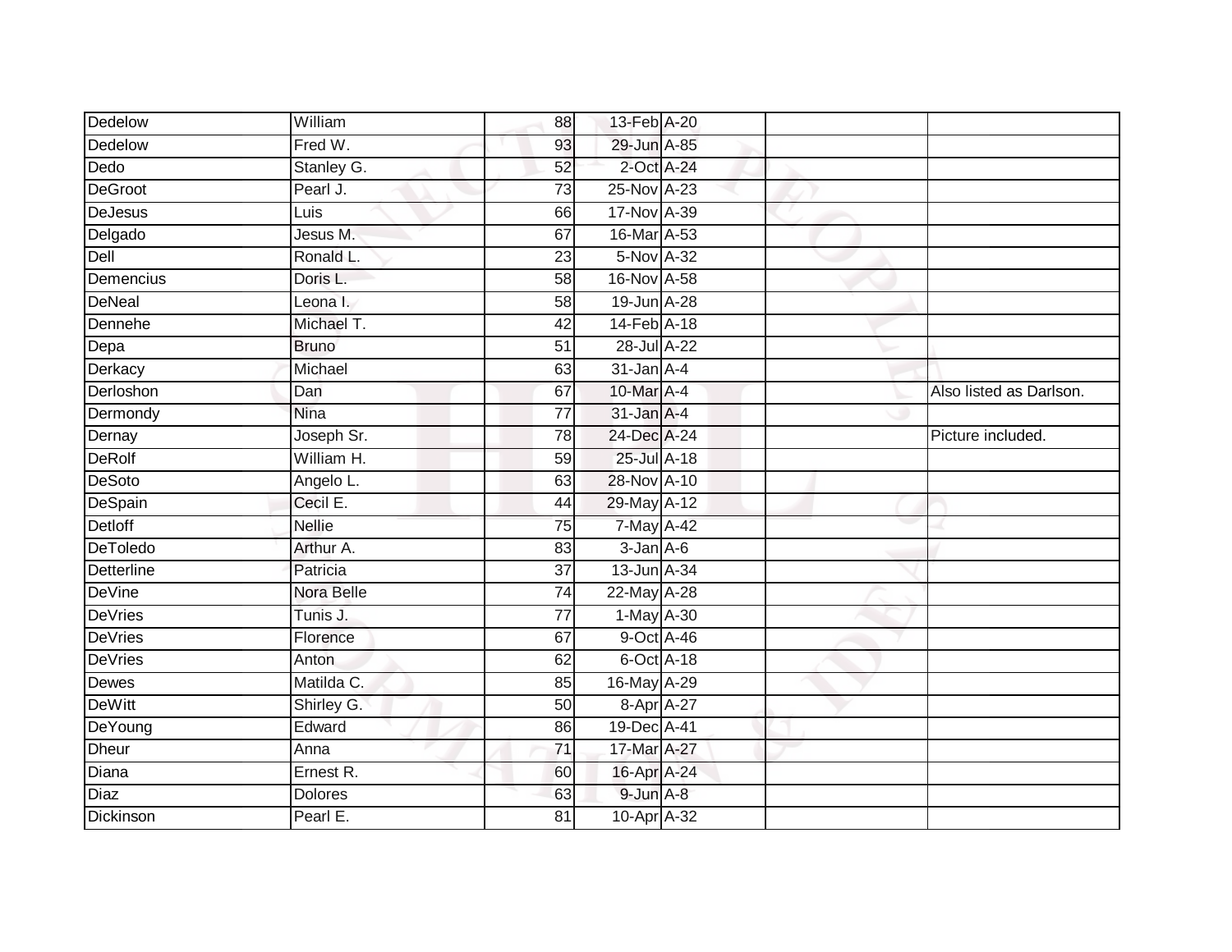| | | | | | | |
|---|---|---|---|---|---|---|
| Dedelow | William | 88 | 13-Feb | A-20 | | |
| Dedelow | Fred W. | 93 | 29-Jun | A-85 | | |
| Dedo | Stanley G. | 52 | 2-Oct | A-24 | | |
| DeGroot | Pearl J. | 73 | 25-Nov | A-23 | | |
| DeJesus | Luis | 66 | 17-Nov | A-39 | | |
| Delgado | Jesus M. | 67 | 16-Mar | A-53 | | |
| Dell | Ronald L. | 23 | 5-Nov | A-32 | | |
| Demencius | Doris L. | 58 | 16-Nov | A-58 | | |
| DeNeal | Leona I. | 58 | 19-Jun | A-28 | | |
| Dennehe | Michael T. | 42 | 14-Feb | A-18 | | |
| Depa | Bruno | 51 | 28-Jul | A-22 | | |
| Derkacy | Michael | 63 | 31-Jan | A-4 | | |
| Derloshon | Dan | 67 | 10-Mar | A-4 | | Also listed as Darlson. |
| Dermondy | Nina | 77 | 31-Jan | A-4 | | |
| Dernay | Joseph Sr. | 78 | 24-Dec | A-24 | | Picture included. |
| DeRolf | William H. | 59 | 25-Jul | A-18 | | |
| DeSoto | Angelo L. | 63 | 28-Nov | A-10 | | |
| DeSpain | Cecil E. | 44 | 29-May | A-12 | | |
| Detloff | Nellie | 75 | 7-May | A-42 | | |
| DeToledo | Arthur A. | 83 | 3-Jan | A-6 | | |
| Detterline | Patricia | 37 | 13-Jun | A-34 | | |
| DeVine | Nora Belle | 74 | 22-May | A-28 | | |
| DeVries | Tunis J. | 77 | 1-May | A-30 | | |
| DeVries | Florence | 67 | 9-Oct | A-46 | | |
| DeVries | Anton | 62 | 6-Oct | A-18 | | |
| Dewes | Matilda C. | 85 | 16-May | A-29 | | |
| DeWitt | Shirley G. | 50 | 8-Apr | A-27 | | |
| DeYoung | Edward | 86 | 19-Dec | A-41 | | |
| Dheur | Anna | 71 | 17-Mar | A-27 | | |
| Diana | Ernest R. | 60 | 16-Apr | A-24 | | |
| Diaz | Dolores | 63 | 9-Jun | A-8 | | |
| Dickinson | Pearl E. | 81 | 10-Apr | A-32 | | |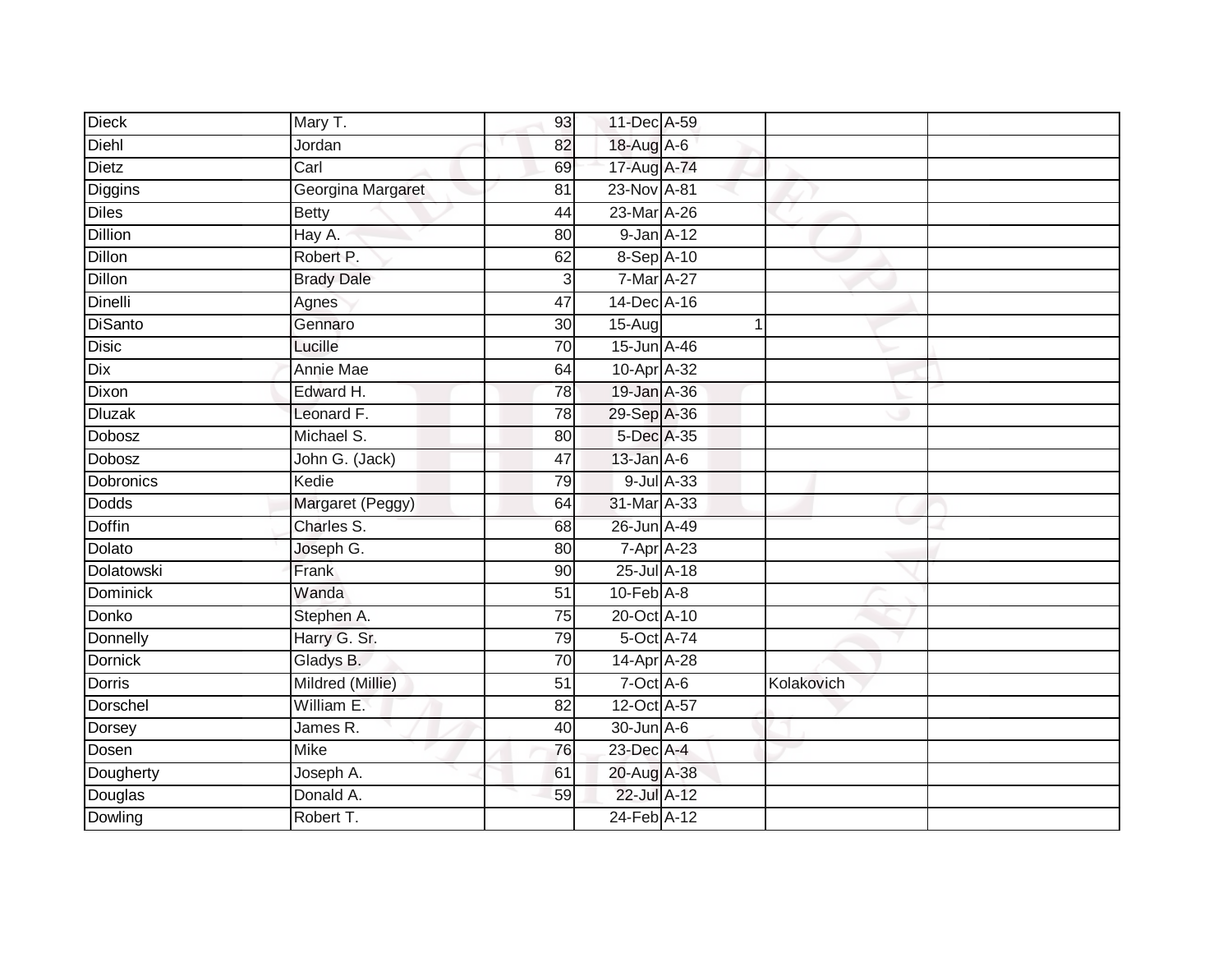| | | | | | | |
|---|---|---|---|---|---|---|
| Dieck | Mary T. | 93 | 11-Dec | A-59 | | |
| Diehl | Jordan | 82 | 18-Aug | A-6 | | |
| Dietz | Carl | 69 | 17-Aug | A-74 | | |
| Diggins | Georgina Margaret | 81 | 23-Nov | A-81 | | |
| Diles | Betty | 44 | 23-Mar | A-26 | | |
| Dillion | Hay A. | 80 | 9-Jan | A-12 | | |
| Dillon | Robert P. | 62 | 8-Sep | A-10 | | |
| Dillon | Brady Dale | 3 | 7-Mar | A-27 | | |
| Dinelli | Agnes | 47 | 14-Dec | A-16 | | |
| DiSanto | Gennaro | 30 | 15-Aug | 1 | | |
| Disic | Lucille | 70 | 15-Jun | A-46 | | |
| Dix | Annie Mae | 64 | 10-Apr | A-32 | | |
| Dixon | Edward H. | 78 | 19-Jan | A-36 | | |
| Dluzak | Leonard F. | 78 | 29-Sep | A-36 | | |
| Dobosz | Michael S. | 80 | 5-Dec | A-35 | | |
| Dobosz | John G. (Jack) | 47 | 13-Jan | A-6 | | |
| Dobronics | Kedie | 79 | 9-Jul | A-33 | | |
| Dodds | Margaret (Peggy) | 64 | 31-Mar | A-33 | | |
| Doffin | Charles S. | 68 | 26-Jun | A-49 | | |
| Dolato | Joseph G. | 80 | 7-Apr | A-23 | | |
| Dolatowski | Frank | 90 | 25-Jul | A-18 | | |
| Dominick | Wanda | 51 | 10-Feb | A-8 | | |
| Donko | Stephen A. | 75 | 20-Oct | A-10 | | |
| Donnelly | Harry G. Sr. | 79 | 5-Oct | A-74 | | |
| Dornick | Gladys B. | 70 | 14-Apr | A-28 | | |
| Dorris | Mildred (Millie) | 51 | 7-Oct | A-6 | Kolakovich | |
| Dorschel | William E. | 82 | 12-Oct | A-57 | | |
| Dorsey | James R. | 40 | 30-Jun | A-6 | | |
| Dosen | Mike | 76 | 23-Dec | A-4 | | |
| Dougherty | Joseph A. | 61 | 20-Aug | A-38 | | |
| Douglas | Donald A. | 59 | 22-Jul | A-12 | | |
| Dowling | Robert T. | | 24-Feb | A-12 | | |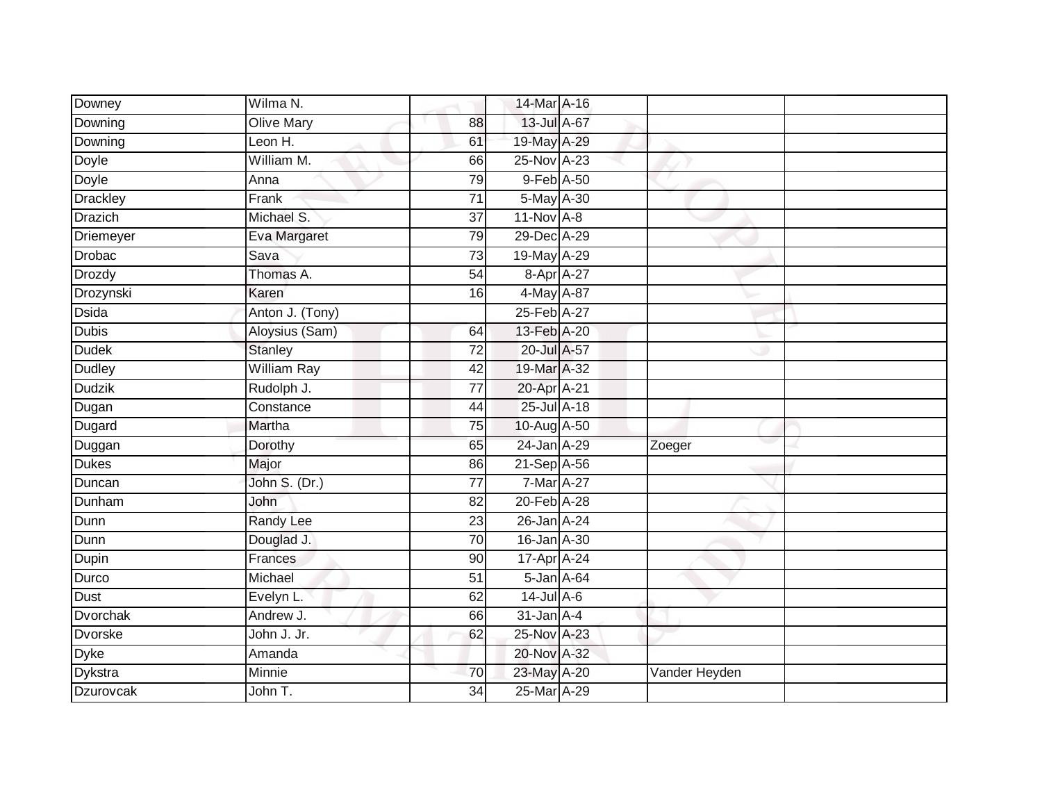| | | | | | | |
|---|---|---|---|---|---|---|
| Downey | Wilma N. | | 14-Mar | A-16 | | |
| Downing | Olive Mary | 88 | 13-Jul | A-67 | | |
| Downing | Leon H. | 61 | 19-May | A-29 | | |
| Doyle | William M. | 66 | 25-Nov | A-23 | | |
| Doyle | Anna | 79 | 9-Feb | A-50 | | |
| Drackley | Frank | 71 | 5-May | A-30 | | |
| Drazich | Michael S. | 37 | 11-Nov | A-8 | | |
| Driemeyer | Eva Margaret | 79 | 29-Dec | A-29 | | |
| Drobac | Sava | 73 | 19-May | A-29 | | |
| Drozdy | Thomas A. | 54 | 8-Apr | A-27 | | |
| Drozynski | Karen | 16 | 4-May | A-87 | | |
| Dsida | Anton J. (Tony) | | 25-Feb | A-27 | | |
| Dubis | Aloysius (Sam) | 64 | 13-Feb | A-20 | | |
| Dudek | Stanley | 72 | 20-Jul | A-57 | | |
| Dudley | William Ray | 42 | 19-Mar | A-32 | | |
| Dudzik | Rudolph J. | 77 | 20-Apr | A-21 | | |
| Dugan | Constance | 44 | 25-Jul | A-18 | | |
| Dugard | Martha | 75 | 10-Aug | A-50 | | |
| Duggan | Dorothy | 65 | 24-Jan | A-29 | Zoeger | |
| Dukes | Major | 86 | 21-Sep | A-56 | | |
| Duncan | John S. (Dr.) | 77 | 7-Mar | A-27 | | |
| Dunham | John | 82 | 20-Feb | A-28 | | |
| Dunn | Randy Lee | 23 | 26-Jan | A-24 | | |
| Dunn | Douglad J. | 70 | 16-Jan | A-30 | | |
| Dupin | Frances | 90 | 17-Apr | A-24 | | |
| Durco | Michael | 51 | 5-Jan | A-64 | | |
| Dust | Evelyn L. | 62 | 14-Jul | A-6 | | |
| Dvorchak | Andrew J. | 66 | 31-Jan | A-4 | | |
| Dvorske | John J. Jr. | 62 | 25-Nov | A-23 | | |
| Dyke | Amanda | | 20-Nov | A-32 | | |
| Dykstra | Minnie | 70 | 23-May | A-20 | Vander Heyden | |
| Dzurovcak | John T. | 34 | 25-Mar | A-29 | | |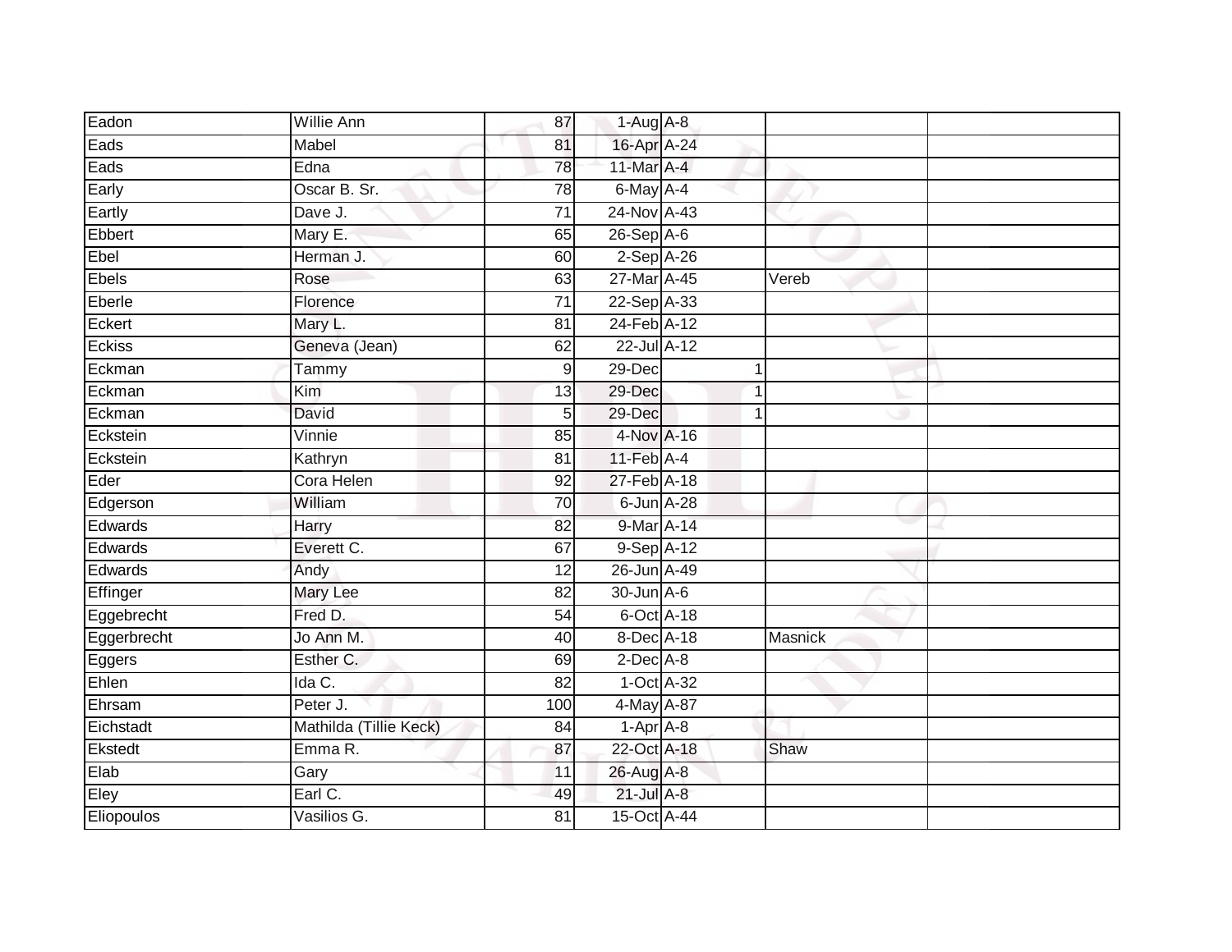| | | | | | | |
|---|---|---|---|---|---|---|
| Eadon | Willie Ann | 87 | 1-Aug | A-8 | | |
| Eads | Mabel | 81 | 16-Apr | A-24 | | |
| Eads | Edna | 78 | 11-Mar | A-4 | | |
| Early | Oscar B. Sr. | 78 | 6-May | A-4 | | |
| Eartly | Dave J. | 71 | 24-Nov | A-43 | | |
| Ebbert | Mary E. | 65 | 26-Sep | A-6 | | |
| Ebel | Herman J. | 60 | 2-Sep | A-26 | | |
| Ebels | Rose | 63 | 27-Mar | A-45 | Vereb | |
| Eberle | Florence | 71 | 22-Sep | A-33 | | |
| Eckert | Mary L. | 81 | 24-Feb | A-12 | | |
| Eckiss | Geneva (Jean) | 62 | 22-Jul | A-12 | | |
| Eckman | Tammy | 9 | 29-Dec | 1 | | |
| Eckman | Kim | 13 | 29-Dec | 1 | | |
| Eckman | David | 5 | 29-Dec | 1 | | |
| Eckstein | Vinnie | 85 | 4-Nov | A-16 | | |
| Eckstein | Kathryn | 81 | 11-Feb | A-4 | | |
| Eder | Cora Helen | 92 | 27-Feb | A-18 | | |
| Edgerson | William | 70 | 6-Jun | A-28 | | |
| Edwards | Harry | 82 | 9-Mar | A-14 | | |
| Edwards | Everett C. | 67 | 9-Sep | A-12 | | |
| Edwards | Andy | 12 | 26-Jun | A-49 | | |
| Effinger | Mary Lee | 82 | 30-Jun | A-6 | | |
| Eggebrecht | Fred D. | 54 | 6-Oct | A-18 | | |
| Eggerbrecht | Jo Ann M. | 40 | 8-Dec | A-18 | Masnick | |
| Eggers | Esther C. | 69 | 2-Dec | A-8 | | |
| Ehlen | Ida C. | 82 | 1-Oct | A-32 | | |
| Ehrsam | Peter J. | 100 | 4-May | A-87 | | |
| Eichstadt | Mathilda (Tillie Keck) | 84 | 1-Apr | A-8 | | |
| Ekstedt | Emma R. | 87 | 22-Oct | A-18 | Shaw | |
| Elab | Gary | 11 | 26-Aug | A-8 | | |
| Eley | Earl C. | 49 | 21-Jul | A-8 | | |
| Eliopoulos | Vasilios G. | 81 | 15-Oct | A-44 | | |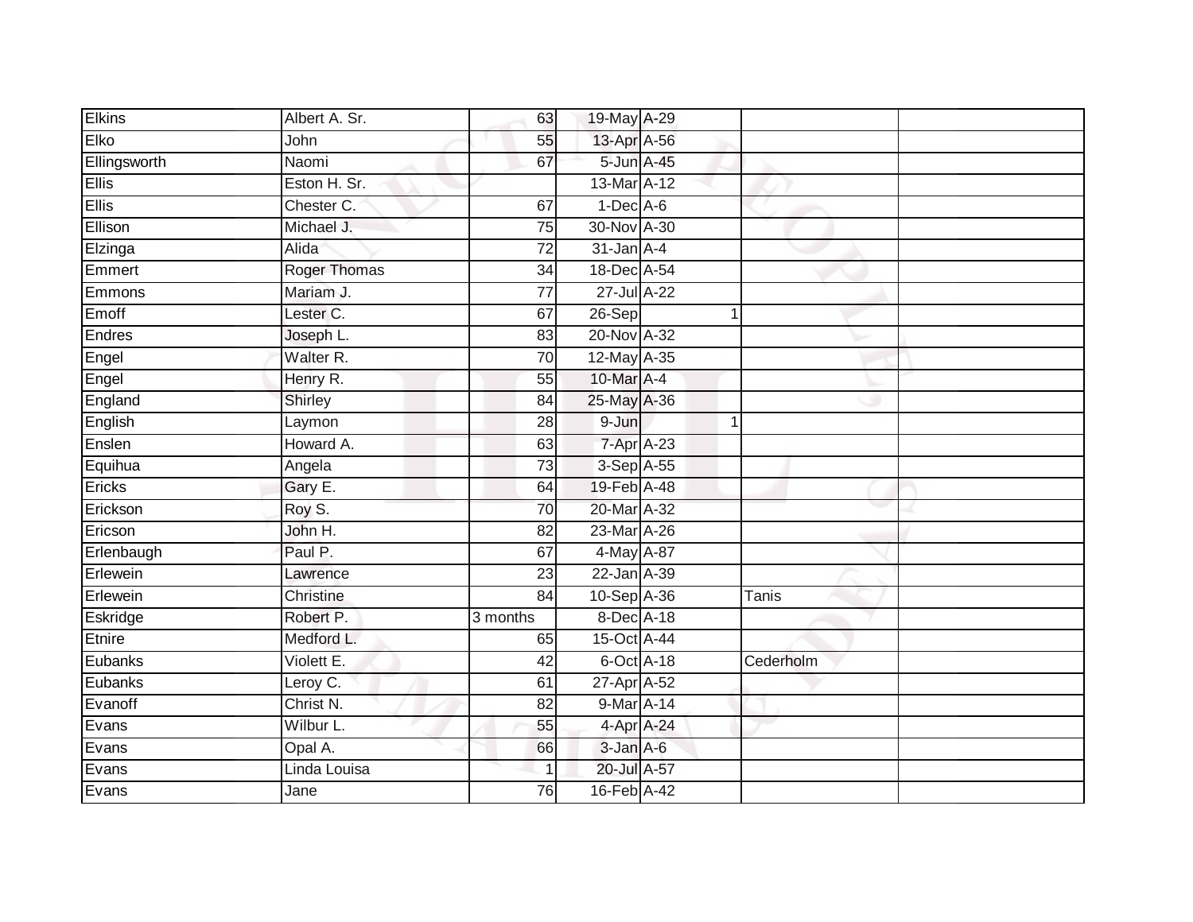| | | | | | | | |
|---|---|---|---|---|---|---|---|
| Elkins | Albert A. Sr. | 63 | 19-May | A-29 | | | |
| Elko | John | 55 | 13-Apr | A-56 | | | |
| Ellingsworth | Naomi | 67 | 5-Jun | A-45 | | | |
| Ellis | Eston H. Sr. | | 13-Mar | A-12 | | | |
| Ellis | Chester C. | 67 | 1-Dec | A-6 | | | |
| Ellison | Michael J. | 75 | 30-Nov | A-30 | | | |
| Elzinga | Alida | 72 | 31-Jan | A-4 | | | |
| Emmert | Roger Thomas | 34 | 18-Dec | A-54 | | | |
| Emmons | Mariam J. | 77 | 27-Jul | A-22 | | | |
| Emoff | Lester C. | 67 | 26-Sep | | 1 | | |
| Endres | Joseph L. | 83 | 20-Nov | A-32 | | | |
| Engel | Walter R. | 70 | 12-May | A-35 | | | |
| Engel | Henry R. | 55 | 10-Mar | A-4 | | | |
| England | Shirley | 84 | 25-May | A-36 | | | |
| English | Laymon | 28 | 9-Jun | | 1 | | |
| Enslen | Howard A. | 63 | 7-Apr | A-23 | | | |
| Equihua | Angela | 73 | 3-Sep | A-55 | | | |
| Ericks | Gary E. | 64 | 19-Feb | A-48 | | | |
| Erickson | Roy S. | 70 | 20-Mar | A-32 | | | |
| Ericson | John H. | 82 | 23-Mar | A-26 | | | |
| Erlenbaugh | Paul P. | 67 | 4-May | A-87 | | | |
| Erlewein | Lawrence | 23 | 22-Jan | A-39 | | | |
| Erlewein | Christine | 84 | 10-Sep | A-36 | | Tanis | |
| Eskridge | Robert P. | 3 months | 8-Dec | A-18 | | | |
| Etnire | Medford L. | 65 | 15-Oct | A-44 | | | |
| Eubanks | Violett E. | 42 | 6-Oct | A-18 | | Cederholm | |
| Eubanks | Leroy C. | 61 | 27-Apr | A-52 | | | |
| Evanoff | Christ N. | 82 | 9-Mar | A-14 | | | |
| Evans | Wilbur L. | 55 | 4-Apr | A-24 | | | |
| Evans | Opal A. | 66 | 3-Jan | A-6 | | | |
| Evans | Linda Louisa | 1 | 20-Jul | A-57 | | | |
| Evans | Jane | 76 | 16-Feb | A-42 | | | |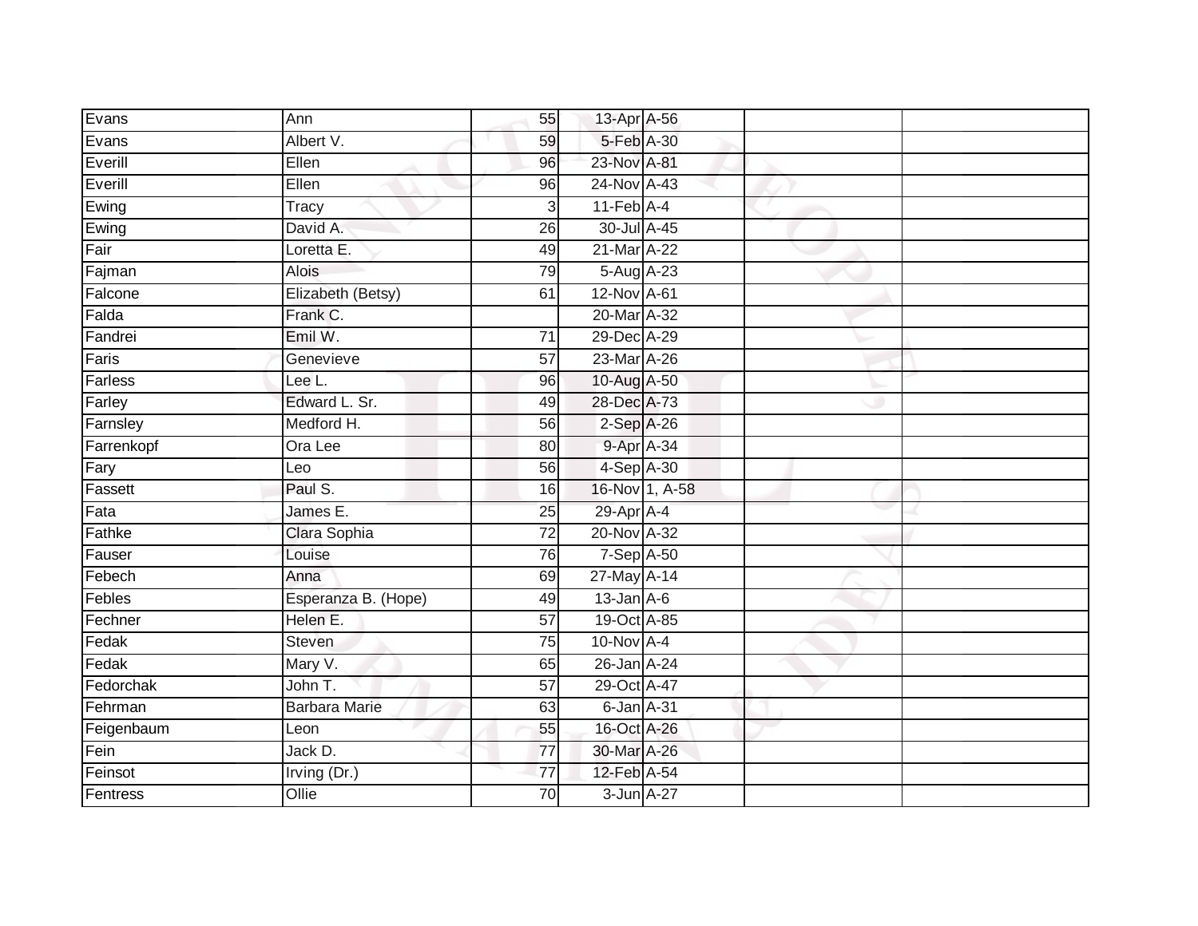| | | | | | | |
|---|---|---|---|---|---|---|
| Evans | Ann | 55 | 13-Apr | A-56 | | |
| Evans | Albert V. | 59 | 5-Feb | A-30 | | |
| Everill | Ellen | 96 | 23-Nov | A-81 | | |
| Everill | Ellen | 96 | 24-Nov | A-43 | | |
| Ewing | Tracy | 3 | 11-Feb | A-4 | | |
| Ewing | David A. | 26 | 30-Jul | A-45 | | |
| Fair | Loretta E. | 49 | 21-Mar | A-22 | | |
| Fajman | Alois | 79 | 5-Aug | A-23 | | |
| Falcone | Elizabeth (Betsy) | 61 | 12-Nov | A-61 | | |
| Falda | Frank C. | | 20-Mar | A-32 | | |
| Fandrei | Emil W. | 71 | 29-Dec | A-29 | | |
| Faris | Genevieve | 57 | 23-Mar | A-26 | | |
| Farless | Lee L. | 96 | 10-Aug | A-50 | | |
| Farley | Edward L. Sr. | 49 | 28-Dec | A-73 | | |
| Farnsley | Medford H. | 56 | 2-Sep | A-26 | | |
| Farrenkopf | Ora Lee | 80 | 9-Apr | A-34 | | |
| Fary | Leo | 56 | 4-Sep | A-30 | | |
| Fassett | Paul S. | 16 | 16-Nov | 1, A-58 | | |
| Fata | James E. | 25 | 29-Apr | A-4 | | |
| Fathke | Clara Sophia | 72 | 20-Nov | A-32 | | |
| Fauser | Louise | 76 | 7-Sep | A-50 | | |
| Febech | Anna | 69 | 27-May | A-14 | | |
| Febles | Esperanza B. (Hope) | 49 | 13-Jan | A-6 | | |
| Fechner | Helen E. | 57 | 19-Oct | A-85 | | |
| Fedak | Steven | 75 | 10-Nov | A-4 | | |
| Fedak | Mary V. | 65 | 26-Jan | A-24 | | |
| Fedorchak | John T. | 57 | 29-Oct | A-47 | | |
| Fehrman | Barbara Marie | 63 | 6-Jan | A-31 | | |
| Feigenbaum | Leon | 55 | 16-Oct | A-26 | | |
| Fein | Jack D. | 77 | 30-Mar | A-26 | | |
| Feinsot | Irving (Dr.) | 77 | 12-Feb | A-54 | | |
| Fentress | Ollie | 70 | 3-Jun | A-27 | | |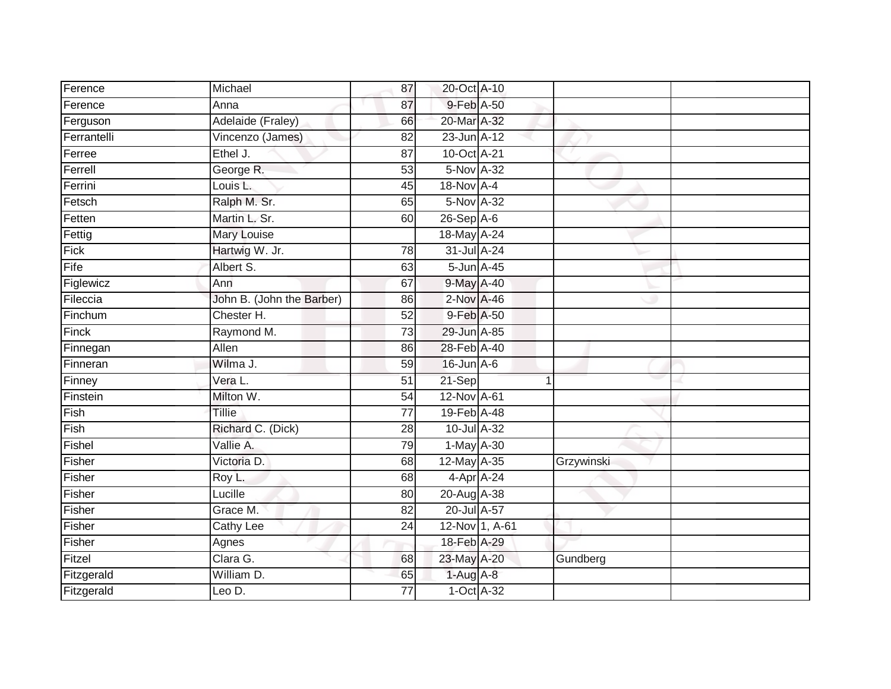| | | | | | | |
|---|---|---|---|---|---|---|
| Ference | Michael | 87 | 20-Oct | A-10 | | |
| Ference | Anna | 87 | 9-Feb | A-50 | | |
| Ferguson | Adelaide (Fraley) | 66 | 20-Mar | A-32 | | |
| Ferrantelli | Vincenzo (James) | 82 | 23-Jun | A-12 | | |
| Ferree | Ethel J. | 87 | 10-Oct | A-21 | | |
| Ferrell | George R. | 53 | 5-Nov | A-32 | | |
| Ferrini | Louis L. | 45 | 18-Nov | A-4 | | |
| Fetsch | Ralph M. Sr. | 65 | 5-Nov | A-32 | | |
| Fetten | Martin L. Sr. | 60 | 26-Sep | A-6 | | |
| Fettig | Mary Louise | | 18-May | A-24 | | |
| Fick | Hartwig W. Jr. | 78 | 31-Jul | A-24 | | |
| Fife | Albert S. | 63 | 5-Jun | A-45 | | |
| Figlewicz | Ann | 67 | 9-May | A-40 | | |
| Fileccia | John B. (John the Barber) | 86 | 2-Nov | A-46 | | |
| Finchum | Chester H. | 52 | 9-Feb | A-50 | | |
| Finck | Raymond M. | 73 | 29-Jun | A-85 | | |
| Finnegan | Allen | 86 | 28-Feb | A-40 | | |
| Finneran | Wilma J. | 59 | 16-Jun | A-6 | | |
| Finney | Vera L. | 51 | 21-Sep | 1 | | |
| Finstein | Milton W. | 54 | 12-Nov | A-61 | | |
| Fish | Tillie | 77 | 19-Feb | A-48 | | |
| Fish | Richard C. (Dick) | 28 | 10-Jul | A-32 | | |
| Fishel | Vallie A. | 79 | 1-May | A-30 | | |
| Fisher | Victoria D. | 68 | 12-May | A-35 | Grzywinski | |
| Fisher | Roy L. | 68 | 4-Apr | A-24 | | |
| Fisher | Lucille | 80 | 20-Aug | A-38 | | |
| Fisher | Grace M. | 82 | 20-Jul | A-57 | | |
| Fisher | Cathy Lee | 24 | 12-Nov | 1, A-61 | | |
| Fisher | Agnes | | 18-Feb | A-29 | | |
| Fitzel | Clara G. | 68 | 23-May | A-20 | Gundberg | |
| Fitzgerald | William D. | 65 | 1-Aug | A-8 | | |
| Fitzgerald | Leo D. | 77 | 1-Oct | A-32 | | |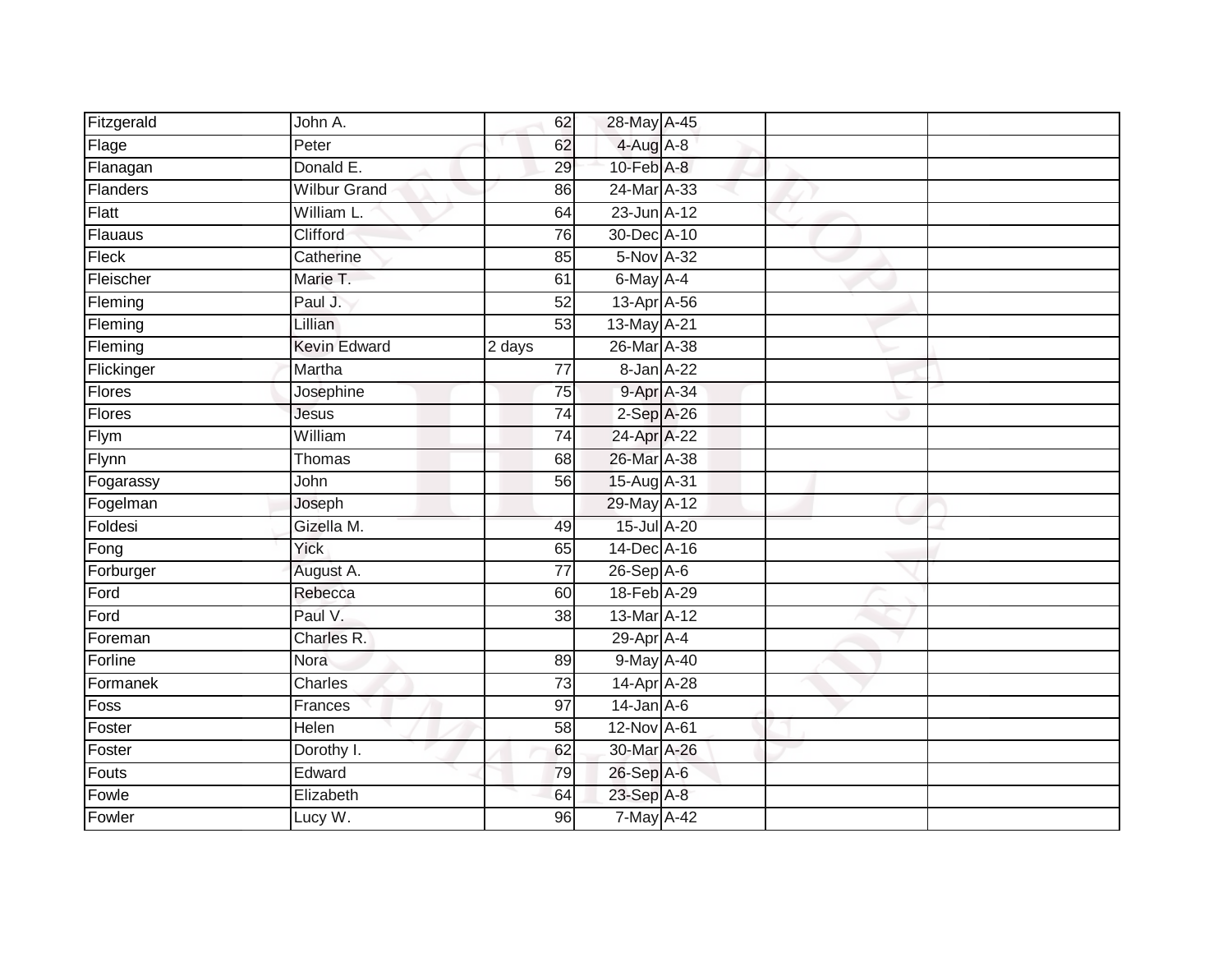| | | | | | | |
|---|---|---|---|---|---|---|
| Fitzgerald | John A. | 62 | 28-May | A-45 | | |
| Flage | Peter | 62 | 4-Aug | A-8 | | |
| Flanagan | Donald E. | 29 | 10-Feb | A-8 | | |
| Flanders | Wilbur Grand | 86 | 24-Mar | A-33 | | |
| Flatt | William L. | 64 | 23-Jun | A-12 | | |
| Flauaus | Clifford | 76 | 30-Dec | A-10 | | |
| Fleck | Catherine | 85 | 5-Nov | A-32 | | |
| Fleischer | Marie T. | 61 | 6-May | A-4 | | |
| Fleming | Paul J. | 52 | 13-Apr | A-56 | | |
| Fleming | Lillian | 53 | 13-May | A-21 | | |
| Fleming | Kevin Edward | 2 days | 26-Mar | A-38 | | |
| Flickinger | Martha | 77 | 8-Jan | A-22 | | |
| Flores | Josephine | 75 | 9-Apr | A-34 | | |
| Flores | Jesus | 74 | 2-Sep | A-26 | | |
| Flym | William | 74 | 24-Apr | A-22 | | |
| Flynn | Thomas | 68 | 26-Mar | A-38 | | |
| Fogarassy | John | 56 | 15-Aug | A-31 | | |
| Fogelman | Joseph | | 29-May | A-12 | | |
| Foldesi | Gizella M. | 49 | 15-Jul | A-20 | | |
| Fong | Yick | 65 | 14-Dec | A-16 | | |
| Forburger | August A. | 77 | 26-Sep | A-6 | | |
| Ford | Rebecca | 60 | 18-Feb | A-29 | | |
| Ford | Paul V. | 38 | 13-Mar | A-12 | | |
| Foreman | Charles R. | | 29-Apr | A-4 | | |
| Forline | Nora | 89 | 9-May | A-40 | | |
| Formanek | Charles | 73 | 14-Apr | A-28 | | |
| Foss | Frances | 97 | 14-Jan | A-6 | | |
| Foster | Helen | 58 | 12-Nov | A-61 | | |
| Foster | Dorothy I. | 62 | 30-Mar | A-26 | | |
| Fouts | Edward | 79 | 26-Sep | A-6 | | |
| Fowle | Elizabeth | 64 | 23-Sep | A-8 | | |
| Fowler | Lucy W. | 96 | 7-May | A-42 | | |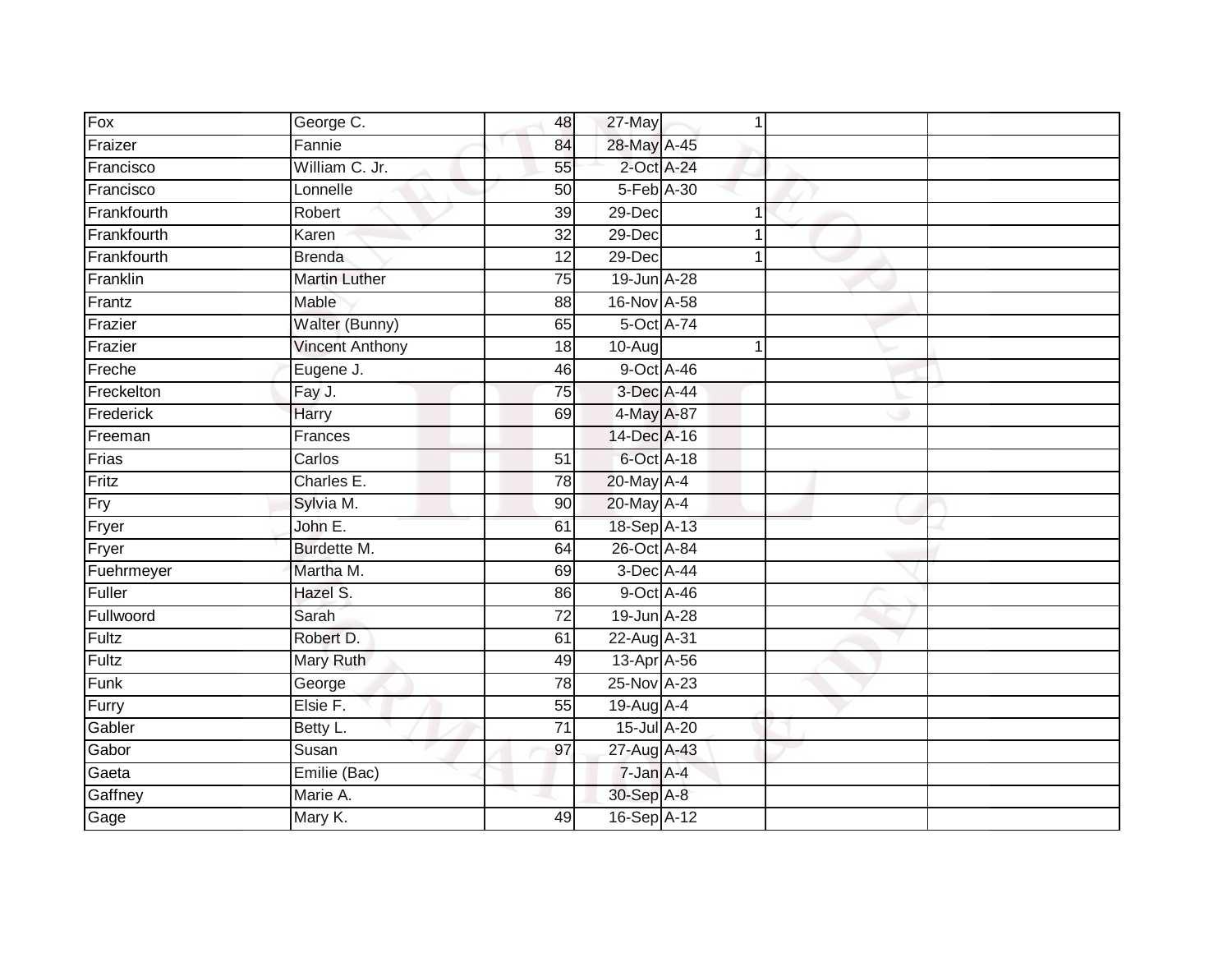| | | | | | | | |
|---|---|---|---|---|---|---|---|
| Fox | George C. | 48 | 27-May | | 1 | | |
| Fraizer | Fannie | 84 | 28-May | A-45 | | | |
| Francisco | William C. Jr. | 55 | 2-Oct | A-24 | | | |
| Francisco | Lonnelle | 50 | 5-Feb | A-30 | | | |
| Frankfourth | Robert | 39 | 29-Dec | | 1 | | |
| Frankfourth | Karen | 32 | 29-Dec | | 1 | | |
| Frankfourth | Brenda | 12 | 29-Dec | | 1 | | |
| Franklin | Martin Luther | 75 | 19-Jun | A-28 | | | |
| Frantz | Mable | 88 | 16-Nov | A-58 | | | |
| Frazier | Walter (Bunny) | 65 | 5-Oct | A-74 | | | |
| Frazier | Vincent Anthony | 18 | 10-Aug | | 1 | | |
| Freche | Eugene J. | 46 | 9-Oct | A-46 | | | |
| Freckelton | Fay J. | 75 | 3-Dec | A-44 | | | |
| Frederick | Harry | 69 | 4-May | A-87 | | | |
| Freeman | Frances | | 14-Dec | A-16 | | | |
| Frias | Carlos | 51 | 6-Oct | A-18 | | | |
| Fritz | Charles E. | 78 | 20-May | A-4 | | | |
| Fry | Sylvia M. | 90 | 20-May | A-4 | | | |
| Fryer | John E. | 61 | 18-Sep | A-13 | | | |
| Fryer | Burdette M. | 64 | 26-Oct | A-84 | | | |
| Fuehrmeyer | Martha M. | 69 | 3-Dec | A-44 | | | |
| Fuller | Hazel S. | 86 | 9-Oct | A-46 | | | |
| Fullwoord | Sarah | 72 | 19-Jun | A-28 | | | |
| Fultz | Robert D. | 61 | 22-Aug | A-31 | | | |
| Fultz | Mary Ruth | 49 | 13-Apr | A-56 | | | |
| Funk | George | 78 | 25-Nov | A-23 | | | |
| Furry | Elsie F. | 55 | 19-Aug | A-4 | | | |
| Gabler | Betty L. | 71 | 15-Jul | A-20 | | | |
| Gabor | Susan | 97 | 27-Aug | A-43 | | | |
| Gaeta | Emilie (Bac) | | 7-Jan | A-4 | | | |
| Gaffney | Marie A. | | 30-Sep | A-8 | | | |
| Gage | Mary K. | 49 | 16-Sep | A-12 | | | |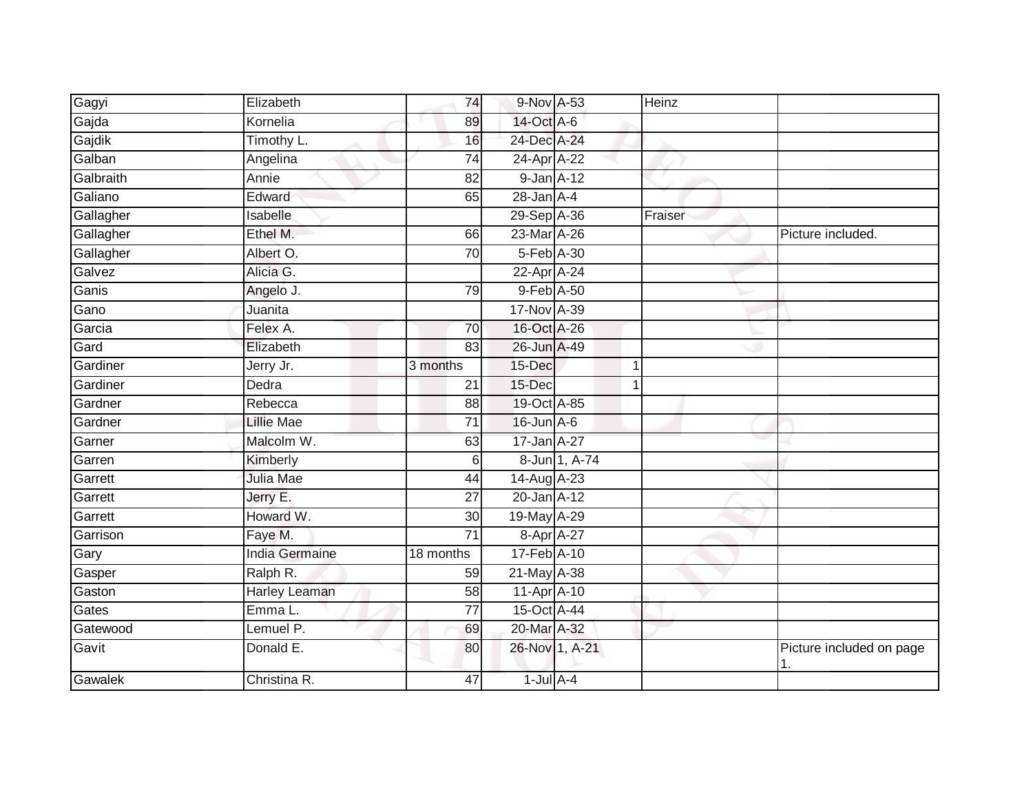| | | | | | | | |
|---|---|---|---|---|---|---|---|
| Gagyi | Elizabeth | 74 | 9-Nov | A-53 | | Heinz | |
| Gajda | Kornelia | 89 | 14-Oct | A-6 | | | |
| Gajdik | Timothy L. | 16 | 24-Dec | A-24 | | | |
| Galban | Angelina | 74 | 24-Apr | A-22 | | | |
| Galbraith | Annie | 82 | 9-Jan | A-12 | | | |
| Galiano | Edward | 65 | 28-Jan | A-4 | | | |
| Gallagher | Isabelle | | 29-Sep | A-36 | | Fraiser | |
| Gallagher | Ethel M. | 66 | 23-Mar | A-26 | | | Picture included. |
| Gallagher | Albert O. | 70 | 5-Feb | A-30 | | | |
| Galvez | Alicia G. | | 22-Apr | A-24 | | | |
| Ganis | Angelo J. | 79 | 9-Feb | A-50 | | | |
| Gano | Juanita | | 17-Nov | A-39 | | | |
| Garcia | Felex A. | 70 | 16-Oct | A-26 | | | |
| Gard | Elizabeth | 83 | 26-Jun | A-49 | | | |
| Gardiner | Jerry Jr. | 3 months | 15-Dec | | 1 | | |
| Gardiner | Dedra | 21 | 15-Dec | | 1 | | |
| Gardner | Rebecca | 88 | 19-Oct | A-85 | | | |
| Gardner | Lillie Mae | 71 | 16-Jun | A-6 | | | |
| Garner | Malcolm W. | 63 | 17-Jan | A-27 | | | |
| Garren | Kimberly | 6 | 8-Jun | 1, A-74 | | | |
| Garrett | Julia Mae | 44 | 14-Aug | A-23 | | | |
| Garrett | Jerry E. | 27 | 20-Jan | A-12 | | | |
| Garrett | Howard W. | 30 | 19-May | A-29 | | | |
| Garrison | Faye M. | 71 | 8-Apr | A-27 | | | |
| Gary | India Germaine | 18 months | 17-Feb | A-10 | | | |
| Gasper | Ralph R. | 59 | 21-May | A-38 | | | |
| Gaston | Harley Leaman | 58 | 11-Apr | A-10 | | | |
| Gates | Emma L. | 77 | 15-Oct | A-44 | | | |
| Gatewood | Lemuel P. | 69 | 20-Mar | A-32 | | | |
| Gavit | Donald E. | 80 | 26-Nov | 1, A-21 | | | Picture included on page 1. |
| Gawalek | Christina R. | 47 | 1-Jul | A-4 | | | |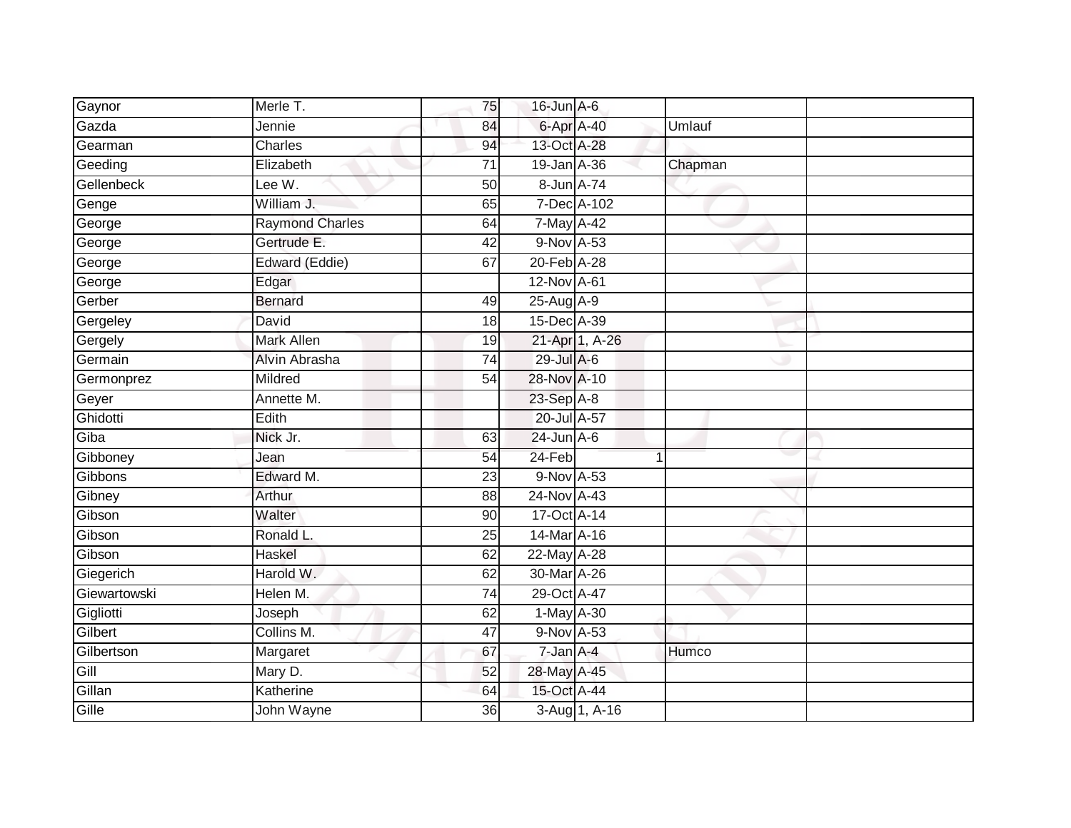| | | | | | | |
|---|---|---|---|---|---|---|
| Gaynor | Merle T. | 75 | 16-Jun | A-6 | | |
| Gazda | Jennie | 84 | 6-Apr | A-40 | Umlauf | |
| Gearman | Charles | 94 | 13-Oct | A-28 | | |
| Geeding | Elizabeth | 71 | 19-Jan | A-36 | Chapman | |
| Gellenbeck | Lee W. | 50 | 8-Jun | A-74 | | |
| Genge | William J. | 65 | 7-Dec | A-102 | | |
| George | Raymond Charles | 64 | 7-May | A-42 | | |
| George | Gertrude E. | 42 | 9-Nov | A-53 | | |
| George | Edward (Eddie) | 67 | 20-Feb | A-28 | | |
| George | Edgar | | 12-Nov | A-61 | | |
| Gerber | Bernard | 49 | 25-Aug | A-9 | | |
| Gergeley | David | 18 | 15-Dec | A-39 | | |
| Gergely | Mark Allen | 19 | 21-Apr | 1, A-26 | | |
| Germain | Alvin Abrasha | 74 | 29-Jul | A-6 | | |
| Germonprez | Mildred | 54 | 28-Nov | A-10 | | |
| Geyer | Annette M. | | 23-Sep | A-8 | | |
| Ghidotti | Edith | | 20-Jul | A-57 | | |
| Giba | Nick Jr. | 63 | 24-Jun | A-6 | | |
| Gibboney | Jean | 54 | 24-Feb | 1 | | |
| Gibbons | Edward M. | 23 | 9-Nov | A-53 | | |
| Gibney | Arthur | 88 | 24-Nov | A-43 | | |
| Gibson | Walter | 90 | 17-Oct | A-14 | | |
| Gibson | Ronald L. | 25 | 14-Mar | A-16 | | |
| Gibson | Haskel | 62 | 22-May | A-28 | | |
| Giegerich | Harold W. | 62 | 30-Mar | A-26 | | |
| Giewartowski | Helen M. | 74 | 29-Oct | A-47 | | |
| Gigliotti | Joseph | 62 | 1-May | A-30 | | |
| Gilbert | Collins M. | 47 | 9-Nov | A-53 | | |
| Gilbertson | Margaret | 67 | 7-Jan | A-4 | Humco | |
| Gill | Mary D. | 52 | 28-May | A-45 | | |
| Gillan | Katherine | 64 | 15-Oct | A-44 | | |
| Gille | John Wayne | 36 | 3-Aug | 1, A-16 | | |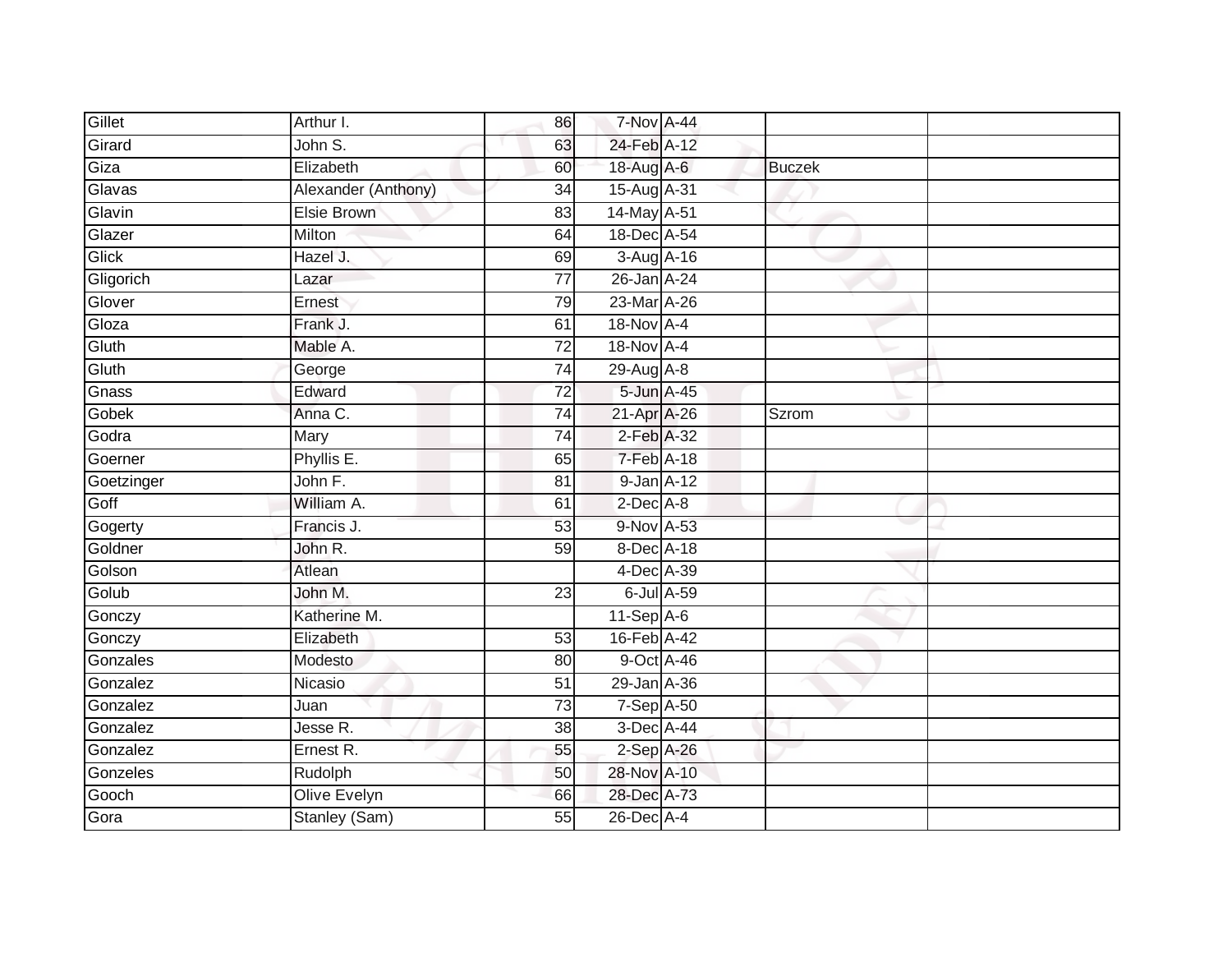| | | | | | | |
|---|---|---|---|---|---|---|
| Gillet | Arthur I. | 86 | 7-Nov | A-44 | | |
| Girard | John S. | 63 | 24-Feb | A-12 | | |
| Giza | Elizabeth | 60 | 18-Aug | A-6 | Buczek | |
| Glavas | Alexander (Anthony) | 34 | 15-Aug | A-31 | | |
| Glavin | Elsie Brown | 83 | 14-May | A-51 | | |
| Glazer | Milton | 64 | 18-Dec | A-54 | | |
| Glick | Hazel J. | 69 | 3-Aug | A-16 | | |
| Gligorich | Lazar | 77 | 26-Jan | A-24 | | |
| Glover | Ernest | 79 | 23-Mar | A-26 | | |
| Gloza | Frank J. | 61 | 18-Nov | A-4 | | |
| Gluth | Mable A. | 72 | 18-Nov | A-4 | | |
| Gluth | George | 74 | 29-Aug | A-8 | | |
| Gnass | Edward | 72 | 5-Jun | A-45 | | |
| Gobek | Anna C. | 74 | 21-Apr | A-26 | Szrom | |
| Godra | Mary | 74 | 2-Feb | A-32 | | |
| Goerner | Phyllis E. | 65 | 7-Feb | A-18 | | |
| Goetzinger | John F. | 81 | 9-Jan | A-12 | | |
| Goff | William A. | 61 | 2-Dec | A-8 | | |
| Gogerty | Francis J. | 53 | 9-Nov | A-53 | | |
| Goldner | John R. | 59 | 8-Dec | A-18 | | |
| Golson | Atlean | | 4-Dec | A-39 | | |
| Golub | John M. | 23 | 6-Jul | A-59 | | |
| Gonczy | Katherine M. | | 11-Sep | A-6 | | |
| Gonczy | Elizabeth | 53 | 16-Feb | A-42 | | |
| Gonzales | Modesto | 80 | 9-Oct | A-46 | | |
| Gonzalez | Nicasio | 51 | 29-Jan | A-36 | | |
| Gonzalez | Juan | 73 | 7-Sep | A-50 | | |
| Gonzalez | Jesse R. | 38 | 3-Dec | A-44 | | |
| Gonzalez | Ernest R. | 55 | 2-Sep | A-26 | | |
| Gonzeles | Rudolph | 50 | 28-Nov | A-10 | | |
| Gooch | Olive Evelyn | 66 | 28-Dec | A-73 | | |
| Gora | Stanley (Sam) | 55 | 26-Dec | A-4 | | |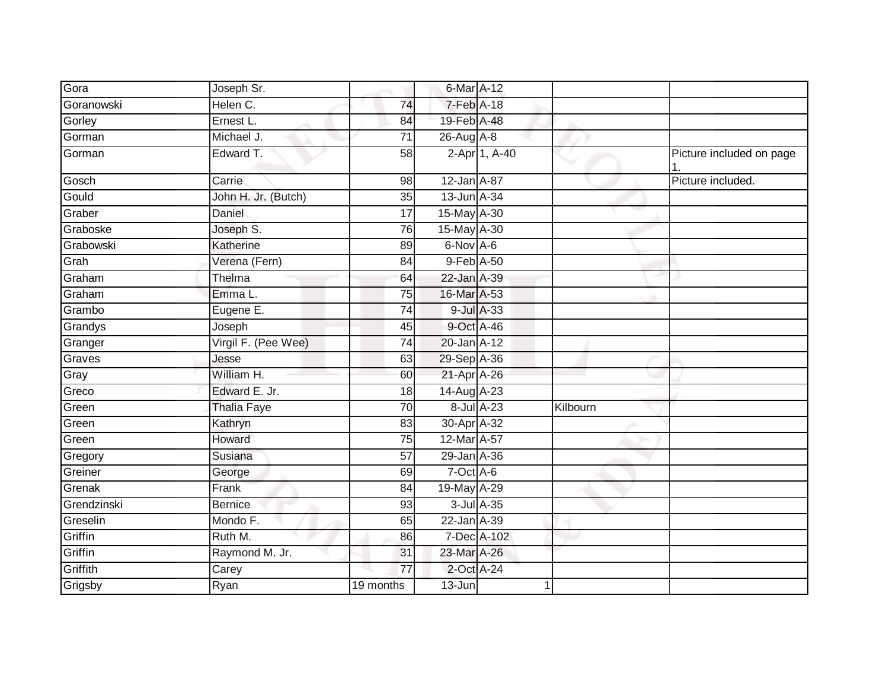| | | | | | | |
|---|---|---|---|---|---|---|
| Gora | Joseph Sr. | | 6-Mar | A-12 | | |
| Goranowski | Helen C. | 74 | 7-Feb | A-18 | | |
| Gorley | Ernest L. | 84 | 19-Feb | A-48 | | |
| Gorman | Michael J. | 71 | 26-Aug | A-8 | | |
| Gorman | Edward T. | 58 | 2-Apr | 1, A-40 | | Picture included on page 1. |
| Gosch | Carrie | 98 | 12-Jan | A-87 | | Picture included. |
| Gould | John H. Jr. (Butch) | 35 | 13-Jun | A-34 | | |
| Graber | Daniel | 17 | 15-May | A-30 | | |
| Graboske | Joseph S. | 76 | 15-May | A-30 | | |
| Grabowski | Katherine | 89 | 6-Nov | A-6 | | |
| Grah | Verena (Fern) | 84 | 9-Feb | A-50 | | |
| Graham | Thelma | 64 | 22-Jan | A-39 | | |
| Graham | Emma L. | 75 | 16-Mar | A-53 | | |
| Grambo | Eugene E. | 74 | 9-Jul | A-33 | | |
| Grandys | Joseph | 45 | 9-Oct | A-46 | | |
| Granger | Virgil F. (Pee Wee) | 74 | 20-Jan | A-12 | | |
| Graves | Jesse | 63 | 29-Sep | A-36 | | |
| Gray | William H. | 60 | 21-Apr | A-26 | | |
| Greco | Edward E. Jr. | 18 | 14-Aug | A-23 | | |
| Green | Thalia Faye | 70 | 8-Jul | A-23 | Kilbourn | |
| Green | Kathryn | 83 | 30-Apr | A-32 | | |
| Green | Howard | 75 | 12-Mar | A-57 | | |
| Gregory | Susiana | 57 | 29-Jan | A-36 | | |
| Greiner | George | 69 | 7-Oct | A-6 | | |
| Grenak | Frank | 84 | 19-May | A-29 | | |
| Grendzinski | Bernice | 93 | 3-Jul | A-35 | | |
| Greselin | Mondo F. | 65 | 22-Jan | A-39 | | |
| Griffin | Ruth M. | 86 | 7-Dec | A-102 | | |
| Griffin | Raymond M. Jr. | 31 | 23-Mar | A-26 | | |
| Griffith | Carey | 77 | 2-Oct | A-24 | | |
| Grigsby | Ryan | 19 months | 13-Jun | 1 | | |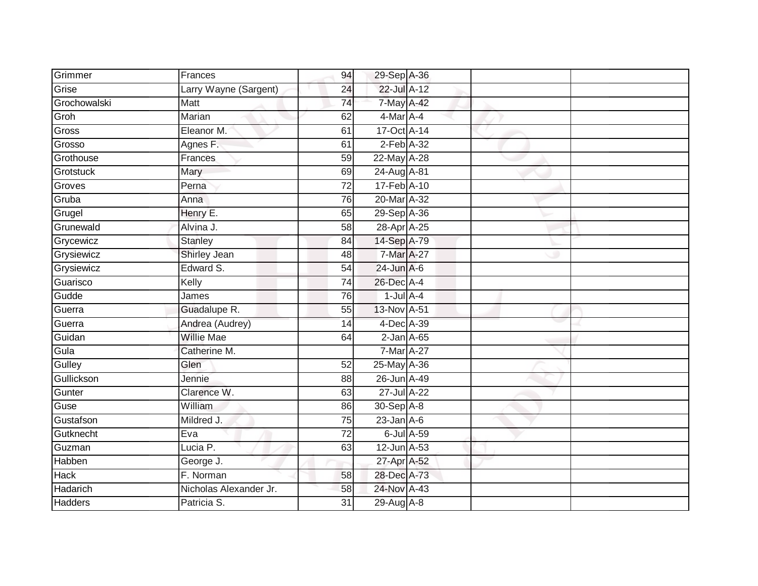| Grimmer | Frances | 94 | 29-Sep | A-36 | | |
|---|---|---|---|---|---|---|
| Grise | Larry Wayne (Sargent) | 24 | 22-Jul | A-12 | | |
| Grochowalski | Matt | 74 | 7-May | A-42 | | |
| Groh | Marian | 62 | 4-Mar | A-4 | | |
| Gross | Eleanor M. | 61 | 17-Oct | A-14 | | |
| Grosso | Agnes F. | 61 | 2-Feb | A-32 | | |
| Grothouse | Frances | 59 | 22-May | A-28 | | |
| Grotstuck | Mary | 69 | 24-Aug | A-81 | | |
| Groves | Perna | 72 | 17-Feb | A-10 | | |
| Gruba | Anna | 76 | 20-Mar | A-32 | | |
| Grugel | Henry E. | 65 | 29-Sep | A-36 | | |
| Grunewald | Alvina J. | 58 | 28-Apr | A-25 | | |
| Grycewicz | Stanley | 84 | 14-Sep | A-79 | | |
| Grysiewicz | Shirley Jean | 48 | 7-Mar | A-27 | | |
| Grysiewicz | Edward S. | 54 | 24-Jun | A-6 | | |
| Guarisco | Kelly | 74 | 26-Dec | A-4 | | |
| Gudde | James | 76 | 1-Jul | A-4 | | |
| Guerra | Guadalupe R. | 55 | 13-Nov | A-51 | | |
| Guerra | Andrea (Audrey) | 14 | 4-Dec | A-39 | | |
| Guidan | Willie Mae | 64 | 2-Jan | A-65 | | |
| Gula | Catherine M. | | 7-Mar | A-27 | | |
| Gulley | Glen | 52 | 25-May | A-36 | | |
| Gullickson | Jennie | 88 | 26-Jun | A-49 | | |
| Gunter | Clarence W. | 63 | 27-Jul | A-22 | | |
| Guse | William | 86 | 30-Sep | A-8 | | |
| Gustafson | Mildred J. | 75 | 23-Jan | A-6 | | |
| Gutknecht | Eva | 72 | 6-Jul | A-59 | | |
| Guzman | Lucia P. | 63 | 12-Jun | A-53 | | |
| Habben | George J. | | 27-Apr | A-52 | | |
| Hack | F. Norman | 58 | 28-Dec | A-73 | | |
| Hadarich | Nicholas Alexander Jr. | 58 | 24-Nov | A-43 | | |
| Hadders | Patricia S. | 31 | 29-Aug | A-8 | | |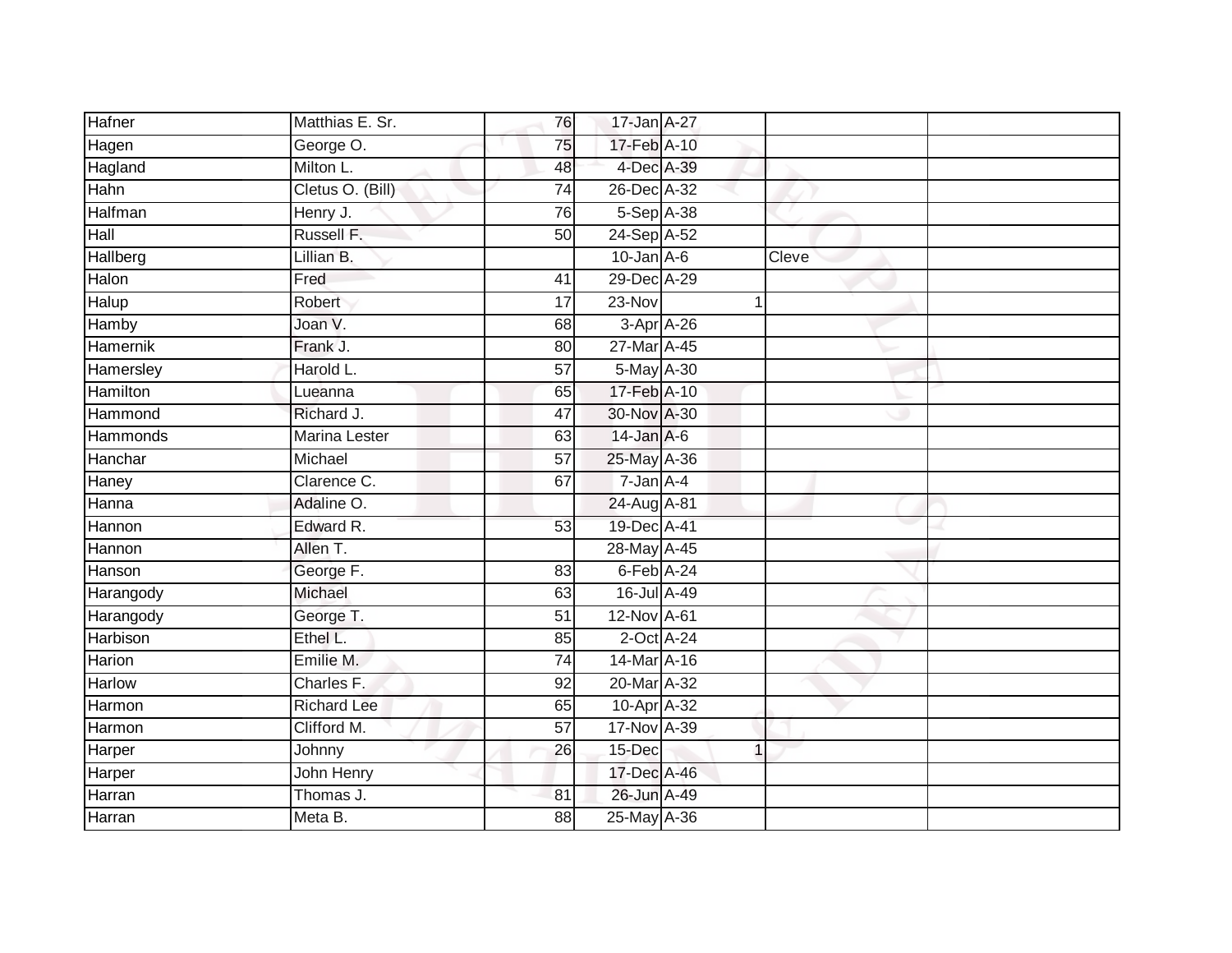| | | | | | | | |
|---|---|---|---|---|---|---|---|
| Hafner | Matthias E. Sr. | 76 | 17-Jan | A-27 | | | |
| Hagen | George O. | 75 | 17-Feb | A-10 | | | |
| Hagland | Milton L. | 48 | 4-Dec | A-39 | | | |
| Hahn | Cletus O. (Bill) | 74 | 26-Dec | A-32 | | | |
| Halfman | Henry J. | 76 | 5-Sep | A-38 | | | |
| Hall | Russell F. | 50 | 24-Sep | A-52 | | | |
| Hallberg | Lillian B. | | 10-Jan | A-6 | | Cleve | |
| Halon | Fred | 41 | 29-Dec | A-29 | | | |
| Halup | Robert | 17 | 23-Nov | | 1 | | |
| Hamby | Joan V. | 68 | 3-Apr | A-26 | | | |
| Hamernik | Frank J. | 80 | 27-Mar | A-45 | | | |
| Hamersley | Harold L. | 57 | 5-May | A-30 | | | |
| Hamilton | Lueanna | 65 | 17-Feb | A-10 | | | |
| Hammond | Richard J. | 47 | 30-Nov | A-30 | | | |
| Hammonds | Marina Lester | 63 | 14-Jan | A-6 | | | |
| Hanchar | Michael | 57 | 25-May | A-36 | | | |
| Haney | Clarence C. | 67 | 7-Jan | A-4 | | | |
| Hanna | Adaline O. | | 24-Aug | A-81 | | | |
| Hannon | Edward R. | 53 | 19-Dec | A-41 | | | |
| Hannon | Allen T. | | 28-May | A-45 | | | |
| Hanson | George F. | 83 | 6-Feb | A-24 | | | |
| Harangody | Michael | 63 | 16-Jul | A-49 | | | |
| Harangody | George T. | 51 | 12-Nov | A-61 | | | |
| Harbison | Ethel L. | 85 | 2-Oct | A-24 | | | |
| Harion | Emilie M. | 74 | 14-Mar | A-16 | | | |
| Harlow | Charles F. | 92 | 20-Mar | A-32 | | | |
| Harmon | Richard Lee | 65 | 10-Apr | A-32 | | | |
| Harmon | Clifford M. | 57 | 17-Nov | A-39 | | | |
| Harper | Johnny | 26 | 15-Dec | | 1 | | |
| Harper | John Henry | | 17-Dec | A-46 | | | |
| Harran | Thomas J. | 81 | 26-Jun | A-49 | | | |
| Harran | Meta B. | 88 | 25-May | A-36 | | | |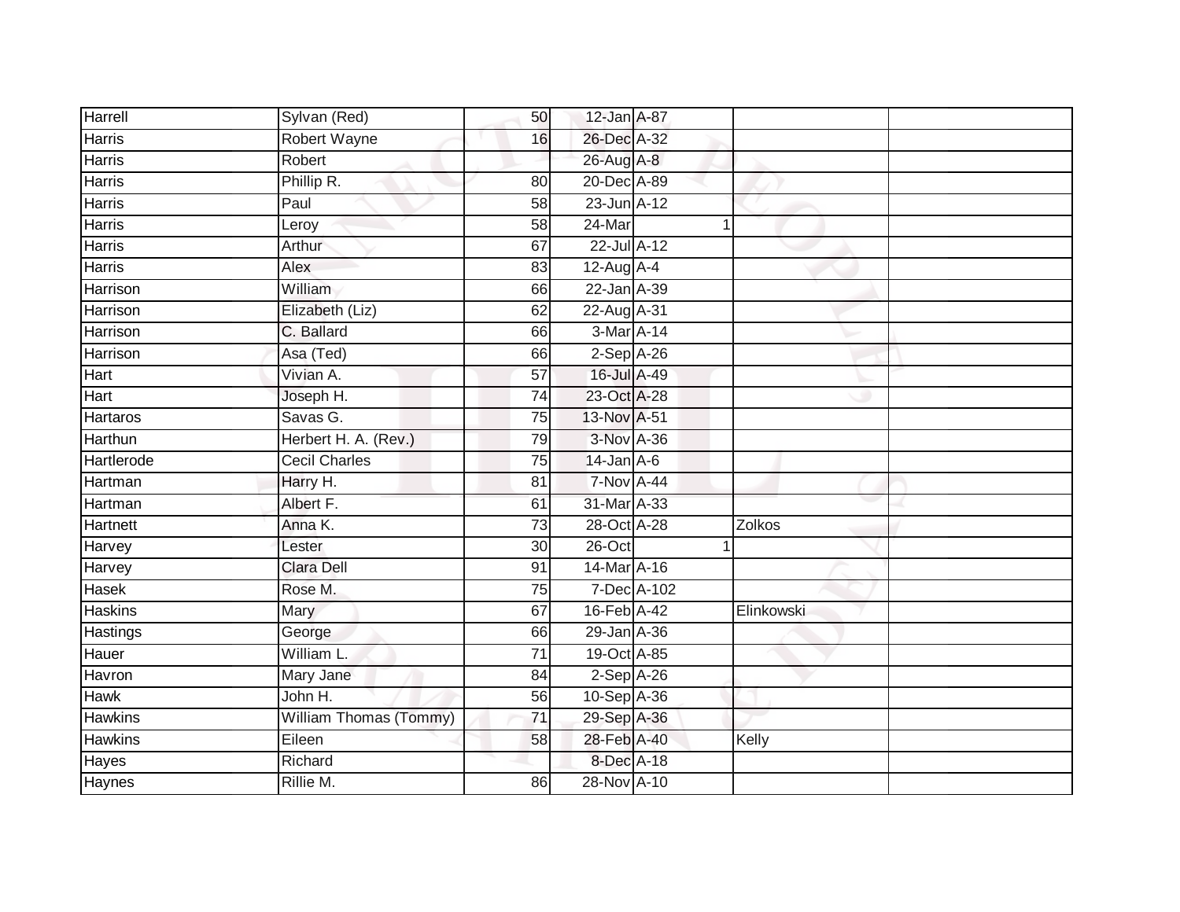| | | | | | | |
|---|---|---|---|---|---|---|
| Harrell | Sylvan (Red) | 50 | 12-Jan | A-87 | | |
| Harris | Robert Wayne | 16 | 26-Dec | A-32 | | |
| Harris | Robert | | 26-Aug | A-8 | | |
| Harris | Phillip R. | 80 | 20-Dec | A-89 | | |
| Harris | Paul | 58 | 23-Jun | A-12 | | |
| Harris | Leroy | 58 | 24-Mar | 1 | | |
| Harris | Arthur | 67 | 22-Jul | A-12 | | |
| Harris | Alex | 83 | 12-Aug | A-4 | | |
| Harrison | William | 66 | 22-Jan | A-39 | | |
| Harrison | Elizabeth (Liz) | 62 | 22-Aug | A-31 | | |
| Harrison | C. Ballard | 66 | 3-Mar | A-14 | | |
| Harrison | Asa (Ted) | 66 | 2-Sep | A-26 | | |
| Hart | Vivian A. | 57 | 16-Jul | A-49 | | |
| Hart | Joseph H. | 74 | 23-Oct | A-28 | | |
| Hartaros | Savas G. | 75 | 13-Nov | A-51 | | |
| Harthun | Herbert H. A. (Rev.) | 79 | 3-Nov | A-36 | | |
| Hartlerode | Cecil Charles | 75 | 14-Jan | A-6 | | |
| Hartman | Harry H. | 81 | 7-Nov | A-44 | | |
| Hartman | Albert F. | 61 | 31-Mar | A-33 | | |
| Hartnett | Anna K. | 73 | 28-Oct | A-28 | Zolkos | |
| Harvey | Lester | 30 | 26-Oct | 1 | | |
| Harvey | Clara Dell | 91 | 14-Mar | A-16 | | |
| Hasek | Rose M. | 75 | 7-Dec | A-102 | | |
| Haskins | Mary | 67 | 16-Feb | A-42 | Elinkowski | |
| Hastings | George | 66 | 29-Jan | A-36 | | |
| Hauer | William L. | 71 | 19-Oct | A-85 | | |
| Havron | Mary Jane | 84 | 2-Sep | A-26 | | |
| Hawk | John H. | 56 | 10-Sep | A-36 | | |
| Hawkins | William Thomas (Tommy) | 71 | 29-Sep | A-36 | | |
| Hawkins | Eileen | 58 | 28-Feb | A-40 | Kelly | |
| Hayes | Richard | | 8-Dec | A-18 | | |
| Haynes | Rillie M. | 86 | 28-Nov | A-10 | | |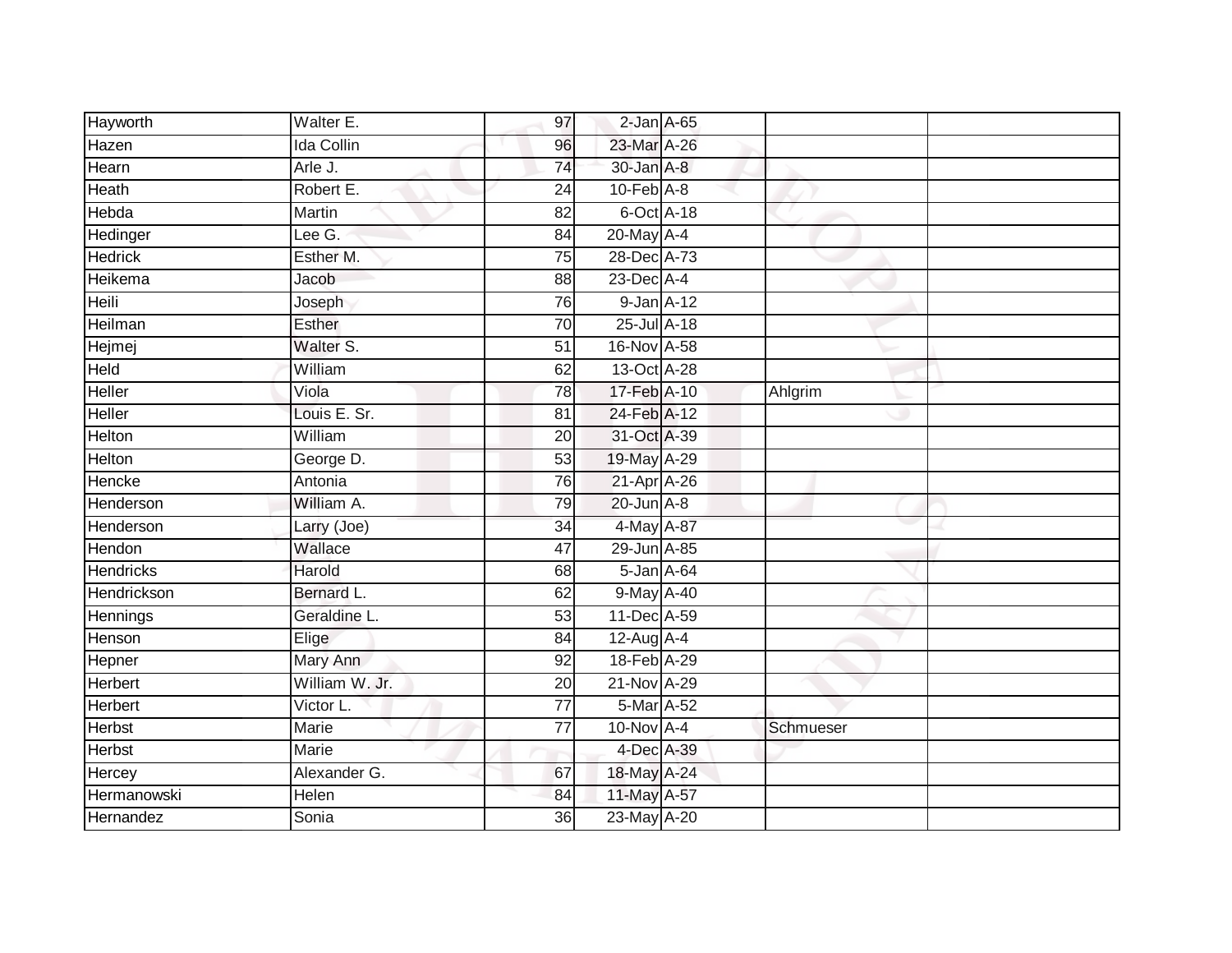| | | | | | | |
|---|---|---|---|---|---|---|
| Hayworth | Walter E. | 97 | 2-Jan | A-65 | | |
| Hazen | Ida Collin | 96 | 23-Mar | A-26 | | |
| Hearn | Arle J. | 74 | 30-Jan | A-8 | | |
| Heath | Robert E. | 24 | 10-Feb | A-8 | | |
| Hebda | Martin | 82 | 6-Oct | A-18 | | |
| Hedinger | Lee G. | 84 | 20-May | A-4 | | |
| Hedrick | Esther M. | 75 | 28-Dec | A-73 | | |
| Heikema | Jacob | 88 | 23-Dec | A-4 | | |
| Heili | Joseph | 76 | 9-Jan | A-12 | | |
| Heilman | Esther | 70 | 25-Jul | A-18 | | |
| Hejmej | Walter S. | 51 | 16-Nov | A-58 | | |
| Held | William | 62 | 13-Oct | A-28 | | |
| Heller | Viola | 78 | 17-Feb | A-10 | Ahlgrim | |
| Heller | Louis E. Sr. | 81 | 24-Feb | A-12 | | |
| Helton | William | 20 | 31-Oct | A-39 | | |
| Helton | George D. | 53 | 19-May | A-29 | | |
| Hencke | Antonia | 76 | 21-Apr | A-26 | | |
| Henderson | William A. | 79 | 20-Jun | A-8 | | |
| Henderson | Larry (Joe) | 34 | 4-May | A-87 | | |
| Hendon | Wallace | 47 | 29-Jun | A-85 | | |
| Hendricks | Harold | 68 | 5-Jan | A-64 | | |
| Hendrickson | Bernard L. | 62 | 9-May | A-40 | | |
| Hennings | Geraldine L. | 53 | 11-Dec | A-59 | | |
| Henson | Elige | 84 | 12-Aug | A-4 | | |
| Hepner | Mary Ann | 92 | 18-Feb | A-29 | | |
| Herbert | William W. Jr. | 20 | 21-Nov | A-29 | | |
| Herbert | Victor L. | 77 | 5-Mar | A-52 | | |
| Herbst | Marie | 77 | 10-Nov | A-4 | Schmueser | |
| Herbst | Marie | | 4-Dec | A-39 | | |
| Hercey | Alexander G. | 67 | 18-May | A-24 | | |
| Hermanowski | Helen | 84 | 11-May | A-57 | | |
| Hernandez | Sonia | 36 | 23-May | A-20 | | |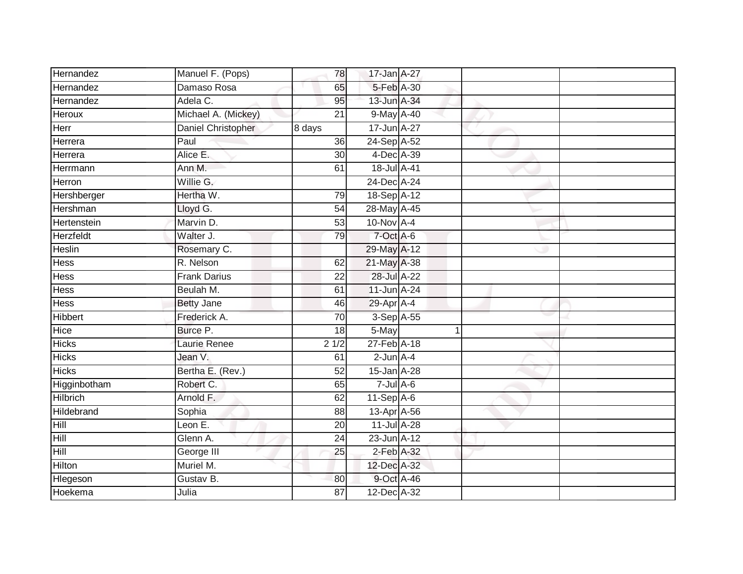| | | | | | | |
|---|---|---|---|---|---|---|
| Hernandez | Manuel F. (Pops) | 78 | 17-Jan | A-27 | | |
| Hernandez | Damaso Rosa | 65 | 5-Feb | A-30 | | |
| Hernandez | Adela C. | 95 | 13-Jun | A-34 | | |
| Heroux | Michael A. (Mickey) | 21 | 9-May | A-40 | | |
| Herr | Daniel Christopher | 8 days | 17-Jun | A-27 | | |
| Herrera | Paul | 36 | 24-Sep | A-52 | | |
| Herrera | Alice E. | 30 | 4-Dec | A-39 | | |
| Herrmann | Ann M. | 61 | 18-Jul | A-41 | | |
| Herron | Willie G. | | 24-Dec | A-24 | | |
| Hershberger | Hertha W. | 79 | 18-Sep | A-12 | | |
| Hershman | Lloyd G. | 54 | 28-May | A-45 | | |
| Hertenstein | Marvin D. | 53 | 10-Nov | A-4 | | |
| Herzfeldt | Walter J. | 79 | 7-Oct | A-6 | | |
| Heslin | Rosemary C. | | 29-May | A-12 | | |
| Hess | R. Nelson | 62 | 21-May | A-38 | | |
| Hess | Frank Darius | 22 | 28-Jul | A-22 | | |
| Hess | Beulah M. | 61 | 11-Jun | A-24 | | |
| Hess | Betty Jane | 46 | 29-Apr | A-4 | | |
| Hibbert | Frederick A. | 70 | 3-Sep | A-55 | | |
| Hice | Burce P. | 18 | 5-May | 1 | | |
| Hicks | Laurie Renee | 2 1/2 | 27-Feb | A-18 | | |
| Hicks | Jean V. | 61 | 2-Jun | A-4 | | |
| Hicks | Bertha E. (Rev.) | 52 | 15-Jan | A-28 | | |
| Higginbotham | Robert C. | 65 | 7-Jul | A-6 | | |
| Hilbrich | Arnold F. | 62 | 11-Sep | A-6 | | |
| Hildebrand | Sophia | 88 | 13-Apr | A-56 | | |
| Hill | Leon E. | 20 | 11-Jul | A-28 | | |
| Hill | Glenn A. | 24 | 23-Jun | A-12 | | |
| Hill | George III | 25 | 2-Feb | A-32 | | |
| Hilton | Muriel M. | | 12-Dec | A-32 | | |
| Hlegeson | Gustav B. | 80 | 9-Oct | A-46 | | |
| Hoekema | Julia | 87 | 12-Dec | A-32 | | |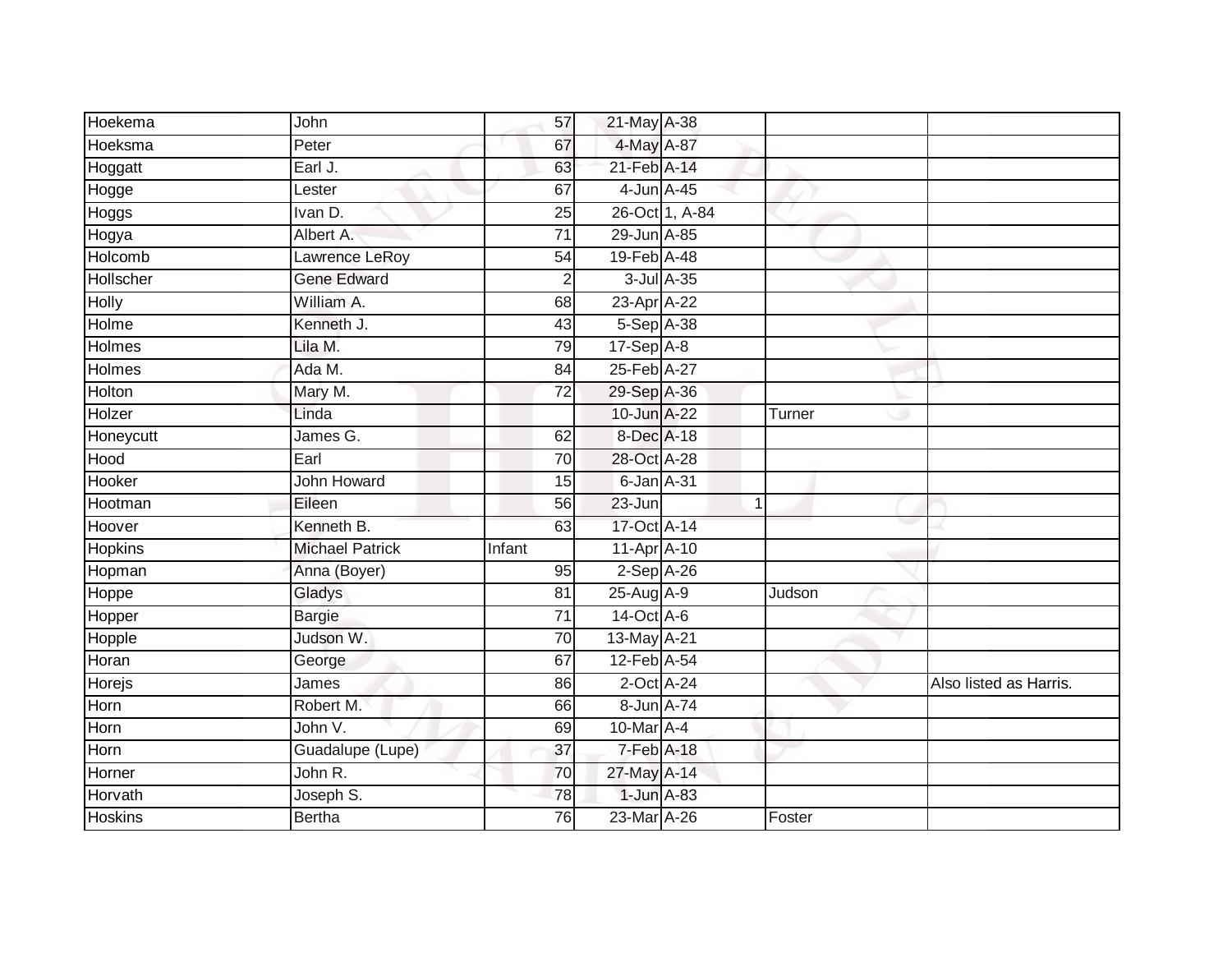| | | | | | | |
|---|---|---|---|---|---|---|
| Hoekema | John | 57 | 21-May | A-38 | | |
| Hoeksma | Peter | 67 | 4-May | A-87 | | |
| Hoggatt | Earl J. | 63 | 21-Feb | A-14 | | |
| Hogge | Lester | 67 | 4-Jun | A-45 | | |
| Hoggs | Ivan D. | 25 | 26-Oct | 1, A-84 | | |
| Hogya | Albert A. | 71 | 29-Jun | A-85 | | |
| Holcomb | Lawrence LeRoy | 54 | 19-Feb | A-48 | | |
| Hollscher | Gene Edward | 2 | 3-Jul | A-35 | | |
| Holly | William A. | 68 | 23-Apr | A-22 | | |
| Holme | Kenneth J. | 43 | 5-Sep | A-38 | | |
| Holmes | Lila M. | 79 | 17-Sep | A-8 | | |
| Holmes | Ada M. | 84 | 25-Feb | A-27 | | |
| Holton | Mary M. | 72 | 29-Sep | A-36 | | |
| Holzer | Linda | | 10-Jun | A-22 | Turner | |
| Honeycutt | James G. | 62 | 8-Dec | A-18 | | |
| Hood | Earl | 70 | 28-Oct | A-28 | | |
| Hooker | John Howard | 15 | 6-Jan | A-31 | | |
| Hootman | Eileen | 56 | 23-Jun | 1 | | |
| Hoover | Kenneth B. | 63 | 17-Oct | A-14 | | |
| Hopkins | Michael Patrick | Infant | 11-Apr | A-10 | | |
| Hopman | Anna (Boyer) | 95 | 2-Sep | A-26 | | |
| Hoppe | Gladys | 81 | 25-Aug | A-9 | Judson | |
| Hopper | Bargie | 71 | 14-Oct | A-6 | | |
| Hopple | Judson W. | 70 | 13-May | A-21 | | |
| Horan | George | 67 | 12-Feb | A-54 | | |
| Horejs | James | 86 | 2-Oct | A-24 | | Also listed as Harris. |
| Horn | Robert M. | 66 | 8-Jun | A-74 | | |
| Horn | John V. | 69 | 10-Mar | A-4 | | |
| Horn | Guadalupe (Lupe) | 37 | 7-Feb | A-18 | | |
| Horner | John R. | 70 | 27-May | A-14 | | |
| Horvath | Joseph S. | 78 | 1-Jun | A-83 | | |
| Hoskins | Bertha | 76 | 23-Mar | A-26 | Foster | |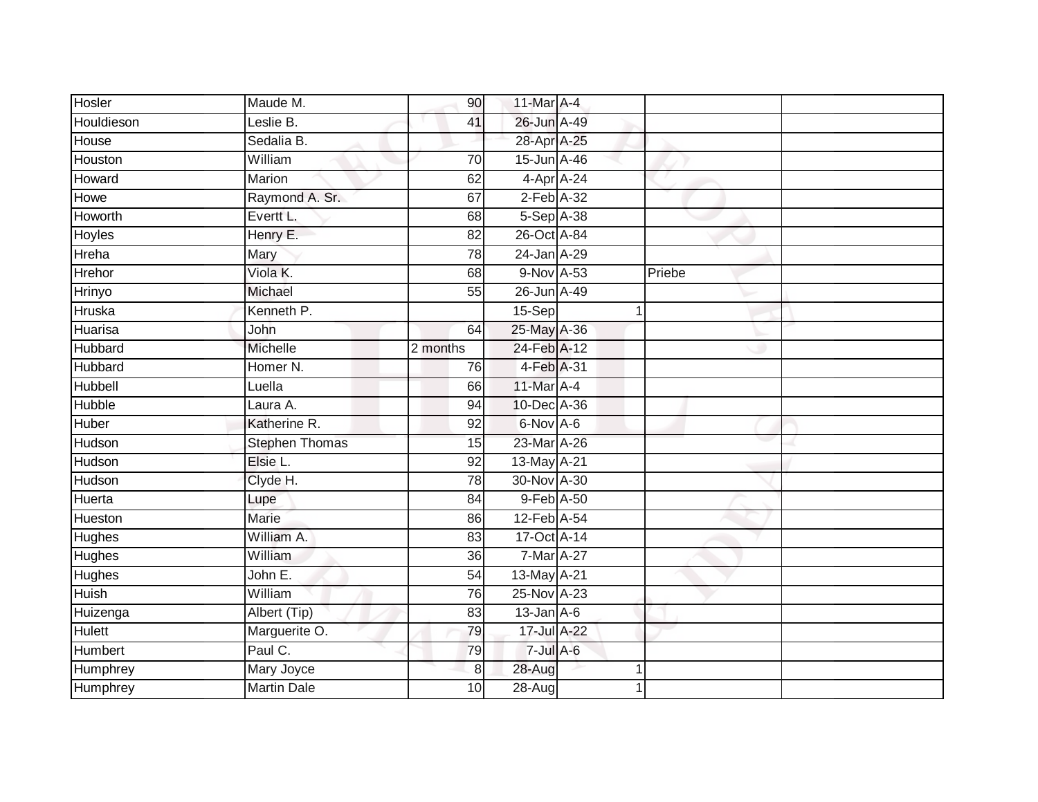| | | | | | | |
|---|---|---|---|---|---|---|
| Hosler | Maude M. | 90 | 11-Mar | A-4 | | |
| Houldieson | Leslie B. | 41 | 26-Jun | A-49 | | |
| House | Sedalia B. | | 28-Apr | A-25 | | |
| Houston | William | 70 | 15-Jun | A-46 | | |
| Howard | Marion | 62 | 4-Apr | A-24 | | |
| Howe | Raymond A. Sr. | 67 | 2-Feb | A-32 | | |
| Howorth | Evertt L. | 68 | 5-Sep | A-38 | | |
| Hoyles | Henry E. | 82 | 26-Oct | A-84 | | |
| Hreha | Mary | 78 | 24-Jan | A-29 | | |
| Hrehor | Viola K. | 68 | 9-Nov | A-53 | Priebe | |
| Hrinyo | Michael | 55 | 26-Jun | A-49 | | |
| Hruska | Kenneth P. | | 15-Sep | 1 | | |
| Huarisa | John | 64 | 25-May | A-36 | | |
| Hubbard | Michelle | 2 months | 24-Feb | A-12 | | |
| Hubbard | Homer N. | 76 | 4-Feb | A-31 | | |
| Hubbell | Luella | 66 | 11-Mar | A-4 | | |
| Hubble | Laura A. | 94 | 10-Dec | A-36 | | |
| Huber | Katherine R. | 92 | 6-Nov | A-6 | | |
| Hudson | Stephen Thomas | 15 | 23-Mar | A-26 | | |
| Hudson | Elsie L. | 92 | 13-May | A-21 | | |
| Hudson | Clyde H. | 78 | 30-Nov | A-30 | | |
| Huerta | Lupe | 84 | 9-Feb | A-50 | | |
| Hueston | Marie | 86 | 12-Feb | A-54 | | |
| Hughes | William A. | 83 | 17-Oct | A-14 | | |
| Hughes | William | 36 | 7-Mar | A-27 | | |
| Hughes | John E. | 54 | 13-May | A-21 | | |
| Huish | William | 76 | 25-Nov | A-23 | | |
| Huizenga | Albert (Tip) | 83 | 13-Jan | A-6 | | |
| Hulett | Marguerite O. | 79 | 17-Jul | A-22 | | |
| Humbert | Paul C. | 79 | 7-Jul | A-6 | | |
| Humphrey | Mary Joyce | 8 | 28-Aug | 1 | | |
| Humphrey | Martin Dale | 10 | 28-Aug | 1 | | |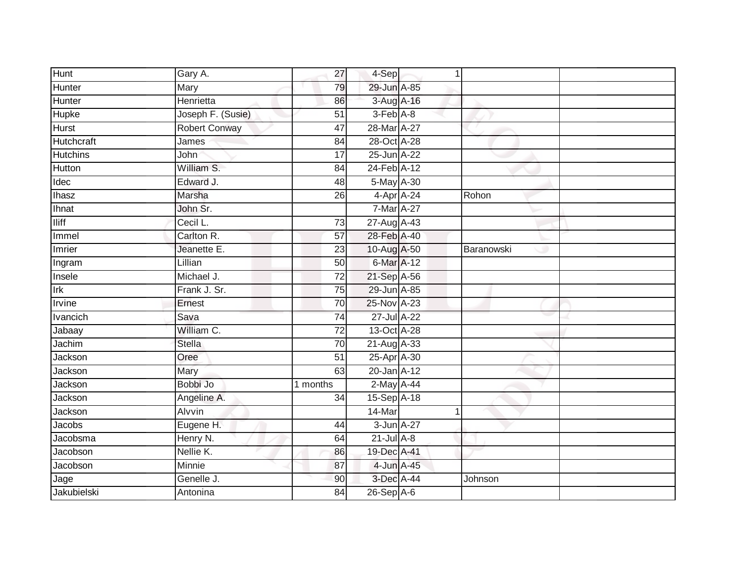| Hunt | Gary A. | 27 | 4-Sep | 1 | | |
|---|---|---|---|---|---|---|
| Hunter | Mary | 79 | 29-Jun | A-85 | | |
| Hunter | Henrietta | 86 | 3-Aug | A-16 | | |
| Hupke | Joseph F. (Susie) | 51 | 3-Feb | A-8 | | |
| Hurst | Robert Conway | 47 | 28-Mar | A-27 | | |
| Hutchcraft | James | 84 | 28-Oct | A-28 | | |
| Hutchins | John | 17 | 25-Jun | A-22 | | |
| Hutton | William S. | 84 | 24-Feb | A-12 | | |
| Idec | Edward J. | 48 | 5-May | A-30 | | |
| Ihasz | Marsha | 26 | 4-Apr | A-24 | Rohon | |
| Ihnat | John Sr. | | 7-Mar | A-27 | | |
| Iliff | Cecil L. | 73 | 27-Aug | A-43 | | |
| Immel | Carlton R. | 57 | 28-Feb | A-40 | | |
| Imrier | Jeanette E. | 23 | 10-Aug | A-50 | Baranowski | |
| Ingram | Lillian | 50 | 6-Mar | A-12 | | |
| Insele | Michael J. | 72 | 21-Sep | A-56 | | |
| Irk | Frank J. Sr. | 75 | 29-Jun | A-85 | | |
| Irvine | Ernest | 70 | 25-Nov | A-23 | | |
| Ivancich | Sava | 74 | 27-Jul | A-22 | | |
| Jabaay | William C. | 72 | 13-Oct | A-28 | | |
| Jachim | Stella | 70 | 21-Aug | A-33 | | |
| Jackson | Oree | 51 | 25-Apr | A-30 | | |
| Jackson | Mary | 63 | 20-Jan | A-12 | | |
| Jackson | Bobbi Jo | 1 months | 2-May | A-44 | | |
| Jackson | Angeline A. | 34 | 15-Sep | A-18 | | |
| Jackson | Alvvin | | 14-Mar | 1 | | |
| Jacobs | Eugene H. | 44 | 3-Jun | A-27 | | |
| Jacobsma | Henry N. | 64 | 21-Jul | A-8 | | |
| Jacobson | Nellie K. | 86 | 19-Dec | A-41 | | |
| Jacobson | Minnie | 87 | 4-Jun | A-45 | | |
| Jage | Genelle J. | 90 | 3-Dec | A-44 | Johnson | |
| Jakubielski | Antonina | 84 | 26-Sep | A-6 | | |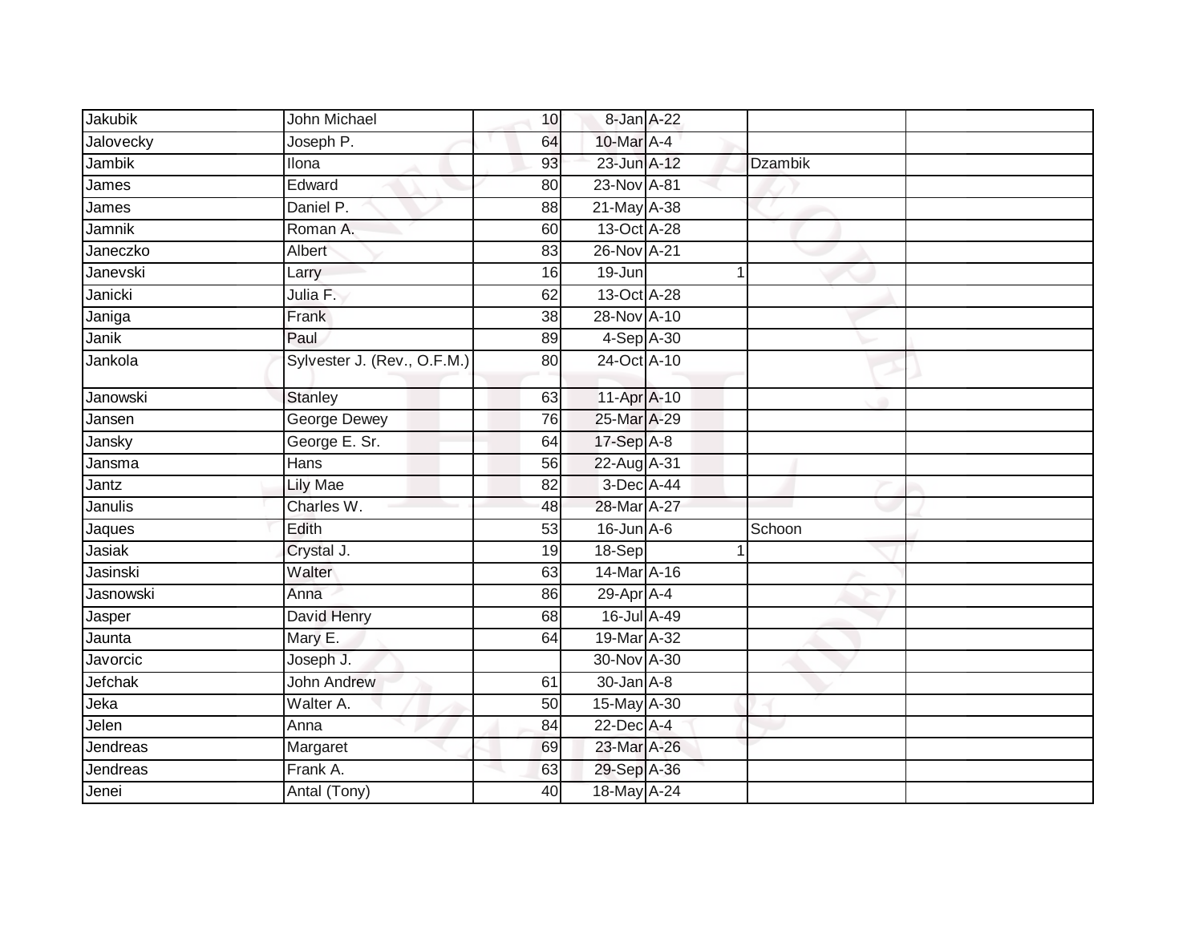| | | | | | | | |
|---|---|---|---|---|---|---|---|
| Jakubik | John Michael | 10 | 8-Jan | A-22 | | | |
| Jalovecky | Joseph P. | 64 | 10-Mar | A-4 | | | |
| Jambik | Ilona | 93 | 23-Jun | A-12 | | Dzambik | |
| James | Edward | 80 | 23-Nov | A-81 | | | |
| James | Daniel P. | 88 | 21-May | A-38 | | | |
| Jamnik | Roman A. | 60 | 13-Oct | A-28 | | | |
| Janeczko | Albert | 83 | 26-Nov | A-21 | | | |
| Janevski | Larry | 16 | 19-Jun | | 1 | | |
| Janicki | Julia F. | 62 | 13-Oct | A-28 | | | |
| Janiga | Frank | 38 | 28-Nov | A-10 | | | |
| Janik | Paul | 89 | 4-Sep | A-30 | | | |
| Jankola | Sylvester J. (Rev., O.F.M.) | 80 | 24-Oct | A-10 | | | |
| Janowski | Stanley | 63 | 11-Apr | A-10 | | | |
| Jansen | George Dewey | 76 | 25-Mar | A-29 | | | |
| Jansky | George E. Sr. | 64 | 17-Sep | A-8 | | | |
| Jansma | Hans | 56 | 22-Aug | A-31 | | | |
| Jantz | Lily Mae | 82 | 3-Dec | A-44 | | | |
| Janulis | Charles W. | 48 | 28-Mar | A-27 | | | |
| Jaques | Edith | 53 | 16-Jun | A-6 | | Schoon | |
| Jasiak | Crystal J. | 19 | 18-Sep | | 1 | | |
| Jasinski | Walter | 63 | 14-Mar | A-16 | | | |
| Jasnowski | Anna | 86 | 29-Apr | A-4 | | | |
| Jasper | David Henry | 68 | 16-Jul | A-49 | | | |
| Jaunta | Mary E. | 64 | 19-Mar | A-32 | | | |
| Javorcic | Joseph J. | | 30-Nov | A-30 | | | |
| Jefchak | John Andrew | 61 | 30-Jan | A-8 | | | |
| Jeka | Walter A. | 50 | 15-May | A-30 | | | |
| Jelen | Anna | 84 | 22-Dec | A-4 | | | |
| Jendreas | Margaret | 69 | 23-Mar | A-26 | | | |
| Jendreas | Frank A. | 63 | 29-Sep | A-36 | | | |
| Jenei | Antal (Tony) | 40 | 18-May | A-24 | | | |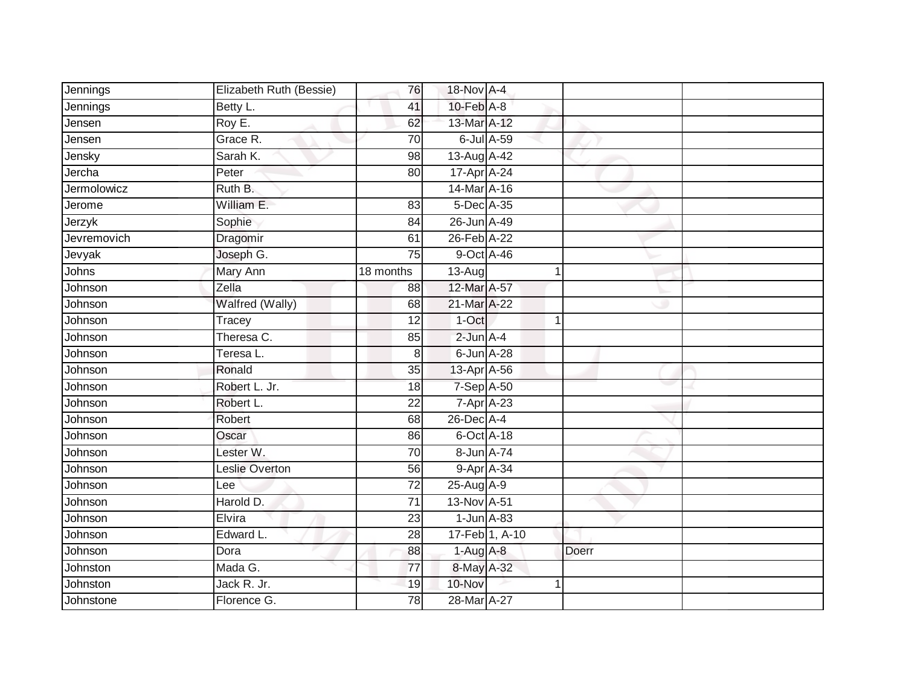| | | | | | | |
|---|---|---|---|---|---|---|
| Jennings | Elizabeth Ruth (Bessie) | 76 | 18-Nov | A-4 | | |
| Jennings | Betty L. | 41 | 10-Feb | A-8 | | |
| Jensen | Roy E. | 62 | 13-Mar | A-12 | | |
| Jensen | Grace R. | 70 | 6-Jul | A-59 | | |
| Jensky | Sarah K. | 98 | 13-Aug | A-42 | | |
| Jercha | Peter | 80 | 17-Apr | A-24 | | |
| Jermolowicz | Ruth B. | | 14-Mar | A-16 | | |
| Jerome | William E. | 83 | 5-Dec | A-35 | | |
| Jerzyk | Sophie | 84 | 26-Jun | A-49 | | |
| Jevremovich | Dragomir | 61 | 26-Feb | A-22 | | |
| Jevyak | Joseph G. | 75 | 9-Oct | A-46 | | |
| Johns | Mary Ann | 18 months | 13-Aug | 1 | | |
| Johnson | Zella | 88 | 12-Mar | A-57 | | |
| Johnson | Walfred (Wally) | 68 | 21-Mar | A-22 | | |
| Johnson | Tracey | 12 | 1-Oct | 1 | | |
| Johnson | Theresa C. | 85 | 2-Jun | A-4 | | |
| Johnson | Teresa L. | 8 | 6-Jun | A-28 | | |
| Johnson | Ronald | 35 | 13-Apr | A-56 | | |
| Johnson | Robert L. Jr. | 18 | 7-Sep | A-50 | | |
| Johnson | Robert L. | 22 | 7-Apr | A-23 | | |
| Johnson | Robert | 68 | 26-Dec | A-4 | | |
| Johnson | Oscar | 86 | 6-Oct | A-18 | | |
| Johnson | Lester W. | 70 | 8-Jun | A-74 | | |
| Johnson | Leslie Overton | 56 | 9-Apr | A-34 | | |
| Johnson | Lee | 72 | 25-Aug | A-9 | | |
| Johnson | Harold D. | 71 | 13-Nov | A-51 | | |
| Johnson | Elvira | 23 | 1-Jun | A-83 | | |
| Johnson | Edward L. | 28 | 17-Feb | 1, A-10 | | |
| Johnson | Dora | 88 | 1-Aug | A-8 | Doerr | |
| Johnston | Mada G. | 77 | 8-May | A-32 | | |
| Johnston | Jack R. Jr. | 19 | 10-Nov | 1 | | |
| Johnstone | Florence G. | 78 | 28-Mar | A-27 | | |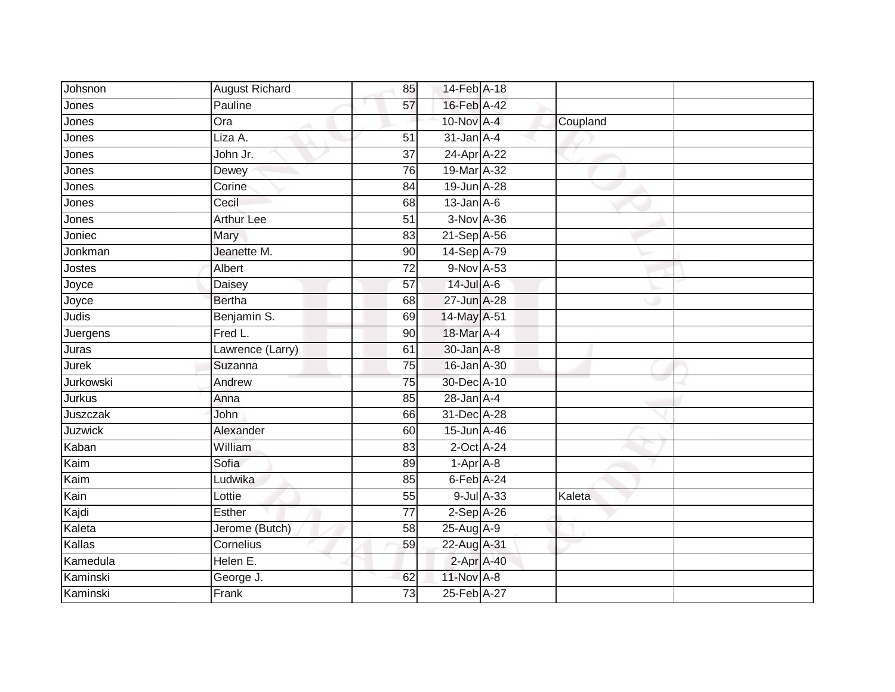| | | | | | | |
|---|---|---|---|---|---|---|
| Johsnon | August Richard | 85 | 14-Feb | A-18 | | |
| Jones | Pauline | 57 | 16-Feb | A-42 | | |
| Jones | Ora | | 10-Nov | A-4 | Coupland | |
| Jones | Liza A. | 51 | 31-Jan | A-4 | | |
| Jones | John Jr. | 37 | 24-Apr | A-22 | | |
| Jones | Dewey | 76 | 19-Mar | A-32 | | |
| Jones | Corine | 84 | 19-Jun | A-28 | | |
| Jones | Cecil | 68 | 13-Jan | A-6 | | |
| Jones | Arthur Lee | 51 | 3-Nov | A-36 | | |
| Joniec | Mary | 83 | 21-Sep | A-56 | | |
| Jonkman | Jeanette M. | 90 | 14-Sep | A-79 | | |
| Jostes | Albert | 72 | 9-Nov | A-53 | | |
| Joyce | Daisey | 57 | 14-Jul | A-6 | | |
| Joyce | Bertha | 68 | 27-Jun | A-28 | | |
| Judis | Benjamin S. | 69 | 14-May | A-51 | | |
| Juergens | Fred L. | 90 | 18-Mar | A-4 | | |
| Juras | Lawrence (Larry) | 61 | 30-Jan | A-8 | | |
| Jurek | Suzanna | 75 | 16-Jan | A-30 | | |
| Jurkowski | Andrew | 75 | 30-Dec | A-10 | | |
| Jurkus | Anna | 85 | 28-Jan | A-4 | | |
| Juszczak | John | 66 | 31-Dec | A-28 | | |
| Juzwick | Alexander | 60 | 15-Jun | A-46 | | |
| Kaban | William | 83 | 2-Oct | A-24 | | |
| Kaim | Sofia | 89 | 1-Apr | A-8 | | |
| Kaim | Ludwika | 85 | 6-Feb | A-24 | | |
| Kain | Lottie | 55 | 9-Jul | A-33 | Kaleta | |
| Kajdi | Esther | 77 | 2-Sep | A-26 | | |
| Kaleta | Jerome (Butch) | 58 | 25-Aug | A-9 | | |
| Kallas | Cornelius | 59 | 22-Aug | A-31 | | |
| Kamedula | Helen E. | | 2-Apr | A-40 | | |
| Kaminski | George J. | 62 | 11-Nov | A-8 | | |
| Kaminski | Frank | 73 | 25-Feb | A-27 | | |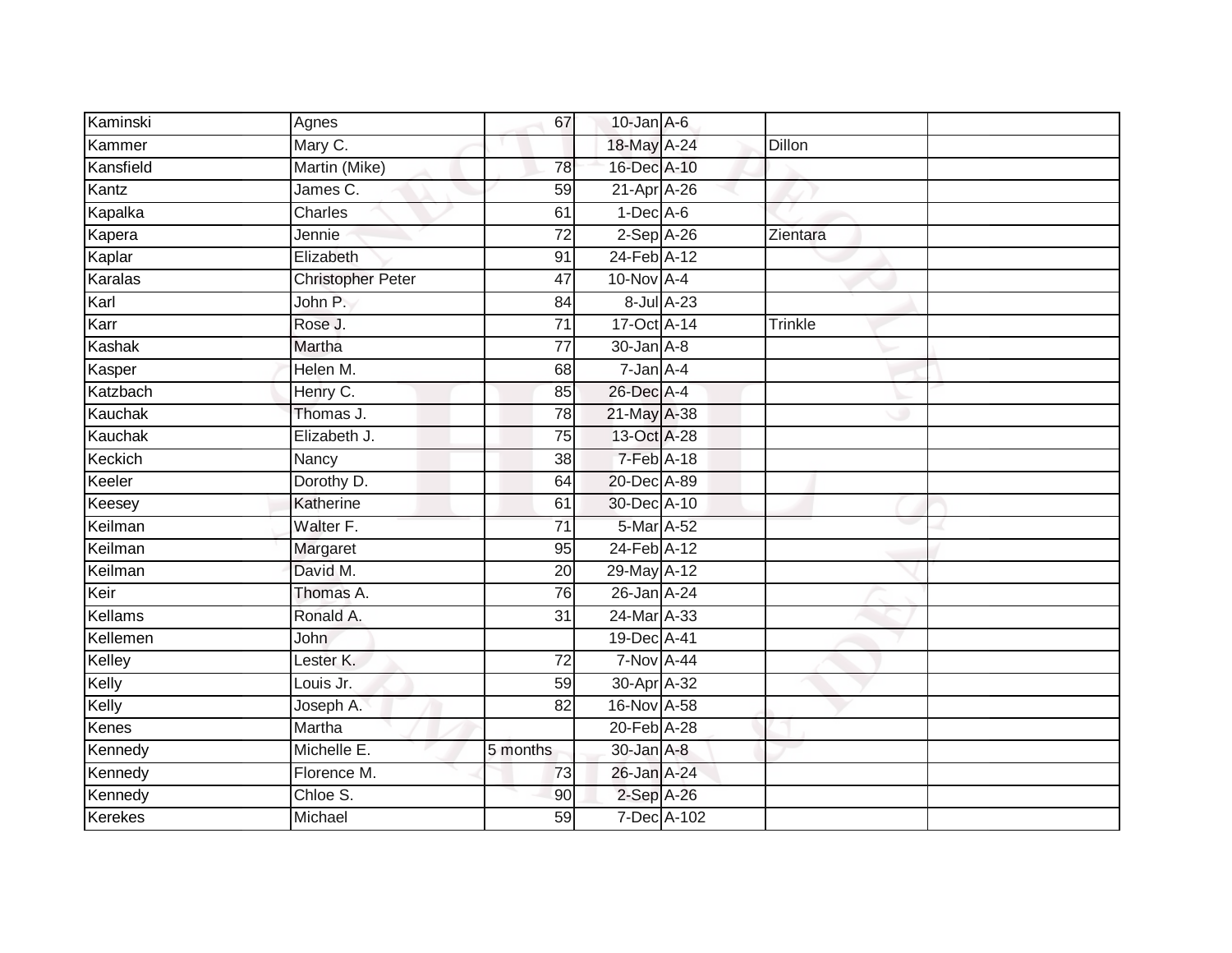| | | | | | | |
|---|---|---|---|---|---|---|
| Kaminski | Agnes | 67 | 10-Jan | A-6 | | |
| Kammer | Mary C. | | 18-May | A-24 | Dillon | |
| Kansfield | Martin (Mike) | 78 | 16-Dec | A-10 | | |
| Kantz | James C. | 59 | 21-Apr | A-26 | | |
| Kapalka | Charles | 61 | 1-Dec | A-6 | | |
| Kapera | Jennie | 72 | 2-Sep | A-26 | Zientara | |
| Kaplar | Elizabeth | 91 | 24-Feb | A-12 | | |
| Karalas | Christopher Peter | 47 | 10-Nov | A-4 | | |
| Karl | John P. | 84 | 8-Jul | A-23 | | |
| Karr | Rose J. | 71 | 17-Oct | A-14 | Trinkle | |
| Kashak | Martha | 77 | 30-Jan | A-8 | | |
| Kasper | Helen M. | 68 | 7-Jan | A-4 | | |
| Katzbach | Henry C. | 85 | 26-Dec | A-4 | | |
| Kauchak | Thomas J. | 78 | 21-May | A-38 | | |
| Kauchak | Elizabeth J. | 75 | 13-Oct | A-28 | | |
| Keckich | Nancy | 38 | 7-Feb | A-18 | | |
| Keeler | Dorothy D. | 64 | 20-Dec | A-89 | | |
| Keesey | Katherine | 61 | 30-Dec | A-10 | | |
| Keilman | Walter F. | 71 | 5-Mar | A-52 | | |
| Keilman | Margaret | 95 | 24-Feb | A-12 | | |
| Keilman | David M. | 20 | 29-May | A-12 | | |
| Keir | Thomas A. | 76 | 26-Jan | A-24 | | |
| Kellams | Ronald A. | 31 | 24-Mar | A-33 | | |
| Kellemen | John | | 19-Dec | A-41 | | |
| Kelley | Lester K. | 72 | 7-Nov | A-44 | | |
| Kelly | Louis Jr. | 59 | 30-Apr | A-32 | | |
| Kelly | Joseph A. | 82 | 16-Nov | A-58 | | |
| Kenes | Martha | | 20-Feb | A-28 | | |
| Kennedy | Michelle E. | 5 months | 30-Jan | A-8 | | |
| Kennedy | Florence M. | 73 | 26-Jan | A-24 | | |
| Kennedy | Chloe S. | 90 | 2-Sep | A-26 | | |
| Kerekes | Michael | 59 | 7-Dec | A-102 | | |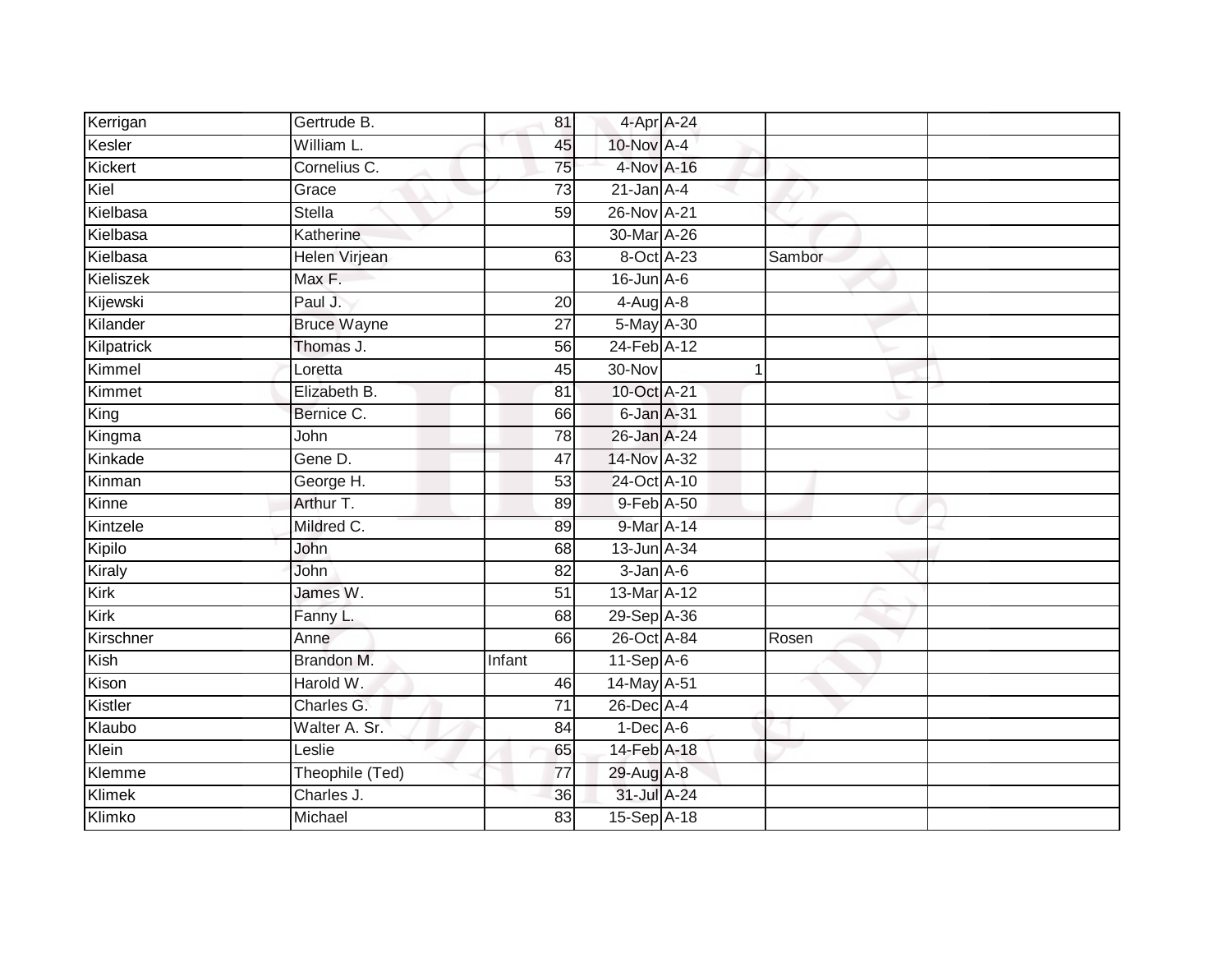| | | | | | | |
|---|---|---|---|---|---|---|
| Kerrigan | Gertrude B. | 81 | 4-Apr | A-24 | | |
| Kesler | William L. | 45 | 10-Nov | A-4 | | |
| Kickert | Cornelius C. | 75 | 4-Nov | A-16 | | |
| Kiel | Grace | 73 | 21-Jan | A-4 | | |
| Kielbasa | Stella | 59 | 26-Nov | A-21 | | |
| Kielbasa | Katherine | | 30-Mar | A-26 | | |
| Kielbasa | Helen Virjean | 63 | 8-Oct | A-23 | Sambor | |
| Kieliszek | Max F. | | 16-Jun | A-6 | | |
| Kijewski | Paul J. | 20 | 4-Aug | A-8 | | |
| Kilander | Bruce Wayne | 27 | 5-May | A-30 | | |
| Kilpatrick | Thomas J. | 56 | 24-Feb | A-12 | | |
| Kimmel | Loretta | 45 | 30-Nov | 1 | | |
| Kimmet | Elizabeth B. | 81 | 10-Oct | A-21 | | |
| King | Bernice C. | 66 | 6-Jan | A-31 | | |
| Kingma | John | 78 | 26-Jan | A-24 | | |
| Kinkade | Gene D. | 47 | 14-Nov | A-32 | | |
| Kinman | George H. | 53 | 24-Oct | A-10 | | |
| Kinne | Arthur T. | 89 | 9-Feb | A-50 | | |
| Kintzele | Mildred C. | 89 | 9-Mar | A-14 | | |
| Kipilo | John | 68 | 13-Jun | A-34 | | |
| Kiraly | John | 82 | 3-Jan | A-6 | | |
| Kirk | James W. | 51 | 13-Mar | A-12 | | |
| Kirk | Fanny L. | 68 | 29-Sep | A-36 | | |
| Kirschner | Anne | 66 | 26-Oct | A-84 | Rosen | |
| Kish | Brandon M. | Infant | 11-Sep | A-6 | | |
| Kison | Harold W. | 46 | 14-May | A-51 | | |
| Kistler | Charles G. | 71 | 26-Dec | A-4 | | |
| Klaubo | Walter A. Sr. | 84 | 1-Dec | A-6 | | |
| Klein | Leslie | 65 | 14-Feb | A-18 | | |
| Klemme | Theophile (Ted) | 77 | 29-Aug | A-8 | | |
| Klimek | Charles J. | 36 | 31-Jul | A-24 | | |
| Klimko | Michael | 83 | 15-Sep | A-18 | | |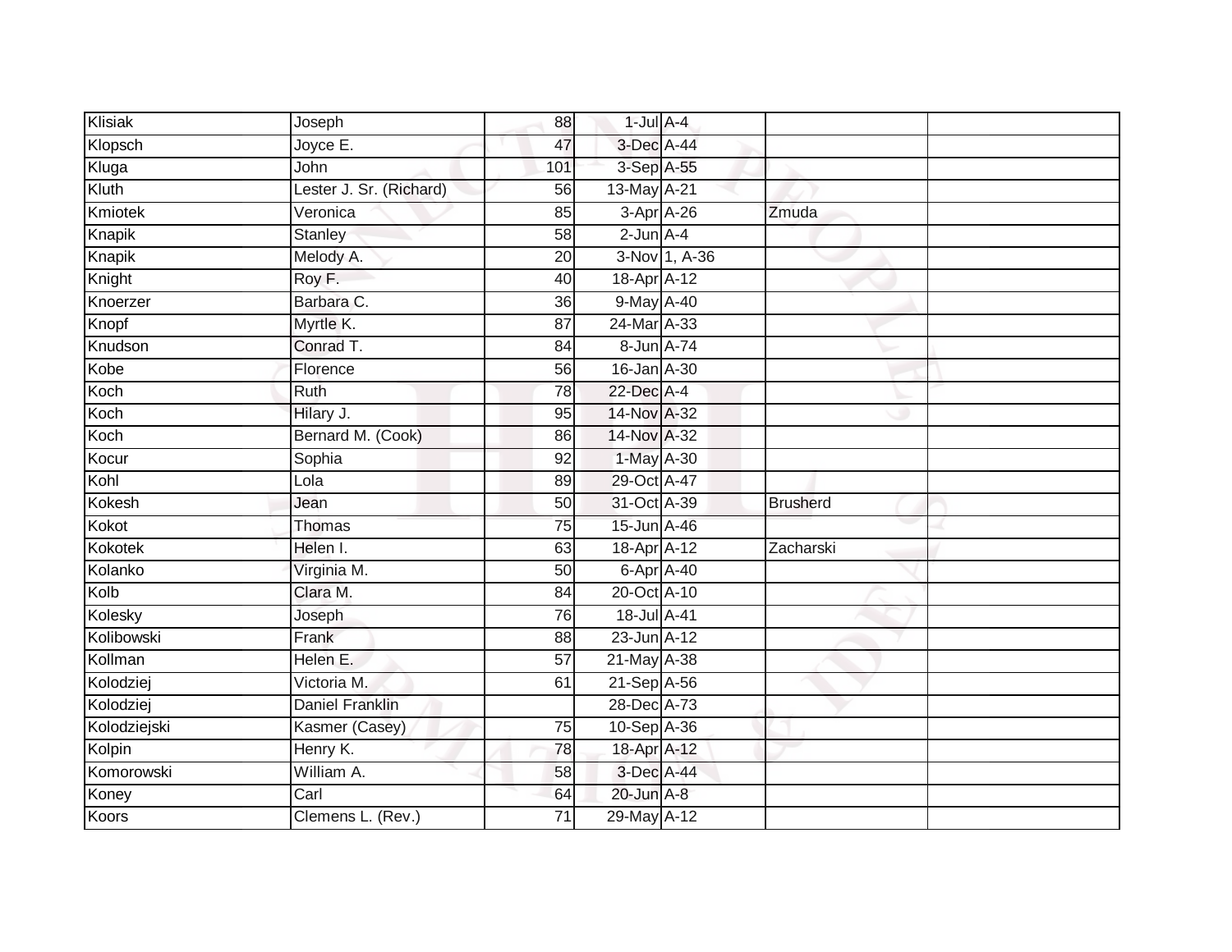| | | | | | | |
|---|---|---|---|---|---|---|
| Klisiak | Joseph | 88 | 1-Jul | A-4 | | |
| Klopsch | Joyce E. | 47 | 3-Dec | A-44 | | |
| Kluga | John | 101 | 3-Sep | A-55 | | |
| Kluth | Lester J. Sr. (Richard) | 56 | 13-May | A-21 | | |
| Kmiotek | Veronica | 85 | 3-Apr | A-26 | Zmuda | |
| Knapik | Stanley | 58 | 2-Jun | A-4 | | |
| Knapik | Melody A. | 20 | 3-Nov | 1, A-36 | | |
| Knight | Roy F. | 40 | 18-Apr | A-12 | | |
| Knoerzer | Barbara C. | 36 | 9-May | A-40 | | |
| Knopf | Myrtle K. | 87 | 24-Mar | A-33 | | |
| Knudson | Conrad T. | 84 | 8-Jun | A-74 | | |
| Kobe | Florence | 56 | 16-Jan | A-30 | | |
| Koch | Ruth | 78 | 22-Dec | A-4 | | |
| Koch | Hilary J. | 95 | 14-Nov | A-32 | | |
| Koch | Bernard M. (Cook) | 86 | 14-Nov | A-32 | | |
| Kocur | Sophia | 92 | 1-May | A-30 | | |
| Kohl | Lola | 89 | 29-Oct | A-47 | | |
| Kokesh | Jean | 50 | 31-Oct | A-39 | Brusherd | |
| Kokot | Thomas | 75 | 15-Jun | A-46 | | |
| Kokotek | Helen I. | 63 | 18-Apr | A-12 | Zacharski | |
| Kolanko | Virginia M. | 50 | 6-Apr | A-40 | | |
| Kolb | Clara M. | 84 | 20-Oct | A-10 | | |
| Kolesky | Joseph | 76 | 18-Jul | A-41 | | |
| Kolibowski | Frank | 88 | 23-Jun | A-12 | | |
| Kollman | Helen E. | 57 | 21-May | A-38 | | |
| Kolodziej | Victoria M. | 61 | 21-Sep | A-56 | | |
| Kolodziej | Daniel Franklin | | 28-Dec | A-73 | | |
| Kolodziejski | Kasmer (Casey) | 75 | 10-Sep | A-36 | | |
| Kolpin | Henry K. | 78 | 18-Apr | A-12 | | |
| Komorowski | William A. | 58 | 3-Dec | A-44 | | |
| Koney | Carl | 64 | 20-Jun | A-8 | | |
| Koors | Clemens L. (Rev.) | 71 | 29-May | A-12 | | |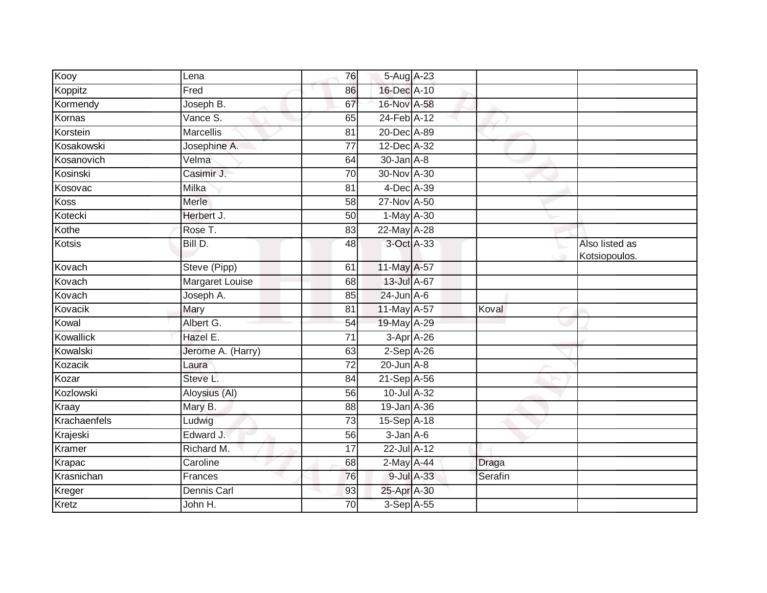| | | | | | | |
|---|---|---|---|---|---|---|
| Kooy | Lena | 76 | 5-Aug | A-23 | | |
| Koppitz | Fred | 86 | 16-Dec | A-10 | | |
| Kormendy | Joseph B. | 67 | 16-Nov | A-58 | | |
| Kornas | Vance S. | 65 | 24-Feb | A-12 | | |
| Korstein | Marcellis | 81 | 20-Dec | A-89 | | |
| Kosakowski | Josephine A. | 77 | 12-Dec | A-32 | | |
| Kosanovich | Velma | 64 | 30-Jan | A-8 | | |
| Kosinski | Casimir J. | 70 | 30-Nov | A-30 | | |
| Kosovac | Milka | 81 | 4-Dec | A-39 | | |
| Koss | Merle | 58 | 27-Nov | A-50 | | |
| Kotecki | Herbert J. | 50 | 1-May | A-30 | | |
| Kothe | Rose T. | 83 | 22-May | A-28 | | |
| Kotsis | Bill D. | 48 | 3-Oct | A-33 | | Also listed as Kotsiopoulos. |
| Kovach | Steve (Pipp) | 61 | 11-May | A-57 | | |
| Kovach | Margaret Louise | 68 | 13-Jul | A-67 | | |
| Kovach | Joseph A. | 85 | 24-Jun | A-6 | | |
| Kovacik | Mary | 81 | 11-May | A-57 | Koval | |
| Kowal | Albert G. | 54 | 19-May | A-29 | | |
| Kowallick | Hazel E. | 71 | 3-Apr | A-26 | | |
| Kowalski | Jerome A. (Harry) | 63 | 2-Sep | A-26 | | |
| Kozacik | Laura | 72 | 20-Jun | A-8 | | |
| Kozar | Steve L. | 84 | 21-Sep | A-56 | | |
| Kozlowski | Aloysius (Al) | 56 | 10-Jul | A-32 | | |
| Kraay | Mary B. | 88 | 19-Jan | A-36 | | |
| Krachaenfels | Ludwig | 73 | 15-Sep | A-18 | | |
| Krajeski | Edward J. | 56 | 3-Jan | A-6 | | |
| Kramer | Richard M. | 17 | 22-Jul | A-12 | | |
| Krapac | Caroline | 68 | 2-May | A-44 | Draga | |
| Krasnichan | Frances | 76 | 9-Jul | A-33 | Serafin | |
| Kreger | Dennis Carl | 93 | 25-Apr | A-30 | | |
| Kretz | John H. | 70 | 3-Sep | A-55 | | |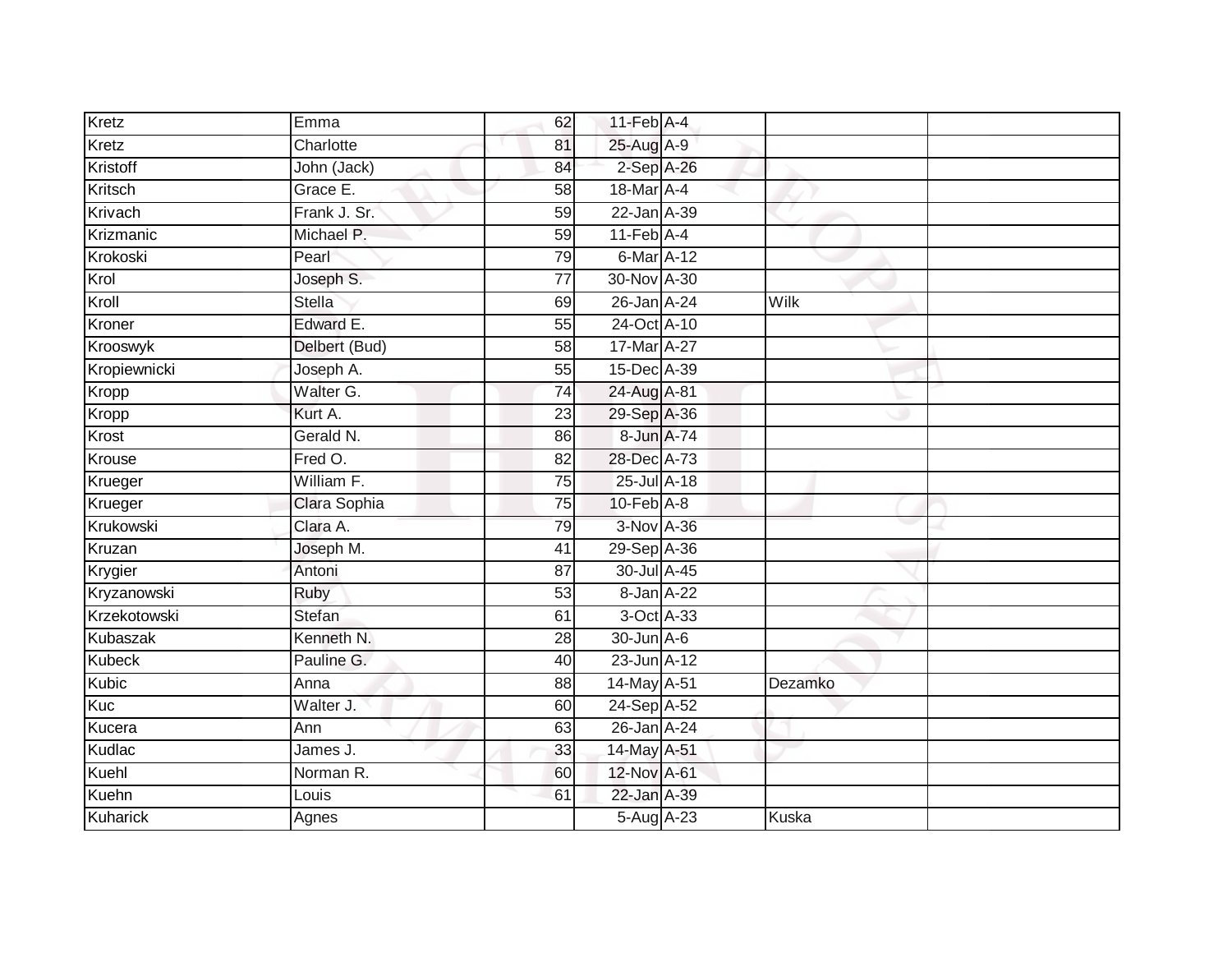| | | | | | | |
|---|---|---|---|---|---|---|
| Kretz | Emma | 62 | 11-Feb | A-4 | | |
| Kretz | Charlotte | 81 | 25-Aug | A-9 | | |
| Kristoff | John (Jack) | 84 | 2-Sep | A-26 | | |
| Kritsch | Grace E. | 58 | 18-Mar | A-4 | | |
| Krivach | Frank J. Sr. | 59 | 22-Jan | A-39 | | |
| Krizmanic | Michael P. | 59 | 11-Feb | A-4 | | |
| Krokoski | Pearl | 79 | 6-Mar | A-12 | | |
| Krol | Joseph S. | 77 | 30-Nov | A-30 | | |
| Kroll | Stella | 69 | 26-Jan | A-24 | Wilk | |
| Kroner | Edward E. | 55 | 24-Oct | A-10 | | |
| Krooswyk | Delbert (Bud) | 58 | 17-Mar | A-27 | | |
| Kropiewnicki | Joseph A. | 55 | 15-Dec | A-39 | | |
| Kropp | Walter G. | 74 | 24-Aug | A-81 | | |
| Kropp | Kurt A. | 23 | 29-Sep | A-36 | | |
| Krost | Gerald N. | 86 | 8-Jun | A-74 | | |
| Krouse | Fred O. | 82 | 28-Dec | A-73 | | |
| Krueger | William F. | 75 | 25-Jul | A-18 | | |
| Krueger | Clara Sophia | 75 | 10-Feb | A-8 | | |
| Krukowski | Clara A. | 79 | 3-Nov | A-36 | | |
| Kruzan | Joseph M. | 41 | 29-Sep | A-36 | | |
| Krygier | Antoni | 87 | 30-Jul | A-45 | | |
| Kryzanowski | Ruby | 53 | 8-Jan | A-22 | | |
| Krzekotowski | Stefan | 61 | 3-Oct | A-33 | | |
| Kubaszak | Kenneth N. | 28 | 30-Jun | A-6 | | |
| Kubeck | Pauline G. | 40 | 23-Jun | A-12 | | |
| Kubic | Anna | 88 | 14-May | A-51 | Dezamko | |
| Kuc | Walter J. | 60 | 24-Sep | A-52 | | |
| Kucera | Ann | 63 | 26-Jan | A-24 | | |
| Kudlac | James J. | 33 | 14-May | A-51 | | |
| Kuehl | Norman R. | 60 | 12-Nov | A-61 | | |
| Kuehn | Louis | 61 | 22-Jan | A-39 | | |
| Kuharick | Agnes | | 5-Aug | A-23 | Kuska | |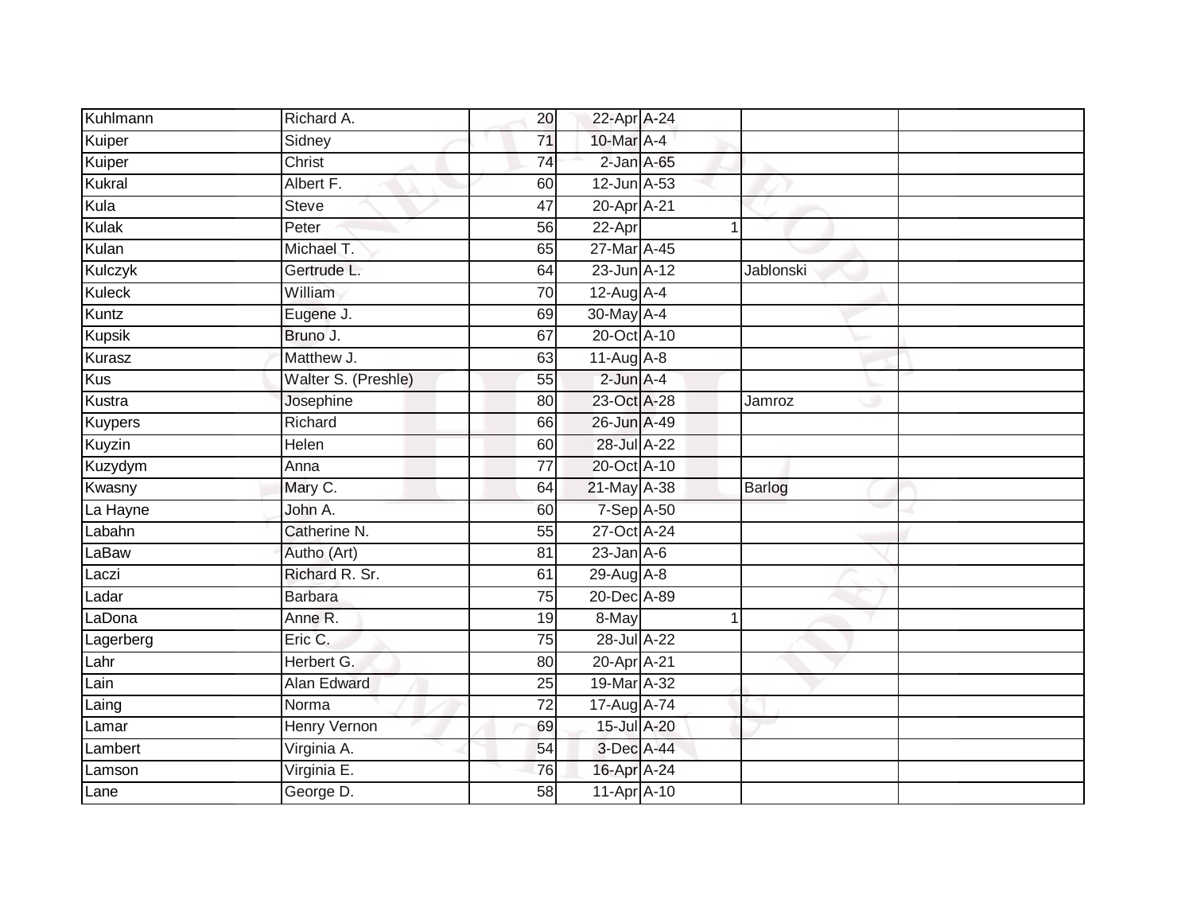| | | | | | | | |
|---|---|---|---|---|---|---|---|
| Kuhlmann | Richard A. | 20 | 22-Apr | A-24 | | | |
| Kuiper | Sidney | 71 | 10-Mar | A-4 | | | |
| Kuiper | Christ | 74 | 2-Jan | A-65 | | | |
| Kukral | Albert F. | 60 | 12-Jun | A-53 | | | |
| Kula | Steve | 47 | 20-Apr | A-21 | | | |
| Kulak | Peter | 56 | 22-Apr | | 1 | | |
| Kulan | Michael T. | 65 | 27-Mar | A-45 | | | |
| Kulczyk | Gertrude L. | 64 | 23-Jun | A-12 | | Jablonski | |
| Kuleck | William | 70 | 12-Aug | A-4 | | | |
| Kuntz | Eugene J. | 69 | 30-May | A-4 | | | |
| Kupsik | Bruno J. | 67 | 20-Oct | A-10 | | | |
| Kurasz | Matthew J. | 63 | 11-Aug | A-8 | | | |
| Kus | Walter S. (Preshle) | 55 | 2-Jun | A-4 | | | |
| Kustra | Josephine | 80 | 23-Oct | A-28 | | Jamroz | |
| Kuypers | Richard | 66 | 26-Jun | A-49 | | | |
| Kuyzin | Helen | 60 | 28-Jul | A-22 | | | |
| Kuzydym | Anna | 77 | 20-Oct | A-10 | | | |
| Kwasny | Mary C. | 64 | 21-May | A-38 | | Barlog | |
| La Hayne | John A. | 60 | 7-Sep | A-50 | | | |
| Labahn | Catherine N. | 55 | 27-Oct | A-24 | | | |
| LaBaw | Autho (Art) | 81 | 23-Jan | A-6 | | | |
| Laczi | Richard R. Sr. | 61 | 29-Aug | A-8 | | | |
| Ladar | Barbara | 75 | 20-Dec | A-89 | | | |
| LaDona | Anne R. | 19 | 8-May | | 1 | | |
| Lagerberg | Eric C. | 75 | 28-Jul | A-22 | | | |
| Lahr | Herbert G. | 80 | 20-Apr | A-21 | | | |
| Lain | Alan Edward | 25 | 19-Mar | A-32 | | | |
| Laing | Norma | 72 | 17-Aug | A-74 | | | |
| Lamar | Henry Vernon | 69 | 15-Jul | A-20 | | | |
| Lambert | Virginia A. | 54 | 3-Dec | A-44 | | | |
| Lamson | Virginia E. | 76 | 16-Apr | A-24 | | | |
| Lane | George D. | 58 | 11-Apr | A-10 | | | |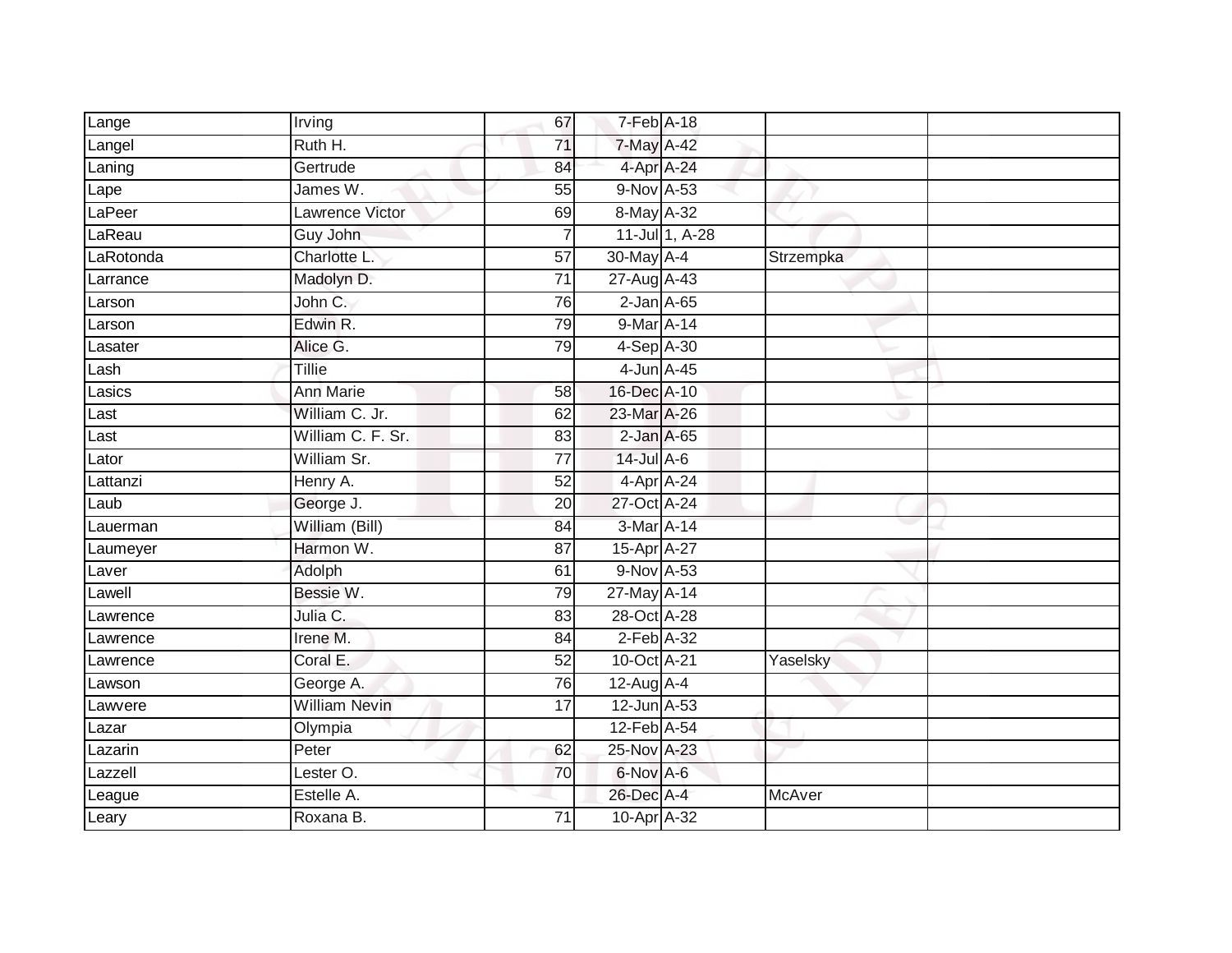| | | | | | | |
|---|---|---|---|---|---|---|
| Lange | Irving | 67 | 7-Feb | A-18 | | |
| Langel | Ruth H. | 71 | 7-May | A-42 | | |
| Laning | Gertrude | 84 | 4-Apr | A-24 | | |
| Lape | James W. | 55 | 9-Nov | A-53 | | |
| LaPeer | Lawrence Victor | 69 | 8-May | A-32 | | |
| LaReau | Guy John | 7 | 11-Jul | 1, A-28 | | |
| LaRotonda | Charlotte L. | 57 | 30-May | A-4 | Strzempka | |
| Larrance | Madolyn D. | 71 | 27-Aug | A-43 | | |
| Larson | John C. | 76 | 2-Jan | A-65 | | |
| Larson | Edwin R. | 79 | 9-Mar | A-14 | | |
| Lasater | Alice G. | 79 | 4-Sep | A-30 | | |
| Lash | Tillie | | 4-Jun | A-45 | | |
| Lasics | Ann Marie | 58 | 16-Dec | A-10 | | |
| Last | William C. Jr. | 62 | 23-Mar | A-26 | | |
| Last | William C. F. Sr. | 83 | 2-Jan | A-65 | | |
| Lator | William Sr. | 77 | 14-Jul | A-6 | | |
| Lattanzi | Henry A. | 52 | 4-Apr | A-24 | | |
| Laub | George J. | 20 | 27-Oct | A-24 | | |
| Lauerman | William (Bill) | 84 | 3-Mar | A-14 | | |
| Laumeyer | Harmon W. | 87 | 15-Apr | A-27 | | |
| Laver | Adolph | 61 | 9-Nov | A-53 | | |
| Lawell | Bessie W. | 79 | 27-May | A-14 | | |
| Lawrence | Julia C. | 83 | 28-Oct | A-28 | | |
| Lawrence | Irene M. | 84 | 2-Feb | A-32 | | |
| Lawrence | Coral E. | 52 | 10-Oct | A-21 | Yaselsky | |
| Lawson | George A. | 76 | 12-Aug | A-4 | | |
| Lawvere | William Nevin | 17 | 12-Jun | A-53 | | |
| Lazar | Olympia | | 12-Feb | A-54 | | |
| Lazarin | Peter | 62 | 25-Nov | A-23 | | |
| Lazzell | Lester O. | 70 | 6-Nov | A-6 | | |
| League | Estelle A. | | 26-Dec | A-4 | McAver | |
| Leary | Roxana B. | 71 | 10-Apr | A-32 | | |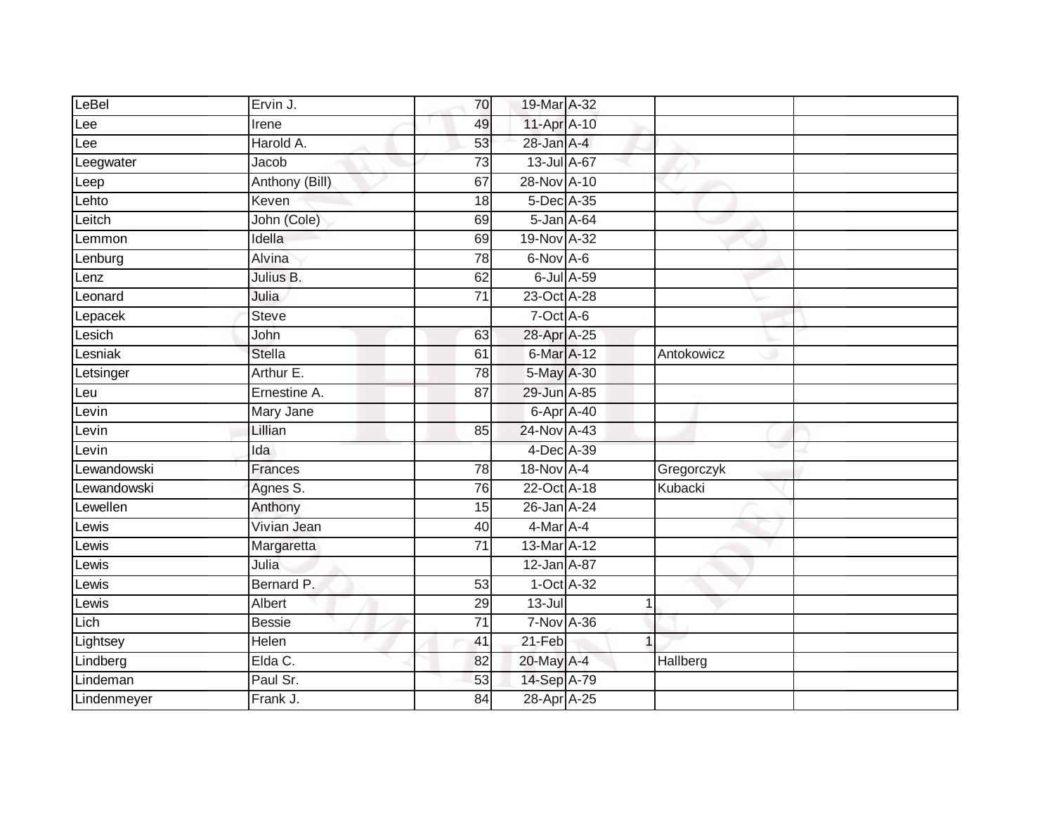| | | | | | | | |
|---|---|---|---|---|---|---|---|
| LeBel | Ervin J. | 70 | 19-Mar | A-32 | | | |
| Lee | Irene | 49 | 11-Apr | A-10 | | | |
| Lee | Harold A. | 53 | 28-Jan | A-4 | | | |
| Leegwater | Jacob | 73 | 13-Jul | A-67 | | | |
| Leep | Anthony (Bill) | 67 | 28-Nov | A-10 | | | |
| Lehto | Keven | 18 | 5-Dec | A-35 | | | |
| Leitch | John (Cole) | 69 | 5-Jan | A-64 | | | |
| Lemmon | Idella | 69 | 19-Nov | A-32 | | | |
| Lenburg | Alvina | 78 | 6-Nov | A-6 | | | |
| Lenz | Julius B. | 62 | 6-Jul | A-59 | | | |
| Leonard | Julia | 71 | 23-Oct | A-28 | | | |
| Lepacek | Steve | | 7-Oct | A-6 | | | |
| Lesich | John | 63 | 28-Apr | A-25 | | | |
| Lesniak | Stella | 61 | 6-Mar | A-12 | | Antokowicz | |
| Letsinger | Arthur E. | 78 | 5-May | A-30 | | | |
| Leu | Ernestine A. | 87 | 29-Jun | A-85 | | | |
| Levin | Mary Jane | | 6-Apr | A-40 | | | |
| Levin | Lillian | 85 | 24-Nov | A-43 | | | |
| Levin | Ida | | 4-Dec | A-39 | | | |
| Lewandowski | Frances | 78 | 18-Nov | A-4 | | Gregorczyk | |
| Lewandowski | Agnes S. | 76 | 22-Oct | A-18 | | Kubacki | |
| Lewellen | Anthony | 15 | 26-Jan | A-24 | | | |
| Lewis | Vivian Jean | 40 | 4-Mar | A-4 | | | |
| Lewis | Margaretta | 71 | 13-Mar | A-12 | | | |
| Lewis | Julia | | 12-Jan | A-87 | | | |
| Lewis | Bernard P. | 53 | 1-Oct | A-32 | | | |
| Lewis | Albert | 29 | 13-Jul | | 1 | | |
| Lich | Bessie | 71 | 7-Nov | A-36 | | | |
| Lightsey | Helen | 41 | 21-Feb | | 1 | | |
| Lindberg | Elda C. | 82 | 20-May | A-4 | | Hallberg | |
| Lindeman | Paul Sr. | 53 | 14-Sep | A-79 | | | |
| Lindenmeyer | Frank J. | 84 | 28-Apr | A-25 | | | |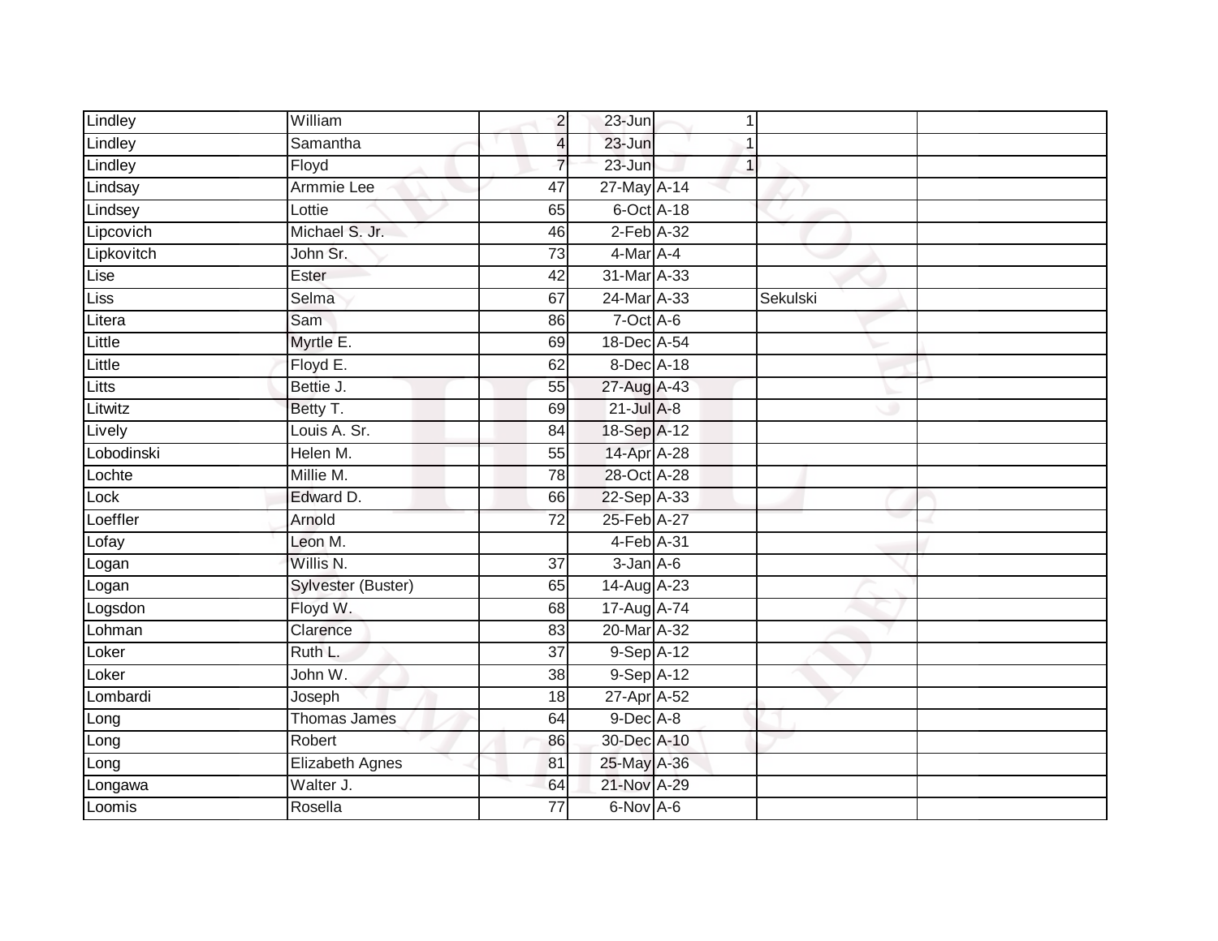| | | | | | | |
|---|---|---|---|---|---|---|
| Lindley | William | 2 | 23-Jun | 1 | | |
| Lindley | Samantha | 4 | 23-Jun | 1 | | |
| Lindley | Floyd | 7 | 23-Jun | 1 | | |
| Lindsay | Armmie Lee | 47 | 27-May | A-14 | | |
| Lindsey | Lottie | 65 | 6-Oct | A-18 | | |
| Lipcovich | Michael S. Jr. | 46 | 2-Feb | A-32 | | |
| Lipkovitch | John Sr. | 73 | 4-Mar | A-4 | | |
| Lise | Ester | 42 | 31-Mar | A-33 | | |
| Liss | Selma | 67 | 24-Mar | A-33 | Sekulski | |
| Litera | Sam | 86 | 7-Oct | A-6 | | |
| Little | Myrtle E. | 69 | 18-Dec | A-54 | | |
| Little | Floyd E. | 62 | 8-Dec | A-18 | | |
| Litts | Bettie J. | 55 | 27-Aug | A-43 | | |
| Litwitz | Betty T. | 69 | 21-Jul | A-8 | | |
| Lively | Louis A. Sr. | 84 | 18-Sep | A-12 | | |
| Lobodinski | Helen M. | 55 | 14-Apr | A-28 | | |
| Lochte | Millie M. | 78 | 28-Oct | A-28 | | |
| Lock | Edward D. | 66 | 22-Sep | A-33 | | |
| Loeffler | Arnold | 72 | 25-Feb | A-27 | | |
| Lofay | Leon M. | | 4-Feb | A-31 | | |
| Logan | Willis N. | 37 | 3-Jan | A-6 | | |
| Logan | Sylvester (Buster) | 65 | 14-Aug | A-23 | | |
| Logsdon | Floyd W. | 68 | 17-Aug | A-74 | | |
| Lohman | Clarence | 83 | 20-Mar | A-32 | | |
| Loker | Ruth L. | 37 | 9-Sep | A-12 | | |
| Loker | John W. | 38 | 9-Sep | A-12 | | |
| Lombardi | Joseph | 18 | 27-Apr | A-52 | | |
| Long | Thomas James | 64 | 9-Dec | A-8 | | |
| Long | Robert | 86 | 30-Dec | A-10 | | |
| Long | Elizabeth Agnes | 81 | 25-May | A-36 | | |
| Longawa | Walter J. | 64 | 21-Nov | A-29 | | |
| Loomis | Rosella | 77 | 6-Nov | A-6 | | |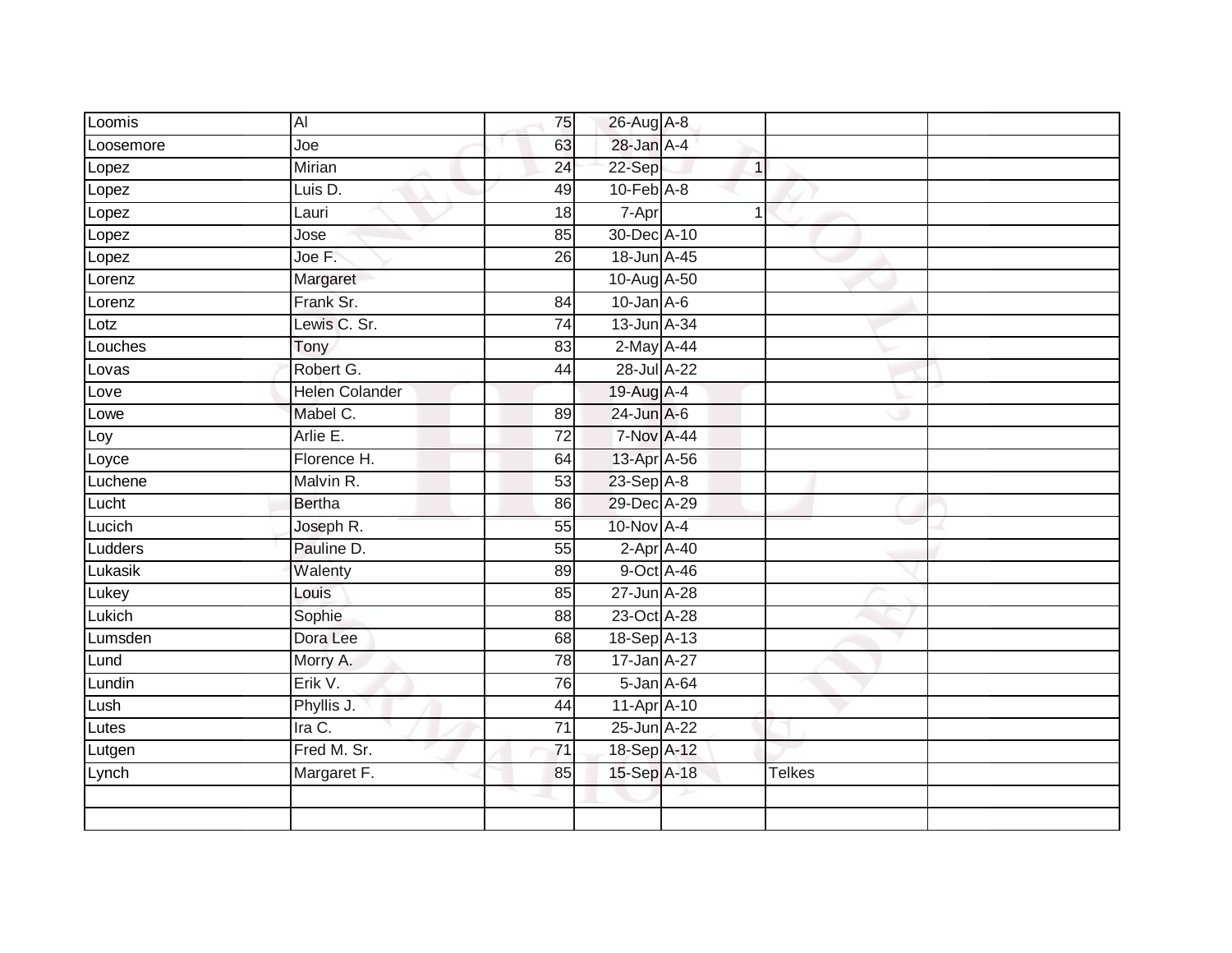| | | | | | | |
|---|---|---|---|---|---|---|
| Loomis | Al | 75 | 26-Aug | A-8 | | |
| Loosemore | Joe | 63 | 28-Jan | A-4 | | |
| Lopez | Mirian | 24 | 22-Sep | 1 | | |
| Lopez | Luis D. | 49 | 10-Feb | A-8 | | |
| Lopez | Lauri | 18 | 7-Apr | 1 | | |
| Lopez | Jose | 85 | 30-Dec | A-10 | | |
| Lopez | Joe F. | 26 | 18-Jun | A-45 | | |
| Lorenz | Margaret | | 10-Aug | A-50 | | |
| Lorenz | Frank Sr. | 84 | 10-Jan | A-6 | | |
| Lotz | Lewis C. Sr. | 74 | 13-Jun | A-34 | | |
| Louches | Tony | 83 | 2-May | A-44 | | |
| Lovas | Robert G. | 44 | 28-Jul | A-22 | | |
| Love | Helen Colander | | 19-Aug | A-4 | | |
| Lowe | Mabel C. | 89 | 24-Jun | A-6 | | |
| Loy | Arlie E. | 72 | 7-Nov | A-44 | | |
| Loyce | Florence H. | 64 | 13-Apr | A-56 | | |
| Luchene | Malvin R. | 53 | 23-Sep | A-8 | | |
| Lucht | Bertha | 86 | 29-Dec | A-29 | | |
| Lucich | Joseph R. | 55 | 10-Nov | A-4 | | |
| Ludders | Pauline D. | 55 | 2-Apr | A-40 | | |
| Lukasik | Walenty | 89 | 9-Oct | A-46 | | |
| Lukey | Louis | 85 | 27-Jun | A-28 | | |
| Lukich | Sophie | 88 | 23-Oct | A-28 | | |
| Lumsden | Dora Lee | 68 | 18-Sep | A-13 | | |
| Lund | Morry A. | 78 | 17-Jan | A-27 | | |
| Lundin | Erik V. | 76 | 5-Jan | A-64 | | |
| Lush | Phyllis J. | 44 | 11-Apr | A-10 | | |
| Lutes | Ira C. | 71 | 25-Jun | A-22 | | |
| Lutgen | Fred M. Sr. | 71 | 18-Sep | A-12 | | |
| Lynch | Margaret F. | 85 | 15-Sep | A-18 | Telkes | |
| | | | | | | |
| | | | | | | |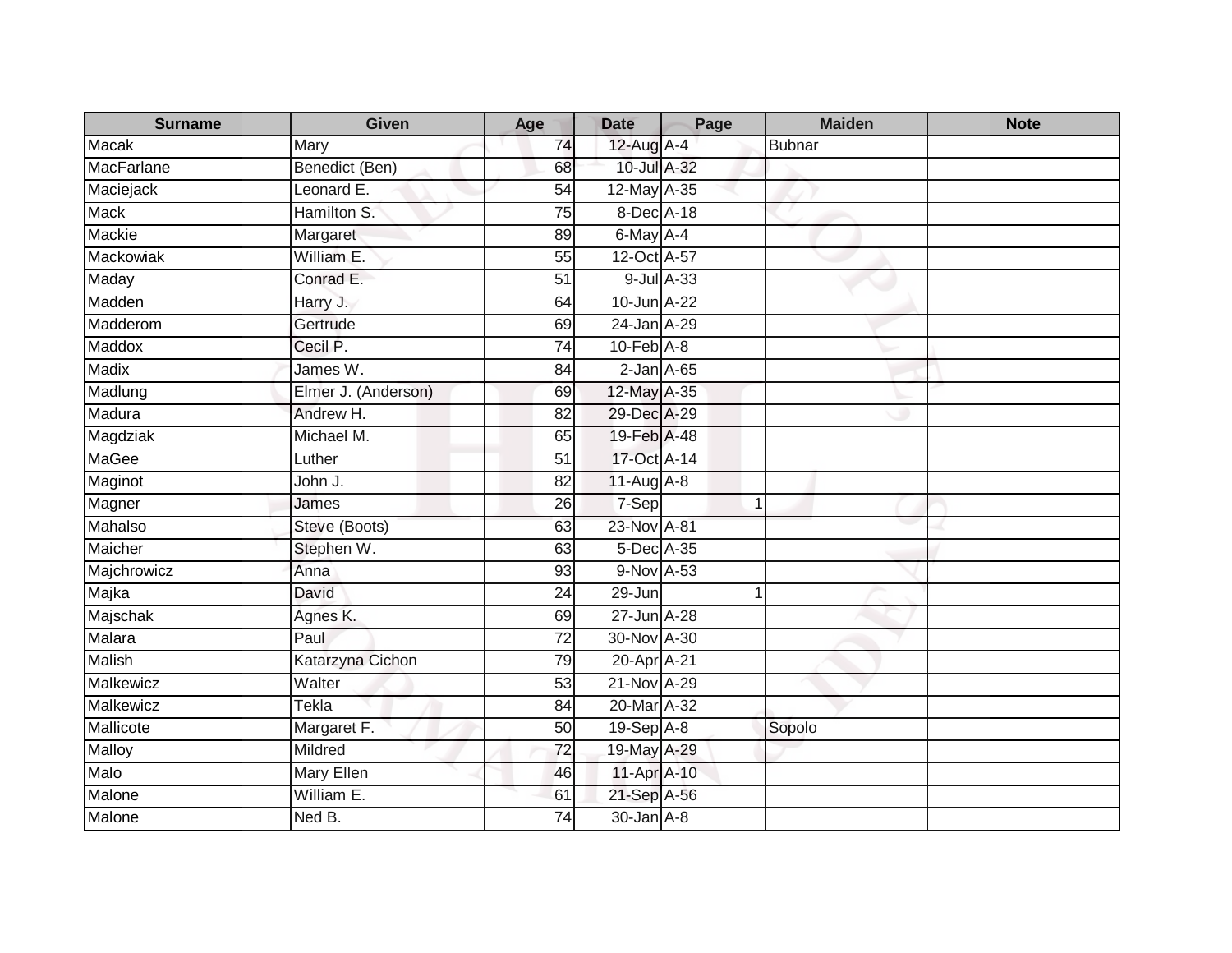| Surname | Given | Age | Date | Page | Maiden | Note |
|---|---|---|---|---|---|---|
| Macak | Mary | 74 | 12-Aug | A-4 | Bubnar | |
| MacFarlane | Benedict (Ben) | 68 | 10-Jul | A-32 | | |
| Maciejack | Leonard E. | 54 | 12-May | A-35 | | |
| Mack | Hamilton S. | 75 | 8-Dec | A-18 | | |
| Mackie | Margaret | 89 | 6-May | A-4 | | |
| Mackowiak | William E. | 55 | 12-Oct | A-57 | | |
| Maday | Conrad E. | 51 | 9-Jul | A-33 | | |
| Madden | Harry J. | 64 | 10-Jun | A-22 | | |
| Madderom | Gertrude | 69 | 24-Jan | A-29 | | |
| Maddox | Cecil P. | 74 | 10-Feb | A-8 | | |
| Madix | James W. | 84 | 2-Jan | A-65 | | |
| Madlung | Elmer J. (Anderson) | 69 | 12-May | A-35 | | |
| Madura | Andrew H. | 82 | 29-Dec | A-29 | | |
| Magdziak | Michael M. | 65 | 19-Feb | A-48 | | |
| MaGee | Luther | 51 | 17-Oct | A-14 | | |
| Maginot | John J. | 82 | 11-Aug | A-8 | | |
| Magner | James | 26 | 7-Sep | 1 | | |
| Mahalso | Steve (Boots) | 63 | 23-Nov | A-81 | | |
| Maicher | Stephen W. | 63 | 5-Dec | A-35 | | |
| Majchrowicz | Anna | 93 | 9-Nov | A-53 | | |
| Majka | David | 24 | 29-Jun | 1 | | |
| Majschak | Agnes K. | 69 | 27-Jun | A-28 | | |
| Malara | Paul | 72 | 30-Nov | A-30 | | |
| Malish | Katarzyna Cichon | 79 | 20-Apr | A-21 | | |
| Malkewicz | Walter | 53 | 21-Nov | A-29 | | |
| Malkewicz | Tekla | 84 | 20-Mar | A-32 | | |
| Mallicote | Margaret F. | 50 | 19-Sep | A-8 | Sopolo | |
| Malloy | Mildred | 72 | 19-May | A-29 | | |
| Malo | Mary Ellen | 46 | 11-Apr | A-10 | | |
| Malone | William E. | 61 | 21-Sep | A-56 | | |
| Malone | Ned B. | 74 | 30-Jan | A-8 | | |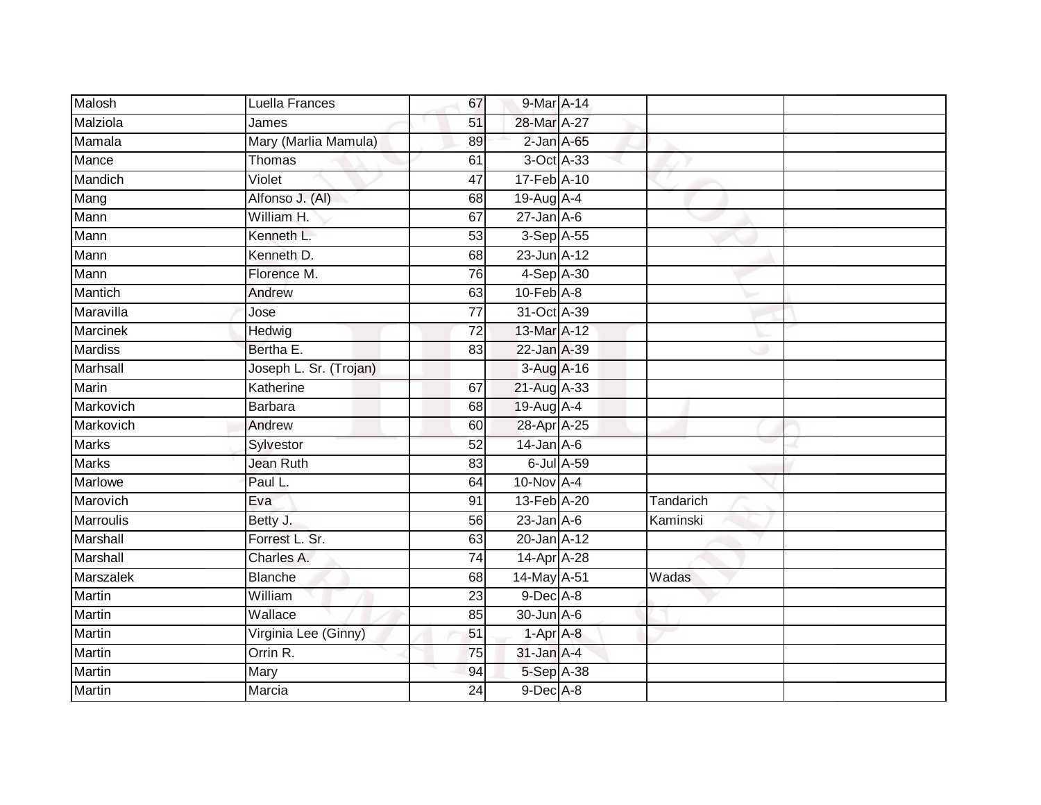| | | | | | | |
|---|---|---|---|---|---|---|
| Malosh | Luella Frances | 67 | 9-Mar | A-14 | | |
| Malziola | James | 51 | 28-Mar | A-27 | | |
| Mamala | Mary (Marlia Mamula) | 89 | 2-Jan | A-65 | | |
| Mance | Thomas | 61 | 3-Oct | A-33 | | |
| Mandich | Violet | 47 | 17-Feb | A-10 | | |
| Mang | Alfonso J. (Al) | 68 | 19-Aug | A-4 | | |
| Mann | William H. | 67 | 27-Jan | A-6 | | |
| Mann | Kenneth L. | 53 | 3-Sep | A-55 | | |
| Mann | Kenneth D. | 68 | 23-Jun | A-12 | | |
| Mann | Florence M. | 76 | 4-Sep | A-30 | | |
| Mantich | Andrew | 63 | 10-Feb | A-8 | | |
| Maravilla | Jose | 77 | 31-Oct | A-39 | | |
| Marcinek | Hedwig | 72 | 13-Mar | A-12 | | |
| Mardiss | Bertha E. | 83 | 22-Jan | A-39 | | |
| Marhsall | Joseph L. Sr. (Trojan) | | 3-Aug | A-16 | | |
| Marin | Katherine | 67 | 21-Aug | A-33 | | |
| Markovich | Barbara | 68 | 19-Aug | A-4 | | |
| Markovich | Andrew | 60 | 28-Apr | A-25 | | |
| Marks | Sylvestor | 52 | 14-Jan | A-6 | | |
| Marks | Jean Ruth | 83 | 6-Jul | A-59 | | |
| Marlowe | Paul L. | 64 | 10-Nov | A-4 | | |
| Marovich | Eva | 91 | 13-Feb | A-20 | Tandarich | |
| Marroulis | Betty J. | 56 | 23-Jan | A-6 | Kaminski | |
| Marshall | Forrest L. Sr. | 63 | 20-Jan | A-12 | | |
| Marshall | Charles A. | 74 | 14-Apr | A-28 | | |
| Marszalek | Blanche | 68 | 14-May | A-51 | Wadas | |
| Martin | William | 23 | 9-Dec | A-8 | | |
| Martin | Wallace | 85 | 30-Jun | A-6 | | |
| Martin | Virginia Lee (Ginny) | 51 | 1-Apr | A-8 | | |
| Martin | Orrin R. | 75 | 31-Jan | A-4 | | |
| Martin | Mary | 94 | 5-Sep | A-38 | | |
| Martin | Marcia | 24 | 9-Dec | A-8 | | |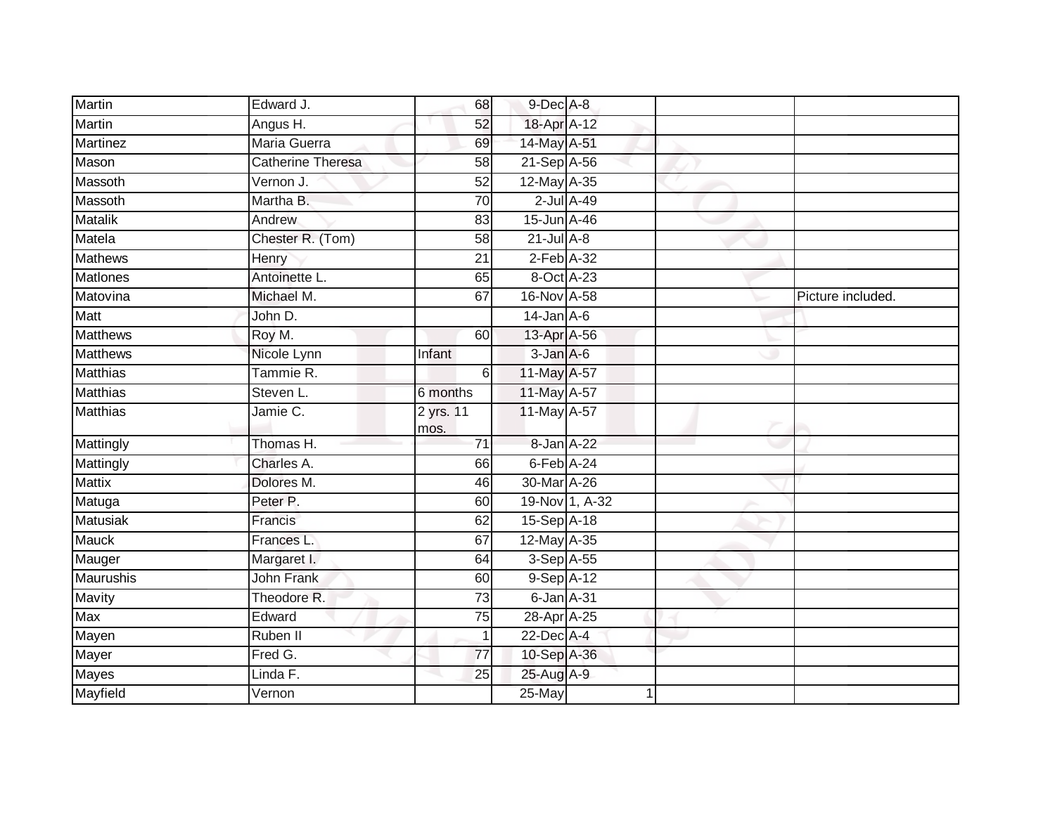| | | | | | | |
|---|---|---|---|---|---|---|
| Martin | Edward J. | 68 | 9-Dec | A-8 | | |
| Martin | Angus H. | 52 | 18-Apr | A-12 | | |
| Martinez | Maria Guerra | 69 | 14-May | A-51 | | |
| Mason | Catherine Theresa | 58 | 21-Sep | A-56 | | |
| Massoth | Vernon J. | 52 | 12-May | A-35 | | |
| Massoth | Martha B. | 70 | 2-Jul | A-49 | | |
| Matalik | Andrew | 83 | 15-Jun | A-46 | | |
| Matela | Chester R. (Tom) | 58 | 21-Jul | A-8 | | |
| Mathews | Henry | 21 | 2-Feb | A-32 | | |
| Matlones | Antoinette L. | 65 | 8-Oct | A-23 | | |
| Matovina | Michael M. | 67 | 16-Nov | A-58 | | Picture included. |
| Matt | John D. | | 14-Jan | A-6 | | |
| Matthews | Roy M. | 60 | 13-Apr | A-56 | | |
| Matthews | Nicole Lynn | Infant | 3-Jan | A-6 | | |
| Matthias | Tammie R. | 6 | 11-May | A-57 | | |
| Matthias | Steven L. | 6 months | 11-May | A-57 | | |
| Matthias | Jamie C. | 2 yrs. 11 mos. | 11-May | A-57 | | |
| Mattingly | Thomas H. | 71 | 8-Jan | A-22 | | |
| Mattingly | Charles A. | 66 | 6-Feb | A-24 | | |
| Mattix | Dolores M. | 46 | 30-Mar | A-26 | | |
| Matuga | Peter P. | 60 | 19-Nov | 1, A-32 | | |
| Matusiak | Francis | 62 | 15-Sep | A-18 | | |
| Mauck | Frances L. | 67 | 12-May | A-35 | | |
| Mauger | Margaret I. | 64 | 3-Sep | A-55 | | |
| Maurushis | John Frank | 60 | 9-Sep | A-12 | | |
| Mavity | Theodore R. | 73 | 6-Jan | A-31 | | |
| Max | Edward | 75 | 28-Apr | A-25 | | |
| Mayen | Ruben II | 1 | 22-Dec | A-4 | | |
| Mayer | Fred G. | 77 | 10-Sep | A-36 | | |
| Mayes | Linda F. | 25 | 25-Aug | A-9 | | |
| Mayfield | Vernon | | 25-May | 1 | | |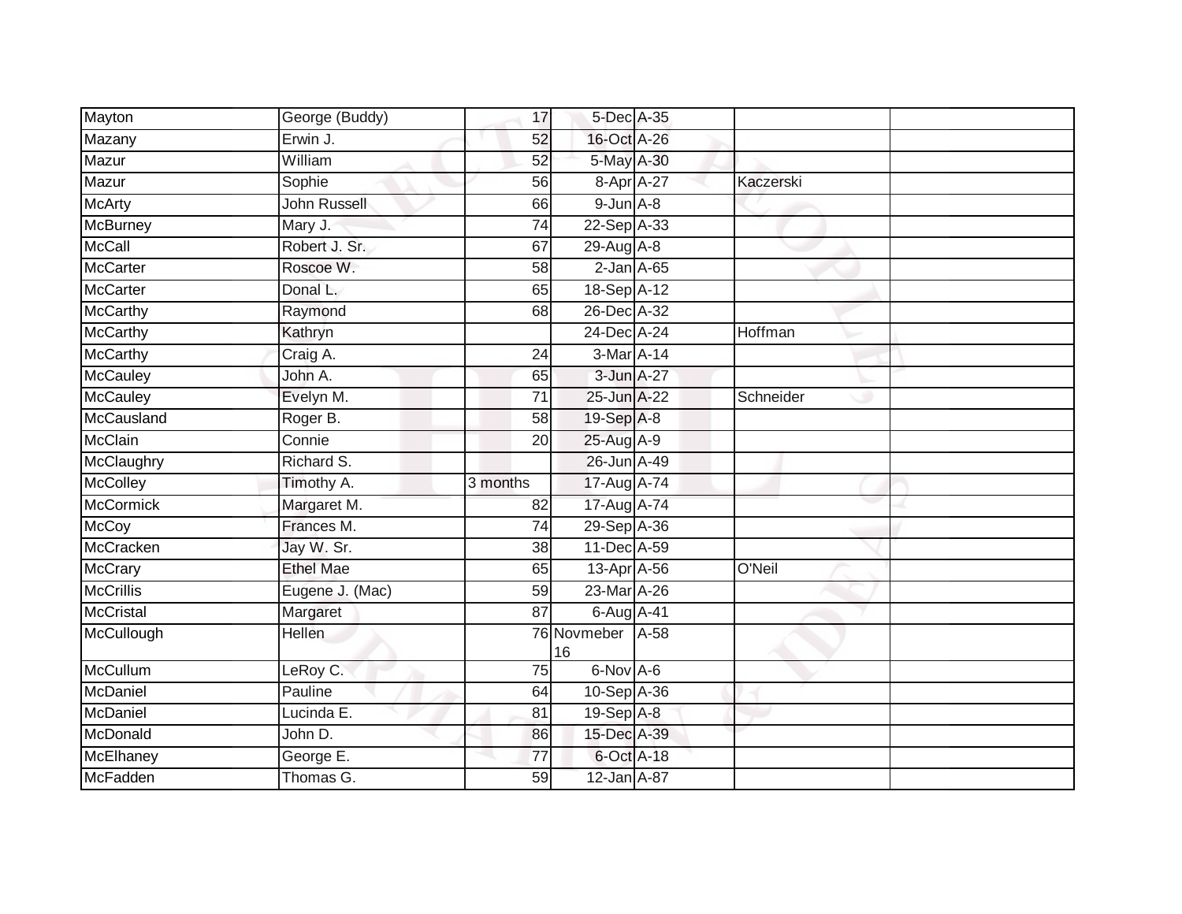| | | | | | | |
|---|---|---|---|---|---|---|
| Mayton | George (Buddy) | 17 | 5-Dec | A-35 | | |
| Mazany | Erwin J. | 52 | 16-Oct | A-26 | | |
| Mazur | William | 52 | 5-May | A-30 | | |
| Mazur | Sophie | 56 | 8-Apr | A-27 | Kaczerski | |
| McArty | John Russell | 66 | 9-Jun | A-8 | | |
| McBurney | Mary J. | 74 | 22-Sep | A-33 | | |
| McCall | Robert J. Sr. | 67 | 29-Aug | A-8 | | |
| McCarter | Roscoe W. | 58 | 2-Jan | A-65 | | |
| McCarter | Donal L. | 65 | 18-Sep | A-12 | | |
| McCarthy | Raymond | 68 | 26-Dec | A-32 | | |
| McCarthy | Kathryn | | 24-Dec | A-24 | Hoffman | |
| McCarthy | Craig A. | 24 | 3-Mar | A-14 | | |
| McCauley | John A. | 65 | 3-Jun | A-27 | | |
| McCauley | Evelyn M. | 71 | 25-Jun | A-22 | Schneider | |
| McCausland | Roger B. | 58 | 19-Sep | A-8 | | |
| McClain | Connie | 20 | 25-Aug | A-9 | | |
| McClaughry | Richard S. | | 26-Jun | A-49 | | |
| McColley | Timothy A. | 3 months | 17-Aug | A-74 | | |
| McCormick | Margaret M. | 82 | 17-Aug | A-74 | | |
| McCoy | Frances M. | 74 | 29-Sep | A-36 | | |
| McCracken | Jay W. Sr. | 38 | 11-Dec | A-59 | | |
| McCrary | Ethel Mae | 65 | 13-Apr | A-56 | O'Neil | |
| McCrillis | Eugene J. (Mac) | 59 | 23-Mar | A-26 | | |
| McCristal | Margaret | 87 | 6-Aug | A-41 | | |
| McCullough | Hellen | 76 | Novmeber 16 | A-58 | | |
| McCullum | LeRoy C. | 75 | 6-Nov | A-6 | | |
| McDaniel | Pauline | 64 | 10-Sep | A-36 | | |
| McDaniel | Lucinda E. | 81 | 19-Sep | A-8 | | |
| McDonald | John D. | 86 | 15-Dec | A-39 | | |
| McElhaney | George E. | 77 | 6-Oct | A-18 | | |
| McFadden | Thomas G. | 59 | 12-Jan | A-87 | | |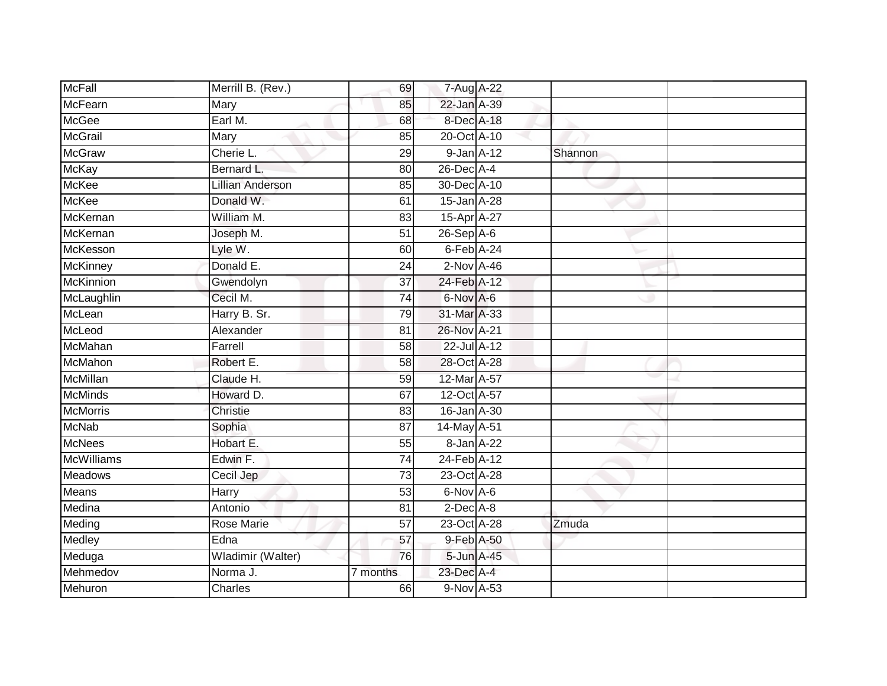| | | | | | | |
|---|---|---|---|---|---|---|
| McFall | Merrill B. (Rev.) | 69 | 7-Aug | A-22 | | |
| McFearn | Mary | 85 | 22-Jan | A-39 | | |
| McGee | Earl M. | 68 | 8-Dec | A-18 | | |
| McGrail | Mary | 85 | 20-Oct | A-10 | | |
| McGraw | Cherie L. | 29 | 9-Jan | A-12 | Shannon | |
| McKay | Bernard L. | 80 | 26-Dec | A-4 | | |
| McKee | Lillian Anderson | 85 | 30-Dec | A-10 | | |
| McKee | Donald W. | 61 | 15-Jan | A-28 | | |
| McKernan | William M. | 83 | 15-Apr | A-27 | | |
| McKernan | Joseph M. | 51 | 26-Sep | A-6 | | |
| McKesson | Lyle W. | 60 | 6-Feb | A-24 | | |
| McKinney | Donald E. | 24 | 2-Nov | A-46 | | |
| McKinnion | Gwendolyn | 37 | 24-Feb | A-12 | | |
| McLaughlin | Cecil M. | 74 | 6-Nov | A-6 | | |
| McLean | Harry B. Sr. | 79 | 31-Mar | A-33 | | |
| McLeod | Alexander | 81 | 26-Nov | A-21 | | |
| McMahan | Farrell | 58 | 22-Jul | A-12 | | |
| McMahon | Robert E. | 58 | 28-Oct | A-28 | | |
| McMillan | Claude H. | 59 | 12-Mar | A-57 | | |
| McMinds | Howard D. | 67 | 12-Oct | A-57 | | |
| McMorris | Christie | 83 | 16-Jan | A-30 | | |
| McNab | Sophia | 87 | 14-May | A-51 | | |
| McNees | Hobart E. | 55 | 8-Jan | A-22 | | |
| McWilliams | Edwin F. | 74 | 24-Feb | A-12 | | |
| Meadows | Cecil Jep | 73 | 23-Oct | A-28 | | |
| Means | Harry | 53 | 6-Nov | A-6 | | |
| Medina | Antonio | 81 | 2-Dec | A-8 | | |
| Meding | Rose Marie | 57 | 23-Oct | A-28 | Zmuda | |
| Medley | Edna | 57 | 9-Feb | A-50 | | |
| Meduga | Wladimir (Walter) | 76 | 5-Jun | A-45 | | |
| Mehmedov | Norma J. | 7 months | 23-Dec | A-4 | | |
| Mehuron | Charles | 66 | 9-Nov | A-53 | | |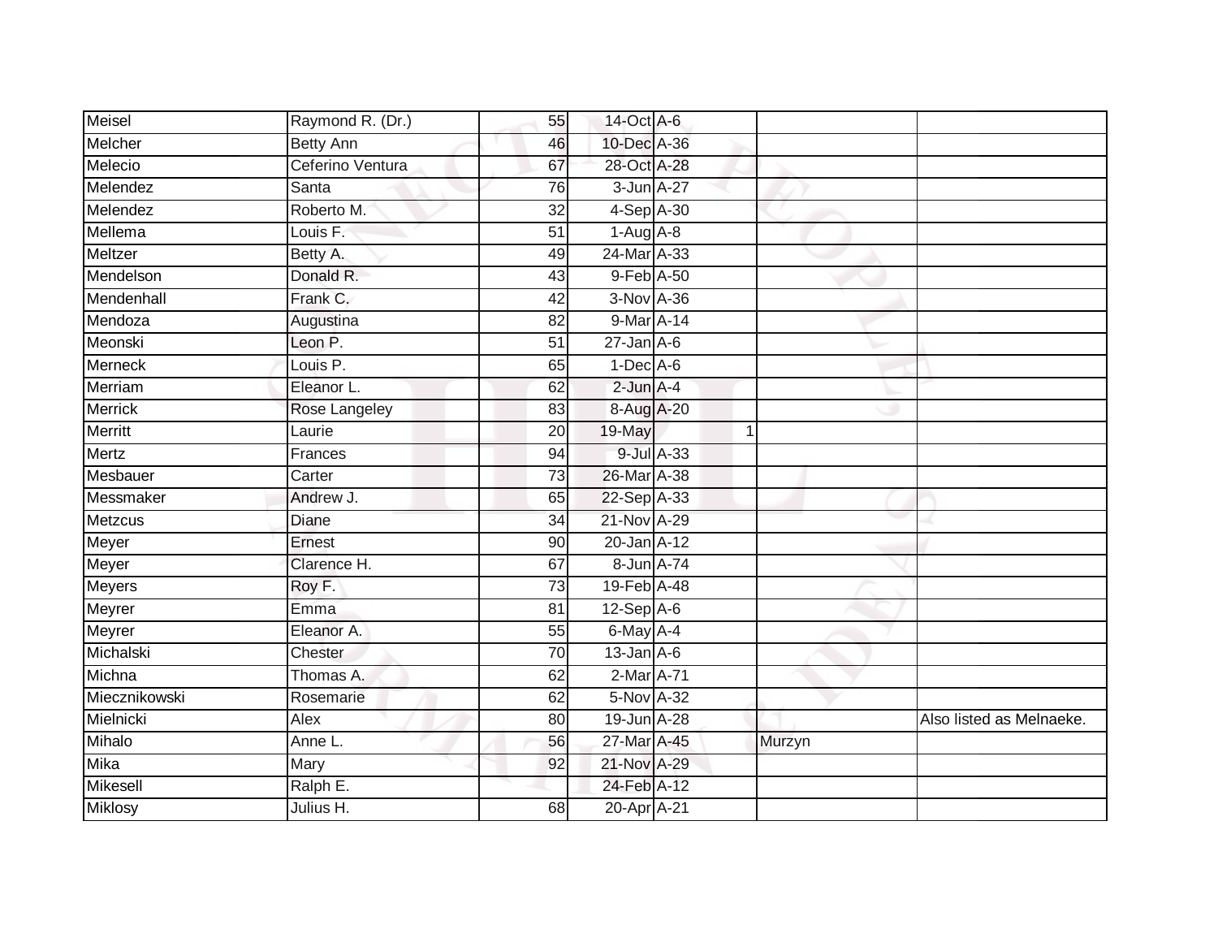| | | | | | | | |
|---|---|---|---|---|---|---|---|
| Meisel | Raymond R. (Dr.) | 55 | 14-Oct | A-6 | | | |
| Melcher | Betty Ann | 46 | 10-Dec | A-36 | | | |
| Melecio | Ceferino Ventura | 67 | 28-Oct | A-28 | | | |
| Melendez | Santa | 76 | 3-Jun | A-27 | | | |
| Melendez | Roberto M. | 32 | 4-Sep | A-30 | | | |
| Mellema | Louis F. | 51 | 1-Aug | A-8 | | | |
| Meltzer | Betty A. | 49 | 24-Mar | A-33 | | | |
| Mendelson | Donald R. | 43 | 9-Feb | A-50 | | | |
| Mendenhall | Frank C. | 42 | 3-Nov | A-36 | | | |
| Mendoza | Augustina | 82 | 9-Mar | A-14 | | | |
| Meonski | Leon P. | 51 | 27-Jan | A-6 | | | |
| Merneck | Louis P. | 65 | 1-Dec | A-6 | | | |
| Merriam | Eleanor L. | 62 | 2-Jun | A-4 | | | |
| Merrick | Rose Langeley | 83 | 8-Aug | A-20 | | | |
| Merritt | Laurie | 20 | 19-May | | 1 | | |
| Mertz | Frances | 94 | 9-Jul | A-33 | | | |
| Mesbauer | Carter | 73 | 26-Mar | A-38 | | | |
| Messmaker | Andrew J. | 65 | 22-Sep | A-33 | | | |
| Metzcus | Diane | 34 | 21-Nov | A-29 | | | |
| Meyer | Ernest | 90 | 20-Jan | A-12 | | | |
| Meyer | Clarence H. | 67 | 8-Jun | A-74 | | | |
| Meyers | Roy F. | 73 | 19-Feb | A-48 | | | |
| Meyrer | Emma | 81 | 12-Sep | A-6 | | | |
| Meyrer | Eleanor A. | 55 | 6-May | A-4 | | | |
| Michalski | Chester | 70 | 13-Jan | A-6 | | | |
| Michna | Thomas A. | 62 | 2-Mar | A-71 | | | |
| Miecznikowski | Rosemarie | 62 | 5-Nov | A-32 | | | |
| Mielnicki | Alex | 80 | 19-Jun | A-28 | | | Also listed as Melnaeke. |
| Mihalo | Anne L. | 56 | 27-Mar | A-45 | | Murzyn | |
| Mika | Mary | 92 | 21-Nov | A-29 | | | |
| Mikesell | Ralph E. | | 24-Feb | A-12 | | | |
| Miklosy | Julius H. | 68 | 20-Apr | A-21 | | | |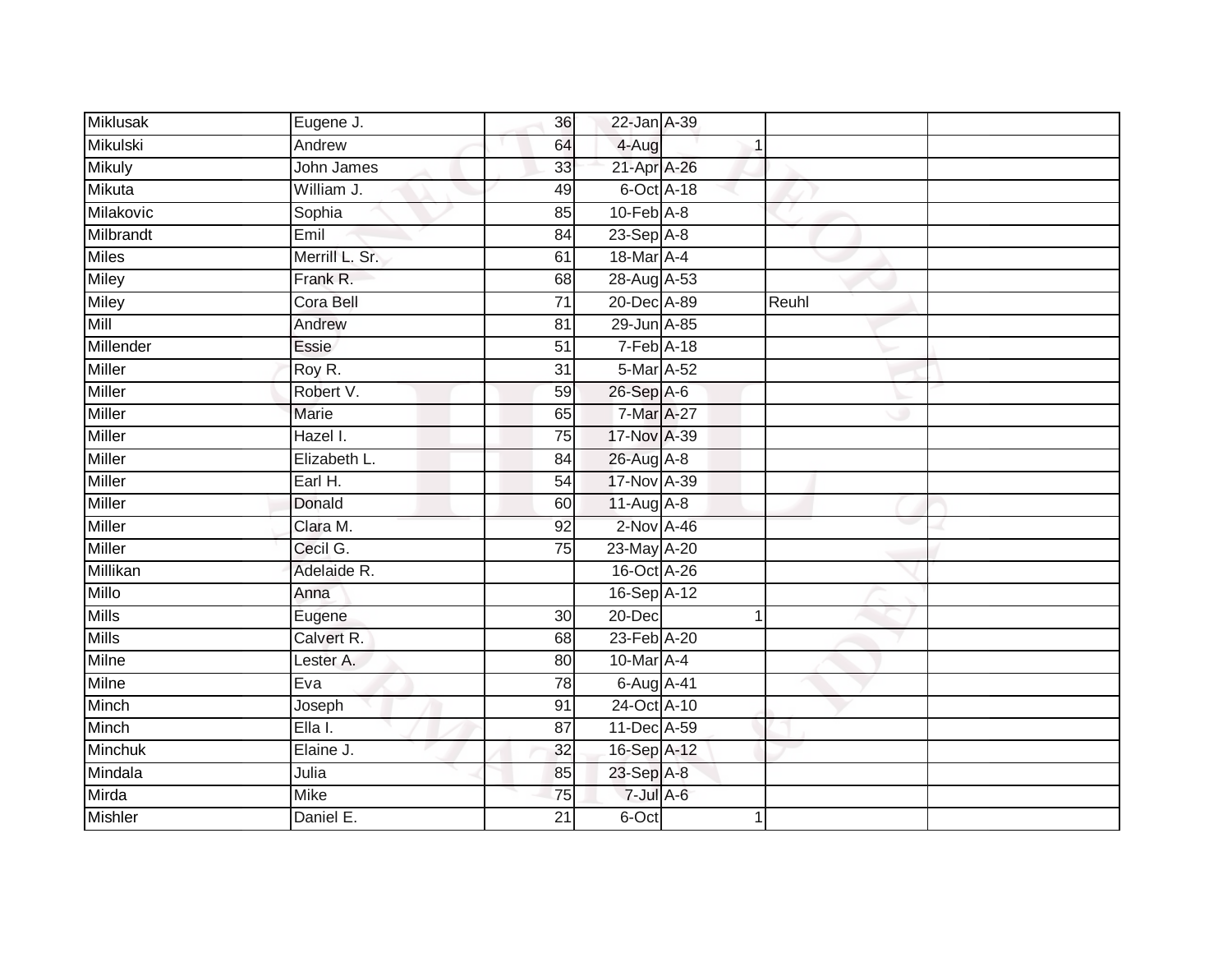| | | | | | | |
|---|---|---|---|---|---|---|
| Miklusak | Eugene J. | 36 | 22-Jan | A-39 | | |
| Mikulski | Andrew | 64 | 4-Aug | 1 | | |
| Mikuly | John James | 33 | 21-Apr | A-26 | | |
| Mikuta | William J. | 49 | 6-Oct | A-18 | | |
| Milakovic | Sophia | 85 | 10-Feb | A-8 | | |
| Milbrandt | Emil | 84 | 23-Sep | A-8 | | |
| Miles | Merrill L. Sr. | 61 | 18-Mar | A-4 | | |
| Miley | Frank R. | 68 | 28-Aug | A-53 | | |
| Miley | Cora Bell | 71 | 20-Dec | A-89 | Reuhl | |
| Mill | Andrew | 81 | 29-Jun | A-85 | | |
| Millender | Essie | 51 | 7-Feb | A-18 | | |
| Miller | Roy R. | 31 | 5-Mar | A-52 | | |
| Miller | Robert V. | 59 | 26-Sep | A-6 | | |
| Miller | Marie | 65 | 7-Mar | A-27 | | |
| Miller | Hazel I. | 75 | 17-Nov | A-39 | | |
| Miller | Elizabeth L. | 84 | 26-Aug | A-8 | | |
| Miller | Earl H. | 54 | 17-Nov | A-39 | | |
| Miller | Donald | 60 | 11-Aug | A-8 | | |
| Miller | Clara M. | 92 | 2-Nov | A-46 | | |
| Miller | Cecil G. | 75 | 23-May | A-20 | | |
| Millikan | Adelaide R. | | 16-Oct | A-26 | | |
| Millo | Anna | | 16-Sep | A-12 | | |
| Mills | Eugene | 30 | 20-Dec | 1 | | |
| Mills | Calvert R. | 68 | 23-Feb | A-20 | | |
| Milne | Lester A. | 80 | 10-Mar | A-4 | | |
| Milne | Eva | 78 | 6-Aug | A-41 | | |
| Minch | Joseph | 91 | 24-Oct | A-10 | | |
| Minch | Ella I. | 87 | 11-Dec | A-59 | | |
| Minchuk | Elaine J. | 32 | 16-Sep | A-12 | | |
| Mindala | Julia | 85 | 23-Sep | A-8 | | |
| Mirda | Mike | 75 | 7-Jul | A-6 | | |
| Mishler | Daniel E. | 21 | 6-Oct | 1 | | |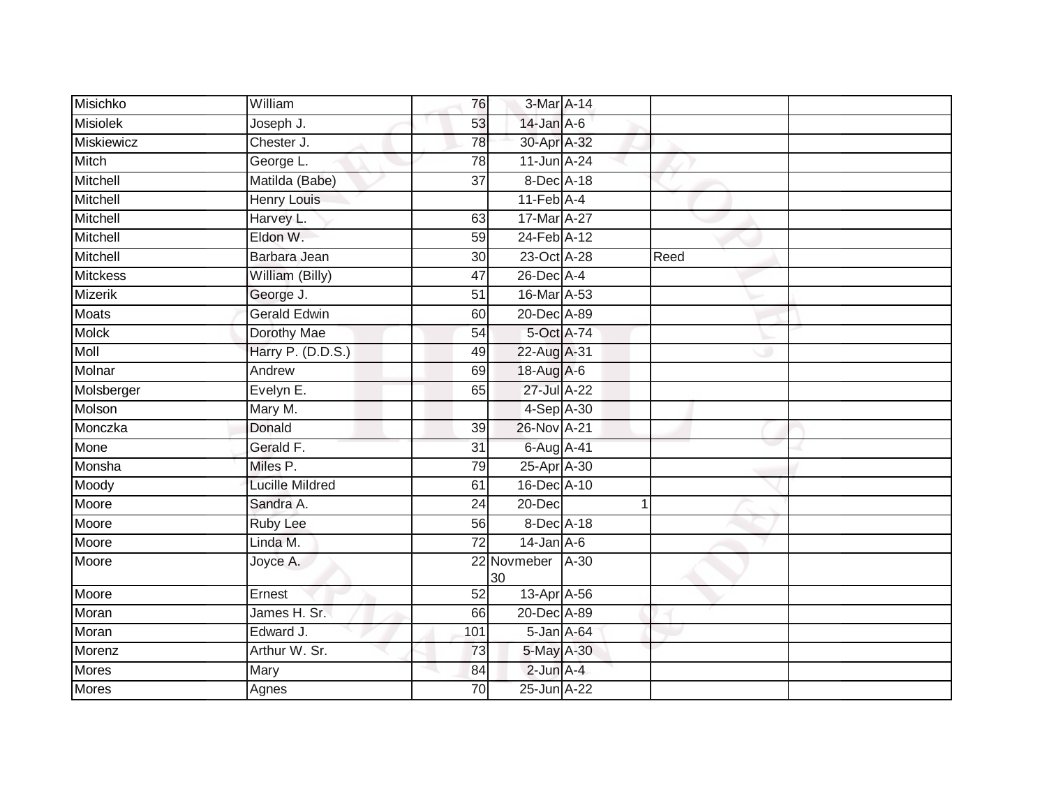| | | | | | | |
|---|---|---|---|---|---|---|
| Misichko | William | 76 | 3-Mar | A-14 | | |
| Misiolek | Joseph J. | 53 | 14-Jan | A-6 | | |
| Miskiewicz | Chester J. | 78 | 30-Apr | A-32 | | |
| Mitch | George L. | 78 | 11-Jun | A-24 | | |
| Mitchell | Matilda (Babe) | 37 | 8-Dec | A-18 | | |
| Mitchell | Henry Louis | | 11-Feb | A-4 | | |
| Mitchell | Harvey L. | 63 | 17-Mar | A-27 | | |
| Mitchell | Eldon W. | 59 | 24-Feb | A-12 | | |
| Mitchell | Barbara Jean | 30 | 23-Oct | A-28 | Reed | |
| Mitckess | William (Billy) | 47 | 26-Dec | A-4 | | |
| Mizerik | George J. | 51 | 16-Mar | A-53 | | |
| Moats | Gerald Edwin | 60 | 20-Dec | A-89 | | |
| Molck | Dorothy Mae | 54 | 5-Oct | A-74 | | |
| Moll | Harry P. (D.D.S.) | 49 | 22-Aug | A-31 | | |
| Molnar | Andrew | 69 | 18-Aug | A-6 | | |
| Molsberger | Evelyn E. | 65 | 27-Jul | A-22 | | |
| Molson | Mary M. | | 4-Sep | A-30 | | |
| Monczka | Donald | 39 | 26-Nov | A-21 | | |
| Mone | Gerald F. | 31 | 6-Aug | A-41 | | |
| Monsha | Miles P. | 79 | 25-Apr | A-30 | | |
| Moody | Lucille Mildred | 61 | 16-Dec | A-10 | | |
| Moore | Sandra A. | 24 | 20-Dec | 1 | | |
| Moore | Ruby Lee | 56 | 8-Dec | A-18 | | |
| Moore | Linda M. | 72 | 14-Jan | A-6 | | |
| Moore | Joyce A. | 22 | Novmeber 30 | A-30 | | |
| Moore | Ernest | 52 | 13-Apr | A-56 | | |
| Moran | James H. Sr. | 66 | 20-Dec | A-89 | | |
| Moran | Edward J. | 101 | 5-Jan | A-64 | | |
| Morenz | Arthur W. Sr. | 73 | 5-May | A-30 | | |
| Mores | Mary | 84 | 2-Jun | A-4 | | |
| Mores | Agnes | 70 | 25-Jun | A-22 | | |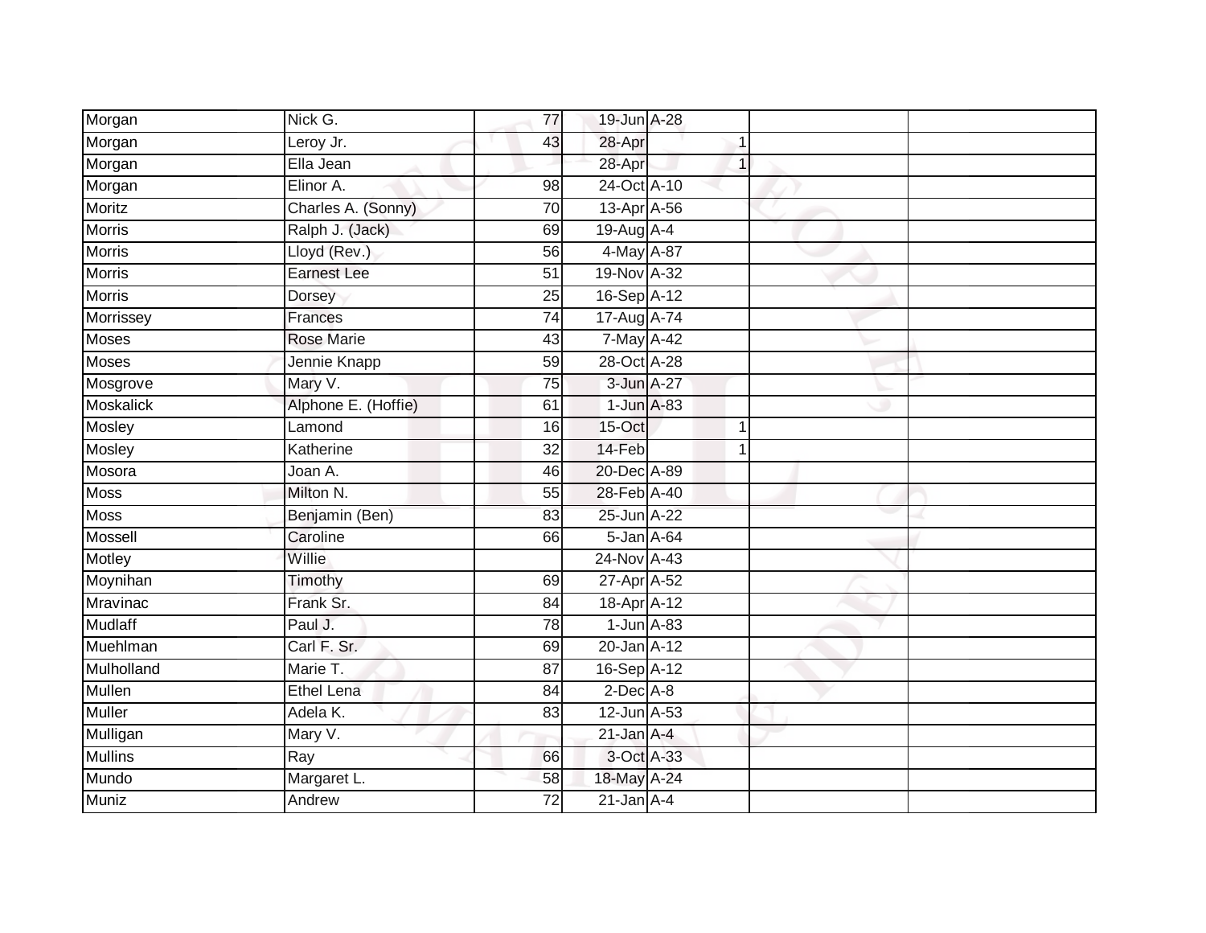| | | | | | | | |
|---|---|---|---|---|---|---|---|
| Morgan | Nick G. | 77 | 19-Jun | A-28 | | | |
| Morgan | Leroy Jr. | 43 | 28-Apr | | 1 | | |
| Morgan | Ella Jean | | 28-Apr | | 1 | | |
| Morgan | Elinor A. | 98 | 24-Oct | A-10 | | | |
| Moritz | Charles A. (Sonny) | 70 | 13-Apr | A-56 | | | |
| Morris | Ralph J. (Jack) | 69 | 19-Aug | A-4 | | | |
| Morris | Lloyd (Rev.) | 56 | 4-May | A-87 | | | |
| Morris | Earnest Lee | 51 | 19-Nov | A-32 | | | |
| Morris | Dorsey | 25 | 16-Sep | A-12 | | | |
| Morrissey | Frances | 74 | 17-Aug | A-74 | | | |
| Moses | Rose Marie | 43 | 7-May | A-42 | | | |
| Moses | Jennie Knapp | 59 | 28-Oct | A-28 | | | |
| Mosgrove | Mary V. | 75 | 3-Jun | A-27 | | | |
| Moskalick | Alphone E. (Hoffie) | 61 | 1-Jun | A-83 | | | |
| Mosley | Lamond | 16 | 15-Oct | | 1 | | |
| Mosley | Katherine | 32 | 14-Feb | | 1 | | |
| Mosora | Joan A. | 46 | 20-Dec | A-89 | | | |
| Moss | Milton N. | 55 | 28-Feb | A-40 | | | |
| Moss | Benjamin (Ben) | 83 | 25-Jun | A-22 | | | |
| Mossell | Caroline | 66 | 5-Jan | A-64 | | | |
| Motley | Willie | | 24-Nov | A-43 | | | |
| Moynihan | Timothy | 69 | 27-Apr | A-52 | | | |
| Mravinac | Frank Sr. | 84 | 18-Apr | A-12 | | | |
| Mudlaff | Paul J. | 78 | 1-Jun | A-83 | | | |
| Muehlman | Carl F. Sr. | 69 | 20-Jan | A-12 | | | |
| Mulholland | Marie T. | 87 | 16-Sep | A-12 | | | |
| Mullen | Ethel Lena | 84 | 2-Dec | A-8 | | | |
| Muller | Adela K. | 83 | 12-Jun | A-53 | | | |
| Mulligan | Mary V. | | 21-Jan | A-4 | | | |
| Mullins | Ray | 66 | 3-Oct | A-33 | | | |
| Mundo | Margaret L. | 58 | 18-May | A-24 | | | |
| Muniz | Andrew | 72 | 21-Jan | A-4 | | | |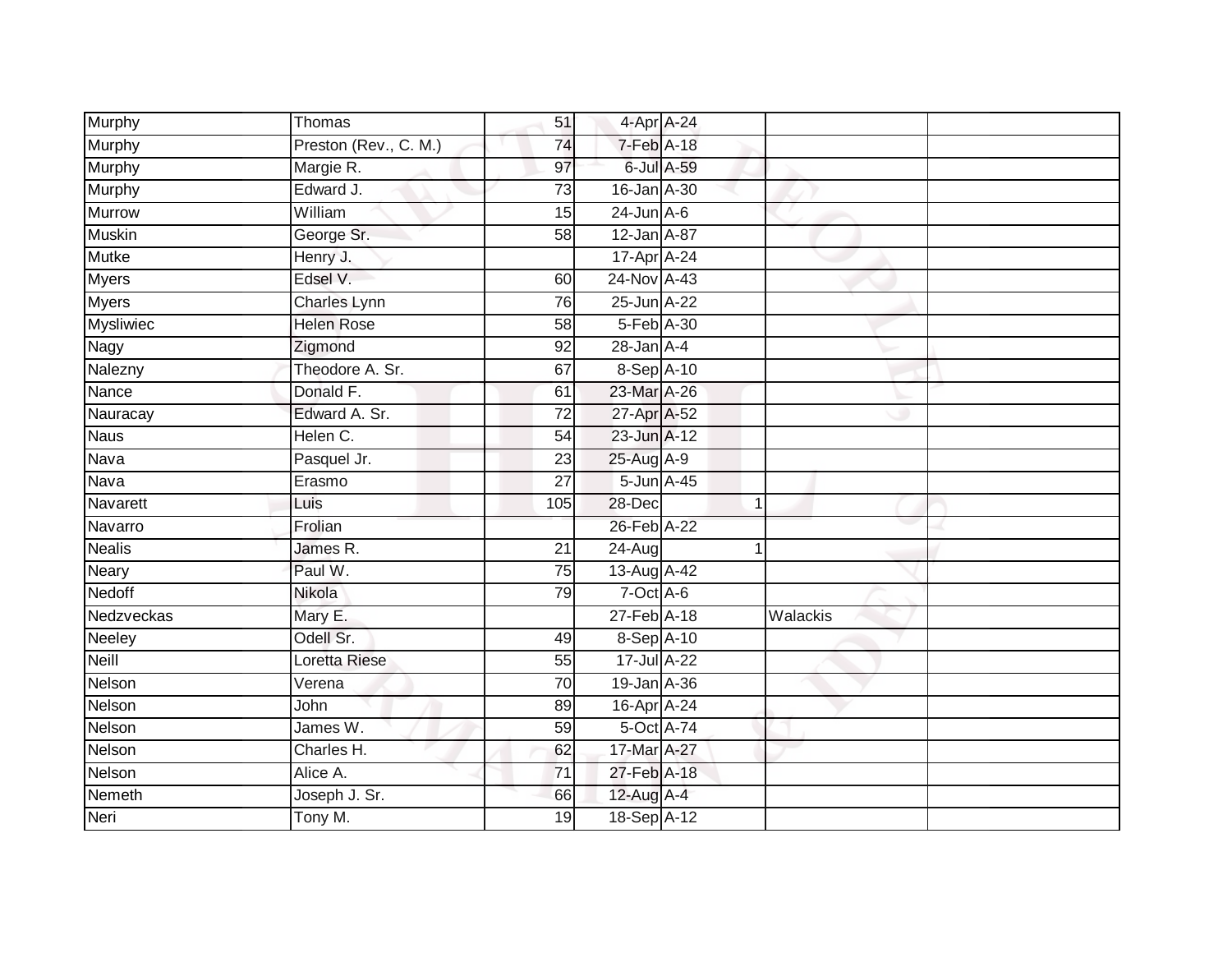| | | | | | | |
|---|---|---|---|---|---|---|
| Murphy | Thomas | 51 | 4-Apr | A-24 | | |
| Murphy | Preston (Rev., C. M.) | 74 | 7-Feb | A-18 | | |
| Murphy | Margie R. | 97 | 6-Jul | A-59 | | |
| Murphy | Edward J. | 73 | 16-Jan | A-30 | | |
| Murrow | William | 15 | 24-Jun | A-6 | | |
| Muskin | George Sr. | 58 | 12-Jan | A-87 | | |
| Mutke | Henry J. | | 17-Apr | A-24 | | |
| Myers | Edsel V. | 60 | 24-Nov | A-43 | | |
| Myers | Charles Lynn | 76 | 25-Jun | A-22 | | |
| Mysliwiec | Helen Rose | 58 | 5-Feb | A-30 | | |
| Nagy | Zigmond | 92 | 28-Jan | A-4 | | |
| Nalezny | Theodore A. Sr. | 67 | 8-Sep | A-10 | | |
| Nance | Donald F. | 61 | 23-Mar | A-26 | | |
| Nauracay | Edward A. Sr. | 72 | 27-Apr | A-52 | | |
| Naus | Helen C. | 54 | 23-Jun | A-12 | | |
| Nava | Pasquel Jr. | 23 | 25-Aug | A-9 | | |
| Nava | Erasmo | 27 | 5-Jun | A-45 | | |
| Navarett | Luis | 105 | 28-Dec | 1 | | |
| Navarro | Frolian | | 26-Feb | A-22 | | |
| Nealis | James R. | 21 | 24-Aug | 1 | | |
| Neary | Paul W. | 75 | 13-Aug | A-42 | | |
| Nedoff | Nikola | 79 | 7-Oct | A-6 | | |
| Nedzveckas | Mary E. | | 27-Feb | A-18 | Walackis | |
| Neeley | Odell Sr. | 49 | 8-Sep | A-10 | | |
| Neill | Loretta Riese | 55 | 17-Jul | A-22 | | |
| Nelson | Verena | 70 | 19-Jan | A-36 | | |
| Nelson | John | 89 | 16-Apr | A-24 | | |
| Nelson | James W. | 59 | 5-Oct | A-74 | | |
| Nelson | Charles H. | 62 | 17-Mar | A-27 | | |
| Nelson | Alice A. | 71 | 27-Feb | A-18 | | |
| Nemeth | Joseph J. Sr. | 66 | 12-Aug | A-4 | | |
| Neri | Tony M. | 19 | 18-Sep | A-12 | | |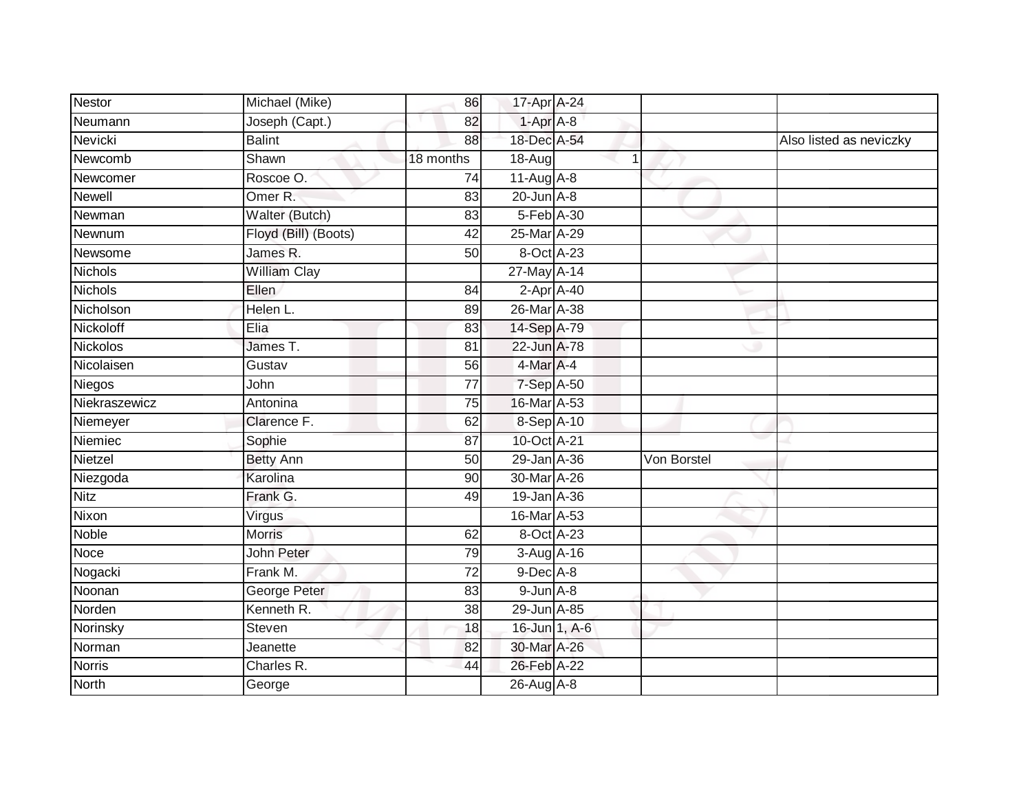| | | | | | | |
|---|---|---|---|---|---|---|
| Nestor | Michael (Mike) | 86 | 17-Apr | A-24 | | |
| Neumann | Joseph (Capt.) | 82 | 1-Apr | A-8 | | |
| Nevicki | Balint | 88 | 18-Dec | A-54 | | Also listed as neviczky |
| Newcomb | Shawn | 18 months | 18-Aug | 1 | | |
| Newcomer | Roscoe O. | 74 | 11-Aug | A-8 | | |
| Newell | Omer R. | 83 | 20-Jun | A-8 | | |
| Newman | Walter (Butch) | 83 | 5-Feb | A-30 | | |
| Newnum | Floyd (Bill) (Boots) | 42 | 25-Mar | A-29 | | |
| Newsome | James R. | 50 | 8-Oct | A-23 | | |
| Nichols | William Clay | | 27-May | A-14 | | |
| Nichols | Ellen | 84 | 2-Apr | A-40 | | |
| Nicholson | Helen L. | 89 | 26-Mar | A-38 | | |
| Nickoloff | Elia | 83 | 14-Sep | A-79 | | |
| Nickolos | James T. | 81 | 22-Jun | A-78 | | |
| Nicolaisen | Gustav | 56 | 4-Mar | A-4 | | |
| Niegos | John | 77 | 7-Sep | A-50 | | |
| Niekraszewicz | Antonina | 75 | 16-Mar | A-53 | | |
| Niemeyer | Clarence F. | 62 | 8-Sep | A-10 | | |
| Niemiec | Sophie | 87 | 10-Oct | A-21 | | |
| Nietzel | Betty Ann | 50 | 29-Jan | A-36 | Von Borstel | |
| Niezgoda | Karolina | 90 | 30-Mar | A-26 | | |
| Nitz | Frank G. | 49 | 19-Jan | A-36 | | |
| Nixon | Virgus | | 16-Mar | A-53 | | |
| Noble | Morris | 62 | 8-Oct | A-23 | | |
| Noce | John Peter | 79 | 3-Aug | A-16 | | |
| Nogacki | Frank M. | 72 | 9-Dec | A-8 | | |
| Noonan | George Peter | 83 | 9-Jun | A-8 | | |
| Norden | Kenneth R. | 38 | 29-Jun | A-85 | | |
| Norinsky | Steven | 18 | 16-Jun | 1, A-6 | | |
| Norman | Jeanette | 82 | 30-Mar | A-26 | | |
| Norris | Charles R. | 44 | 26-Feb | A-22 | | |
| North | George | | 26-Aug | A-8 | | |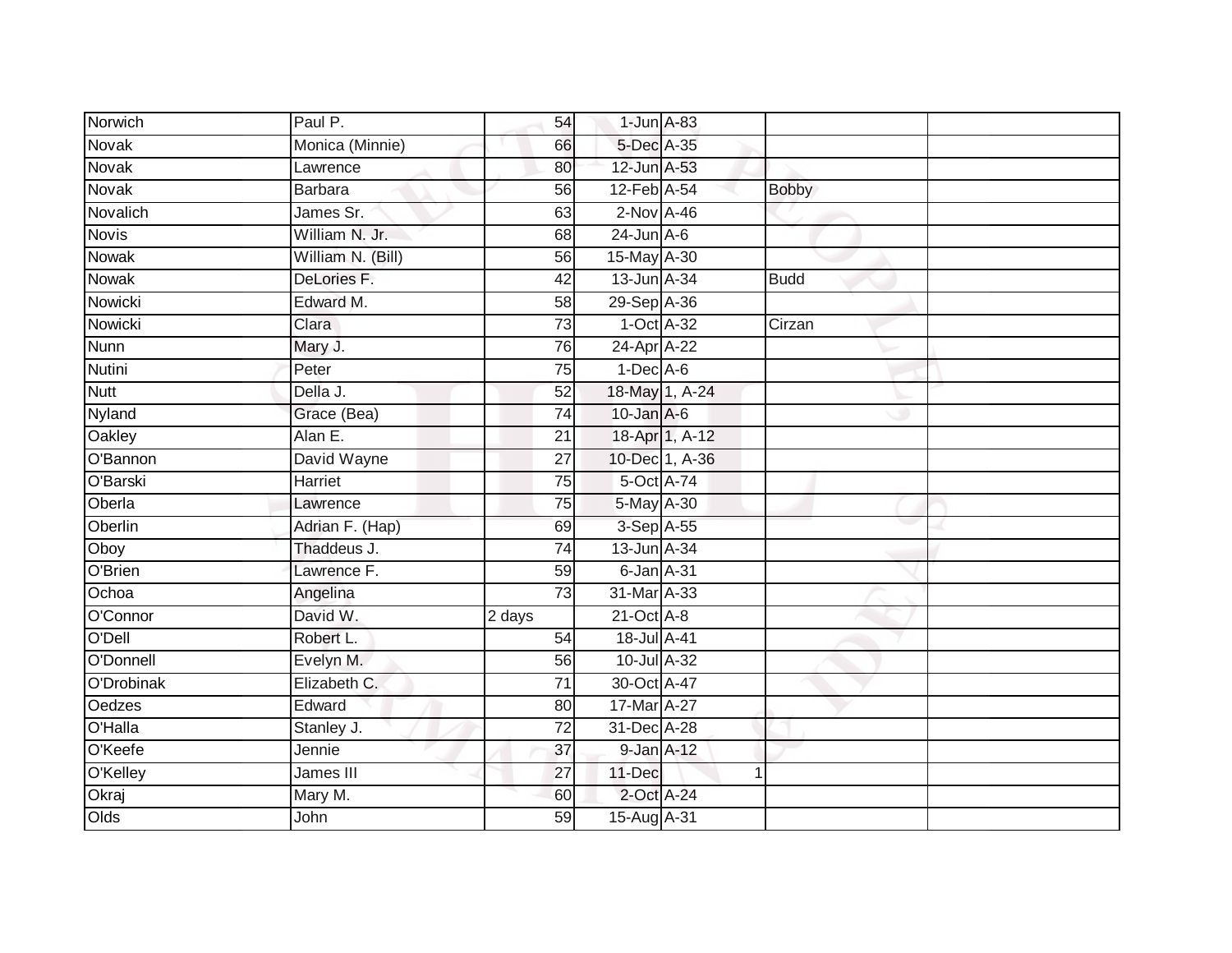| | | | | | | |
|---|---|---|---|---|---|---|
| Norwich | Paul P. | 54 | 1-Jun | A-83 | | |
| Novak | Monica (Minnie) | 66 | 5-Dec | A-35 | | |
| Novak | Lawrence | 80 | 12-Jun | A-53 | | |
| Novak | Barbara | 56 | 12-Feb | A-54 | Bobby | |
| Novalich | James Sr. | 63 | 2-Nov | A-46 | | |
| Novis | William N. Jr. | 68 | 24-Jun | A-6 | | |
| Nowak | William N. (Bill) | 56 | 15-May | A-30 | | |
| Nowak | DeLories F. | 42 | 13-Jun | A-34 | Budd | |
| Nowicki | Edward M. | 58 | 29-Sep | A-36 | | |
| Nowicki | Clara | 73 | 1-Oct | A-32 | Cirzan | |
| Nunn | Mary J. | 76 | 24-Apr | A-22 | | |
| Nutini | Peter | 75 | 1-Dec | A-6 | | |
| Nutt | Della J. | 52 | 18-May | 1, A-24 | | |
| Nyland | Grace (Bea) | 74 | 10-Jan | A-6 | | |
| Oakley | Alan E. | 21 | 18-Apr | 1, A-12 | | |
| O'Bannon | David Wayne | 27 | 10-Dec | 1, A-36 | | |
| O'Barski | Harriet | 75 | 5-Oct | A-74 | | |
| Oberla | Lawrence | 75 | 5-May | A-30 | | |
| Oberlin | Adrian F. (Hap) | 69 | 3-Sep | A-55 | | |
| Oboy | Thaddeus J. | 74 | 13-Jun | A-34 | | |
| O'Brien | Lawrence F. | 59 | 6-Jan | A-31 | | |
| Ochoa | Angelina | 73 | 31-Mar | A-33 | | |
| O'Connor | David W. | 2 days | 21-Oct | A-8 | | |
| O'Dell | Robert L. | 54 | 18-Jul | A-41 | | |
| O'Donnell | Evelyn M. | 56 | 10-Jul | A-32 | | |
| O'Drobinak | Elizabeth C. | 71 | 30-Oct | A-47 | | |
| Oedzes | Edward | 80 | 17-Mar | A-27 | | |
| O'Halla | Stanley J. | 72 | 31-Dec | A-28 | | |
| O'Keefe | Jennie | 37 | 9-Jan | A-12 | | |
| O'Kelley | James III | 27 | 11-Dec | 1 | | |
| Okraj | Mary M. | 60 | 2-Oct | A-24 | | |
| Olds | John | 59 | 15-Aug | A-31 | | |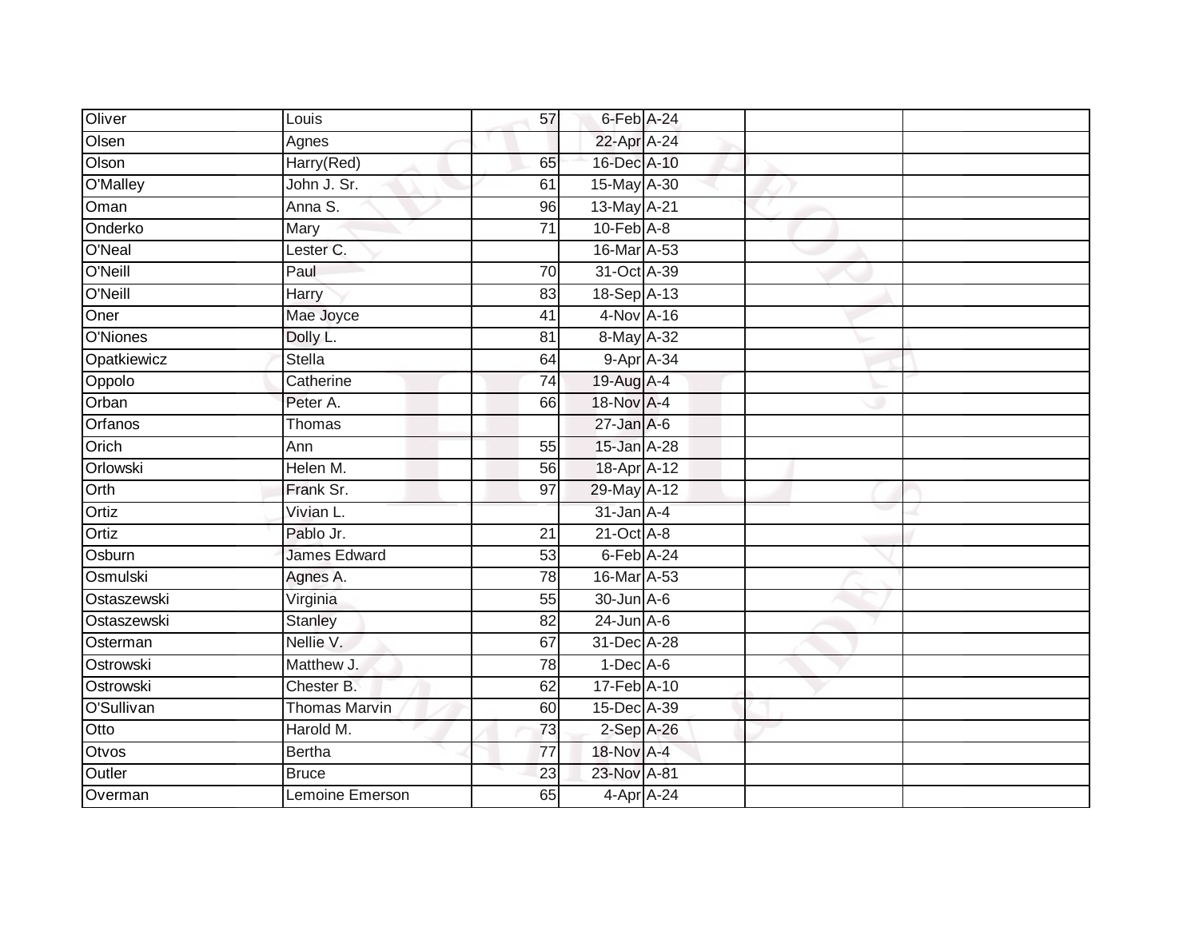| | | | | | | |
|---|---|---|---|---|---|---|
| Oliver | Louis | 57 | 6-Feb | A-24 | | |
| Olsen | Agnes | | 22-Apr | A-24 | | |
| Olson | Harry(Red) | 65 | 16-Dec | A-10 | | |
| O'Malley | John J. Sr. | 61 | 15-May | A-30 | | |
| Oman | Anna S. | 96 | 13-May | A-21 | | |
| Onderko | Mary | 71 | 10-Feb | A-8 | | |
| O'Neal | Lester C. | | 16-Mar | A-53 | | |
| O'Neill | Paul | 70 | 31-Oct | A-39 | | |
| O'Neill | Harry | 83 | 18-Sep | A-13 | | |
| Oner | Mae Joyce | 41 | 4-Nov | A-16 | | |
| O'Niones | Dolly L. | 81 | 8-May | A-32 | | |
| Opatkiewicz | Stella | 64 | 9-Apr | A-34 | | |
| Oppolo | Catherine | 74 | 19-Aug | A-4 | | |
| Orban | Peter A. | 66 | 18-Nov | A-4 | | |
| Orfanos | Thomas | | 27-Jan | A-6 | | |
| Orich | Ann | 55 | 15-Jan | A-28 | | |
| Orlowski | Helen M. | 56 | 18-Apr | A-12 | | |
| Orth | Frank Sr. | 97 | 29-May | A-12 | | |
| Ortiz | Vivian L. | | 31-Jan | A-4 | | |
| Ortiz | Pablo Jr. | 21 | 21-Oct | A-8 | | |
| Osburn | James Edward | 53 | 6-Feb | A-24 | | |
| Osmulski | Agnes A. | 78 | 16-Mar | A-53 | | |
| Ostaszewski | Virginia | 55 | 30-Jun | A-6 | | |
| Ostaszewski | Stanley | 82 | 24-Jun | A-6 | | |
| Osterman | Nellie V. | 67 | 31-Dec | A-28 | | |
| Ostrowski | Matthew J. | 78 | 1-Dec | A-6 | | |
| Ostrowski | Chester B. | 62 | 17-Feb | A-10 | | |
| O'Sullivan | Thomas Marvin | 60 | 15-Dec | A-39 | | |
| Otto | Harold M. | 73 | 2-Sep | A-26 | | |
| Otvos | Bertha | 77 | 18-Nov | A-4 | | |
| Outler | Bruce | 23 | 23-Nov | A-81 | | |
| Overman | Lemoine Emerson | 65 | 4-Apr | A-24 | | |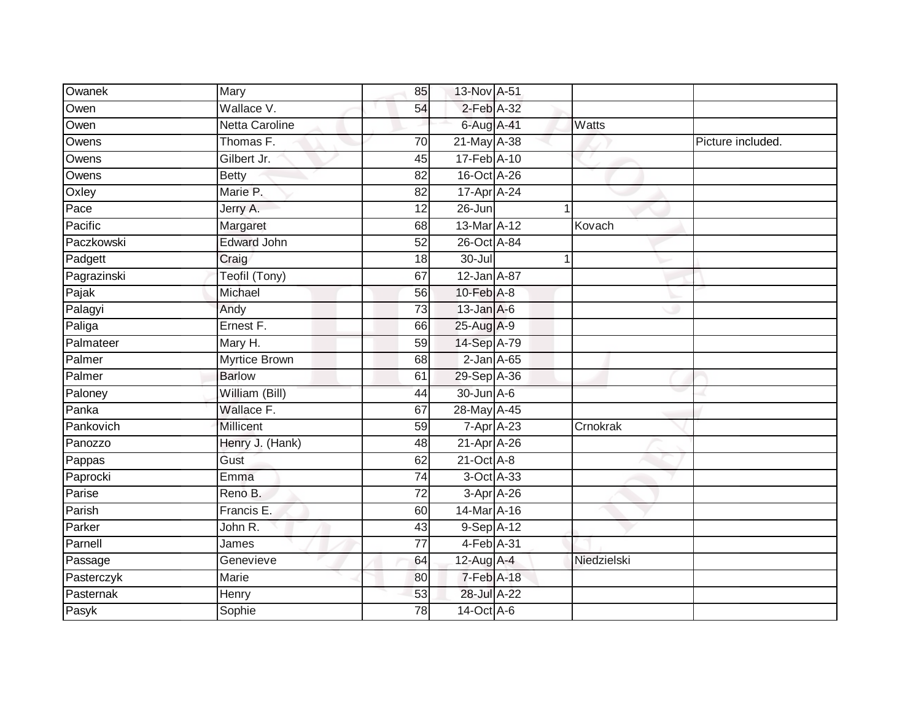| | | | | | | | |
|---|---|---|---|---|---|---|---|
| Owanek | Mary | 85 | 13-Nov | A-51 | | | |
| Owen | Wallace V. | 54 | 2-Feb | A-32 | | | |
| Owen | Netta Caroline | | 6-Aug | A-41 | | Watts | |
| Owens | Thomas F. | 70 | 21-May | A-38 | | | Picture included. |
| Owens | Gilbert Jr. | 45 | 17-Feb | A-10 | | | |
| Owens | Betty | 82 | 16-Oct | A-26 | | | |
| Oxley | Marie P. | 82 | 17-Apr | A-24 | | | |
| Pace | Jerry A. | 12 | 26-Jun | | 1 | | |
| Pacific | Margaret | 68 | 13-Mar | A-12 | | Kovach | |
| Paczkowski | Edward John | 52 | 26-Oct | A-84 | | | |
| Padgett | Craig | 18 | 30-Jul | | 1 | | |
| Pagrazinski | Teofil (Tony) | 67 | 12-Jan | A-87 | | | |
| Pajak | Michael | 56 | 10-Feb | A-8 | | | |
| Palagyi | Andy | 73 | 13-Jan | A-6 | | | |
| Paliga | Ernest F. | 66 | 25-Aug | A-9 | | | |
| Palmateer | Mary H. | 59 | 14-Sep | A-79 | | | |
| Palmer | Myrtice Brown | 68 | 2-Jan | A-65 | | | |
| Palmer | Barlow | 61 | 29-Sep | A-36 | | | |
| Paloney | William (Bill) | 44 | 30-Jun | A-6 | | | |
| Panka | Wallace F. | 67 | 28-May | A-45 | | | |
| Pankovich | Millicent | 59 | 7-Apr | A-23 | | Crnokrak | |
| Panozzo | Henry J. (Hank) | 48 | 21-Apr | A-26 | | | |
| Pappas | Gust | 62 | 21-Oct | A-8 | | | |
| Paprocki | Emma | 74 | 3-Oct | A-33 | | | |
| Parise | Reno B. | 72 | 3-Apr | A-26 | | | |
| Parish | Francis E. | 60 | 14-Mar | A-16 | | | |
| Parker | John R. | 43 | 9-Sep | A-12 | | | |
| Parnell | James | 77 | 4-Feb | A-31 | | | |
| Passage | Genevieve | 64 | 12-Aug | A-4 | | Niedzielski | |
| Pasterczyk | Marie | 80 | 7-Feb | A-18 | | | |
| Pasternak | Henry | 53 | 28-Jul | A-22 | | | |
| Pasyk | Sophie | 78 | 14-Oct | A-6 | | | |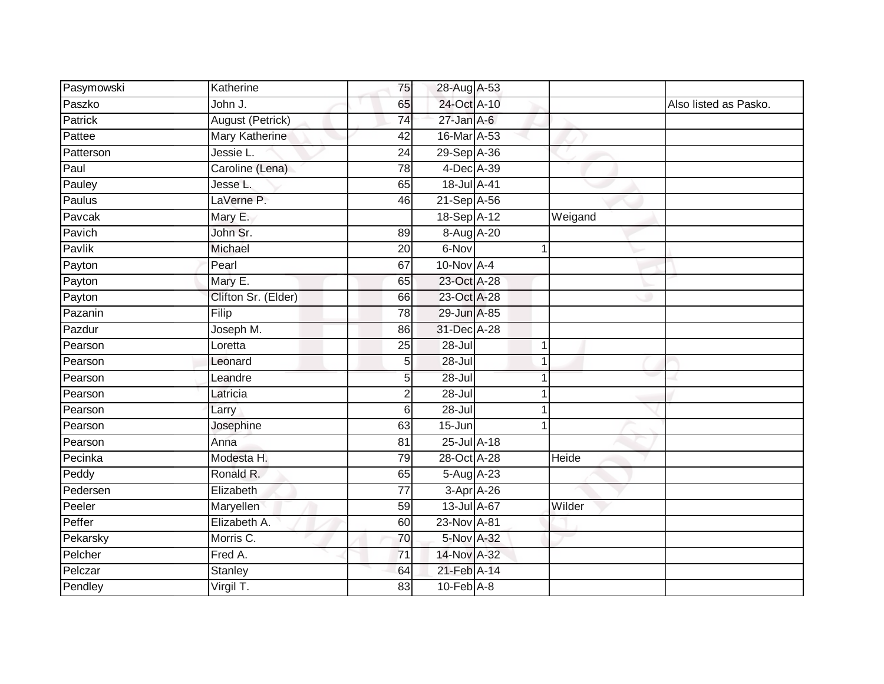| | | | | | | | |
|---|---|---|---|---|---|---|---|
| Pasymowski | Katherine | 75 | 28-Aug | A-53 | | | |
| Paszko | John J. | 65 | 24-Oct | A-10 | | | Also listed as Pasko. |
| Patrick | August (Petrick) | 74 | 27-Jan | A-6 | | | |
| Pattee | Mary Katherine | 42 | 16-Mar | A-53 | | | |
| Patterson | Jessie L. | 24 | 29-Sep | A-36 | | | |
| Paul | Caroline (Lena) | 78 | 4-Dec | A-39 | | | |
| Pauley | Jesse L. | 65 | 18-Jul | A-41 | | | |
| Paulus | LaVerne P. | 46 | 21-Sep | A-56 | | | |
| Pavcak | Mary E. | | 18-Sep | A-12 | | Weigand | |
| Pavich | John Sr. | 89 | 8-Aug | A-20 | | | |
| Pavlik | Michael | 20 | 6-Nov | | 1 | | |
| Payton | Pearl | 67 | 10-Nov | A-4 | | | |
| Payton | Mary E. | 65 | 23-Oct | A-28 | | | |
| Payton | Clifton Sr. (Elder) | 66 | 23-Oct | A-28 | | | |
| Pazanin | Filip | 78 | 29-Jun | A-85 | | | |
| Pazdur | Joseph M. | 86 | 31-Dec | A-28 | | | |
| Pearson | Loretta | 25 | 28-Jul | | 1 | | |
| Pearson | Leonard | 5 | 28-Jul | | 1 | | |
| Pearson | Leandre | 5 | 28-Jul | | 1 | | |
| Pearson | Latricia | 2 | 28-Jul | | 1 | | |
| Pearson | Larry | 6 | 28-Jul | | 1 | | |
| Pearson | Josephine | 63 | 15-Jun | | 1 | | |
| Pearson | Anna | 81 | 25-Jul | A-18 | | | |
| Pecinka | Modesta H. | 79 | 28-Oct | A-28 | | Heide | |
| Peddy | Ronald R. | 65 | 5-Aug | A-23 | | | |
| Pedersen | Elizabeth | 77 | 3-Apr | A-26 | | | |
| Peeler | Maryellen | 59 | 13-Jul | A-67 | | Wilder | |
| Peffer | Elizabeth A. | 60 | 23-Nov | A-81 | | | |
| Pekarsky | Morris C. | 70 | 5-Nov | A-32 | | | |
| Pelcher | Fred A. | 71 | 14-Nov | A-32 | | | |
| Pelczar | Stanley | 64 | 21-Feb | A-14 | | | |
| Pendley | Virgil T. | 83 | 10-Feb | A-8 | | | |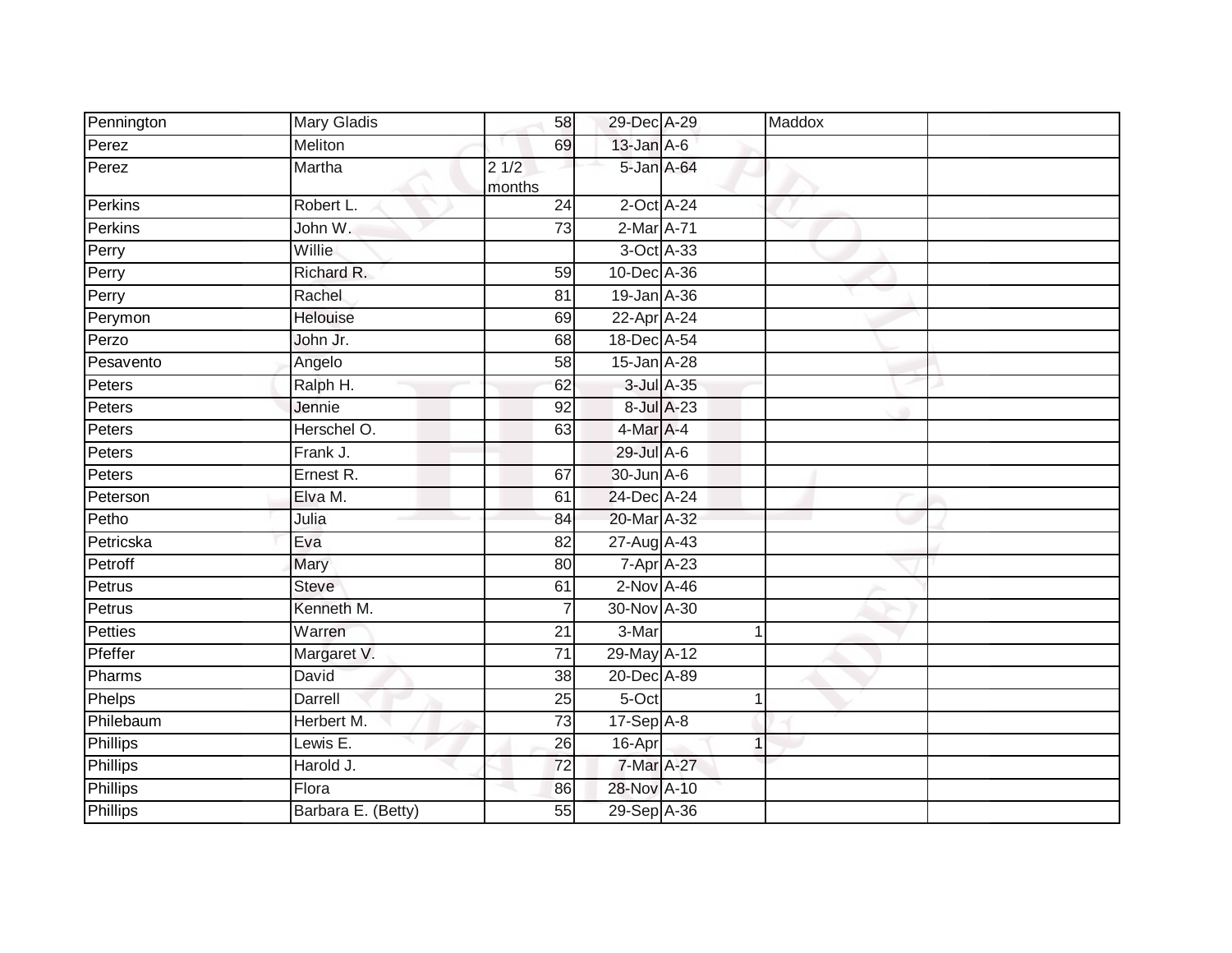| | | | | | | | |
|---|---|---|---|---|---|---|---|
| Pennington | Mary Gladis | 58 | 29-Dec | A-29 | | Maddox | |
| Perez | Meliton | 69 | 13-Jan | A-6 | | | |
| Perez | Martha | 2 1/2 months | 5-Jan | A-64 | | | |
| Perkins | Robert L. | 24 | 2-Oct | A-24 | | | |
| Perkins | John W. | 73 | 2-Mar | A-71 | | | |
| Perry | Willie | | 3-Oct | A-33 | | | |
| Perry | Richard R. | 59 | 10-Dec | A-36 | | | |
| Perry | Rachel | 81 | 19-Jan | A-36 | | | |
| Perymon | Helouise | 69 | 22-Apr | A-24 | | | |
| Perzo | John Jr. | 68 | 18-Dec | A-54 | | | |
| Pesavento | Angelo | 58 | 15-Jan | A-28 | | | |
| Peters | Ralph H. | 62 | 3-Jul | A-35 | | | |
| Peters | Jennie | 92 | 8-Jul | A-23 | | | |
| Peters | Herschel O. | 63 | 4-Mar | A-4 | | | |
| Peters | Frank J. | | 29-Jul | A-6 | | | |
| Peters | Ernest R. | 67 | 30-Jun | A-6 | | | |
| Peterson | Elva M. | 61 | 24-Dec | A-24 | | | |
| Petho | Julia | 84 | 20-Mar | A-32 | | | |
| Petricska | Eva | 82 | 27-Aug | A-43 | | | |
| Petroff | Mary | 80 | 7-Apr | A-23 | | | |
| Petrus | Steve | 61 | 2-Nov | A-46 | | | |
| Petrus | Kenneth M. | 7 | 30-Nov | A-30 | | | |
| Petties | Warren | 21 | 3-Mar | | 1 | | |
| Pfeffer | Margaret V. | 71 | 29-May | A-12 | | | |
| Pharms | David | 38 | 20-Dec | A-89 | | | |
| Phelps | Darrell | 25 | 5-Oct | | 1 | | |
| Philebaum | Herbert M. | 73 | 17-Sep | A-8 | | | |
| Phillips | Lewis E. | 26 | 16-Apr | | 1 | | |
| Phillips | Harold J. | 72 | 7-Mar | A-27 | | | |
| Phillips | Flora | 86 | 28-Nov | A-10 | | | |
| Phillips | Barbara E. (Betty) | 55 | 29-Sep | A-36 | | | |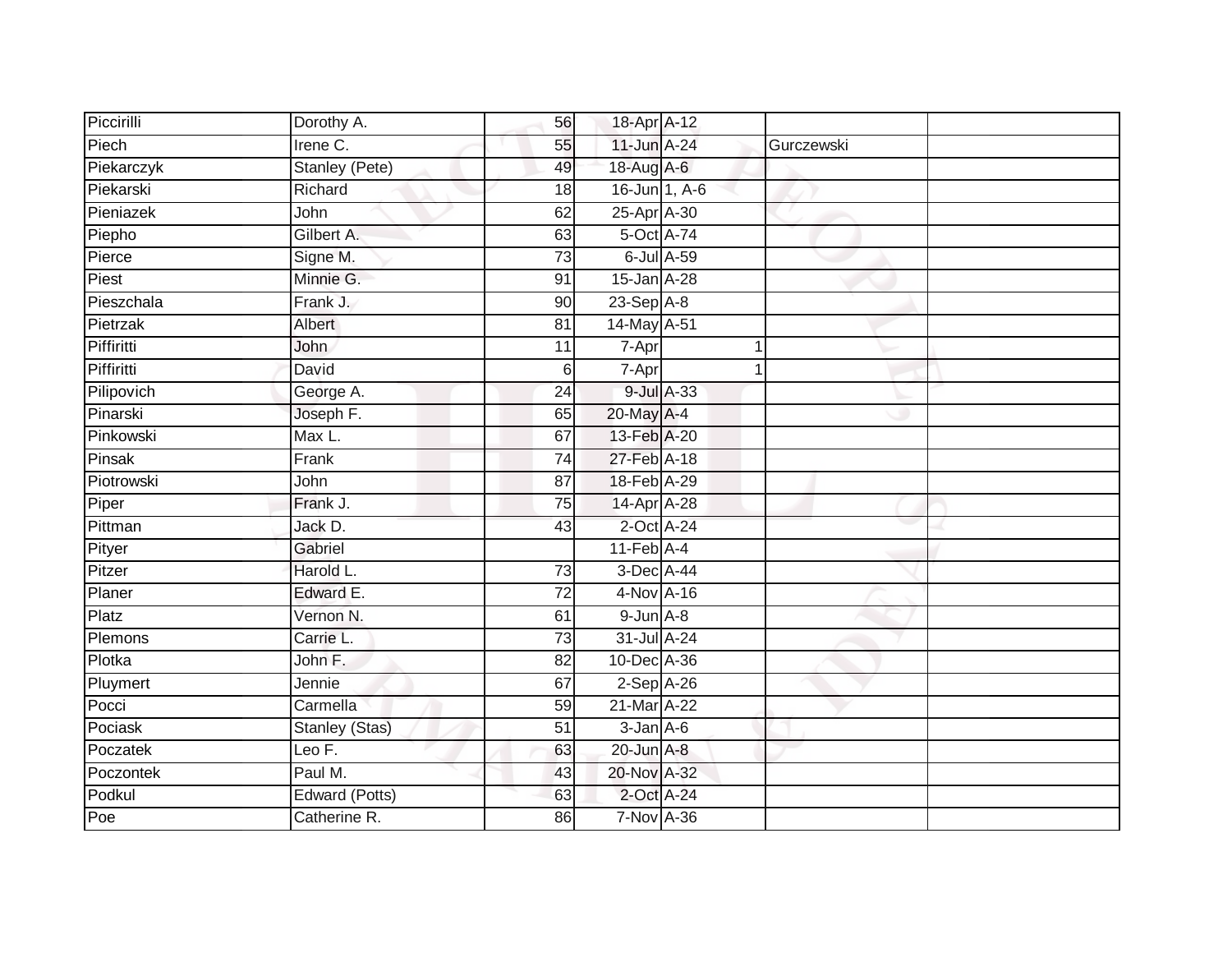| | | | | | | |
|---|---|---|---|---|---|---|
| Piccirilli | Dorothy A. | 56 | 18-Apr | A-12 | | |
| Piech | Irene C. | 55 | 11-Jun | A-24 | Gurczewski | |
| Piekarczyk | Stanley (Pete) | 49 | 18-Aug | A-6 | | |
| Piekarski | Richard | 18 | 16-Jun | 1, A-6 | | |
| Pieniazek | John | 62 | 25-Apr | A-30 | | |
| Piepho | Gilbert A. | 63 | 5-Oct | A-74 | | |
| Pierce | Signe M. | 73 | 6-Jul | A-59 | | |
| Piest | Minnie G. | 91 | 15-Jan | A-28 | | |
| Pieszchala | Frank J. | 90 | 23-Sep | A-8 | | |
| Pietrzak | Albert | 81 | 14-May | A-51 | | |
| Piffiritti | John | 11 | 7-Apr | 1 | | |
| Piffiritti | David | 6 | 7-Apr | 1 | | |
| Pilipovich | George A. | 24 | 9-Jul | A-33 | | |
| Pinarski | Joseph F. | 65 | 20-May | A-4 | | |
| Pinkowski | Max L. | 67 | 13-Feb | A-20 | | |
| Pinsak | Frank | 74 | 27-Feb | A-18 | | |
| Piotrowski | John | 87 | 18-Feb | A-29 | | |
| Piper | Frank J. | 75 | 14-Apr | A-28 | | |
| Pittman | Jack D. | 43 | 2-Oct | A-24 | | |
| Pityer | Gabriel | | 11-Feb | A-4 | | |
| Pitzer | Harold L. | 73 | 3-Dec | A-44 | | |
| Planer | Edward E. | 72 | 4-Nov | A-16 | | |
| Platz | Vernon N. | 61 | 9-Jun | A-8 | | |
| Plemons | Carrie L. | 73 | 31-Jul | A-24 | | |
| Plotka | John F. | 82 | 10-Dec | A-36 | | |
| Pluymert | Jennie | 67 | 2-Sep | A-26 | | |
| Pocci | Carmella | 59 | 21-Mar | A-22 | | |
| Pociask | Stanley (Stas) | 51 | 3-Jan | A-6 | | |
| Poczatek | Leo F. | 63 | 20-Jun | A-8 | | |
| Poczontek | Paul M. | 43 | 20-Nov | A-32 | | |
| Podkul | Edward (Potts) | 63 | 2-Oct | A-24 | | |
| Poe | Catherine R. | 86 | 7-Nov | A-36 | | |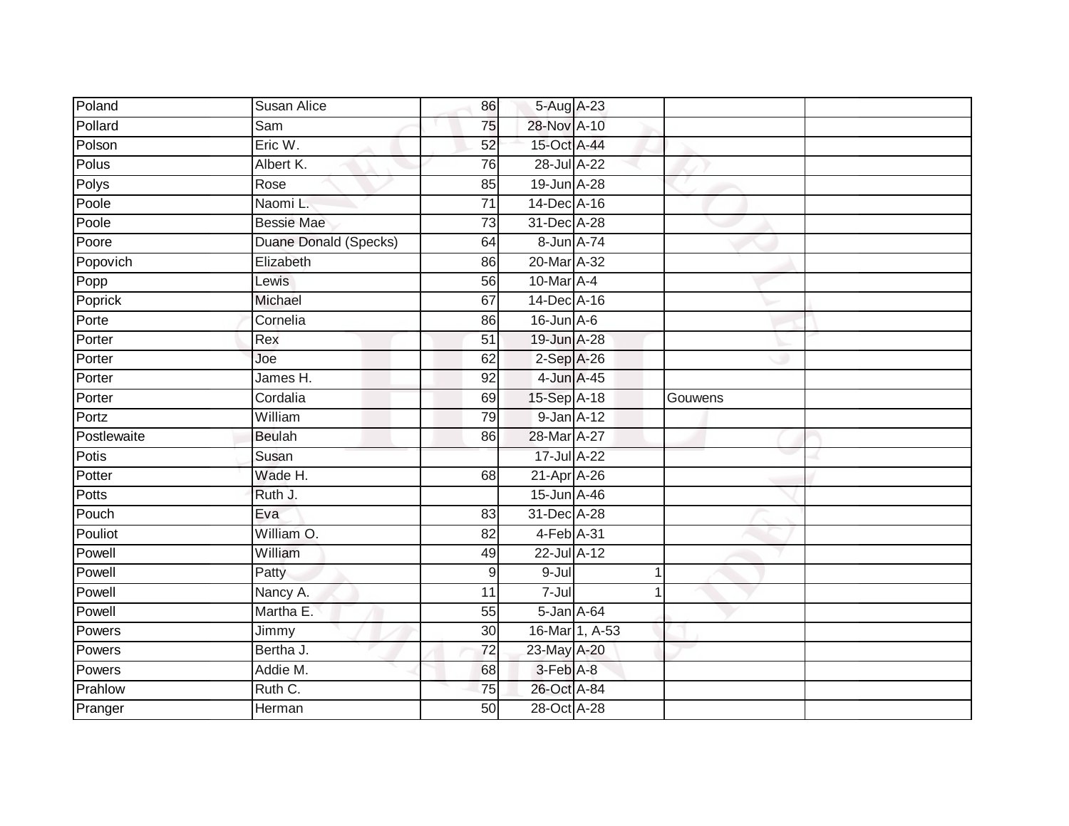| | | | | | | |
|---|---|---|---|---|---|---|
| Poland | Susan Alice | 86 | 5-Aug | A-23 | | |
| Pollard | Sam | 75 | 28-Nov | A-10 | | |
| Polson | Eric W. | 52 | 15-Oct | A-44 | | |
| Polus | Albert K. | 76 | 28-Jul | A-22 | | |
| Polys | Rose | 85 | 19-Jun | A-28 | | |
| Poole | Naomi L. | 71 | 14-Dec | A-16 | | |
| Poole | Bessie Mae | 73 | 31-Dec | A-28 | | |
| Poore | Duane Donald (Specks) | 64 | 8-Jun | A-74 | | |
| Popovich | Elizabeth | 86 | 20-Mar | A-32 | | |
| Popp | Lewis | 56 | 10-Mar | A-4 | | |
| Poprick | Michael | 67 | 14-Dec | A-16 | | |
| Porte | Cornelia | 86 | 16-Jun | A-6 | | |
| Porter | Rex | 51 | 19-Jun | A-28 | | |
| Porter | Joe | 62 | 2-Sep | A-26 | | |
| Porter | James H. | 92 | 4-Jun | A-45 | | |
| Porter | Cordalia | 69 | 15-Sep | A-18 | Gouwens | |
| Portz | William | 79 | 9-Jan | A-12 | | |
| Postlewaite | Beulah | 86 | 28-Mar | A-27 | | |
| Potis | Susan | | 17-Jul | A-22 | | |
| Potter | Wade H. | 68 | 21-Apr | A-26 | | |
| Potts | Ruth J. | | 15-Jun | A-46 | | |
| Pouch | Eva | 83 | 31-Dec | A-28 | | |
| Pouliot | William O. | 82 | 4-Feb | A-31 | | |
| Powell | William | 49 | 22-Jul | A-12 | | |
| Powell | Patty | 9 | 9-Jul | 1 | | |
| Powell | Nancy A. | 11 | 7-Jul | 1 | | |
| Powell | Martha E. | 55 | 5-Jan | A-64 | | |
| Powers | Jimmy | 30 | 16-Mar | 1, A-53 | | |
| Powers | Bertha J. | 72 | 23-May | A-20 | | |
| Powers | Addie M. | 68 | 3-Feb | A-8 | | |
| Prahlow | Ruth C. | 75 | 26-Oct | A-84 | | |
| Pranger | Herman | 50 | 28-Oct | A-28 | | |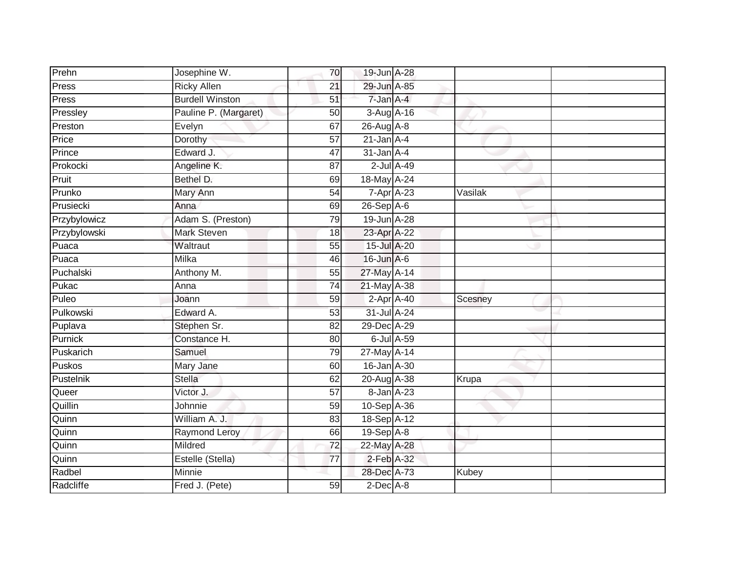| | | | | | | |
|---|---|---|---|---|---|---|
| Prehn | Josephine W. | 70 | 19-Jun | A-28 | | |
| Press | Ricky Allen | 21 | 29-Jun | A-85 | | |
| Press | Burdell Winston | 51 | 7-Jan | A-4 | | |
| Pressley | Pauline P. (Margaret) | 50 | 3-Aug | A-16 | | |
| Preston | Evelyn | 67 | 26-Aug | A-8 | | |
| Price | Dorothy | 57 | 21-Jan | A-4 | | |
| Prince | Edward J. | 47 | 31-Jan | A-4 | | |
| Prokocki | Angeline K. | 87 | 2-Jul | A-49 | | |
| Pruit | Bethel D. | 69 | 18-May | A-24 | | |
| Prunko | Mary Ann | 54 | 7-Apr | A-23 | Vasilak | |
| Prusiecki | Anna | 69 | 26-Sep | A-6 | | |
| Przybylowicz | Adam S. (Preston) | 79 | 19-Jun | A-28 | | |
| Przybylowski | Mark Steven | 18 | 23-Apr | A-22 | | |
| Puaca | Waltraut | 55 | 15-Jul | A-20 | | |
| Puaca | Milka | 46 | 16-Jun | A-6 | | |
| Puchalski | Anthony M. | 55 | 27-May | A-14 | | |
| Pukac | Anna | 74 | 21-May | A-38 | | |
| Puleo | Joann | 59 | 2-Apr | A-40 | Scesney | |
| Pulkowski | Edward A. | 53 | 31-Jul | A-24 | | |
| Puplava | Stephen Sr. | 82 | 29-Dec | A-29 | | |
| Purnick | Constance H. | 80 | 6-Jul | A-59 | | |
| Puskarich | Samuel | 79 | 27-May | A-14 | | |
| Puskos | Mary Jane | 60 | 16-Jan | A-30 | | |
| Pustelnik | Stella | 62 | 20-Aug | A-38 | Krupa | |
| Queer | Victor J. | 57 | 8-Jan | A-23 | | |
| Quillin | Johnnie | 59 | 10-Sep | A-36 | | |
| Quinn | William A. J. | 83 | 18-Sep | A-12 | | |
| Quinn | Raymond Leroy | 66 | 19-Sep | A-8 | | |
| Quinn | Mildred | 72 | 22-May | A-28 | | |
| Quinn | Estelle (Stella) | 77 | 2-Feb | A-32 | | |
| Radbel | Minnie | | 28-Dec | A-73 | Kubey | |
| Radcliffe | Fred J. (Pete) | 59 | 2-Dec | A-8 | | |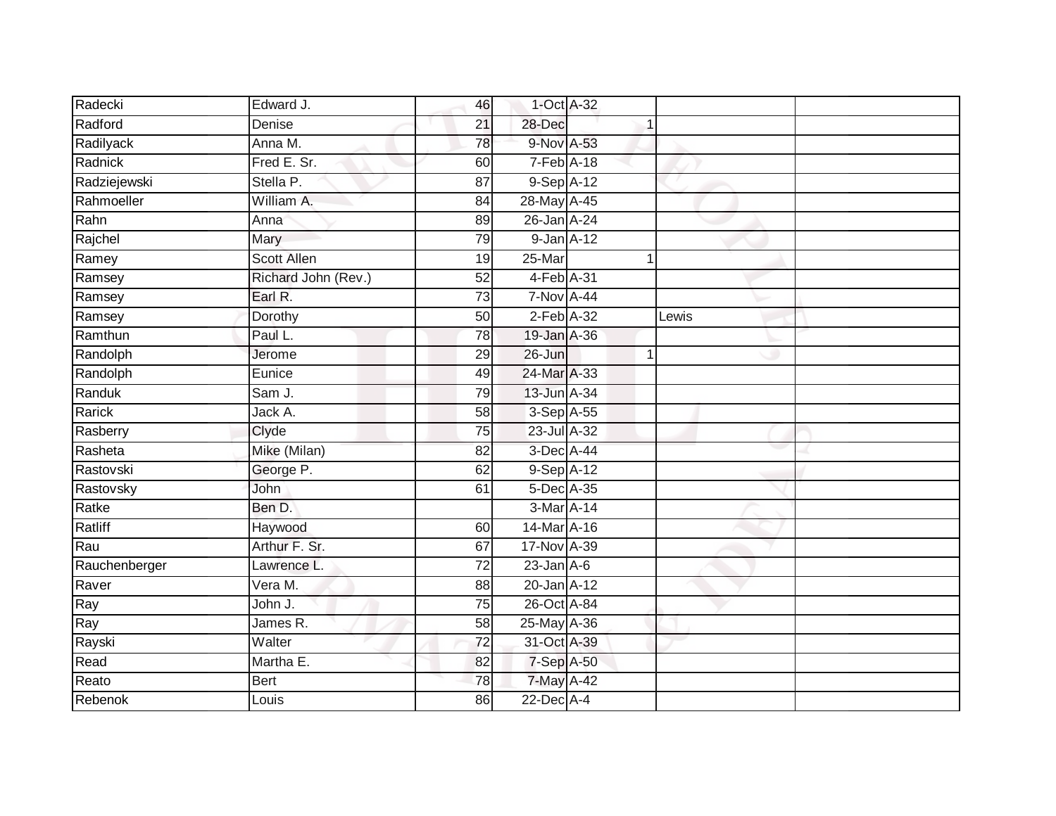| | | | | | | | |
|---|---|---|---|---|---|---|---|
| Radecki | Edward J. | 46 | 1-Oct | A-32 | | | |
| Radford | Denise | 21 | 28-Dec | | 1 | | |
| Radilyack | Anna M. | 78 | 9-Nov | A-53 | | | |
| Radnick | Fred E. Sr. | 60 | 7-Feb | A-18 | | | |
| Radziejewski | Stella P. | 87 | 9-Sep | A-12 | | | |
| Rahmoeller | William A. | 84 | 28-May | A-45 | | | |
| Rahn | Anna | 89 | 26-Jan | A-24 | | | |
| Rajchel | Mary | 79 | 9-Jan | A-12 | | | |
| Ramey | Scott Allen | 19 | 25-Mar | | 1 | | |
| Ramsey | Richard John (Rev.) | 52 | 4-Feb | A-31 | | | |
| Ramsey | Earl R. | 73 | 7-Nov | A-44 | | | |
| Ramsey | Dorothy | 50 | 2-Feb | A-32 | | Lewis | |
| Ramthun | Paul L. | 78 | 19-Jan | A-36 | | | |
| Randolph | Jerome | 29 | 26-Jun | | 1 | | |
| Randolph | Eunice | 49 | 24-Mar | A-33 | | | |
| Randuk | Sam J. | 79 | 13-Jun | A-34 | | | |
| Rarick | Jack A. | 58 | 3-Sep | A-55 | | | |
| Rasberry | Clyde | 75 | 23-Jul | A-32 | | | |
| Rasheta | Mike (Milan) | 82 | 3-Dec | A-44 | | | |
| Rastovski | George P. | 62 | 9-Sep | A-12 | | | |
| Rastovsky | John | 61 | 5-Dec | A-35 | | | |
| Ratke | Ben D. | | 3-Mar | A-14 | | | |
| Ratliff | Haywood | 60 | 14-Mar | A-16 | | | |
| Rau | Arthur F. Sr. | 67 | 17-Nov | A-39 | | | |
| Rauchenberger | Lawrence L. | 72 | 23-Jan | A-6 | | | |
| Raver | Vera M. | 88 | 20-Jan | A-12 | | | |
| Ray | John J. | 75 | 26-Oct | A-84 | | | |
| Ray | James R. | 58 | 25-May | A-36 | | | |
| Rayski | Walter | 72 | 31-Oct | A-39 | | | |
| Read | Martha E. | 82 | 7-Sep | A-50 | | | |
| Reato | Bert | 78 | 7-May | A-42 | | | |
| Rebenok | Louis | 86 | 22-Dec | A-4 | | | |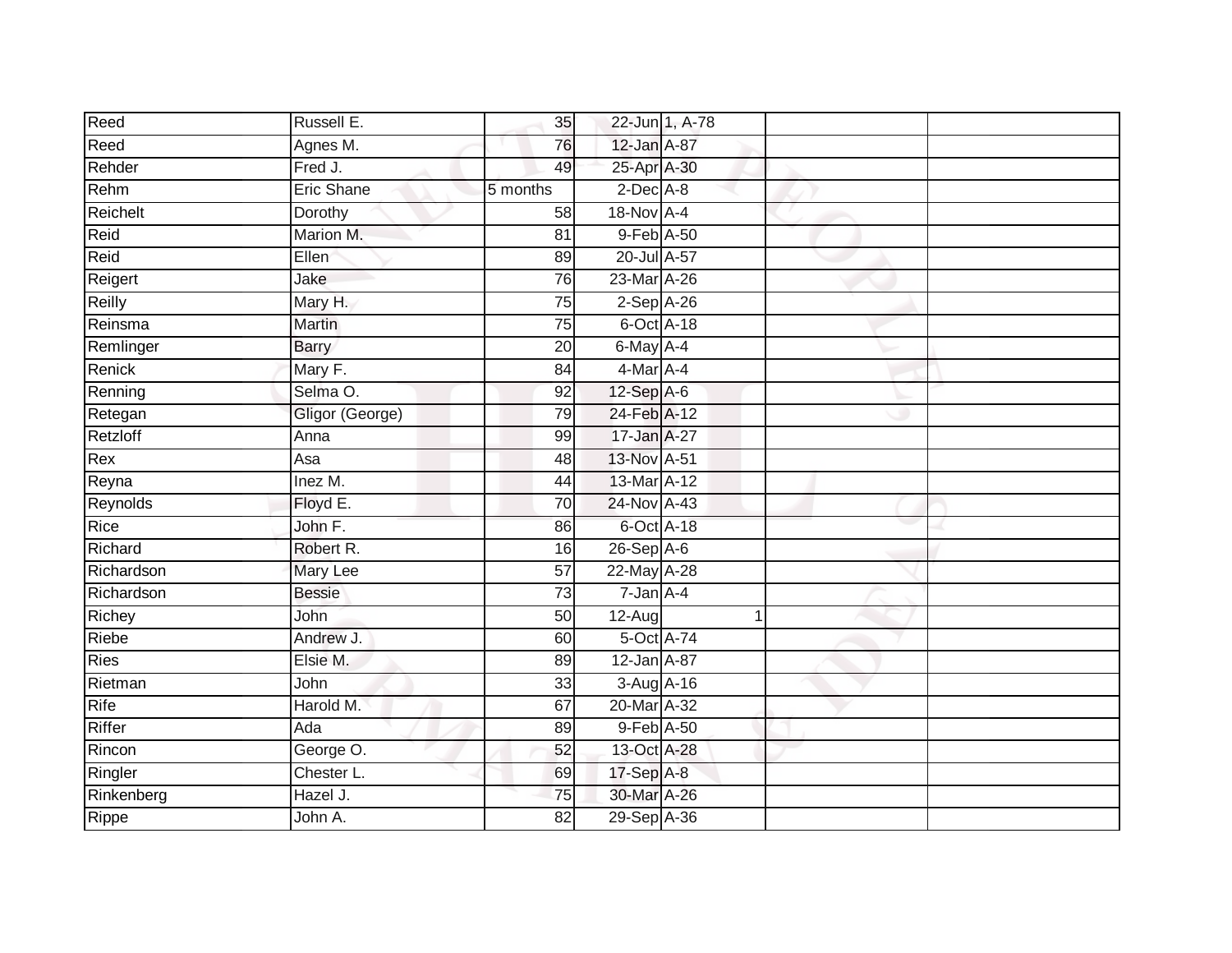| | | | | | | |
|---|---|---|---|---|---|---|
| Reed | Russell E. | 35 | 22-Jun | 1, A-78 | | |
| Reed | Agnes M. | 76 | 12-Jan | A-87 | | |
| Rehder | Fred J. | 49 | 25-Apr | A-30 | | |
| Rehm | Eric Shane | 5 months | 2-Dec | A-8 | | |
| Reichelt | Dorothy | 58 | 18-Nov | A-4 | | |
| Reid | Marion M. | 81 | 9-Feb | A-50 | | |
| Reid | Ellen | 89 | 20-Jul | A-57 | | |
| Reigert | Jake | 76 | 23-Mar | A-26 | | |
| Reilly | Mary H. | 75 | 2-Sep | A-26 | | |
| Reinsma | Martin | 75 | 6-Oct | A-18 | | |
| Remlinger | Barry | 20 | 6-May | A-4 | | |
| Renick | Mary F. | 84 | 4-Mar | A-4 | | |
| Renning | Selma O. | 92 | 12-Sep | A-6 | | |
| Retegan | Gligor (George) | 79 | 24-Feb | A-12 | | |
| Retzloff | Anna | 99 | 17-Jan | A-27 | | |
| Rex | Asa | 48 | 13-Nov | A-51 | | |
| Reyna | Inez M. | 44 | 13-Mar | A-12 | | |
| Reynolds | Floyd E. | 70 | 24-Nov | A-43 | | |
| Rice | John F. | 86 | 6-Oct | A-18 | | |
| Richard | Robert R. | 16 | 26-Sep | A-6 | | |
| Richardson | Mary Lee | 57 | 22-May | A-28 | | |
| Richardson | Bessie | 73 | 7-Jan | A-4 | | |
| Richey | John | 50 | 12-Aug | 1 | | |
| Riebe | Andrew J. | 60 | 5-Oct | A-74 | | |
| Ries | Elsie M. | 89 | 12-Jan | A-87 | | |
| Rietman | John | 33 | 3-Aug | A-16 | | |
| Rife | Harold M. | 67 | 20-Mar | A-32 | | |
| Riffer | Ada | 89 | 9-Feb | A-50 | | |
| Rincon | George O. | 52 | 13-Oct | A-28 | | |
| Ringler | Chester L. | 69 | 17-Sep | A-8 | | |
| Rinkenberg | Hazel J. | 75 | 30-Mar | A-26 | | |
| Rippe | John A. | 82 | 29-Sep | A-36 | | |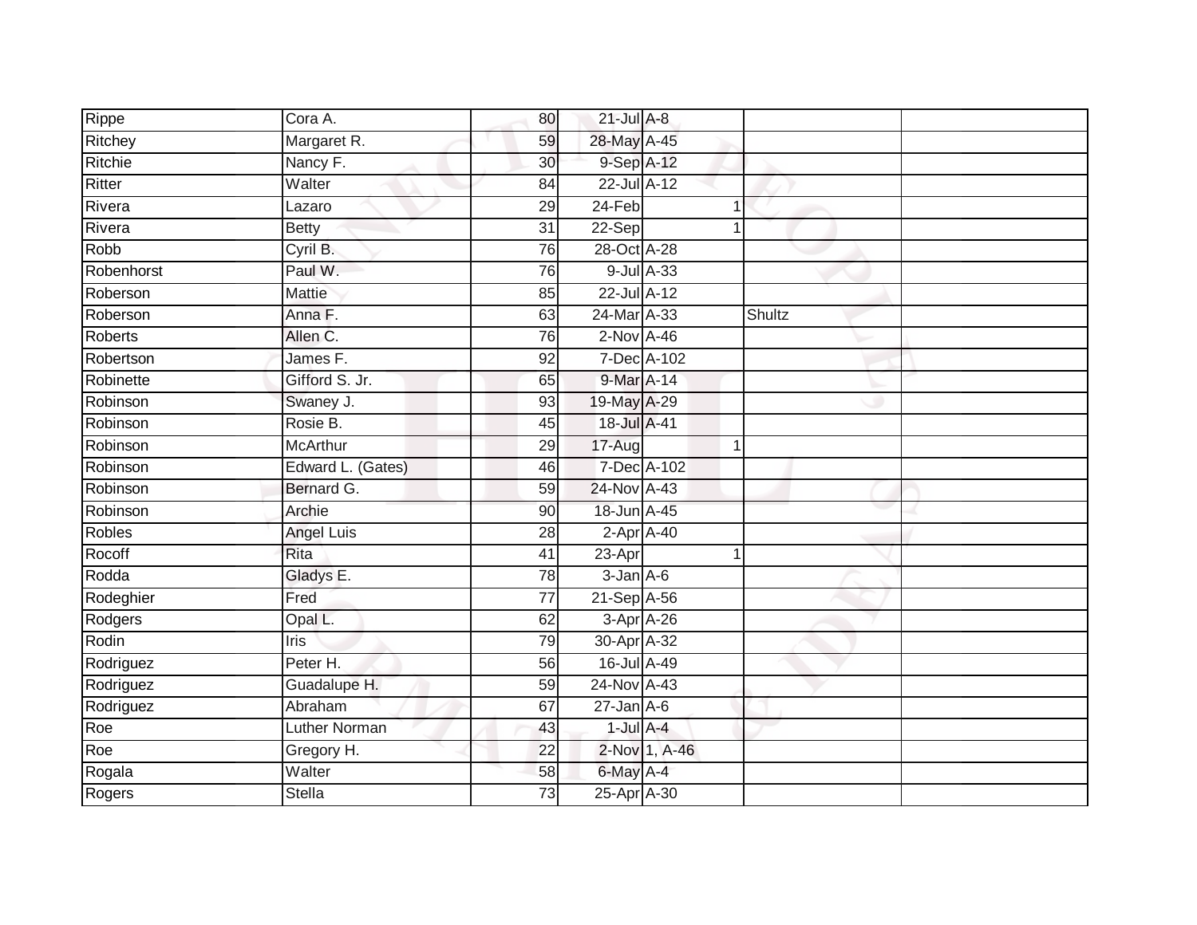| | | | | | | | |
|---|---|---|---|---|---|---|---|
| Rippe | Cora A. | 80 | 21-Jul | A-8 | | | |
| Ritchey | Margaret R. | 59 | 28-May | A-45 | | | |
| Ritchie | Nancy F. | 30 | 9-Sep | A-12 | | | |
| Ritter | Walter | 84 | 22-Jul | A-12 | | | |
| Rivera | Lazaro | 29 | 24-Feb | | 1 | | |
| Rivera | Betty | 31 | 22-Sep | | 1 | | |
| Robb | Cyril B. | 76 | 28-Oct | A-28 | | | |
| Robenhorst | Paul W. | 76 | 9-Jul | A-33 | | | |
| Roberson | Mattie | 85 | 22-Jul | A-12 | | | |
| Roberson | Anna F. | 63 | 24-Mar | A-33 | | Shultz | |
| Roberts | Allen C. | 76 | 2-Nov | A-46 | | | |
| Robertson | James F. | 92 | 7-Dec | A-102 | | | |
| Robinette | Gifford S. Jr. | 65 | 9-Mar | A-14 | | | |
| Robinson | Swaney J. | 93 | 19-May | A-29 | | | |
| Robinson | Rosie B. | 45 | 18-Jul | A-41 | | | |
| Robinson | McArthur | 29 | 17-Aug | | 1 | | |
| Robinson | Edward L. (Gates) | 46 | 7-Dec | A-102 | | | |
| Robinson | Bernard G. | 59 | 24-Nov | A-43 | | | |
| Robinson | Archie | 90 | 18-Jun | A-45 | | | |
| Robles | Angel Luis | 28 | 2-Apr | A-40 | | | |
| Rocoff | Rita | 41 | 23-Apr | | 1 | | |
| Rodda | Gladys E. | 78 | 3-Jan | A-6 | | | |
| Rodeghier | Fred | 77 | 21-Sep | A-56 | | | |
| Rodgers | Opal L. | 62 | 3-Apr | A-26 | | | |
| Rodin | Iris | 79 | 30-Apr | A-32 | | | |
| Rodriguez | Peter H. | 56 | 16-Jul | A-49 | | | |
| Rodriguez | Guadalupe H. | 59 | 24-Nov | A-43 | | | |
| Rodriguez | Abraham | 67 | 27-Jan | A-6 | | | |
| Roe | Luther Norman | 43 | 1-Jul | A-4 | | | |
| Roe | Gregory H. | 22 | 2-Nov | 1, A-46 | | | |
| Rogala | Walter | 58 | 6-May | A-4 | | | |
| Rogers | Stella | 73 | 25-Apr | A-30 | | | |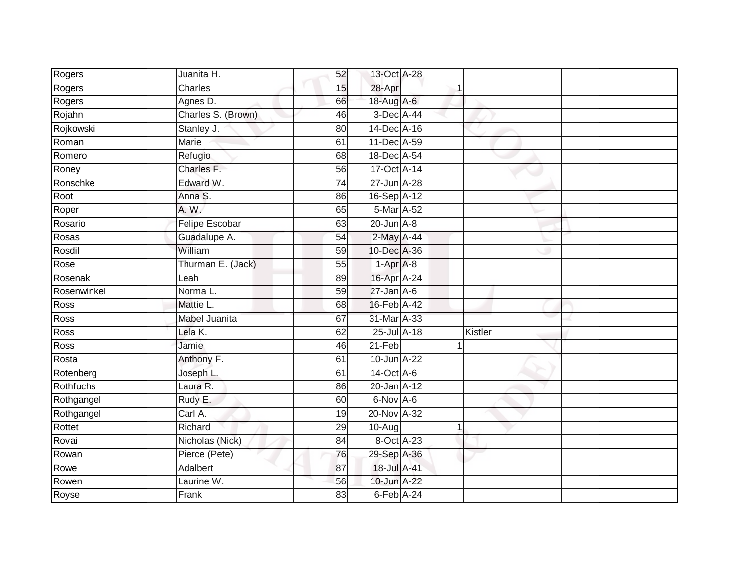| | | | | | | |
|---|---|---|---|---|---|---|
| Rogers | Juanita H. | 52 | 13-Oct | A-28 | | |
| Rogers | Charles | 15 | 28-Apr | 1 | | |
| Rogers | Agnes D. | 66 | 18-Aug | A-6 | | |
| Rojahn | Charles S. (Brown) | 46 | 3-Dec | A-44 | | |
| Rojkowski | Stanley J. | 80 | 14-Dec | A-16 | | |
| Roman | Marie | 61 | 11-Dec | A-59 | | |
| Romero | Refugio | 68 | 18-Dec | A-54 | | |
| Roney | Charles F. | 56 | 17-Oct | A-14 | | |
| Ronschke | Edward W. | 74 | 27-Jun | A-28 | | |
| Root | Anna S. | 86 | 16-Sep | A-12 | | |
| Roper | A. W. | 65 | 5-Mar | A-52 | | |
| Rosario | Felipe Escobar | 63 | 20-Jun | A-8 | | |
| Rosas | Guadalupe A. | 54 | 2-May | A-44 | | |
| Rosdil | William | 59 | 10-Dec | A-36 | | |
| Rose | Thurman E. (Jack) | 55 | 1-Apr | A-8 | | |
| Rosenak | Leah | 89 | 16-Apr | A-24 | | |
| Rosenwinkel | Norma L. | 59 | 27-Jan | A-6 | | |
| Ross | Mattie L. | 68 | 16-Feb | A-42 | | |
| Ross | Mabel Juanita | 67 | 31-Mar | A-33 | | |
| Ross | Lela K. | 62 | 25-Jul | A-18 | Kistler | |
| Ross | Jamie | 46 | 21-Feb | 1 | | |
| Rosta | Anthony F. | 61 | 10-Jun | A-22 | | |
| Rotenberg | Joseph L. | 61 | 14-Oct | A-6 | | |
| Rothfuchs | Laura R. | 86 | 20-Jan | A-12 | | |
| Rothgangel | Rudy E. | 60 | 6-Nov | A-6 | | |
| Rothgangel | Carl A. | 19 | 20-Nov | A-32 | | |
| Rottet | Richard | 29 | 10-Aug | 1 | | |
| Rovai | Nicholas (Nick) | 84 | 8-Oct | A-23 | | |
| Rowan | Pierce (Pete) | 76 | 29-Sep | A-36 | | |
| Rowe | Adalbert | 87 | 18-Jul | A-41 | | |
| Rowen | Laurine W. | 56 | 10-Jun | A-22 | | |
| Royse | Frank | 83 | 6-Feb | A-24 | | |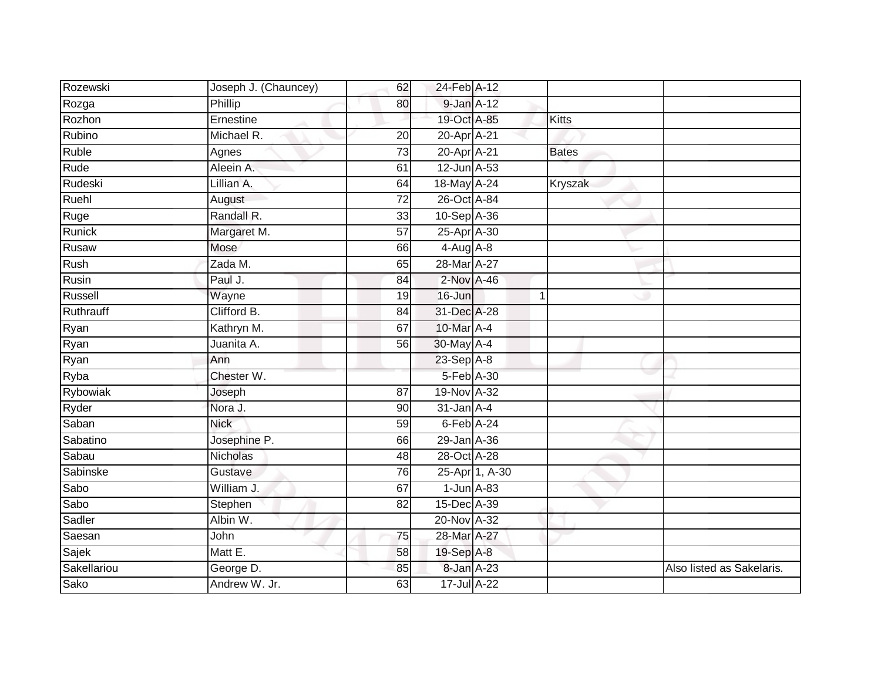| | | | | | | |
|---|---|---|---|---|---|---|
| Rozewski | Joseph J. (Chauncey) | 62 | 24-Feb | A-12 | | |
| Rozga | Phillip | 80 | 9-Jan | A-12 | | |
| Rozhon | Ernestine | | 19-Oct | A-85 | Kitts | |
| Rubino | Michael R. | 20 | 20-Apr | A-21 | | |
| Ruble | Agnes | 73 | 20-Apr | A-21 | Bates | |
| Rude | Aleein A. | 61 | 12-Jun | A-53 | | |
| Rudeski | Lillian A. | 64 | 18-May | A-24 | Kryszak | |
| Ruehl | August | 72 | 26-Oct | A-84 | | |
| Ruge | Randall R. | 33 | 10-Sep | A-36 | | |
| Runick | Margaret M. | 57 | 25-Apr | A-30 | | |
| Rusaw | Mose | 66 | 4-Aug | A-8 | | |
| Rush | Zada M. | 65 | 28-Mar | A-27 | | |
| Rusin | Paul J. | 84 | 2-Nov | A-46 | | |
| Russell | Wayne | 19 | 16-Jun | 1 | | |
| Ruthrauff | Clifford B. | 84 | 31-Dec | A-28 | | |
| Ryan | Kathryn M. | 67 | 10-Mar | A-4 | | |
| Ryan | Juanita A. | 56 | 30-May | A-4 | | |
| Ryan | Ann | | 23-Sep | A-8 | | |
| Ryba | Chester W. | | 5-Feb | A-30 | | |
| Rybowiak | Joseph | 87 | 19-Nov | A-32 | | |
| Ryder | Nora J. | 90 | 31-Jan | A-4 | | |
| Saban | Nick | 59 | 6-Feb | A-24 | | |
| Sabatino | Josephine P. | 66 | 29-Jan | A-36 | | |
| Sabau | Nicholas | 48 | 28-Oct | A-28 | | |
| Sabinske | Gustave | 76 | 25-Apr | 1, A-30 | | |
| Sabo | William J. | 67 | 1-Jun | A-83 | | |
| Sabo | Stephen | 82 | 15-Dec | A-39 | | |
| Sadler | Albin W. | | 20-Nov | A-32 | | |
| Saesan | John | 75 | 28-Mar | A-27 | | |
| Sajek | Matt E. | 58 | 19-Sep | A-8 | | |
| Sakellariou | George D. | 85 | 8-Jan | A-23 | | Also listed as Sakelaris. |
| Sako | Andrew W. Jr. | 63 | 17-Jul | A-22 | | |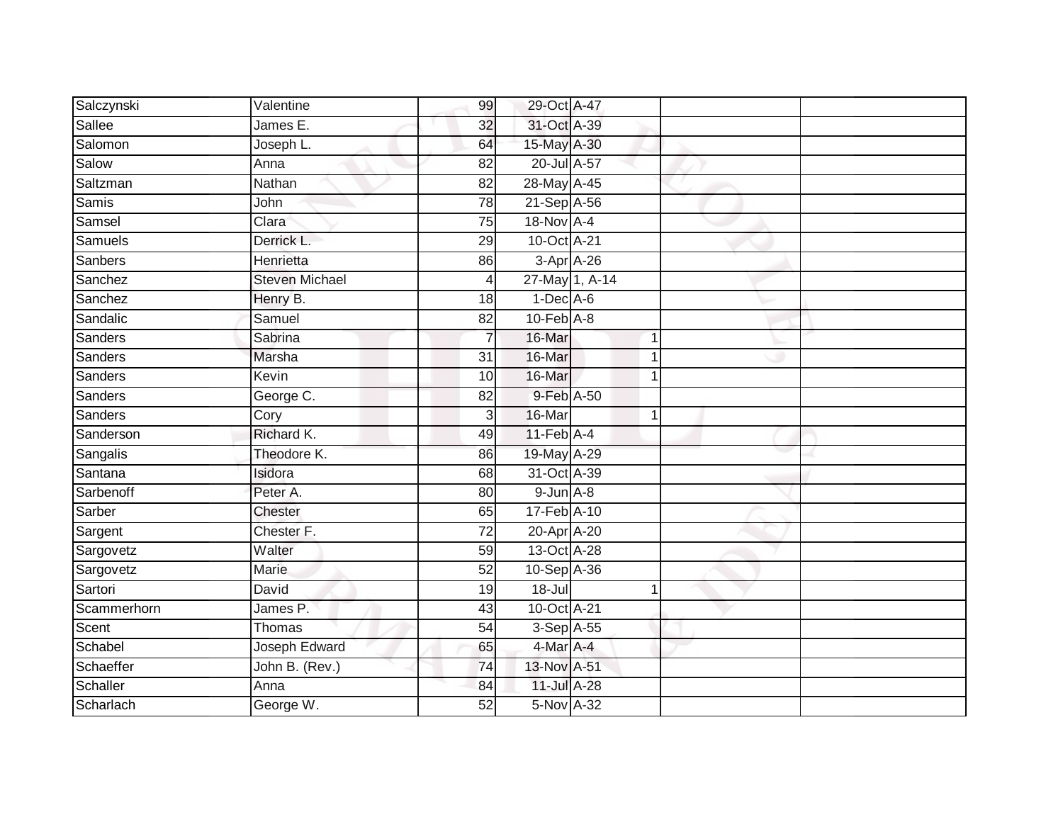| | | | | | | | |
|---|---|---|---|---|---|---|---|
| Salczynski | Valentine | 99 | 29-Oct | A-47 | | | |
| Sallee | James E. | 32 | 31-Oct | A-39 | | | |
| Salomon | Joseph L. | 64 | 15-May | A-30 | | | |
| Salow | Anna | 82 | 20-Jul | A-57 | | | |
| Saltzman | Nathan | 82 | 28-May | A-45 | | | |
| Samis | John | 78 | 21-Sep | A-56 | | | |
| Samsel | Clara | 75 | 18-Nov | A-4 | | | |
| Samuels | Derrick L. | 29 | 10-Oct | A-21 | | | |
| Sanbers | Henrietta | 86 | 3-Apr | A-26 | | | |
| Sanchez | Steven Michael | 4 | 27-May | 1, A-14 | | | |
| Sanchez | Henry B. | 18 | 1-Dec | A-6 | | | |
| Sandalic | Samuel | 82 | 10-Feb | A-8 | | | |
| Sanders | Sabrina | 7 | 16-Mar | | 1 | | |
| Sanders | Marsha | 31 | 16-Mar | | 1 | | |
| Sanders | Kevin | 10 | 16-Mar | | 1 | | |
| Sanders | George C. | 82 | 9-Feb | A-50 | | | |
| Sanders | Cory | 3 | 16-Mar | | 1 | | |
| Sanderson | Richard K. | 49 | 11-Feb | A-4 | | | |
| Sangalis | Theodore K. | 86 | 19-May | A-29 | | | |
| Santana | Isidora | 68 | 31-Oct | A-39 | | | |
| Sarbenoff | Peter A. | 80 | 9-Jun | A-8 | | | |
| Sarber | Chester | 65 | 17-Feb | A-10 | | | |
| Sargent | Chester F. | 72 | 20-Apr | A-20 | | | |
| Sargovetz | Walter | 59 | 13-Oct | A-28 | | | |
| Sargovetz | Marie | 52 | 10-Sep | A-36 | | | |
| Sartori | David | 19 | 18-Jul | | 1 | | |
| Scammerhorn | James P. | 43 | 10-Oct | A-21 | | | |
| Scent | Thomas | 54 | 3-Sep | A-55 | | | |
| Schabel | Joseph Edward | 65 | 4-Mar | A-4 | | | |
| Schaeffer | John B. (Rev.) | 74 | 13-Nov | A-51 | | | |
| Schaller | Anna | 84 | 11-Jul | A-28 | | | |
| Scharlach | George W. | 52 | 5-Nov | A-32 | | | |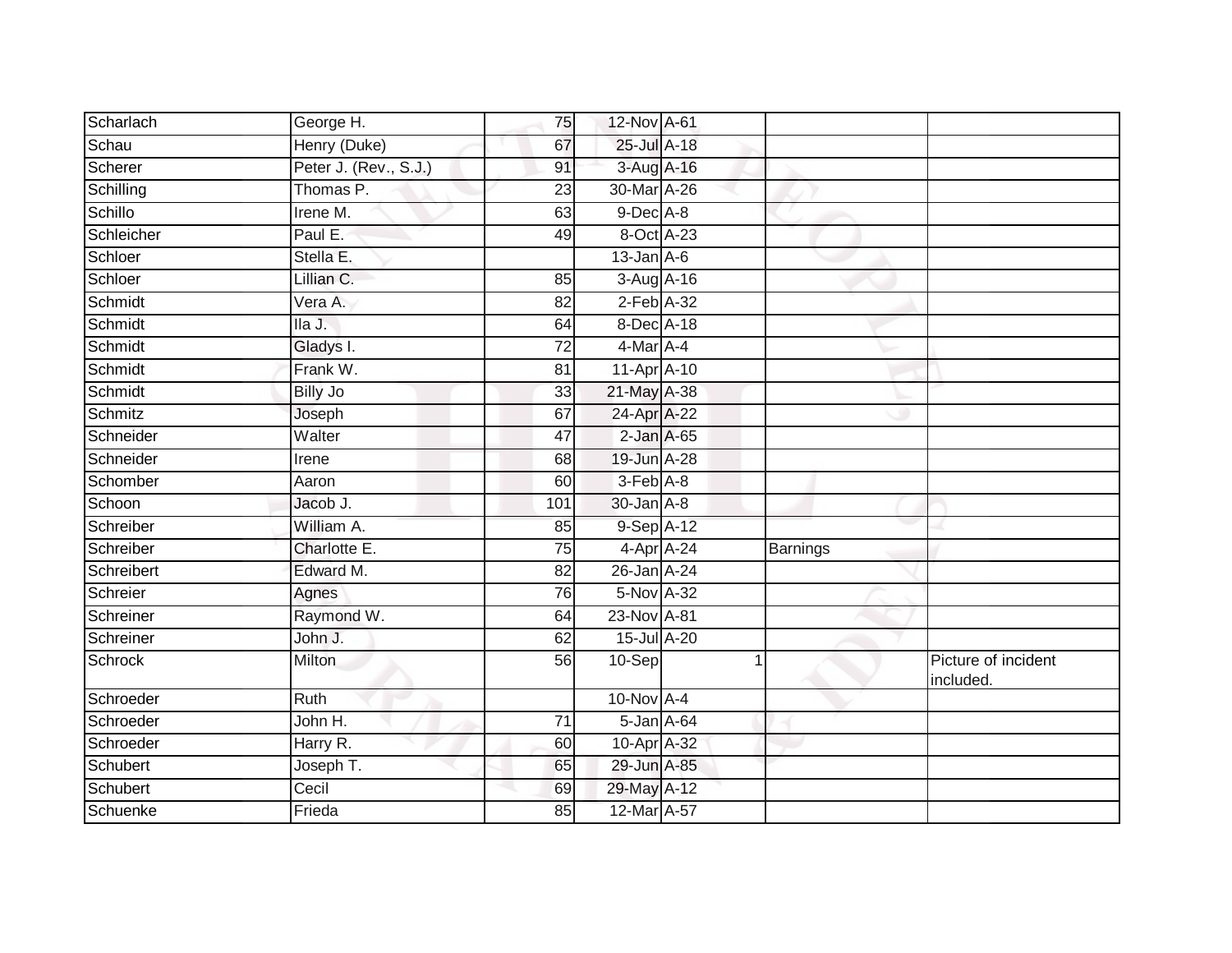| | | | | | | |
|---|---|---|---|---|---|---|
| Scharlach | George H. | 75 | 12-Nov | A-61 | | |
| Schau | Henry (Duke) | 67 | 25-Jul | A-18 | | |
| Scherer | Peter J. (Rev., S.J.) | 91 | 3-Aug | A-16 | | |
| Schilling | Thomas P. | 23 | 30-Mar | A-26 | | |
| Schillo | Irene M. | 63 | 9-Dec | A-8 | | |
| Schleicher | Paul E. | 49 | 8-Oct | A-23 | | |
| Schloer | Stella E. | | 13-Jan | A-6 | | |
| Schloer | Lillian C. | 85 | 3-Aug | A-16 | | |
| Schmidt | Vera A. | 82 | 2-Feb | A-32 | | |
| Schmidt | Ila J. | 64 | 8-Dec | A-18 | | |
| Schmidt | Gladys I. | 72 | 4-Mar | A-4 | | |
| Schmidt | Frank W. | 81 | 11-Apr | A-10 | | |
| Schmidt | Billy Jo | 33 | 21-May | A-38 | | |
| Schmitz | Joseph | 67 | 24-Apr | A-22 | | |
| Schneider | Walter | 47 | 2-Jan | A-65 | | |
| Schneider | Irene | 68 | 19-Jun | A-28 | | |
| Schomber | Aaron | 60 | 3-Feb | A-8 | | |
| Schoon | Jacob J. | 101 | 30-Jan | A-8 | | |
| Schreiber | William A. | 85 | 9-Sep | A-12 | | |
| Schreiber | Charlotte E. | 75 | 4-Apr | A-24 | Barnings | |
| Schreibert | Edward M. | 82 | 26-Jan | A-24 | | |
| Schreier | Agnes | 76 | 5-Nov | A-32 | | |
| Schreiner | Raymond W. | 64 | 23-Nov | A-81 | | |
| Schreiner | John J. | 62 | 15-Jul | A-20 | | |
| Schrock | Milton | 56 | 10-Sep | 1 | | Picture of incident included. |
| Schroeder | Ruth | | 10-Nov | A-4 | | |
| Schroeder | John H. | 71 | 5-Jan | A-64 | | |
| Schroeder | Harry R. | 60 | 10-Apr | A-32 | | |
| Schubert | Joseph T. | 65 | 29-Jun | A-85 | | |
| Schubert | Cecil | 69 | 29-May | A-12 | | |
| Schuenke | Frieda | 85 | 12-Mar | A-57 | | |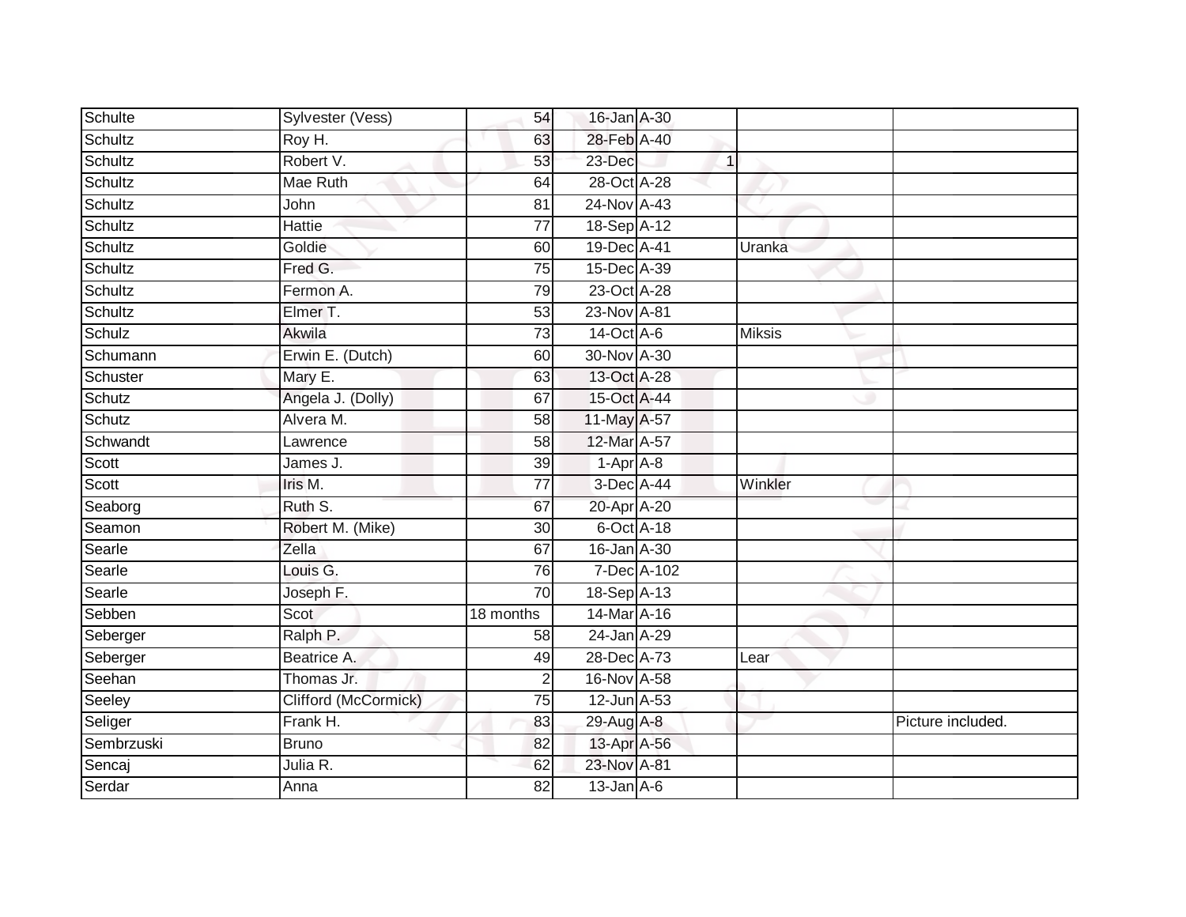| | | | | | | |
|---|---|---|---|---|---|---|
| Schulte | Sylvester (Vess) | 54 | 16-Jan | A-30 | | |
| Schultz | Roy H. | 63 | 28-Feb | A-40 | | |
| Schultz | Robert V. | 53 | 23-Dec | 1 | | |
| Schultz | Mae Ruth | 64 | 28-Oct | A-28 | | |
| Schultz | John | 81 | 24-Nov | A-43 | | |
| Schultz | Hattie | 77 | 18-Sep | A-12 | | |
| Schultz | Goldie | 60 | 19-Dec | A-41 | Uranka | |
| Schultz | Fred G. | 75 | 15-Dec | A-39 | | |
| Schultz | Fermon A. | 79 | 23-Oct | A-28 | | |
| Schultz | Elmer T. | 53 | 23-Nov | A-81 | | |
| Schulz | Akwila | 73 | 14-Oct | A-6 | Miksis | |
| Schumann | Erwin E. (Dutch) | 60 | 30-Nov | A-30 | | |
| Schuster | Mary E. | 63 | 13-Oct | A-28 | | |
| Schutz | Angela J. (Dolly) | 67 | 15-Oct | A-44 | | |
| Schutz | Alvera M. | 58 | 11-May | A-57 | | |
| Schwandt | Lawrence | 58 | 12-Mar | A-57 | | |
| Scott | James J. | 39 | 1-Apr | A-8 | | |
| Scott | Iris M. | 77 | 3-Dec | A-44 | Winkler | |
| Seaborg | Ruth S. | 67 | 20-Apr | A-20 | | |
| Seamon | Robert M. (Mike) | 30 | 6-Oct | A-18 | | |
| Searle | Zella | 67 | 16-Jan | A-30 | | |
| Searle | Louis G. | 76 | 7-Dec | A-102 | | |
| Searle | Joseph F. | 70 | 18-Sep | A-13 | | |
| Sebben | Scot | 18 months | 14-Mar | A-16 | | |
| Seberger | Ralph P. | 58 | 24-Jan | A-29 | | |
| Seberger | Beatrice A. | 49 | 28-Dec | A-73 | Lear | |
| Seehan | Thomas Jr. | 2 | 16-Nov | A-58 | | |
| Seeley | Clifford (McCormick) | 75 | 12-Jun | A-53 | | |
| Seliger | Frank H. | 83 | 29-Aug | A-8 | | Picture included. |
| Sembrzuski | Bruno | 82 | 13-Apr | A-56 | | |
| Sencaj | Julia R. | 62 | 23-Nov | A-81 | | |
| Serdar | Anna | 82 | 13-Jan | A-6 | | |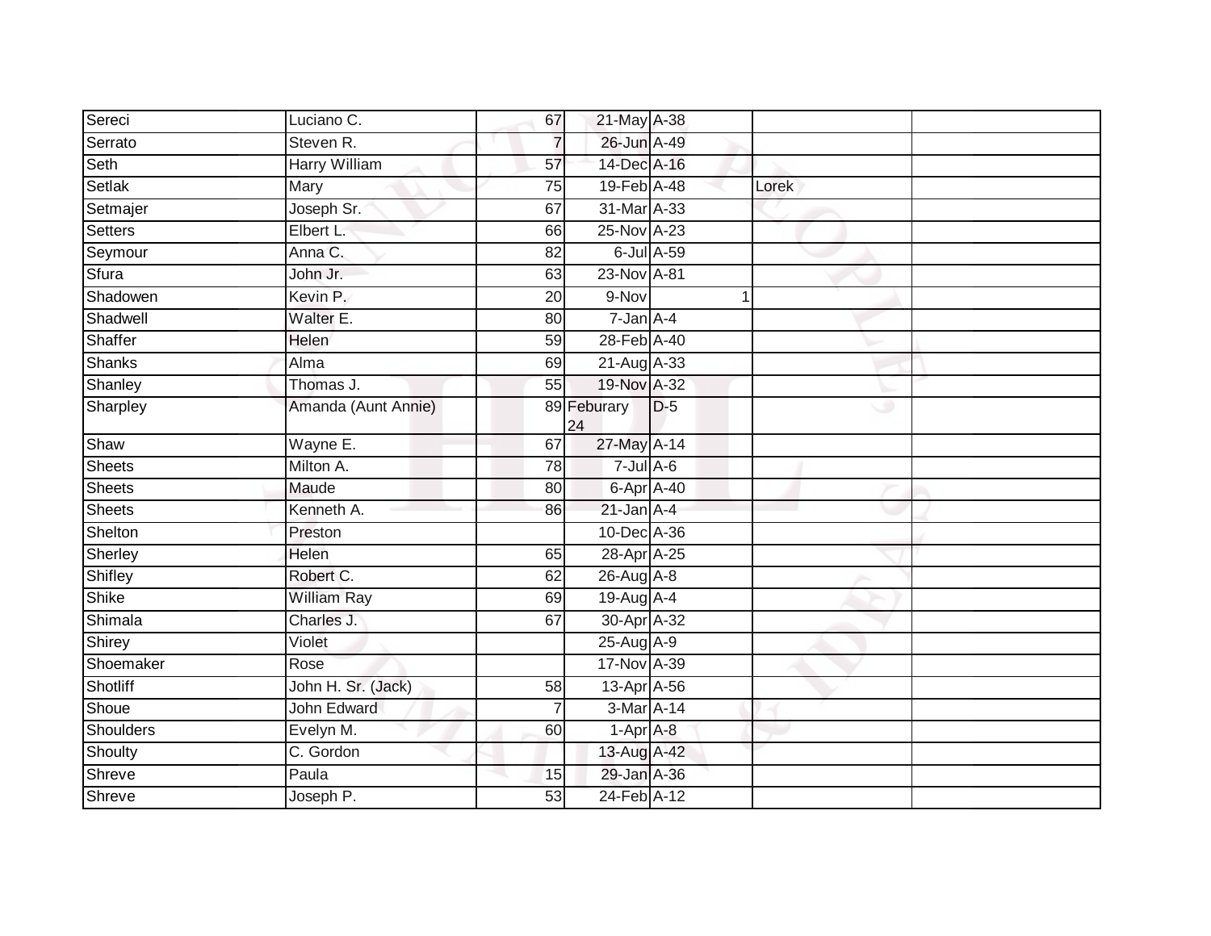| | | | | | | |
|---|---|---|---|---|---|---|
| Sereci | Luciano C. | 67 | 21-May | A-38 | | |
| Serrato | Steven R. | 7 | 26-Jun | A-49 | | |
| Seth | Harry William | 57 | 14-Dec | A-16 | | |
| Setlak | Mary | 75 | 19-Feb | A-48 | Lorek | |
| Setmajer | Joseph Sr. | 67 | 31-Mar | A-33 | | |
| Setters | Elbert L. | 66 | 25-Nov | A-23 | | |
| Seymour | Anna C. | 82 | 6-Jul | A-59 | | |
| Sfura | John Jr. | 63 | 23-Nov | A-81 | | |
| Shadowen | Kevin P. | 20 | 9-Nov | 1 | | |
| Shadwell | Walter E. | 80 | 7-Jan | A-4 | | |
| Shaffer | Helen | 59 | 28-Feb | A-40 | | |
| Shanks | Alma | 69 | 21-Aug | A-33 | | |
| Shanley | Thomas J. | 55 | 19-Nov | A-32 | | |
| Sharpley | Amanda (Aunt Annie) | 89 | Feburary 24 | D-5 | | |
| Shaw | Wayne E. | 67 | 27-May | A-14 | | |
| Sheets | Milton A. | 78 | 7-Jul | A-6 | | |
| Sheets | Maude | 80 | 6-Apr | A-40 | | |
| Sheets | Kenneth A. | 86 | 21-Jan | A-4 | | |
| Shelton | Preston | | 10-Dec | A-36 | | |
| Sherley | Helen | 65 | 28-Apr | A-25 | | |
| Shifley | Robert C. | 62 | 26-Aug | A-8 | | |
| Shike | William Ray | 69 | 19-Aug | A-4 | | |
| Shimala | Charles J. | 67 | 30-Apr | A-32 | | |
| Shirey | Violet | | 25-Aug | A-9 | | |
| Shoemaker | Rose | | 17-Nov | A-39 | | |
| Shotliff | John H. Sr. (Jack) | 58 | 13-Apr | A-56 | | |
| Shoue | John Edward | 7 | 3-Mar | A-14 | | |
| Shoulders | Evelyn M. | 60 | 1-Apr | A-8 | | |
| Shoulty | C. Gordon | | 13-Aug | A-42 | | |
| Shreve | Paula | 15 | 29-Jan | A-36 | | |
| Shreve | Joseph P. | 53 | 24-Feb | A-12 | | |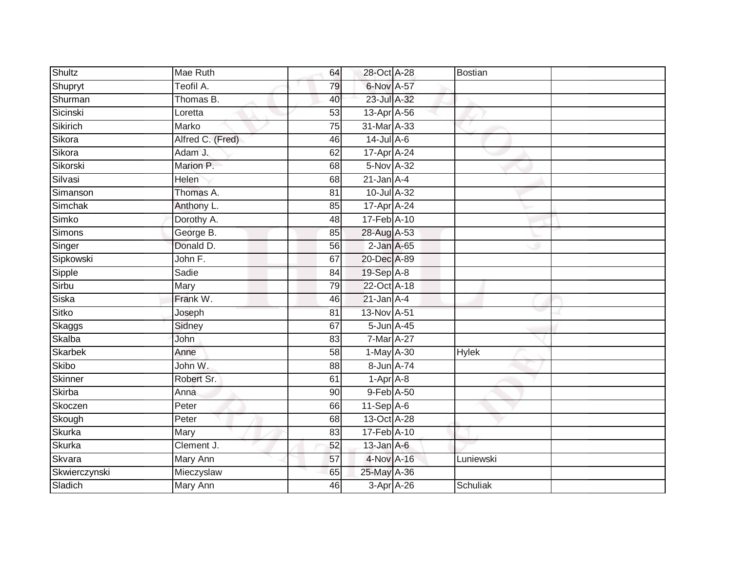| | | | | | | |
|---|---|---|---|---|---|---|
| Shultz | Mae Ruth | 64 | 28-Oct | A-28 | Bostian | |
| Shupryt | Teofil A. | 79 | 6-Nov | A-57 | | |
| Shurman | Thomas B. | 40 | 23-Jul | A-32 | | |
| Sicinski | Loretta | 53 | 13-Apr | A-56 | | |
| Sikirich | Marko | 75 | 31-Mar | A-33 | | |
| Sikora | Alfred C. (Fred) | 46 | 14-Jul | A-6 | | |
| Sikora | Adam J. | 62 | 17-Apr | A-24 | | |
| Sikorski | Marion P. | 68 | 5-Nov | A-32 | | |
| Silvasi | Helen | 68 | 21-Jan | A-4 | | |
| Simanson | Thomas A. | 81 | 10-Jul | A-32 | | |
| Simchak | Anthony L. | 85 | 17-Apr | A-24 | | |
| Simko | Dorothy A. | 48 | 17-Feb | A-10 | | |
| Simons | George B. | 85 | 28-Aug | A-53 | | |
| Singer | Donald D. | 56 | 2-Jan | A-65 | | |
| Sipkowski | John F. | 67 | 20-Dec | A-89 | | |
| Sipple | Sadie | 84 | 19-Sep | A-8 | | |
| Sirbu | Mary | 79 | 22-Oct | A-18 | | |
| Siska | Frank W. | 46 | 21-Jan | A-4 | | |
| Sitko | Joseph | 81 | 13-Nov | A-51 | | |
| Skaggs | Sidney | 67 | 5-Jun | A-45 | | |
| Skalba | John | 83 | 7-Mar | A-27 | | |
| Skarbek | Anne | 58 | 1-May | A-30 | Hylek | |
| Skibo | John W. | 88 | 8-Jun | A-74 | | |
| Skinner | Robert Sr. | 61 | 1-Apr | A-8 | | |
| Skirba | Anna | 90 | 9-Feb | A-50 | | |
| Skoczen | Peter | 66 | 11-Sep | A-6 | | |
| Skough | Peter | 68 | 13-Oct | A-28 | | |
| Skurka | Mary | 83 | 17-Feb | A-10 | | |
| Skurka | Clement J. | 52 | 13-Jan | A-6 | | |
| Skvara | Mary Ann | 57 | 4-Nov | A-16 | Luniewski | |
| Skwierczynski | Mieczyslaw | 65 | 25-May | A-36 | | |
| Sladich | Mary Ann | 46 | 3-Apr | A-26 | Schuliak | |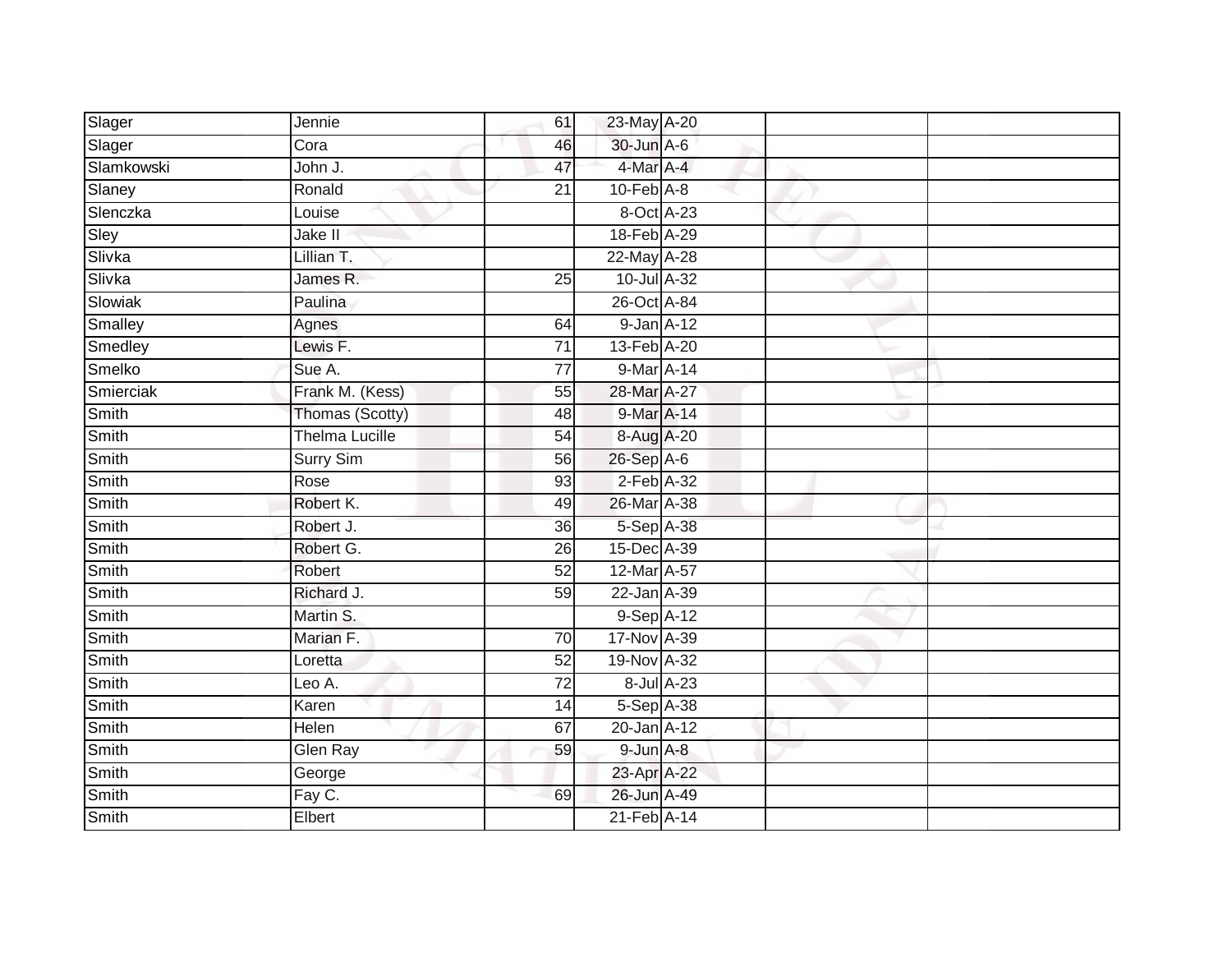| | | | | | | |
|---|---|---|---|---|---|---|
| Slager | Jennie | 61 | 23-May | A-20 | | |
| Slager | Cora | 46 | 30-Jun | A-6 | | |
| Slamkowski | John J. | 47 | 4-Mar | A-4 | | |
| Slaney | Ronald | 21 | 10-Feb | A-8 | | |
| Slenczka | Louise | | 8-Oct | A-23 | | |
| Sley | Jake II | | 18-Feb | A-29 | | |
| Slivka | Lillian T. | | 22-May | A-28 | | |
| Slivka | James R. | 25 | 10-Jul | A-32 | | |
| Slowiak | Paulina | | 26-Oct | A-84 | | |
| Smalley | Agnes | 64 | 9-Jan | A-12 | | |
| Smedley | Lewis F. | 71 | 13-Feb | A-20 | | |
| Smelko | Sue A. | 77 | 9-Mar | A-14 | | |
| Smierciak | Frank M. (Kess) | 55 | 28-Mar | A-27 | | |
| Smith | Thomas (Scotty) | 48 | 9-Mar | A-14 | | |
| Smith | Thelma Lucille | 54 | 8-Aug | A-20 | | |
| Smith | Surry Sim | 56 | 26-Sep | A-6 | | |
| Smith | Rose | 93 | 2-Feb | A-32 | | |
| Smith | Robert K. | 49 | 26-Mar | A-38 | | |
| Smith | Robert J. | 36 | 5-Sep | A-38 | | |
| Smith | Robert G. | 26 | 15-Dec | A-39 | | |
| Smith | Robert | 52 | 12-Mar | A-57 | | |
| Smith | Richard J. | 59 | 22-Jan | A-39 | | |
| Smith | Martin S. | | 9-Sep | A-12 | | |
| Smith | Marian F. | 70 | 17-Nov | A-39 | | |
| Smith | Loretta | 52 | 19-Nov | A-32 | | |
| Smith | Leo A. | 72 | 8-Jul | A-23 | | |
| Smith | Karen | 14 | 5-Sep | A-38 | | |
| Smith | Helen | 67 | 20-Jan | A-12 | | |
| Smith | Glen Ray | 59 | 9-Jun | A-8 | | |
| Smith | George | | 23-Apr | A-22 | | |
| Smith | Fay C. | 69 | 26-Jun | A-49 | | |
| Smith | Elbert | | 21-Feb | A-14 | | |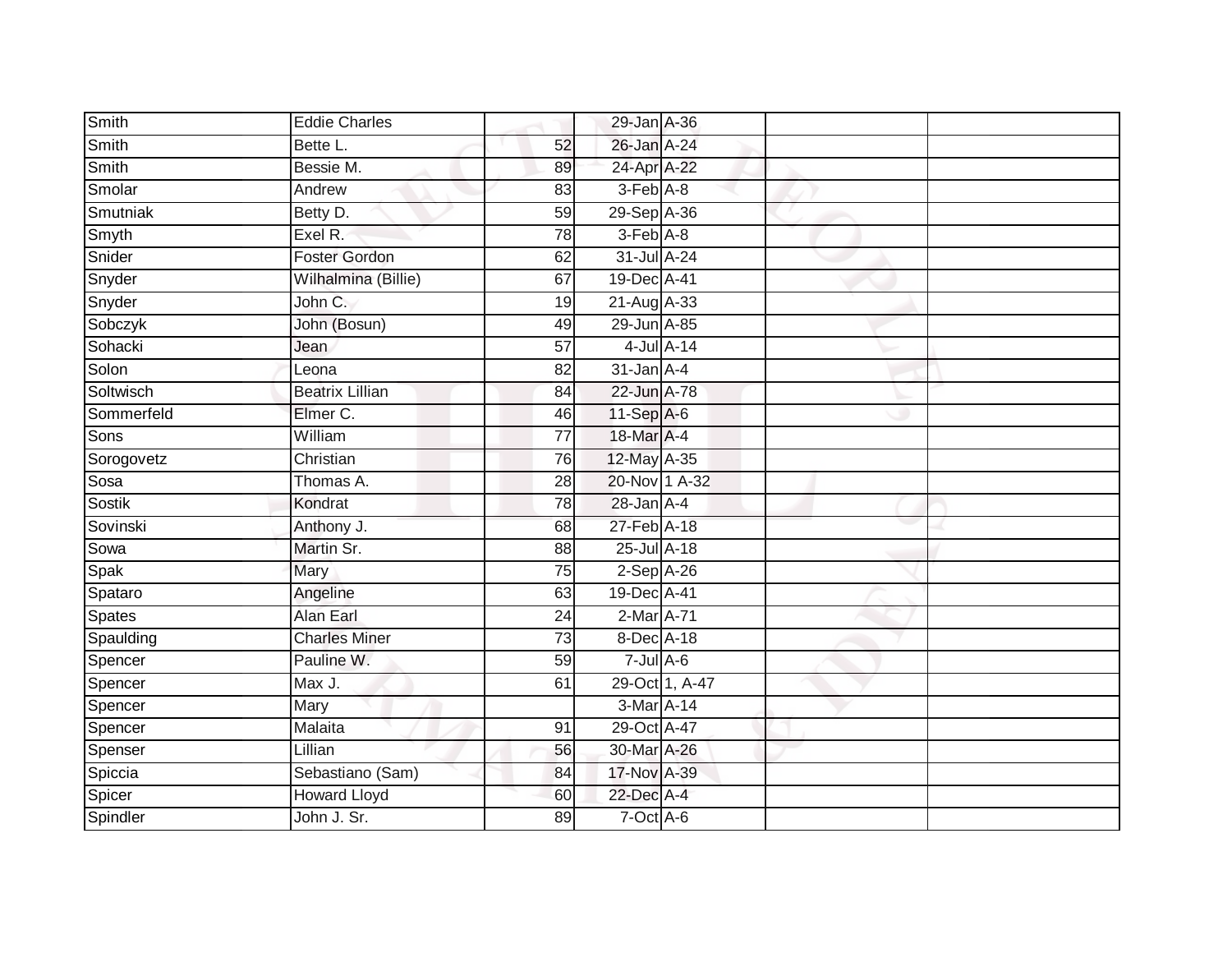| | | | | | | |
|---|---|---|---|---|---|---|
| Smith | Eddie Charles | | 29-Jan | A-36 | | |
| Smith | Bette L. | 52 | 26-Jan | A-24 | | |
| Smith | Bessie M. | 89 | 24-Apr | A-22 | | |
| Smolar | Andrew | 83 | 3-Feb | A-8 | | |
| Smutniak | Betty D. | 59 | 29-Sep | A-36 | | |
| Smyth | Exel R. | 78 | 3-Feb | A-8 | | |
| Snider | Foster Gordon | 62 | 31-Jul | A-24 | | |
| Snyder | Wilhalmina (Billie) | 67 | 19-Dec | A-41 | | |
| Snyder | John C. | 19 | 21-Aug | A-33 | | |
| Sobczyk | John (Bosun) | 49 | 29-Jun | A-85 | | |
| Sohacki | Jean | 57 | 4-Jul | A-14 | | |
| Solon | Leona | 82 | 31-Jan | A-4 | | |
| Soltwisch | Beatrix Lillian | 84 | 22-Jun | A-78 | | |
| Sommerfeld | Elmer C. | 46 | 11-Sep | A-6 | | |
| Sons | William | 77 | 18-Mar | A-4 | | |
| Sorogovetz | Christian | 76 | 12-May | A-35 | | |
| Sosa | Thomas A. | 28 | 20-Nov | 1 A-32 | | |
| Sostik | Kondrat | 78 | 28-Jan | A-4 | | |
| Sovinski | Anthony J. | 68 | 27-Feb | A-18 | | |
| Sowa | Martin Sr. | 88 | 25-Jul | A-18 | | |
| Spak | Mary | 75 | 2-Sep | A-26 | | |
| Spataro | Angeline | 63 | 19-Dec | A-41 | | |
| Spates | Alan Earl | 24 | 2-Mar | A-71 | | |
| Spaulding | Charles Miner | 73 | 8-Dec | A-18 | | |
| Spencer | Pauline W. | 59 | 7-Jul | A-6 | | |
| Spencer | Max J. | 61 | 29-Oct | 1, A-47 | | |
| Spencer | Mary | | 3-Mar | A-14 | | |
| Spencer | Malaita | 91 | 29-Oct | A-47 | | |
| Spenser | Lillian | 56 | 30-Mar | A-26 | | |
| Spiccia | Sebastiano (Sam) | 84 | 17-Nov | A-39 | | |
| Spicer | Howard Lloyd | 60 | 22-Dec | A-4 | | |
| Spindler | John J. Sr. | 89 | 7-Oct | A-6 | | |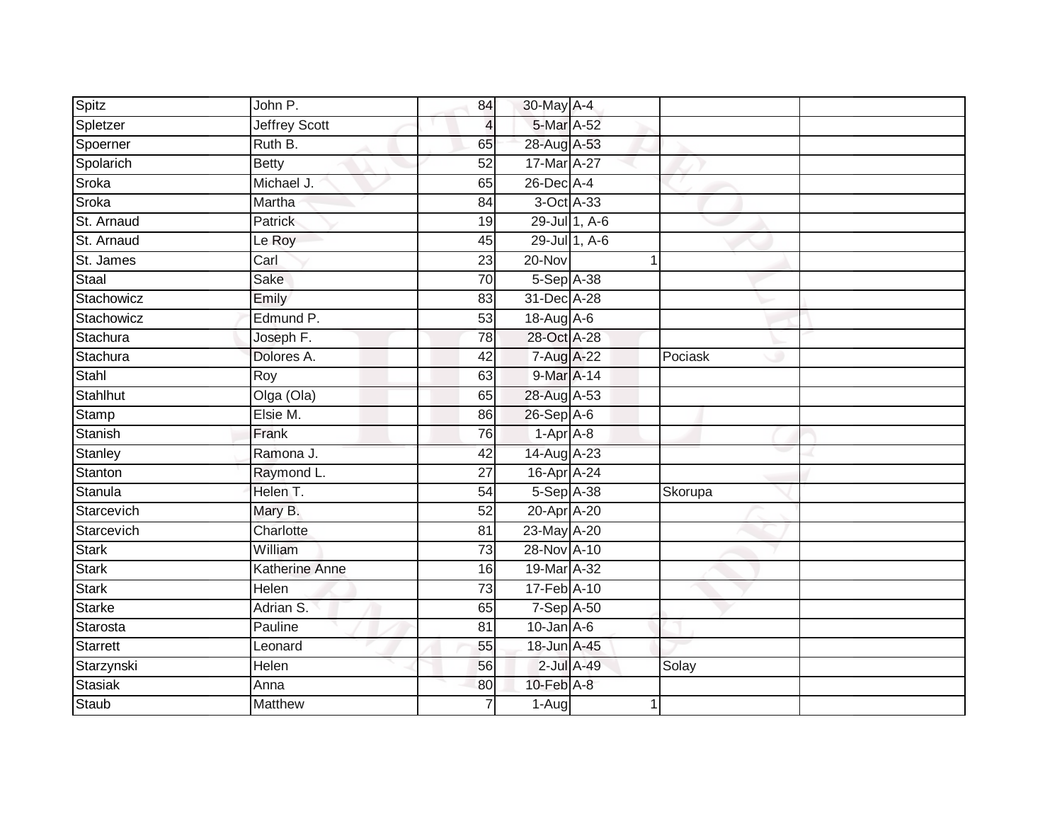| | | | | | | |
|---|---|---|---|---|---|---|
| Spitz | John P. | 84 | 30-May | A-4 | | |
| Spletzer | Jeffrey Scott | 4 | 5-Mar | A-52 | | |
| Spoerner | Ruth B. | 65 | 28-Aug | A-53 | | |
| Spolarich | Betty | 52 | 17-Mar | A-27 | | |
| Sroka | Michael J. | 65 | 26-Dec | A-4 | | |
| Sroka | Martha | 84 | 3-Oct | A-33 | | |
| St. Arnaud | Patrick | 19 | 29-Jul | 1, A-6 | | |
| St. Arnaud | Le Roy | 45 | 29-Jul | 1, A-6 | | |
| St. James | Carl | 23 | 20-Nov | 1 | | |
| Staal | Sake | 70 | 5-Sep | A-38 | | |
| Stachowicz | Emily | 83 | 31-Dec | A-28 | | |
| Stachowicz | Edmund P. | 53 | 18-Aug | A-6 | | |
| Stachura | Joseph F. | 78 | 28-Oct | A-28 | | |
| Stachura | Dolores A. | 42 | 7-Aug | A-22 | Pociask | |
| Stahl | Roy | 63 | 9-Mar | A-14 | | |
| Stahlhut | Olga (Ola) | 65 | 28-Aug | A-53 | | |
| Stamp | Elsie M. | 86 | 26-Sep | A-6 | | |
| Stanish | Frank | 76 | 1-Apr | A-8 | | |
| Stanley | Ramona J. | 42 | 14-Aug | A-23 | | |
| Stanton | Raymond L. | 27 | 16-Apr | A-24 | | |
| Stanula | Helen T. | 54 | 5-Sep | A-38 | Skorupa | |
| Starcevich | Mary B. | 52 | 20-Apr | A-20 | | |
| Starcevich | Charlotte | 81 | 23-May | A-20 | | |
| Stark | William | 73 | 28-Nov | A-10 | | |
| Stark | Katherine Anne | 16 | 19-Mar | A-32 | | |
| Stark | Helen | 73 | 17-Feb | A-10 | | |
| Starke | Adrian S. | 65 | 7-Sep | A-50 | | |
| Starosta | Pauline | 81 | 10-Jan | A-6 | | |
| Starrett | Leonard | 55 | 18-Jun | A-45 | | |
| Starzynski | Helen | 56 | 2-Jul | A-49 | Solay | |
| Stasiak | Anna | 80 | 10-Feb | A-8 | | |
| Staub | Matthew | 7 | 1-Aug | 1 | | |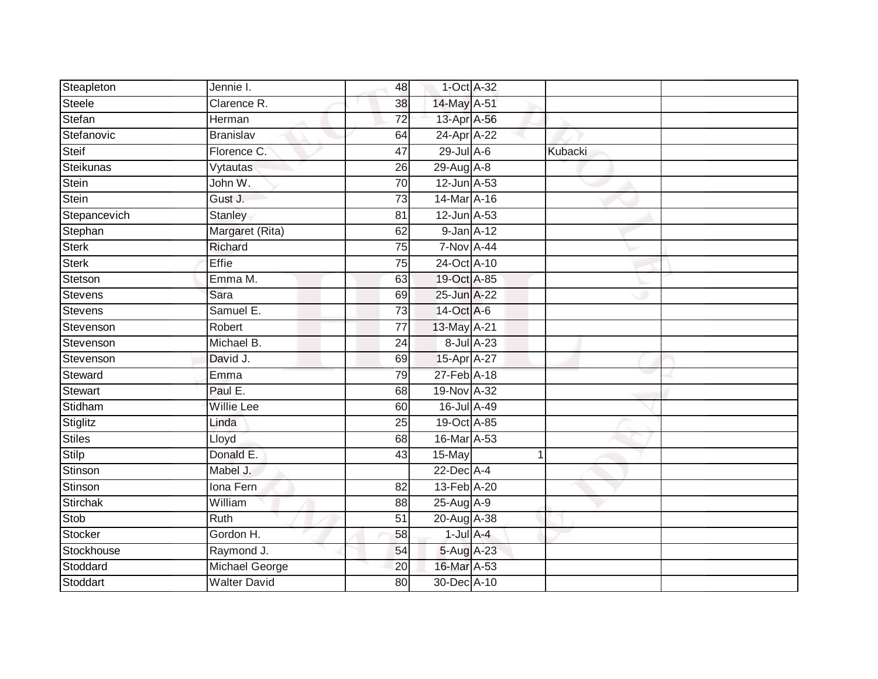| | | | | | | |
|---|---|---|---|---|---|---|
| Steapleton | Jennie I. | 48 | 1-Oct | A-32 | | |
| Steele | Clarence R. | 38 | 14-May | A-51 | | |
| Stefan | Herman | 72 | 13-Apr | A-56 | | |
| Stefanovic | Branislav | 64 | 24-Apr | A-22 | | |
| Steif | Florence C. | 47 | 29-Jul | A-6 | Kubacki | |
| Steikunas | Vytautas | 26 | 29-Aug | A-8 | | |
| Stein | John W. | 70 | 12-Jun | A-53 | | |
| Stein | Gust J. | 73 | 14-Mar | A-16 | | |
| Stepancevich | Stanley | 81 | 12-Jun | A-53 | | |
| Stephan | Margaret (Rita) | 62 | 9-Jan | A-12 | | |
| Sterk | Richard | 75 | 7-Nov | A-44 | | |
| Sterk | Effie | 75 | 24-Oct | A-10 | | |
| Stetson | Emma M. | 63 | 19-Oct | A-85 | | |
| Stevens | Sara | 69 | 25-Jun | A-22 | | |
| Stevens | Samuel E. | 73 | 14-Oct | A-6 | | |
| Stevenson | Robert | 77 | 13-May | A-21 | | |
| Stevenson | Michael B. | 24 | 8-Jul | A-23 | | |
| Stevenson | David J. | 69 | 15-Apr | A-27 | | |
| Steward | Emma | 79 | 27-Feb | A-18 | | |
| Stewart | Paul E. | 68 | 19-Nov | A-32 | | |
| Stidham | Willie Lee | 60 | 16-Jul | A-49 | | |
| Stiglitz | Linda | 25 | 19-Oct | A-85 | | |
| Stiles | Lloyd | 68 | 16-Mar | A-53 | | |
| Stilp | Donald E. | 43 | 15-May | 1 | | |
| Stinson | Mabel J. | | 22-Dec | A-4 | | |
| Stinson | Iona Fern | 82 | 13-Feb | A-20 | | |
| Stirchak | William | 88 | 25-Aug | A-9 | | |
| Stob | Ruth | 51 | 20-Aug | A-38 | | |
| Stocker | Gordon H. | 58 | 1-Jul | A-4 | | |
| Stockhouse | Raymond J. | 54 | 5-Aug | A-23 | | |
| Stoddard | Michael George | 20 | 16-Mar | A-53 | | |
| Stoddart | Walter David | 80 | 30-Dec | A-10 | | |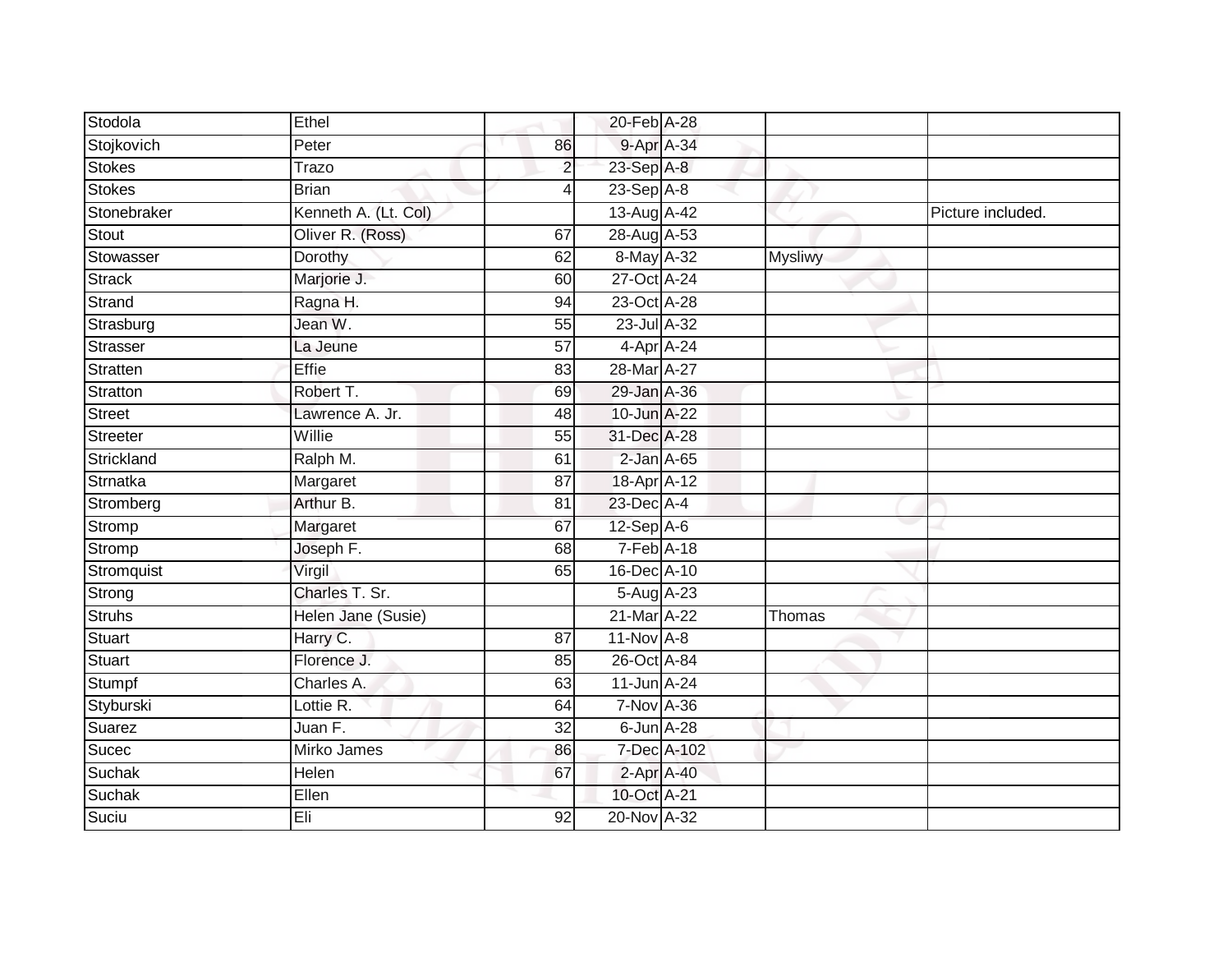| | | | | | | |
|---|---|---|---|---|---|---|
| Stodola | Ethel | | 20-Feb | A-28 | | |
| Stojkovich | Peter | 86 | 9-Apr | A-34 | | |
| Stokes | Trazo | 2 | 23-Sep | A-8 | | |
| Stokes | Brian | 4 | 23-Sep | A-8 | | |
| Stonebraker | Kenneth A. (Lt. Col) | | 13-Aug | A-42 | | Picture included. |
| Stout | Oliver R. (Ross) | 67 | 28-Aug | A-53 | | |
| Stowasser | Dorothy | 62 | 8-May | A-32 | Mysliwy | |
| Strack | Marjorie J. | 60 | 27-Oct | A-24 | | |
| Strand | Ragna H. | 94 | 23-Oct | A-28 | | |
| Strasburg | Jean W. | 55 | 23-Jul | A-32 | | |
| Strasser | La Jeune | 57 | 4-Apr | A-24 | | |
| Stratten | Effie | 83 | 28-Mar | A-27 | | |
| Stratton | Robert T. | 69 | 29-Jan | A-36 | | |
| Street | Lawrence A. Jr. | 48 | 10-Jun | A-22 | | |
| Streeter | Willie | 55 | 31-Dec | A-28 | | |
| Strickland | Ralph M. | 61 | 2-Jan | A-65 | | |
| Strnatka | Margaret | 87 | 18-Apr | A-12 | | |
| Stromberg | Arthur B. | 81 | 23-Dec | A-4 | | |
| Stromp | Margaret | 67 | 12-Sep | A-6 | | |
| Stromp | Joseph F. | 68 | 7-Feb | A-18 | | |
| Stromquist | Virgil | 65 | 16-Dec | A-10 | | |
| Strong | Charles T. Sr. | | 5-Aug | A-23 | | |
| Struhs | Helen Jane (Susie) | | 21-Mar | A-22 | Thomas | |
| Stuart | Harry C. | 87 | 11-Nov | A-8 | | |
| Stuart | Florence J. | 85 | 26-Oct | A-84 | | |
| Stumpf | Charles A. | 63 | 11-Jun | A-24 | | |
| Styburski | Lottie R. | 64 | 7-Nov | A-36 | | |
| Suarez | Juan F. | 32 | 6-Jun | A-28 | | |
| Sucec | Mirko James | 86 | 7-Dec | A-102 | | |
| Suchak | Helen | 67 | 2-Apr | A-40 | | |
| Suchak | Ellen | | 10-Oct | A-21 | | |
| Suciu | Eli | 92 | 20-Nov | A-32 | | |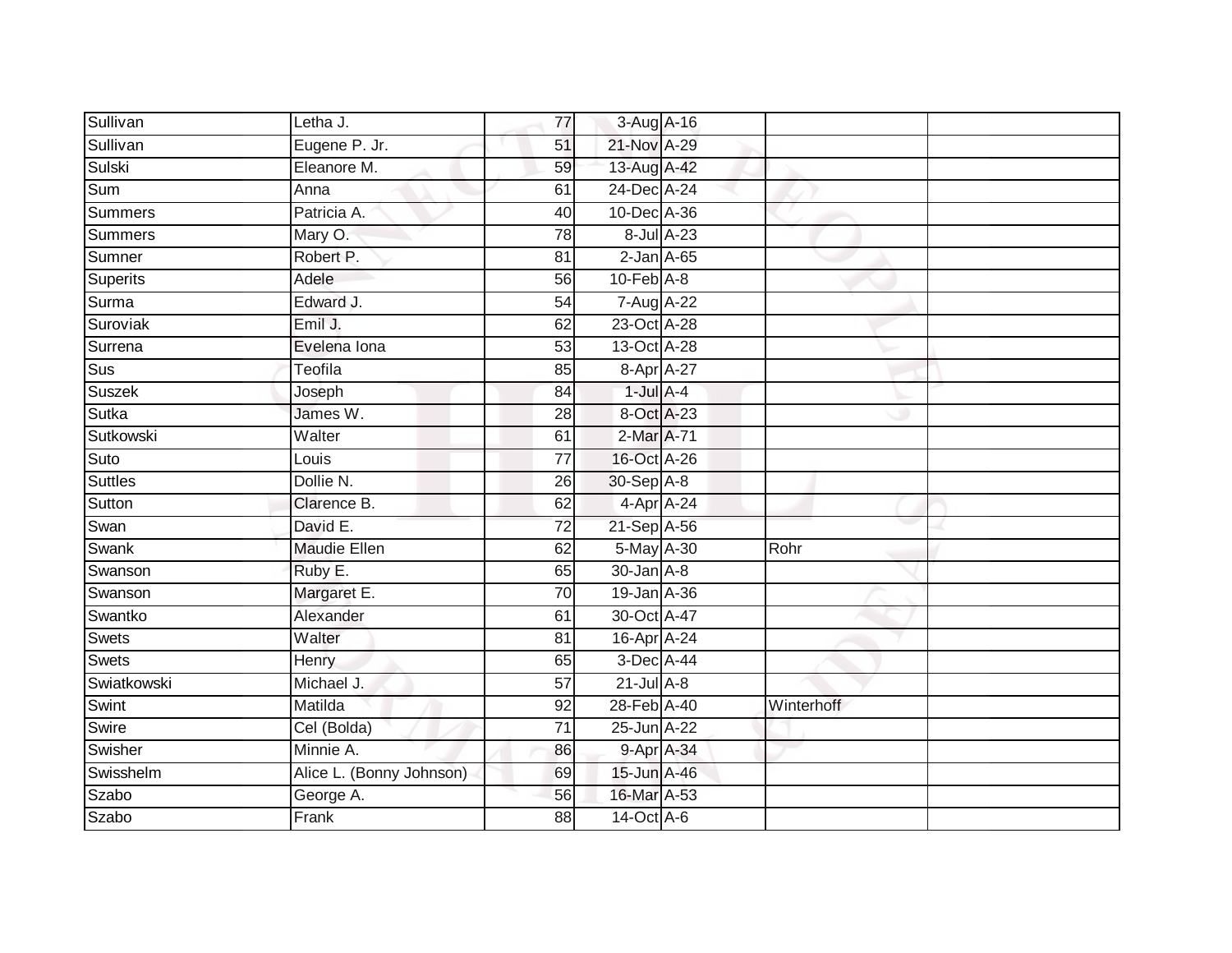| | | | | | | |
|---|---|---|---|---|---|---|
| Sullivan | Letha J. | 77 | 3-Aug | A-16 | | |
| Sullivan | Eugene P. Jr. | 51 | 21-Nov | A-29 | | |
| Sulski | Eleanore M. | 59 | 13-Aug | A-42 | | |
| Sum | Anna | 61 | 24-Dec | A-24 | | |
| Summers | Patricia A. | 40 | 10-Dec | A-36 | | |
| Summers | Mary O. | 78 | 8-Jul | A-23 | | |
| Sumner | Robert P. | 81 | 2-Jan | A-65 | | |
| Superits | Adele | 56 | 10-Feb | A-8 | | |
| Surma | Edward J. | 54 | 7-Aug | A-22 | | |
| Suroviak | Emil J. | 62 | 23-Oct | A-28 | | |
| Surrena | Evelena Iona | 53 | 13-Oct | A-28 | | |
| Sus | Teofila | 85 | 8-Apr | A-27 | | |
| Suszek | Joseph | 84 | 1-Jul | A-4 | | |
| Sutka | James W. | 28 | 8-Oct | A-23 | | |
| Sutkowski | Walter | 61 | 2-Mar | A-71 | | |
| Suto | Louis | 77 | 16-Oct | A-26 | | |
| Suttles | Dollie N. | 26 | 30-Sep | A-8 | | |
| Sutton | Clarence B. | 62 | 4-Apr | A-24 | | |
| Swan | David E. | 72 | 21-Sep | A-56 | | |
| Swank | Maudie Ellen | 62 | 5-May | A-30 | Rohr | |
| Swanson | Ruby E. | 65 | 30-Jan | A-8 | | |
| Swanson | Margaret E. | 70 | 19-Jan | A-36 | | |
| Swantko | Alexander | 61 | 30-Oct | A-47 | | |
| Swets | Walter | 81 | 16-Apr | A-24 | | |
| Swets | Henry | 65 | 3-Dec | A-44 | | |
| Swiatkowski | Michael J. | 57 | 21-Jul | A-8 | | |
| Swint | Matilda | 92 | 28-Feb | A-40 | Winterhoff | |
| Swire | Cel (Bolda) | 71 | 25-Jun | A-22 | | |
| Swisher | Minnie A. | 86 | 9-Apr | A-34 | | |
| Swisshelm | Alice L. (Bonny Johnson) | 69 | 15-Jun | A-46 | | |
| Szabo | George A. | 56 | 16-Mar | A-53 | | |
| Szabo | Frank | 88 | 14-Oct | A-6 | | |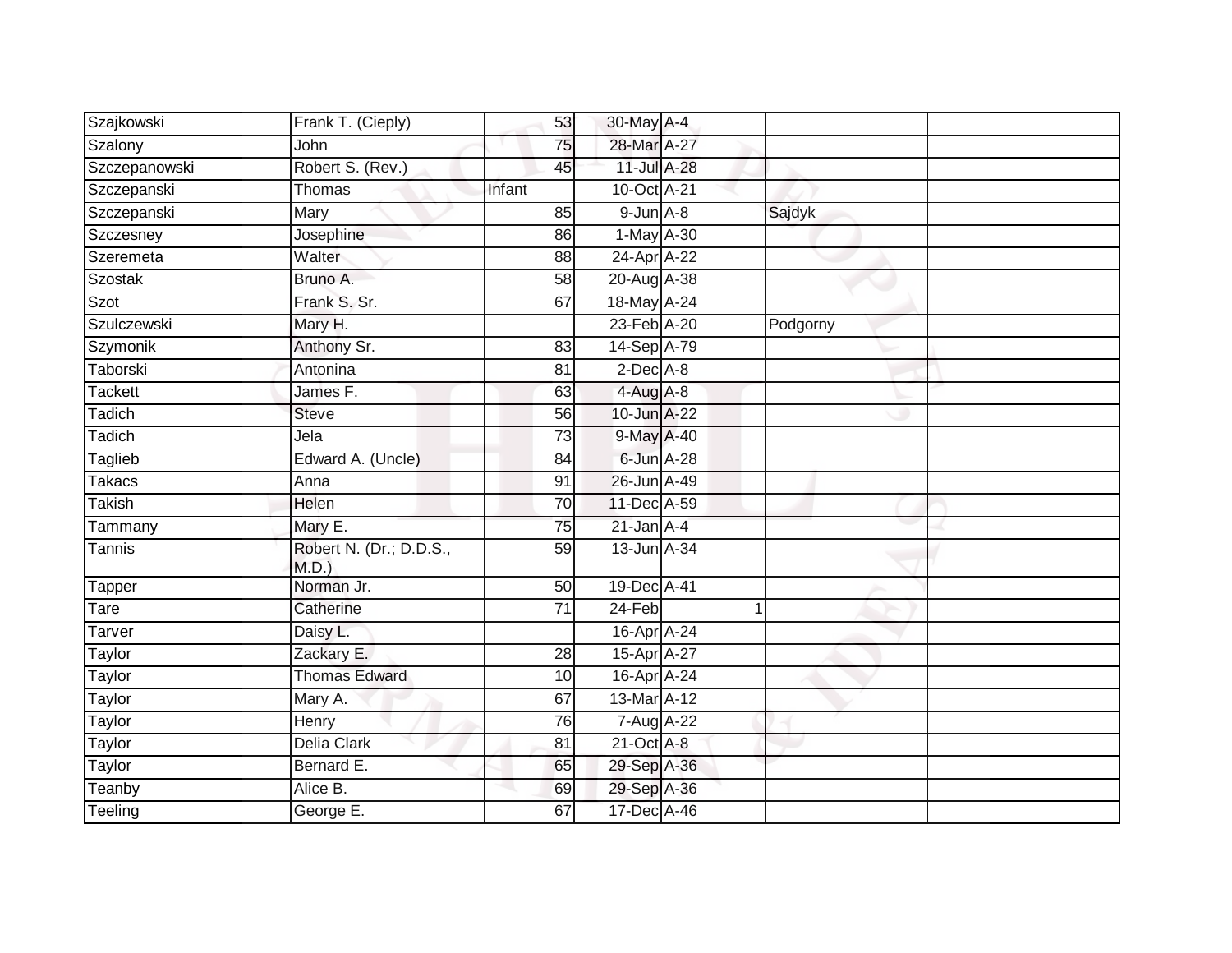| | | | | | | |
|---|---|---|---|---|---|---|
| Szajkowski | Frank T. (Cieply) | 53 | 30-May | A-4 | | |
| Szalony | John | 75 | 28-Mar | A-27 | | |
| Szczepanowski | Robert S. (Rev.) | 45 | 11-Jul | A-28 | | |
| Szczepanski | Thomas | Infant | 10-Oct | A-21 | | |
| Szczepanski | Mary | 85 | 9-Jun | A-8 | Sajdyk | |
| Szczesney | Josephine | 86 | 1-May | A-30 | | |
| Szeremeta | Walter | 88 | 24-Apr | A-22 | | |
| Szostak | Bruno A. | 58 | 20-Aug | A-38 | | |
| Szot | Frank S. Sr. | 67 | 18-May | A-24 | | |
| Szulczewski | Mary H. | | 23-Feb | A-20 | Podgorny | |
| Szymonik | Anthony Sr. | 83 | 14-Sep | A-79 | | |
| Taborski | Antonina | 81 | 2-Dec | A-8 | | |
| Tackett | James F. | 63 | 4-Aug | A-8 | | |
| Tadich | Steve | 56 | 10-Jun | A-22 | | |
| Tadich | Jela | 73 | 9-May | A-40 | | |
| Taglieb | Edward A. (Uncle) | 84 | 6-Jun | A-28 | | |
| Takacs | Anna | 91 | 26-Jun | A-49 | | |
| Takish | Helen | 70 | 11-Dec | A-59 | | |
| Tammany | Mary E. | 75 | 21-Jan | A-4 | | |
| Tannis | Robert N. (Dr.; D.D.S., M.D.) | 59 | 13-Jun | A-34 | | |
| Tapper | Norman Jr. | 50 | 19-Dec | A-41 | | |
| Tare | Catherine | 71 | 24-Feb | 1 | | |
| Tarver | Daisy L. | | 16-Apr | A-24 | | |
| Taylor | Zackary E. | 28 | 15-Apr | A-27 | | |
| Taylor | Thomas Edward | 10 | 16-Apr | A-24 | | |
| Taylor | Mary A. | 67 | 13-Mar | A-12 | | |
| Taylor | Henry | 76 | 7-Aug | A-22 | | |
| Taylor | Delia Clark | 81 | 21-Oct | A-8 | | |
| Taylor | Bernard E. | 65 | 29-Sep | A-36 | | |
| Teanby | Alice B. | 69 | 29-Sep | A-36 | | |
| Teeling | George E. | 67 | 17-Dec | A-46 | | |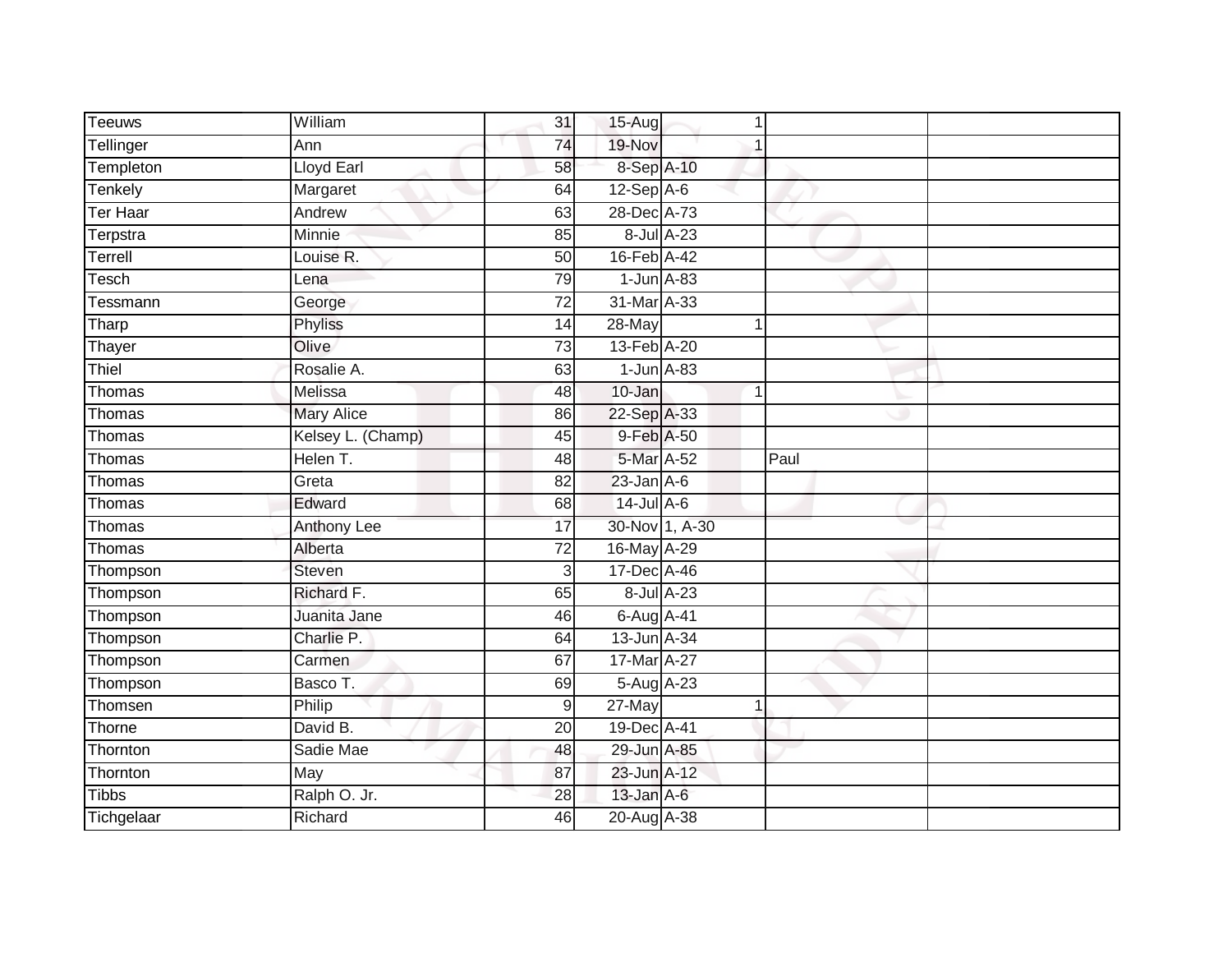| | | | | | | | |
|---|---|---|---|---|---|---|---|
| Teeuws | William | 31 | 15-Aug | | 1 | | |
| Tellinger | Ann | 74 | 19-Nov | | 1 | | |
| Templeton | Lloyd Earl | 58 | 8-Sep | A-10 | | | |
| Tenkely | Margaret | 64 | 12-Sep | A-6 | | | |
| Ter Haar | Andrew | 63 | 28-Dec | A-73 | | | |
| Terpstra | Minnie | 85 | 8-Jul | A-23 | | | |
| Terrell | Louise R. | 50 | 16-Feb | A-42 | | | |
| Tesch | Lena | 79 | 1-Jun | A-83 | | | |
| Tessmann | George | 72 | 31-Mar | A-33 | | | |
| Tharp | Phyliss | 14 | 28-May | | 1 | | |
| Thayer | Olive | 73 | 13-Feb | A-20 | | | |
| Thiel | Rosalie A. | 63 | 1-Jun | A-83 | | | |
| Thomas | Melissa | 48 | 10-Jan | | 1 | | |
| Thomas | Mary Alice | 86 | 22-Sep | A-33 | | | |
| Thomas | Kelsey L. (Champ) | 45 | 9-Feb | A-50 | | | |
| Thomas | Helen T. | 48 | 5-Mar | A-52 | | Paul | |
| Thomas | Greta | 82 | 23-Jan | A-6 | | | |
| Thomas | Edward | 68 | 14-Jul | A-6 | | | |
| Thomas | Anthony Lee | 17 | 30-Nov | 1, A-30 | | | |
| Thomas | Alberta | 72 | 16-May | A-29 | | | |
| Thompson | Steven | 3 | 17-Dec | A-46 | | | |
| Thompson | Richard F. | 65 | 8-Jul | A-23 | | | |
| Thompson | Juanita Jane | 46 | 6-Aug | A-41 | | | |
| Thompson | Charlie P. | 64 | 13-Jun | A-34 | | | |
| Thompson | Carmen | 67 | 17-Mar | A-27 | | | |
| Thompson | Basco T. | 69 | 5-Aug | A-23 | | | |
| Thomsen | Philip | 9 | 27-May | | 1 | | |
| Thorne | David B. | 20 | 19-Dec | A-41 | | | |
| Thornton | Sadie Mae | 48 | 29-Jun | A-85 | | | |
| Thornton | May | 87 | 23-Jun | A-12 | | | |
| Tibbs | Ralph O. Jr. | 28 | 13-Jan | A-6 | | | |
| Tichgelaar | Richard | 46 | 20-Aug | A-38 | | | |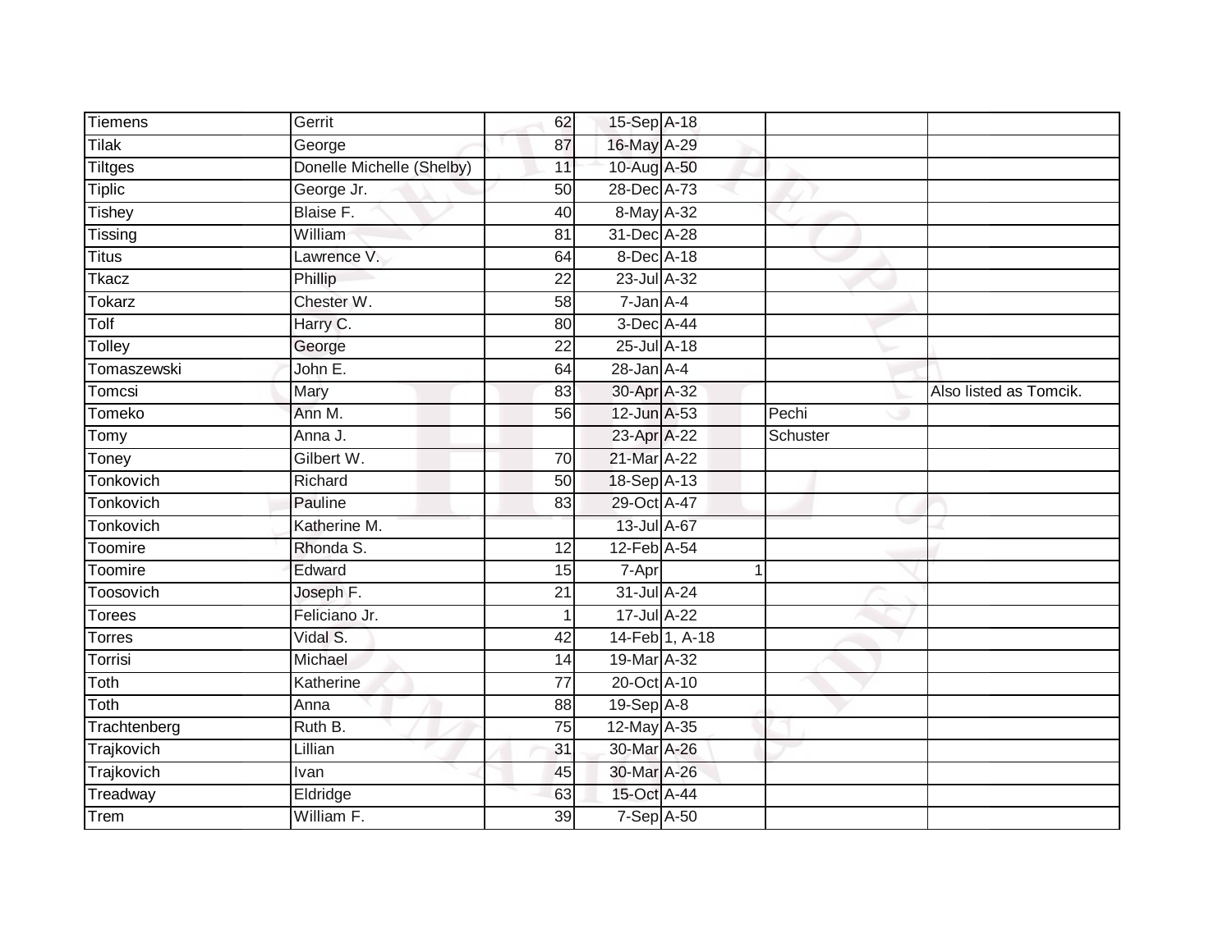| | | | | | | |
|---|---|---|---|---|---|---|
| Tiemens | Gerrit | 62 | 15-Sep | A-18 | | |
| Tilak | George | 87 | 16-May | A-29 | | |
| Tiltges | Donelle Michelle (Shelby) | 11 | 10-Aug | A-50 | | |
| Tiplic | George Jr. | 50 | 28-Dec | A-73 | | |
| Tishey | Blaise F. | 40 | 8-May | A-32 | | |
| Tissing | William | 81 | 31-Dec | A-28 | | |
| Titus | Lawrence V. | 64 | 8-Dec | A-18 | | |
| Tkacz | Phillip | 22 | 23-Jul | A-32 | | |
| Tokarz | Chester W. | 58 | 7-Jan | A-4 | | |
| Tolf | Harry C. | 80 | 3-Dec | A-44 | | |
| Tolley | George | 22 | 25-Jul | A-18 | | |
| Tomaszewski | John E. | 64 | 28-Jan | A-4 | | |
| Tomcsi | Mary | 83 | 30-Apr | A-32 | | Also listed as Tomcik. |
| Tomeko | Ann M. | 56 | 12-Jun | A-53 | Pechi | |
| Tomy | Anna J. | | 23-Apr | A-22 | Schuster | |
| Toney | Gilbert W. | 70 | 21-Mar | A-22 | | |
| Tonkovich | Richard | 50 | 18-Sep | A-13 | | |
| Tonkovich | Pauline | 83 | 29-Oct | A-47 | | |
| Tonkovich | Katherine M. | | 13-Jul | A-67 | | |
| Toomire | Rhonda S. | 12 | 12-Feb | A-54 | | |
| Toomire | Edward | 15 | 7-Apr | 1 | | |
| Toosovich | Joseph F. | 21 | 31-Jul | A-24 | | |
| Torees | Feliciano Jr. | 1 | 17-Jul | A-22 | | |
| Torres | Vidal S. | 42 | 14-Feb | 1, A-18 | | |
| Torrisi | Michael | 14 | 19-Mar | A-32 | | |
| Toth | Katherine | 77 | 20-Oct | A-10 | | |
| Toth | Anna | 88 | 19-Sep | A-8 | | |
| Trachtenberg | Ruth B. | 75 | 12-May | A-35 | | |
| Trajkovich | Lillian | 31 | 30-Mar | A-26 | | |
| Trajkovich | Ivan | 45 | 30-Mar | A-26 | | |
| Treadway | Eldridge | 63 | 15-Oct | A-44 | | |
| Trem | William F. | 39 | 7-Sep | A-50 | | |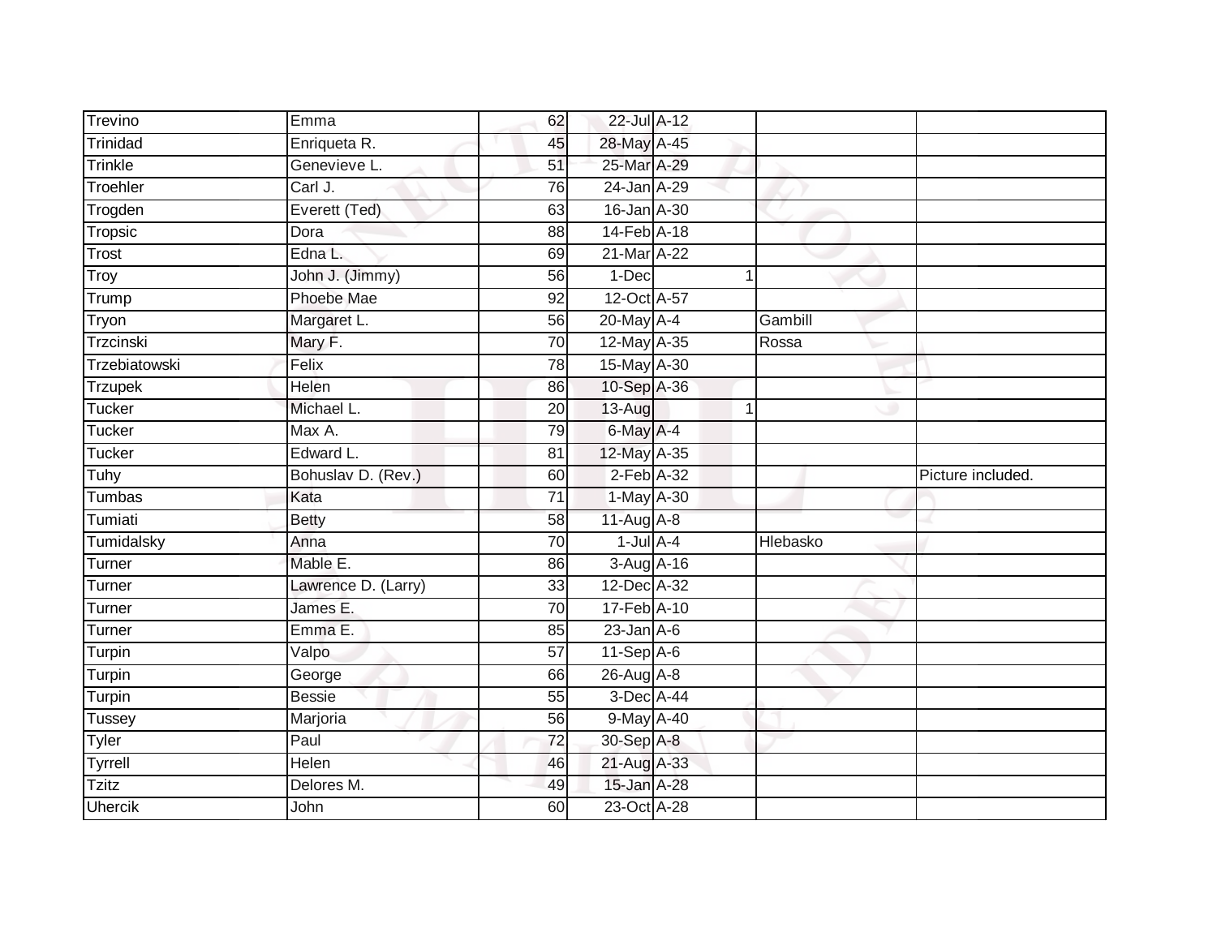| | | | | | | | |
|---|---|---|---|---|---|---|---|
| Trevino | Emma | 62 | 22-Jul | A-12 | | | |
| Trinidad | Enriqueta R. | 45 | 28-May | A-45 | | | |
| Trinkle | Genevieve L. | 51 | 25-Mar | A-29 | | | |
| Troehler | Carl J. | 76 | 24-Jan | A-29 | | | |
| Trogden | Everett (Ted) | 63 | 16-Jan | A-30 | | | |
| Tropsic | Dora | 88 | 14-Feb | A-18 | | | |
| Trost | Edna L. | 69 | 21-Mar | A-22 | | | |
| Troy | John J. (Jimmy) | 56 | 1-Dec | | 1 | | |
| Trump | Phoebe Mae | 92 | 12-Oct | A-57 | | | |
| Tryon | Margaret L. | 56 | 20-May | A-4 | | Gambill | |
| Trzcinski | Mary F. | 70 | 12-May | A-35 | | Rossa | |
| Trzebiatowski | Felix | 78 | 15-May | A-30 | | | |
| Trzupek | Helen | 86 | 10-Sep | A-36 | | | |
| Tucker | Michael L. | 20 | 13-Aug | | 1 | | |
| Tucker | Max A. | 79 | 6-May | A-4 | | | |
| Tucker | Edward L. | 81 | 12-May | A-35 | | | |
| Tuhy | Bohuslav D. (Rev.) | 60 | 2-Feb | A-32 | | | Picture included. |
| Tumbas | Kata | 71 | 1-May | A-30 | | | |
| Tumiati | Betty | 58 | 11-Aug | A-8 | | | |
| Tumidalsky | Anna | 70 | 1-Jul | A-4 | | Hlebasko | |
| Turner | Mable E. | 86 | 3-Aug | A-16 | | | |
| Turner | Lawrence D. (Larry) | 33 | 12-Dec | A-32 | | | |
| Turner | James E. | 70 | 17-Feb | A-10 | | | |
| Turner | Emma E. | 85 | 23-Jan | A-6 | | | |
| Turpin | Valpo | 57 | 11-Sep | A-6 | | | |
| Turpin | George | 66 | 26-Aug | A-8 | | | |
| Turpin | Bessie | 55 | 3-Dec | A-44 | | | |
| Tussey | Marjoria | 56 | 9-May | A-40 | | | |
| Tyler | Paul | 72 | 30-Sep | A-8 | | | |
| Tyrrell | Helen | 46 | 21-Aug | A-33 | | | |
| Tzitz | Delores M. | 49 | 15-Jan | A-28 | | | |
| Uhercik | John | 60 | 23-Oct | A-28 | | | |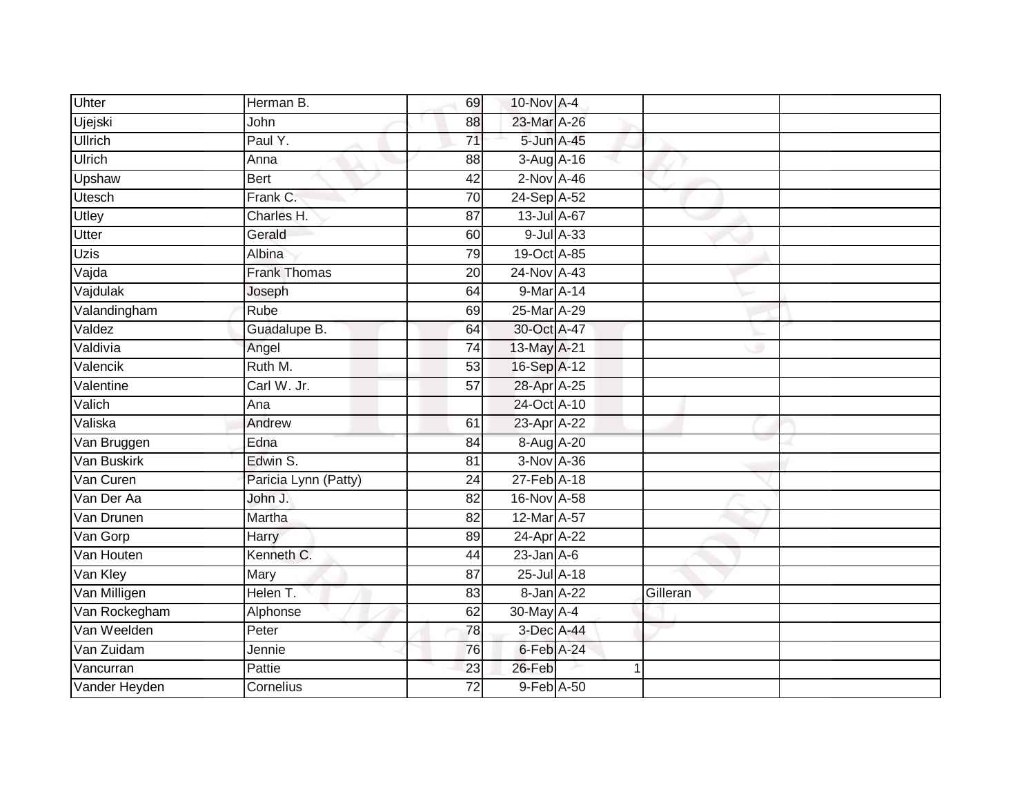| | | | | | | |
|---|---|---|---|---|---|---|
| Uhter | Herman B. | 69 | 10-Nov | A-4 | | |
| Ujejski | John | 88 | 23-Mar | A-26 | | |
| Ullrich | Paul Y. | 71 | 5-Jun | A-45 | | |
| Ulrich | Anna | 88 | 3-Aug | A-16 | | |
| Upshaw | Bert | 42 | 2-Nov | A-46 | | |
| Utesch | Frank C. | 70 | 24-Sep | A-52 | | |
| Utley | Charles H. | 87 | 13-Jul | A-67 | | |
| Utter | Gerald | 60 | 9-Jul | A-33 | | |
| Uzis | Albina | 79 | 19-Oct | A-85 | | |
| Vajda | Frank Thomas | 20 | 24-Nov | A-43 | | |
| Vajdulak | Joseph | 64 | 9-Mar | A-14 | | |
| Valandingham | Rube | 69 | 25-Mar | A-29 | | |
| Valdez | Guadalupe B. | 64 | 30-Oct | A-47 | | |
| Valdivia | Angel | 74 | 13-May | A-21 | | |
| Valencik | Ruth M. | 53 | 16-Sep | A-12 | | |
| Valentine | Carl W. Jr. | 57 | 28-Apr | A-25 | | |
| Valich | Ana | | 24-Oct | A-10 | | |
| Valiska | Andrew | 61 | 23-Apr | A-22 | | |
| Van Bruggen | Edna | 84 | 8-Aug | A-20 | | |
| Van Buskirk | Edwin S. | 81 | 3-Nov | A-36 | | |
| Van Curen | Paricia Lynn (Patty) | 24 | 27-Feb | A-18 | | |
| Van Der Aa | John J. | 82 | 16-Nov | A-58 | | |
| Van Drunen | Martha | 82 | 12-Mar | A-57 | | |
| Van Gorp | Harry | 89 | 24-Apr | A-22 | | |
| Van Houten | Kenneth C. | 44 | 23-Jan | A-6 | | |
| Van Kley | Mary | 87 | 25-Jul | A-18 | | |
| Van Milligen | Helen T. | 83 | 8-Jan | A-22 | Gilleran | |
| Van Rockegham | Alphonse | 62 | 30-May | A-4 | | |
| Van Weelden | Peter | 78 | 3-Dec | A-44 | | |
| Van Zuidam | Jennie | 76 | 6-Feb | A-24 | | |
| Vancurran | Pattie | 23 | 26-Feb | 1 | | |
| Vander Heyden | Cornelius | 72 | 9-Feb | A-50 | | |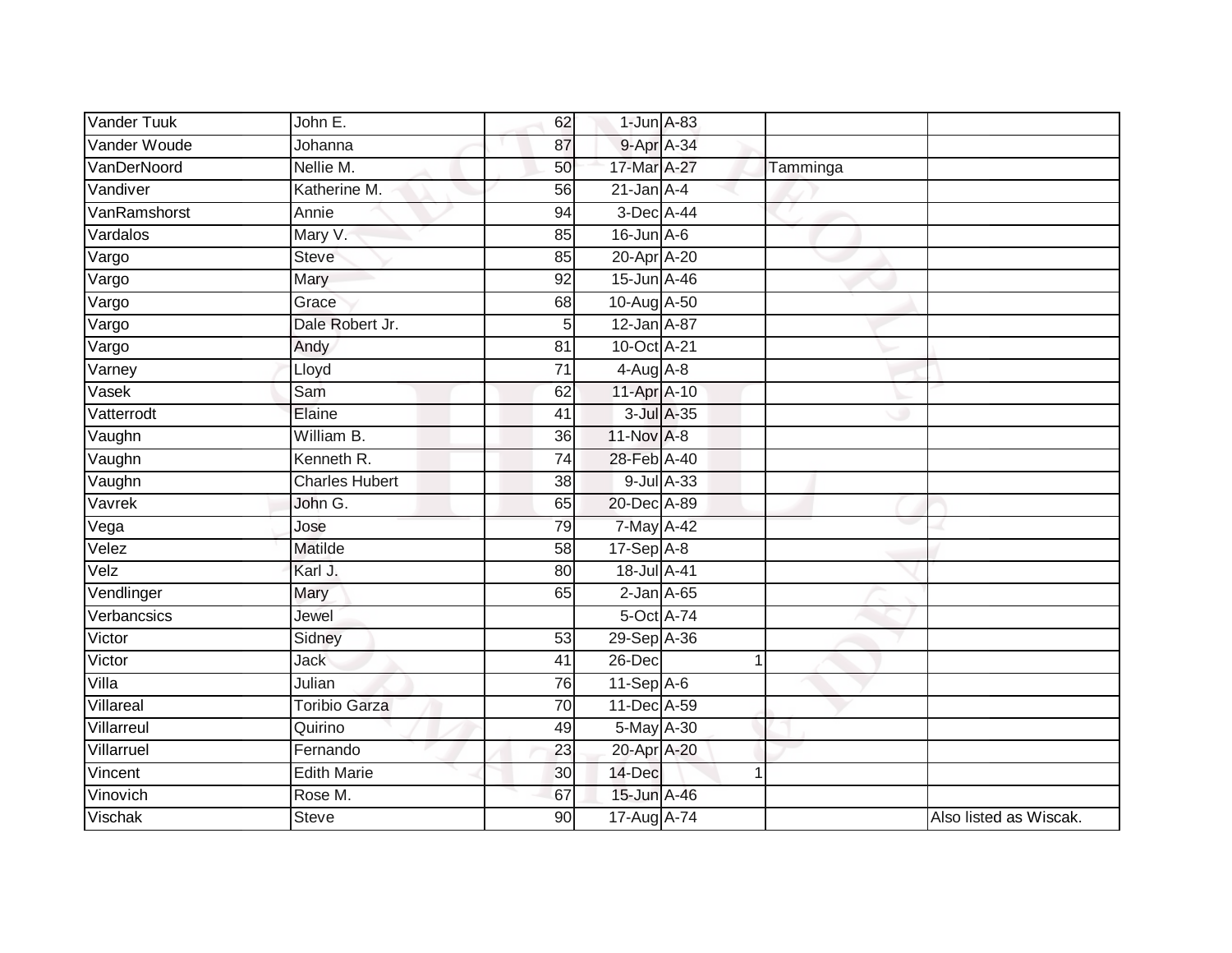| | | | | | | | |
|---|---|---|---|---|---|---|---|
| Vander Tuuk | John E. | 62 | 1-Jun | A-83 | | | |
| Vander Woude | Johanna | 87 | 9-Apr | A-34 | | | |
| VanDerNoord | Nellie M. | 50 | 17-Mar | A-27 | | Tamminga | |
| Vandiver | Katherine M. | 56 | 21-Jan | A-4 | | | |
| VanRamshorst | Annie | 94 | 3-Dec | A-44 | | | |
| Vardalos | Mary V. | 85 | 16-Jun | A-6 | | | |
| Vargo | Steve | 85 | 20-Apr | A-20 | | | |
| Vargo | Mary | 92 | 15-Jun | A-46 | | | |
| Vargo | Grace | 68 | 10-Aug | A-50 | | | |
| Vargo | Dale Robert Jr. | 5 | 12-Jan | A-87 | | | |
| Vargo | Andy | 81 | 10-Oct | A-21 | | | |
| Varney | Lloyd | 71 | 4-Aug | A-8 | | | |
| Vasek | Sam | 62 | 11-Apr | A-10 | | | |
| Vatterrodt | Elaine | 41 | 3-Jul | A-35 | | | |
| Vaughn | William B. | 36 | 11-Nov | A-8 | | | |
| Vaughn | Kenneth R. | 74 | 28-Feb | A-40 | | | |
| Vaughn | Charles Hubert | 38 | 9-Jul | A-33 | | | |
| Vavrek | John G. | 65 | 20-Dec | A-89 | | | |
| Vega | Jose | 79 | 7-May | A-42 | | | |
| Velez | Matilde | 58 | 17-Sep | A-8 | | | |
| Velz | Karl J. | 80 | 18-Jul | A-41 | | | |
| Vendlinger | Mary | 65 | 2-Jan | A-65 | | | |
| Verbancsics | Jewel | | 5-Oct | A-74 | | | |
| Victor | Sidney | 53 | 29-Sep | A-36 | | | |
| Victor | Jack | 41 | 26-Dec | | 1 | | |
| Villa | Julian | 76 | 11-Sep | A-6 | | | |
| Villareal | Toribio Garza | 70 | 11-Dec | A-59 | | | |
| Villarreul | Quirino | 49 | 5-May | A-30 | | | |
| Villarruel | Fernando | 23 | 20-Apr | A-20 | | | |
| Vincent | Edith Marie | 30 | 14-Dec | | 1 | | |
| Vinovich | Rose M. | 67 | 15-Jun | A-46 | | | |
| Vischak | Steve | 90 | 17-Aug | A-74 | | | Also listed as Wiscak. |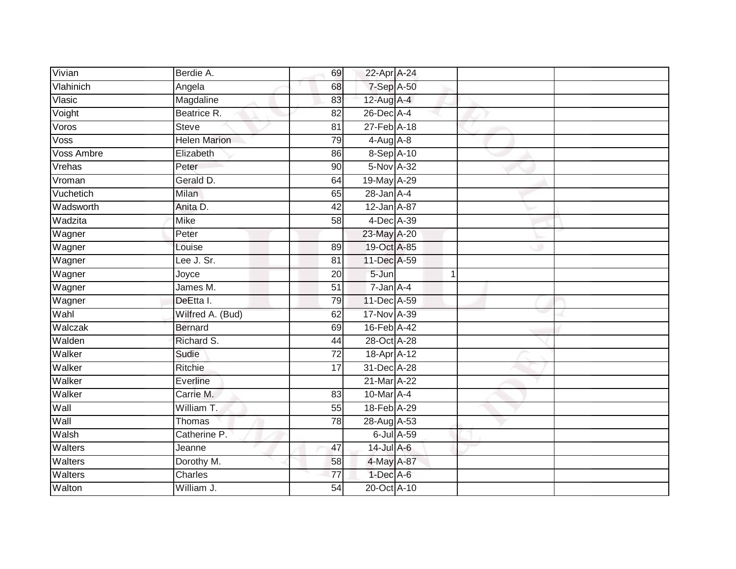| | | | | | | | |
|---|---|---|---|---|---|---|---|
| Vivian | Berdie A. | 69 | 22-Apr | A-24 | | | |
| Vlahinich | Angela | 68 | 7-Sep | A-50 | | | |
| Vlasic | Magdaline | 83 | 12-Aug | A-4 | | | |
| Voight | Beatrice R. | 82 | 26-Dec | A-4 | | | |
| Voros | Steve | 81 | 27-Feb | A-18 | | | |
| Voss | Helen Marion | 79 | 4-Aug | A-8 | | | |
| Voss Ambre | Elizabeth | 86 | 8-Sep | A-10 | | | |
| Vrehas | Peter | 90 | 5-Nov | A-32 | | | |
| Vroman | Gerald D. | 64 | 19-May | A-29 | | | |
| Vuchetich | Milan | 65 | 28-Jan | A-4 | | | |
| Wadsworth | Anita D. | 42 | 12-Jan | A-87 | | | |
| Wadzita | Mike | 58 | 4-Dec | A-39 | | | |
| Wagner | Peter | | 23-May | A-20 | | | |
| Wagner | Louise | 89 | 19-Oct | A-85 | | | |
| Wagner | Lee J. Sr. | 81 | 11-Dec | A-59 | | | |
| Wagner | Joyce | 20 | 5-Jun | | 1 | | |
| Wagner | James M. | 51 | 7-Jan | A-4 | | | |
| Wagner | DeEtta I. | 79 | 11-Dec | A-59 | | | |
| Wahl | Wilfred A. (Bud) | 62 | 17-Nov | A-39 | | | |
| Walczak | Bernard | 69 | 16-Feb | A-42 | | | |
| Walden | Richard S. | 44 | 28-Oct | A-28 | | | |
| Walker | Sudie | 72 | 18-Apr | A-12 | | | |
| Walker | Ritchie | 17 | 31-Dec | A-28 | | | |
| Walker | Everline | | 21-Mar | A-22 | | | |
| Walker | Carrie M. | 83 | 10-Mar | A-4 | | | |
| Wall | William T. | 55 | 18-Feb | A-29 | | | |
| Wall | Thomas | 78 | 28-Aug | A-53 | | | |
| Walsh | Catherine P. | | 6-Jul | A-59 | | | |
| Walters | Jeanne | 47 | 14-Jul | A-6 | | | |
| Walters | Dorothy M. | 58 | 4-May | A-87 | | | |
| Walters | Charles | 77 | 1-Dec | A-6 | | | |
| Walton | William J. | 54 | 20-Oct | A-10 | | | |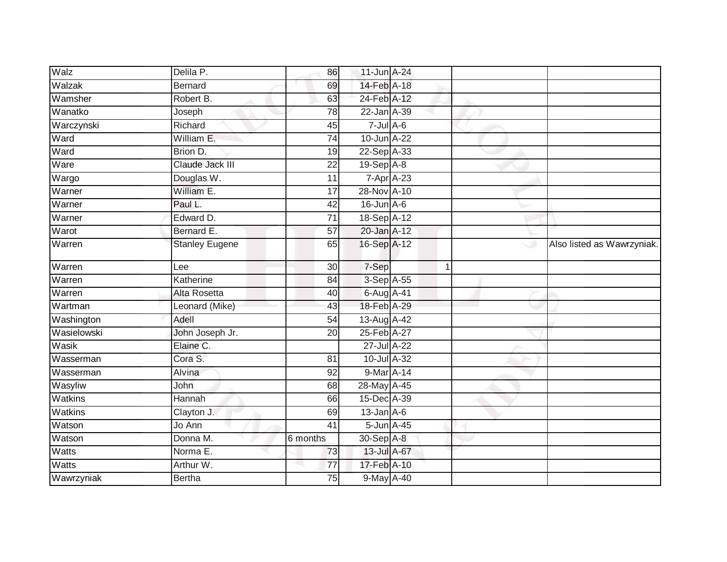| | | | | | | | |
|---|---|---|---|---|---|---|---|
| Walz | Delila P. | 86 | 11-Jun | A-24 | | | |
| Walzak | Bernard | 69 | 14-Feb | A-18 | | | |
| Wamsher | Robert B. | 63 | 24-Feb | A-12 | | | |
| Wanatko | Joseph | 78 | 22-Jan | A-39 | | | |
| Warczynski | Richard | 45 | 7-Jul | A-6 | | | |
| Ward | William E. | 74 | 10-Jun | A-22 | | | |
| Ward | Brion D. | 19 | 22-Sep | A-33 | | | |
| Ware | Claude Jack III | 22 | 19-Sep | A-8 | | | |
| Wargo | Douglas W. | 11 | 7-Apr | A-23 | | | |
| Warner | William E. | 17 | 28-Nov | A-10 | | | |
| Warner | Paul L. | 42 | 16-Jun | A-6 | | | |
| Warner | Edward D. | 71 | 18-Sep | A-12 | | | |
| Warot | Bernard E. | 57 | 20-Jan | A-12 | | | |
| Warren | Stanley Eugene | 65 | 16-Sep | A-12 | | | Also listed as Wawrzyniak. |
| Warren | Lee | 30 | 7-Sep | | 1 | | |
| Warren | Katherine | 84 | 3-Sep | A-55 | | | |
| Warren | Alta Rosetta | 40 | 6-Aug | A-41 | | | |
| Wartman | Leonard (Mike) | 43 | 18-Feb | A-29 | | | |
| Washington | Adell | 54 | 13-Aug | A-42 | | | |
| Wasielowski | John Joseph Jr. | 20 | 25-Feb | A-27 | | | |
| Wasik | Elaine C. | | 27-Jul | A-22 | | | |
| Wasserman | Cora S. | 81 | 10-Jul | A-32 | | | |
| Wasserman | Alvina | 92 | 9-Mar | A-14 | | | |
| Wasyliw | John | 68 | 28-May | A-45 | | | |
| Watkins | Hannah | 66 | 15-Dec | A-39 | | | |
| Watkins | Clayton J. | 69 | 13-Jan | A-6 | | | |
| Watson | Jo Ann | 41 | 5-Jun | A-45 | | | |
| Watson | Donna M. | 6 months | 30-Sep | A-8 | | | |
| Watts | Norma E. | 73 | 13-Jul | A-67 | | | |
| Watts | Arthur W. | 77 | 17-Feb | A-10 | | | |
| Wawrzyniak | Bertha | 75 | 9-May | A-40 | | | |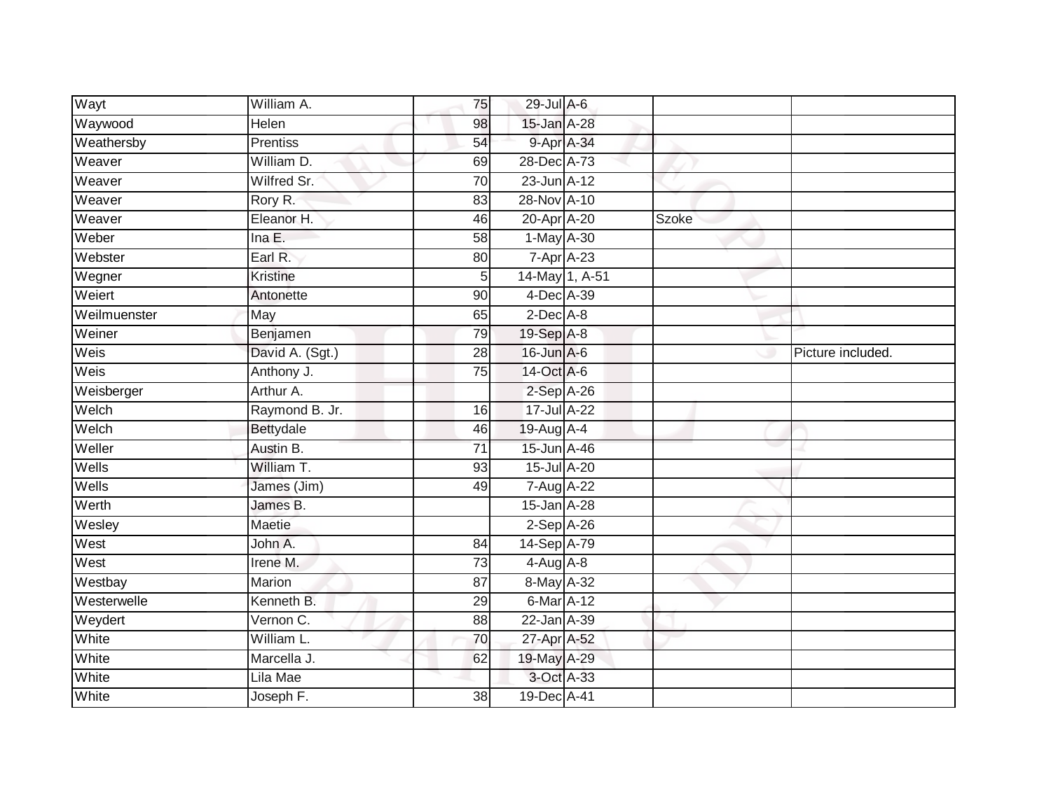| | | | | | | |
|---|---|---|---|---|---|---|
| Wayt | William A. | 75 | 29-Jul | A-6 | | |
| Waywood | Helen | 98 | 15-Jan | A-28 | | |
| Weathersby | Prentiss | 54 | 9-Apr | A-34 | | |
| Weaver | William D. | 69 | 28-Dec | A-73 | | |
| Weaver | Wilfred Sr. | 70 | 23-Jun | A-12 | | |
| Weaver | Rory R. | 83 | 28-Nov | A-10 | | |
| Weaver | Eleanor H. | 46 | 20-Apr | A-20 | Szoke | |
| Weber | Ina E. | 58 | 1-May | A-30 | | |
| Webster | Earl R. | 80 | 7-Apr | A-23 | | |
| Wegner | Kristine | 5 | 14-May | 1, A-51 | | |
| Weiert | Antonette | 90 | 4-Dec | A-39 | | |
| Weilmuenster | May | 65 | 2-Dec | A-8 | | |
| Weiner | Benjamen | 79 | 19-Sep | A-8 | | |
| Weis | David A. (Sgt.) | 28 | 16-Jun | A-6 | | Picture included. |
| Weis | Anthony J. | 75 | 14-Oct | A-6 | | |
| Weisberger | Arthur A. | | 2-Sep | A-26 | | |
| Welch | Raymond B. Jr. | 16 | 17-Jul | A-22 | | |
| Welch | Bettydale | 46 | 19-Aug | A-4 | | |
| Weller | Austin B. | 71 | 15-Jun | A-46 | | |
| Wells | William T. | 93 | 15-Jul | A-20 | | |
| Wells | James (Jim) | 49 | 7-Aug | A-22 | | |
| Werth | James B. | | 15-Jan | A-28 | | |
| Wesley | Maetie | | 2-Sep | A-26 | | |
| West | John A. | 84 | 14-Sep | A-79 | | |
| West | Irene M. | 73 | 4-Aug | A-8 | | |
| Westbay | Marion | 87 | 8-May | A-32 | | |
| Westerwelle | Kenneth B. | 29 | 6-Mar | A-12 | | |
| Weydert | Vernon C. | 88 | 22-Jan | A-39 | | |
| White | William L. | 70 | 27-Apr | A-52 | | |
| White | Marcella J. | 62 | 19-May | A-29 | | |
| White | Lila Mae | | 3-Oct | A-33 | | |
| White | Joseph F. | 38 | 19-Dec | A-41 | | |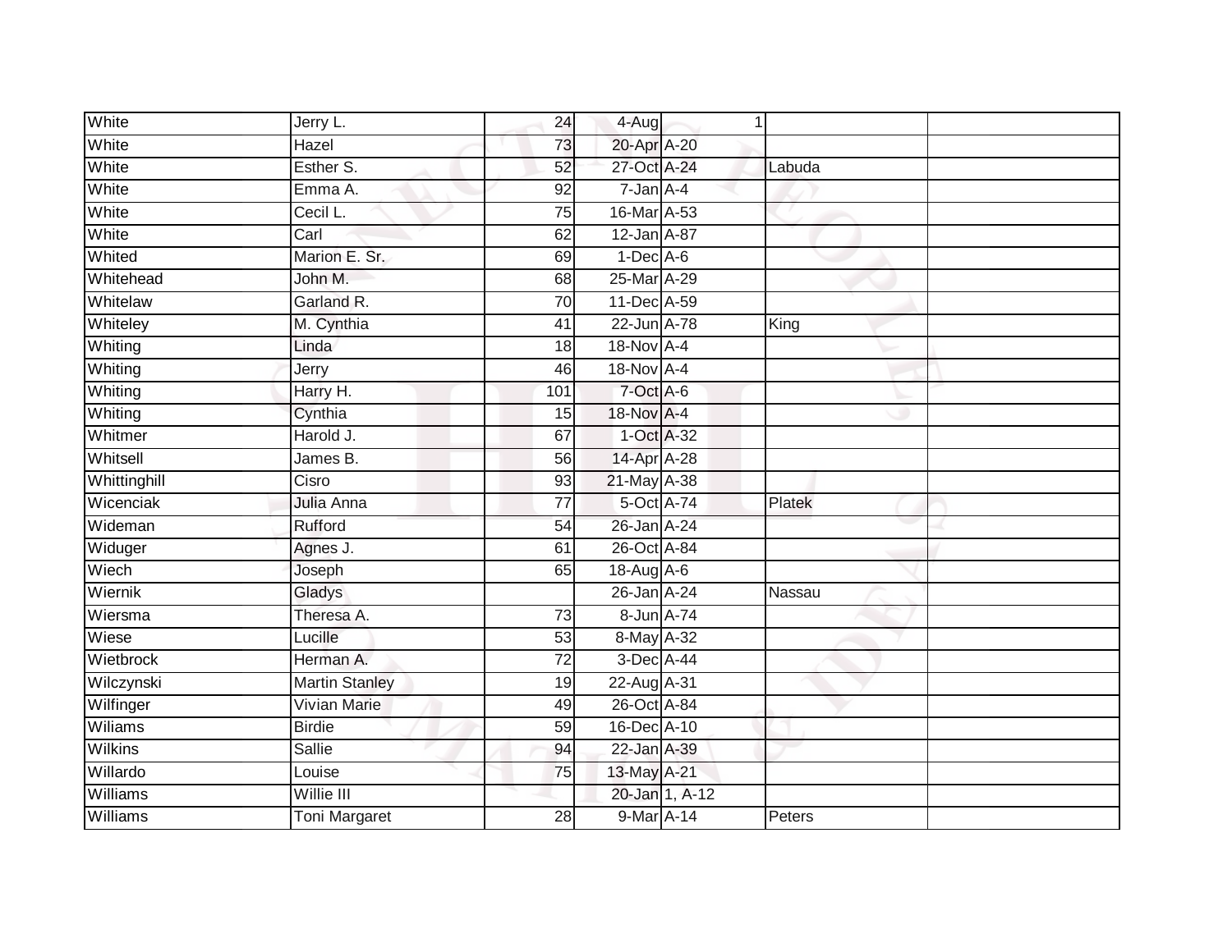| | | | | | | |
|---|---|---|---|---|---|---|
| White | Jerry L. | 24 | 4-Aug | 1 | | |
| White | Hazel | 73 | 20-Apr | A-20 | | |
| White | Esther S. | 52 | 27-Oct | A-24 | Labuda | |
| White | Emma A. | 92 | 7-Jan | A-4 | | |
| White | Cecil L. | 75 | 16-Mar | A-53 | | |
| White | Carl | 62 | 12-Jan | A-87 | | |
| Whited | Marion E. Sr. | 69 | 1-Dec | A-6 | | |
| Whitehead | John M. | 68 | 25-Mar | A-29 | | |
| Whitelaw | Garland R. | 70 | 11-Dec | A-59 | | |
| Whiteley | M. Cynthia | 41 | 22-Jun | A-78 | King | |
| Whiting | Linda | 18 | 18-Nov | A-4 | | |
| Whiting | Jerry | 46 | 18-Nov | A-4 | | |
| Whiting | Harry H. | 101 | 7-Oct | A-6 | | |
| Whiting | Cynthia | 15 | 18-Nov | A-4 | | |
| Whitmer | Harold J. | 67 | 1-Oct | A-32 | | |
| Whitsell | James B. | 56 | 14-Apr | A-28 | | |
| Whittinghill | Cisro | 93 | 21-May | A-38 | | |
| Wicenciak | Julia Anna | 77 | 5-Oct | A-74 | Platek | |
| Wideman | Rufford | 54 | 26-Jan | A-24 | | |
| Widuger | Agnes J. | 61 | 26-Oct | A-84 | | |
| Wiech | Joseph | 65 | 18-Aug | A-6 | | |
| Wiernik | Gladys | | 26-Jan | A-24 | Nassau | |
| Wiersma | Theresa A. | 73 | 8-Jun | A-74 | | |
| Wiese | Lucille | 53 | 8-May | A-32 | | |
| Wietbrock | Herman A. | 72 | 3-Dec | A-44 | | |
| Wilczynski | Martin Stanley | 19 | 22-Aug | A-31 | | |
| Wilfinger | Vivian Marie | 49 | 26-Oct | A-84 | | |
| Wiliams | Birdie | 59 | 16-Dec | A-10 | | |
| Wilkins | Sallie | 94 | 22-Jan | A-39 | | |
| Willardo | Louise | 75 | 13-May | A-21 | | |
| Williams | Willie III | | 20-Jan | 1, A-12 | | |
| Williams | Toni Margaret | 28 | 9-Mar | A-14 | Peters | |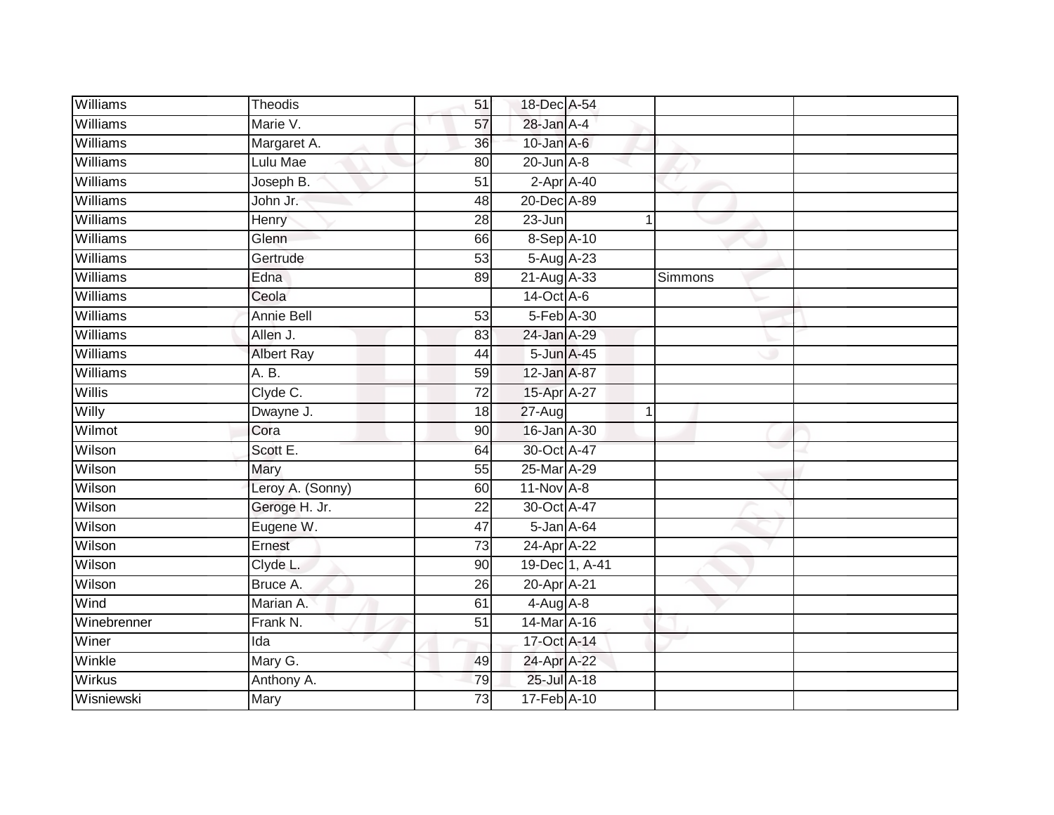| | | | | | | |
|---|---|---|---|---|---|---|
| Williams | Theodis | 51 | 18-Dec | A-54 | | |
| Williams | Marie V. | 57 | 28-Jan | A-4 | | |
| Williams | Margaret A. | 36 | 10-Jan | A-6 | | |
| Williams | Lulu Mae | 80 | 20-Jun | A-8 | | |
| Williams | Joseph B. | 51 | 2-Apr | A-40 | | |
| Williams | John Jr. | 48 | 20-Dec | A-89 | | |
| Williams | Henry | 28 | 23-Jun | 1 | | |
| Williams | Glenn | 66 | 8-Sep | A-10 | | |
| Williams | Gertrude | 53 | 5-Aug | A-23 | | |
| Williams | Edna | 89 | 21-Aug | A-33 | Simmons | |
| Williams | Ceola | | 14-Oct | A-6 | | |
| Williams | Annie Bell | 53 | 5-Feb | A-30 | | |
| Williams | Allen J. | 83 | 24-Jan | A-29 | | |
| Williams | Albert Ray | 44 | 5-Jun | A-45 | | |
| Williams | A. B. | 59 | 12-Jan | A-87 | | |
| Willis | Clyde C. | 72 | 15-Apr | A-27 | | |
| Willy | Dwayne J. | 18 | 27-Aug | 1 | | |
| Wilmot | Cora | 90 | 16-Jan | A-30 | | |
| Wilson | Scott E. | 64 | 30-Oct | A-47 | | |
| Wilson | Mary | 55 | 25-Mar | A-29 | | |
| Wilson | Leroy A. (Sonny) | 60 | 11-Nov | A-8 | | |
| Wilson | Geroge H. Jr. | 22 | 30-Oct | A-47 | | |
| Wilson | Eugene W. | 47 | 5-Jan | A-64 | | |
| Wilson | Ernest | 73 | 24-Apr | A-22 | | |
| Wilson | Clyde L. | 90 | 19-Dec | 1, A-41 | | |
| Wilson | Bruce A. | 26 | 20-Apr | A-21 | | |
| Wind | Marian A. | 61 | 4-Aug | A-8 | | |
| Winebrenner | Frank N. | 51 | 14-Mar | A-16 | | |
| Winer | Ida | | 17-Oct | A-14 | | |
| Winkle | Mary G. | 49 | 24-Apr | A-22 | | |
| Wirkus | Anthony A. | 79 | 25-Jul | A-18 | | |
| Wisniewski | Mary | 73 | 17-Feb | A-10 | | |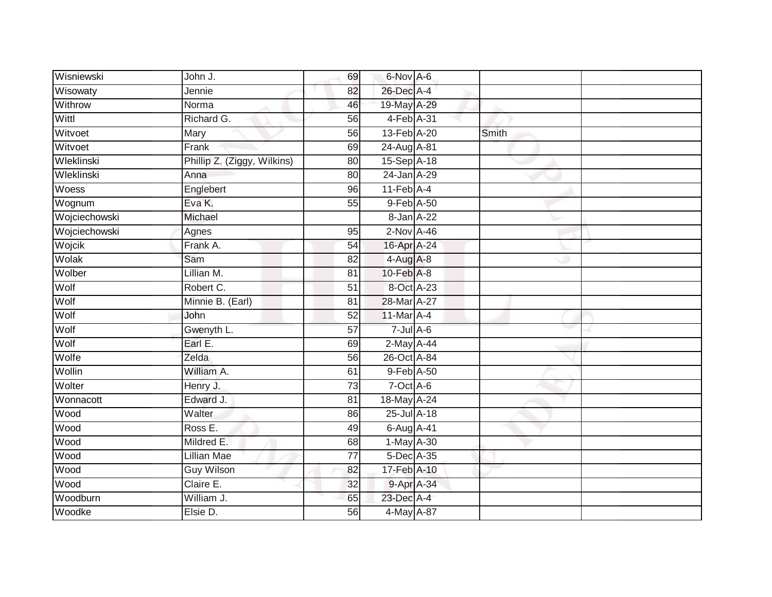| | | | | | | |
|---|---|---|---|---|---|---|
| Wisniewski | John J. | 69 | 6-Nov | A-6 | | |
| Wisowaty | Jennie | 82 | 26-Dec | A-4 | | |
| Withrow | Norma | 46 | 19-May | A-29 | | |
| Wittl | Richard G. | 56 | 4-Feb | A-31 | | |
| Witvoet | Mary | 56 | 13-Feb | A-20 | Smith | |
| Witvoet | Frank | 69 | 24-Aug | A-81 | | |
| Wleklinski | Phillip Z. (Ziggy, Wilkins) | 80 | 15-Sep | A-18 | | |
| Wleklinski | Anna | 80 | 24-Jan | A-29 | | |
| Woess | Englebert | 96 | 11-Feb | A-4 | | |
| Wognum | Eva K. | 55 | 9-Feb | A-50 | | |
| Wojciechowski | Michael | | 8-Jan | A-22 | | |
| Wojciechowski | Agnes | 95 | 2-Nov | A-46 | | |
| Wojcik | Frank A. | 54 | 16-Apr | A-24 | | |
| Wolak | Sam | 82 | 4-Aug | A-8 | | |
| Wolber | Lillian M. | 81 | 10-Feb | A-8 | | |
| Wolf | Robert C. | 51 | 8-Oct | A-23 | | |
| Wolf | Minnie B. (Earl) | 81 | 28-Mar | A-27 | | |
| Wolf | John | 52 | 11-Mar | A-4 | | |
| Wolf | Gwenyth L. | 57 | 7-Jul | A-6 | | |
| Wolf | Earl E. | 69 | 2-May | A-44 | | |
| Wolfe | Zelda | 56 | 26-Oct | A-84 | | |
| Wollin | William A. | 61 | 9-Feb | A-50 | | |
| Wolter | Henry J. | 73 | 7-Oct | A-6 | | |
| Wonnacott | Edward J. | 81 | 18-May | A-24 | | |
| Wood | Walter | 86 | 25-Jul | A-18 | | |
| Wood | Ross E. | 49 | 6-Aug | A-41 | | |
| Wood | Mildred E. | 68 | 1-May | A-30 | | |
| Wood | Lillian Mae | 77 | 5-Dec | A-35 | | |
| Wood | Guy Wilson | 82 | 17-Feb | A-10 | | |
| Wood | Claire E. | 32 | 9-Apr | A-34 | | |
| Woodburn | William J. | 65 | 23-Dec | A-4 | | |
| Woodke | Elsie D. | 56 | 4-May | A-87 | | |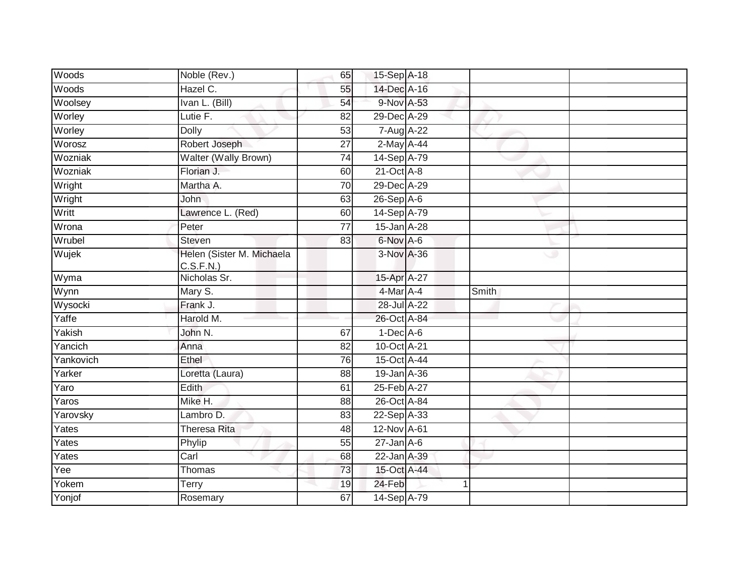| | | | | | | |
|---|---|---|---|---|---|---|
| Woods | Noble (Rev.) | 65 | 15-Sep | A-18 | | |
| Woods | Hazel C. | 55 | 14-Dec | A-16 | | |
| Woolsey | Ivan L. (Bill) | 54 | 9-Nov | A-53 | | |
| Worley | Lutie F. | 82 | 29-Dec | A-29 | | |
| Worley | Dolly | 53 | 7-Aug | A-22 | | |
| Worosz | Robert Joseph | 27 | 2-May | A-44 | | |
| Wozniak | Walter (Wally Brown) | 74 | 14-Sep | A-79 | | |
| Wozniak | Florian J. | 60 | 21-Oct | A-8 | | |
| Wright | Martha A. | 70 | 29-Dec | A-29 | | |
| Wright | John | 63 | 26-Sep | A-6 | | |
| Writt | Lawrence L. (Red) | 60 | 14-Sep | A-79 | | |
| Wrona | Peter | 77 | 15-Jan | A-28 | | |
| Wrubel | Steven | 83 | 6-Nov | A-6 | | |
| Wujek | Helen (Sister M. Michaela C.S.F.N.) | | 3-Nov | A-36 | | |
| Wyma | Nicholas Sr. | | 15-Apr | A-27 | | |
| Wynn | Mary S. | | 4-Mar | A-4 | Smith | |
| Wysocki | Frank J. | | 28-Jul | A-22 | | |
| Yaffe | Harold M. | | 26-Oct | A-84 | | |
| Yakish | John N. | 67 | 1-Dec | A-6 | | |
| Yancich | Anna | 82 | 10-Oct | A-21 | | |
| Yankovich | Ethel | 76 | 15-Oct | A-44 | | |
| Yarker | Loretta (Laura) | 88 | 19-Jan | A-36 | | |
| Yaro | Edith | 61 | 25-Feb | A-27 | | |
| Yaros | Mike H. | 88 | 26-Oct | A-84 | | |
| Yarovsky | Lambro D. | 83 | 22-Sep | A-33 | | |
| Yates | Theresa Rita | 48 | 12-Nov | A-61 | | |
| Yates | Phylip | 55 | 27-Jan | A-6 | | |
| Yates | Carl | 68 | 22-Jan | A-39 | | |
| Yee | Thomas | 73 | 15-Oct | A-44 | | |
| Yokem | Terry | 19 | 24-Feb | 1 | | |
| Yonjof | Rosemary | 67 | 14-Sep | A-79 | | |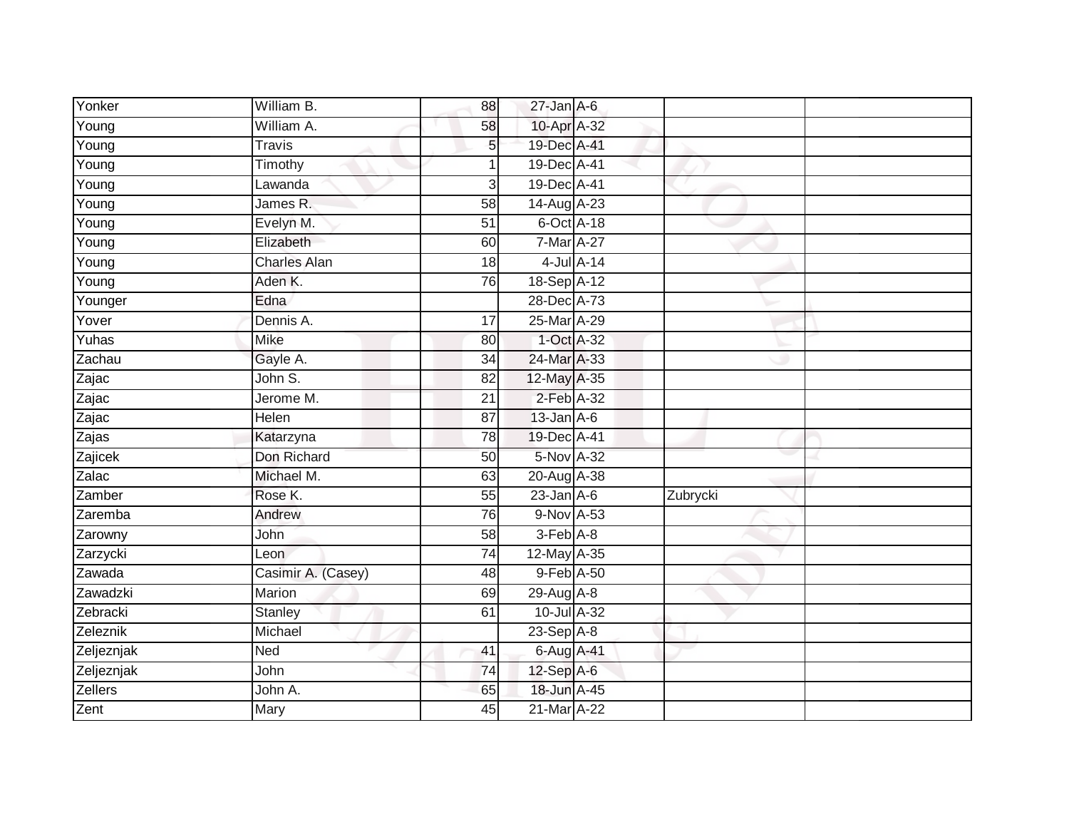| | | | | | | |
|---|---|---|---|---|---|---|
| Yonker | William B. | 88 | 27-Jan | A-6 | | |
| Young | William A. | 58 | 10-Apr | A-32 | | |
| Young | Travis | 5 | 19-Dec | A-41 | | |
| Young | Timothy | 1 | 19-Dec | A-41 | | |
| Young | Lawanda | 3 | 19-Dec | A-41 | | |
| Young | James R. | 58 | 14-Aug | A-23 | | |
| Young | Evelyn M. | 51 | 6-Oct | A-18 | | |
| Young | Elizabeth | 60 | 7-Mar | A-27 | | |
| Young | Charles Alan | 18 | 4-Jul | A-14 | | |
| Young | Aden K. | 76 | 18-Sep | A-12 | | |
| Younger | Edna | | 28-Dec | A-73 | | |
| Yover | Dennis A. | 17 | 25-Mar | A-29 | | |
| Yuhas | Mike | 80 | 1-Oct | A-32 | | |
| Zachau | Gayle A. | 34 | 24-Mar | A-33 | | |
| Zajac | John S. | 82 | 12-May | A-35 | | |
| Zajac | Jerome M. | 21 | 2-Feb | A-32 | | |
| Zajac | Helen | 87 | 13-Jan | A-6 | | |
| Zajas | Katarzyna | 78 | 19-Dec | A-41 | | |
| Zajicek | Don Richard | 50 | 5-Nov | A-32 | | |
| Zalac | Michael M. | 63 | 20-Aug | A-38 | | |
| Zamber | Rose K. | 55 | 23-Jan | A-6 | Zubrycki | |
| Zaremba | Andrew | 76 | 9-Nov | A-53 | | |
| Zarowny | John | 58 | 3-Feb | A-8 | | |
| Zarzycki | Leon | 74 | 12-May | A-35 | | |
| Zawada | Casimir A. (Casey) | 48 | 9-Feb | A-50 | | |
| Zawadzki | Marion | 69 | 29-Aug | A-8 | | |
| Zebracki | Stanley | 61 | 10-Jul | A-32 | | |
| Zeleznik | Michael | | 23-Sep | A-8 | | |
| Zeljeznjak | Ned | 41 | 6-Aug | A-41 | | |
| Zeljeznjak | John | 74 | 12-Sep | A-6 | | |
| Zellers | John A. | 65 | 18-Jun | A-45 | | |
| Zent | Mary | 45 | 21-Mar | A-22 | | |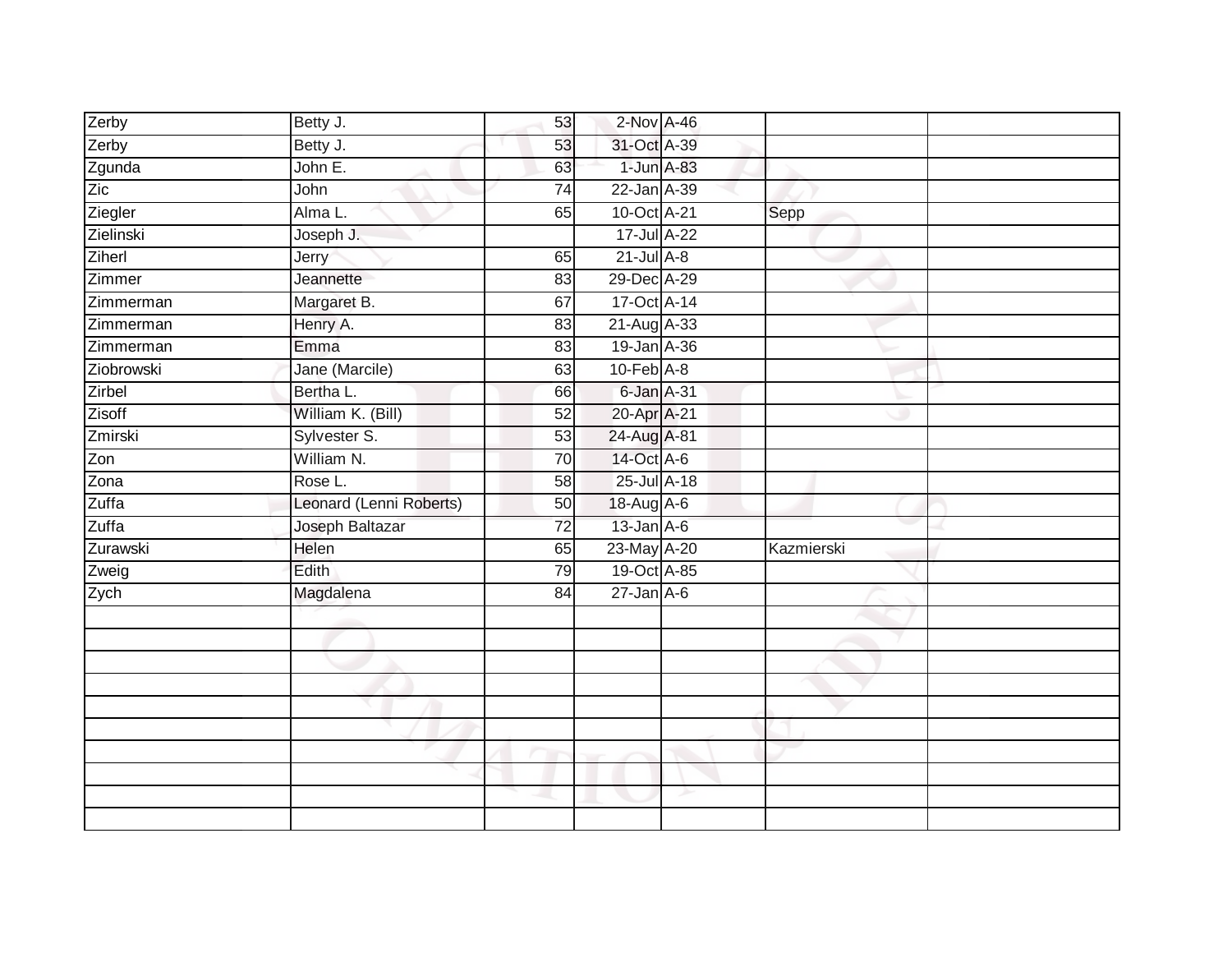| | | | | | | |
|---|---|---|---|---|---|---|
| Zerby | Betty J. | 53 | 2-Nov | A-46 | | |
| Zerby | Betty J. | 53 | 31-Oct | A-39 | | |
| Zgunda | John E. | 63 | 1-Jun | A-83 | | |
| Zic | John | 74 | 22-Jan | A-39 | | |
| Ziegler | Alma L. | 65 | 10-Oct | A-21 | Sepp | |
| Zielinski | Joseph J. | | 17-Jul | A-22 | | |
| Ziherl | Jerry | 65 | 21-Jul | A-8 | | |
| Zimmer | Jeannette | 83 | 29-Dec | A-29 | | |
| Zimmerman | Margaret B. | 67 | 17-Oct | A-14 | | |
| Zimmerman | Henry A. | 83 | 21-Aug | A-33 | | |
| Zimmerman | Emma | 83 | 19-Jan | A-36 | | |
| Ziobrowski | Jane (Marcile) | 63 | 10-Feb | A-8 | | |
| Zirbel | Bertha L. | 66 | 6-Jan | A-31 | | |
| Zisoff | William K. (Bill) | 52 | 20-Apr | A-21 | | |
| Zmirski | Sylvester S. | 53 | 24-Aug | A-81 | | |
| Zon | William N. | 70 | 14-Oct | A-6 | | |
| Zona | Rose L. | 58 | 25-Jul | A-18 | | |
| Zuffa | Leonard (Lenni Roberts) | 50 | 18-Aug | A-6 | | |
| Zuffa | Joseph Baltazar | 72 | 13-Jan | A-6 | | |
| Zurawski | Helen | 65 | 23-May | A-20 | Kazmierski | |
| Zweig | Edith | 79 | 19-Oct | A-85 | | |
| Zych | Magdalena | 84 | 27-Jan | A-6 | | |